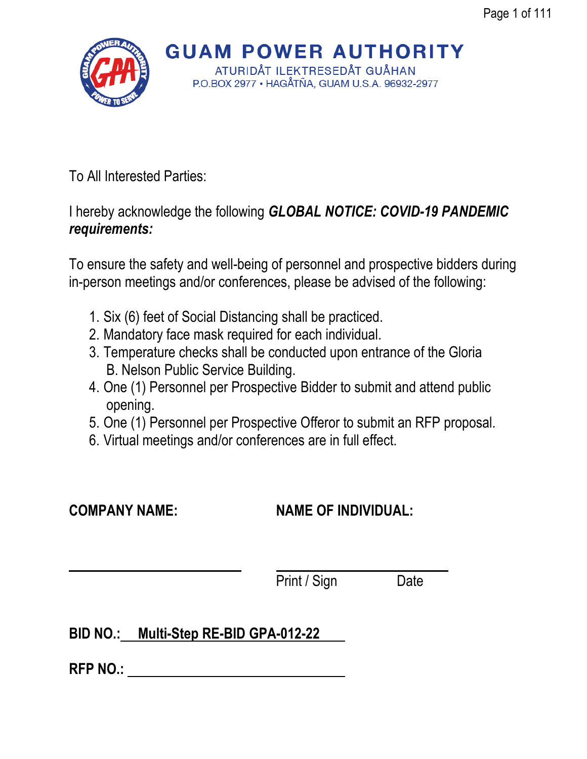# GUAM POWER AUTHORITY

ATURIDÅT ILEKTRESEDÅT GUÅHAN
P.O.BOX 2977 • HAGÅTÑA, GUAM U.S.A. 96932-2977

To All Interested Parties:

I hereby acknowledge the following ***GLOBAL NOTICE: COVID-19 PANDEMIC requirements:***

To ensure the safety and well-being of personnel and prospective bidders during in-person meetings and/or conferences, please be advised of the following:

1. Six (6) feet of Social Distancing shall be practiced.
2. Mandatory face mask required for each individual.
3. Temperature checks shall be conducted upon entrance of the Gloria B. Nelson Public Service Building.
4. One (1) Personnel per Prospective Bidder to submit and attend public opening.
5. One (1) Personnel per Prospective Offeror to submit an RFP proposal.
6. Virtual meetings and/or conferences are in full effect.

**COMPANY NAME:** ______________________

**NAME OF INDIVIDUAL:** ______________________

Print / Sign Date

**BID NO.:** **Multi-Step RE-BID GPA-012-22**

**RFP NO.:** ______________________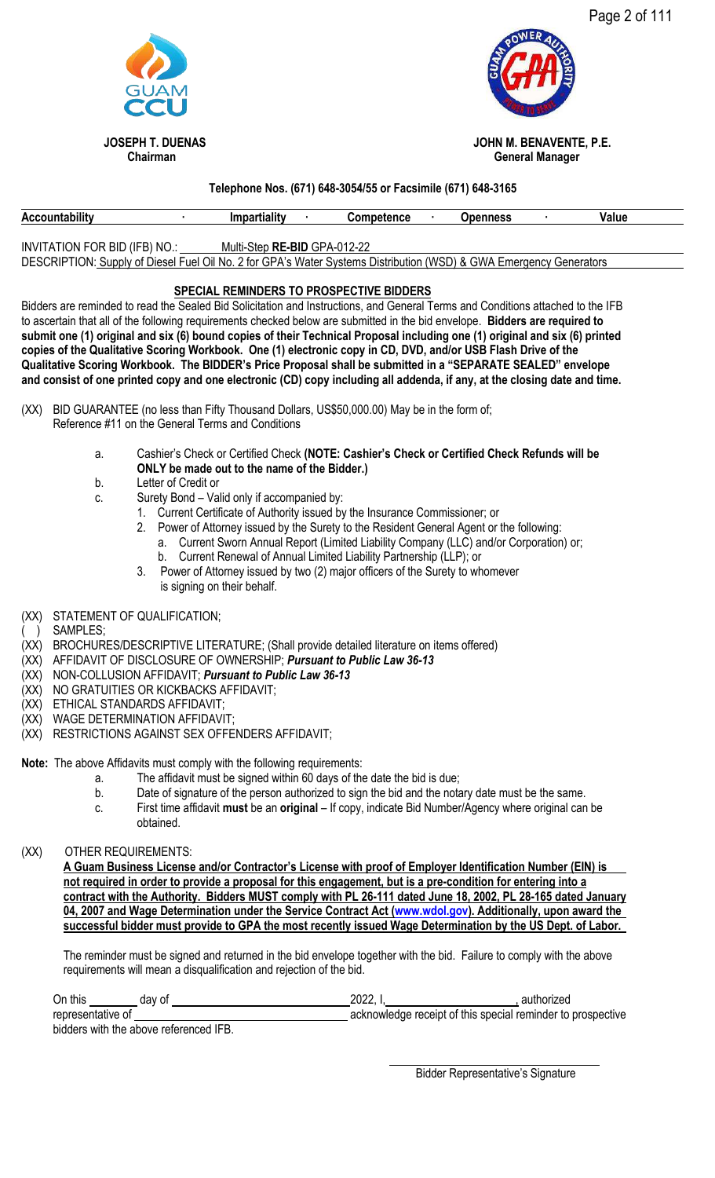**JOSEPH T. DUENAS**
**Chairman**

**JOHN M. BENAVENTE, P.E.**
**General Manager**

**Telephone Nos. (671) 648-3054/55 or Facsimile (671) 648-3165**

**Accountability · Impartiality · Competence · Openness · Value**

INVITATION FOR BID (IFB) NO.: Multi-Step **RE-BID** GPA-012-22

DESCRIPTION: Supply of Diesel Fuel Oil No. 2 for GPA's Water Systems Distribution (WSD) & GWA Emergency Generators

## SPECIAL REMINDERS TO PROSPECTIVE BIDDERS

Bidders are reminded to read the Sealed Bid Solicitation and Instructions, and General Terms and Conditions attached to the IFB to ascertain that all of the following requirements checked below are submitted in the bid envelope. **Bidders are required to submit one (1) original and six (6) bound copies of their Technical Proposal including one (1) original and six (6) printed copies of the Qualitative Scoring Workbook. One (1) electronic copy in CD, DVD, and/or USB Flash Drive of the Qualitative Scoring Workbook. The BIDDER's Price Proposal shall be submitted in a "SEPARATE SEALED" envelope and consist of one printed copy and one electronic (CD) copy including all addenda, if any, at the closing date and time.**

(XX) BID GUARANTEE (no less than Fifty Thousand Dollars, US$50,000.00) May be in the form of; Reference #11 on the General Terms and Conditions

a. Cashier's Check or Certified Check **(NOTE: Cashier's Check or Certified Check Refunds will be ONLY be made out to the name of the Bidder.)**

b. Letter of Credit or

c. Surety Bond – Valid only if accompanied by:

1. Current Certificate of Authority issued by the Insurance Commissioner; or
2. Power of Attorney issued by the Surety to the Resident General Agent or the following:
   a. Current Sworn Annual Report (Limited Liability Company (LLC) and/or Corporation) or;
   b. Current Renewal of Annual Limited Liability Partnership (LLP); or
3. Power of Attorney issued by two (2) major officers of the Surety to whomever is signing on their behalf.

(XX) STATEMENT OF QUALIFICATION;

( ) SAMPLES;

(XX) BROCHURES/DESCRIPTIVE LITERATURE; (Shall provide detailed literature on items offered)

(XX) AFFIDAVIT OF DISCLOSURE OF OWNERSHIP; ***Pursuant to Public Law 36-13***

(XX) NON-COLLUSION AFFIDAVIT; ***Pursuant to Public Law 36-13***

(XX) NO GRATUITIES OR KICKBACKS AFFIDAVIT;

(XX) ETHICAL STANDARDS AFFIDAVIT;

(XX) WAGE DETERMINATION AFFIDAVIT;

(XX) RESTRICTIONS AGAINST SEX OFFENDERS AFFIDAVIT;

**Note:** The above Affidavits must comply with the following requirements:

a. The affidavit must be signed within 60 days of the date the bid is due;

b. Date of signature of the person authorized to sign the bid and the notary date must be the same.

c. First time affidavit **must** be an **original** – If copy, indicate Bid Number/Agency where original can be obtained.

(XX) OTHER REQUIREMENTS:

**A Guam Business License and/or Contractor's License with proof of Employer Identification Number (EIN) is not required in order to provide a proposal for this engagement, but is a pre-condition for entering into a contract with the Authority. Bidders MUST comply with PL 26-111 dated June 18, 2002, PL 28-165 dated January 04, 2007 and Wage Determination under the Service Contract Act (www.wdol.gov). Additionally, upon award the successful bidder must provide to GPA the most recently issued Wage Determination by the US Dept. of Labor.**

The reminder must be signed and returned in the bid envelope together with the bid. Failure to comply with the above requirements will mean a disqualification and rejection of the bid.

On this ________ day of ____________________ 2022, I, ____________________, authorized representative of ____________________ acknowledge receipt of this special reminder to prospective bidders with the above referenced IFB.

____________________

Bidder Representative's Signature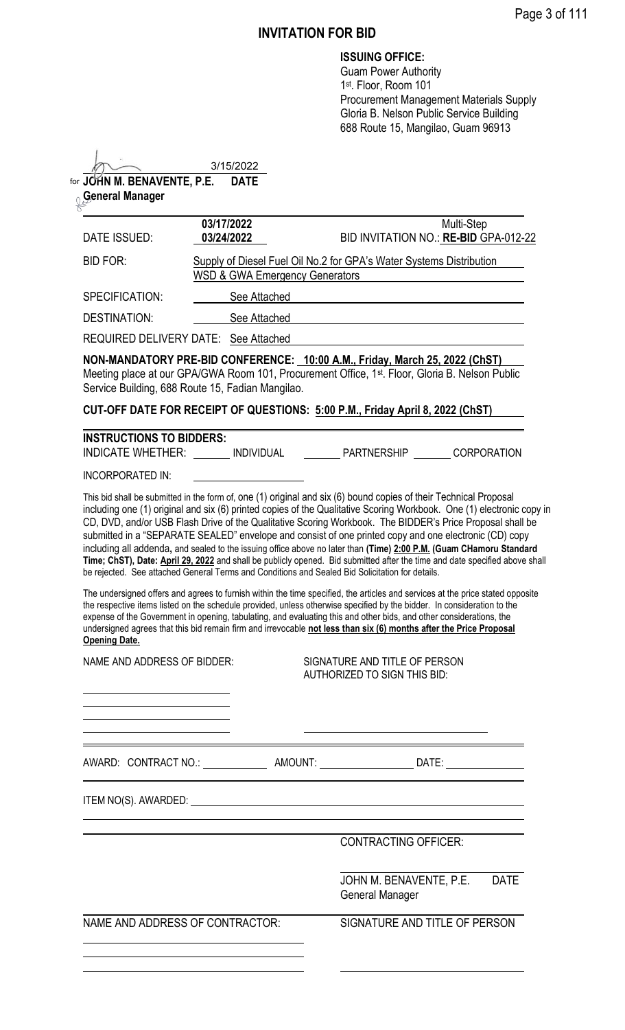# INVITATION FOR BID

**ISSUING OFFICE:**
Guam Power Authority
1st. Floor, Room 101
Procurement Management Materials Supply
Gloria B. Nelson Public Service Building
688 Route 15, Mangilao, Guam 96913

3/15/2022
for **JOHN M. BENAVENTE, P.E.** **DATE**
**General Manager**

| | | |
|---|---|---|
| DATE ISSUED: | **03/17/2022** **03/24/2022** | Multi-Step BID INVITATION NO.: **RE-BID** GPA-012-22 |
| BID FOR: | Supply of Diesel Fuel Oil No.2 for GPA's Water Systems Distribution WSD & GWA Emergency Generators | |
| SPECIFICATION: | See Attached | |
| DESTINATION: | See Attached | |
| REQUIRED DELIVERY DATE: | See Attached | |

**NON-MANDATORY PRE-BID CONFERENCE: 10:00 A.M., Friday, March 25, 2022 (ChST)**
Meeting place at our GPA/GWA Room 101, Procurement Office, 1st. Floor, Gloria B. Nelson Public Service Building, 688 Route 15, Fadian Mangilao.

**CUT-OFF DATE FOR RECEIPT OF QUESTIONS: 5:00 P.M., Friday April 8, 2022 (ChST)**

**INSTRUCTIONS TO BIDDERS:**
INDICATE WHETHER: _______ INDIVIDUAL _______ PARTNERSHIP _______ CORPORATION

INCORPORATED IN: ____________________

This bid shall be submitted in the form of, one (1) original and six (6) bound copies of their Technical Proposal including one (1) original and six (6) printed copies of the Qualitative Scoring Workbook. One (1) electronic copy in CD, DVD, and/or USB Flash Drive of the Qualitative Scoring Workbook. The BIDDER's Price Proposal shall be submitted in a "SEPARATE SEALED" envelope and consist of one printed copy and one electronic (CD) copy including all addenda**,** and sealed to the issuing office above no later than **(Time) 2:00 P.M. (Guam CHamoru Standard Time; ChST), Date: April 29, 2022** and shall be publicly opened. Bid submitted after the time and date specified above shall be rejected. See attached General Terms and Conditions and Sealed Bid Solicitation for details.

The undersigned offers and agrees to furnish within the time specified, the articles and services at the price stated opposite the respective items listed on the schedule provided, unless otherwise specified by the bidder. In consideration to the expense of the Government in opening, tabulating, and evaluating this and other bids, and other considerations, the undersigned agrees that this bid remain firm and irrevocable **not less than six (6) months after the Price Proposal Opening Date.**

NAME AND ADDRESS OF BIDDER: SIGNATURE AND TITLE OF PERSON AUTHORIZED TO SIGN THIS BID:

AWARD: CONTRACT NO.: ____________ AMOUNT: ________________ DATE: ____________

ITEM NO(S). AWARDED: ____________________

CONTRACTING OFFICER:

JOHN M. BENAVENTE, P.E. DATE
General Manager

NAME AND ADDRESS OF CONTRACTOR: SIGNATURE AND TITLE OF PERSON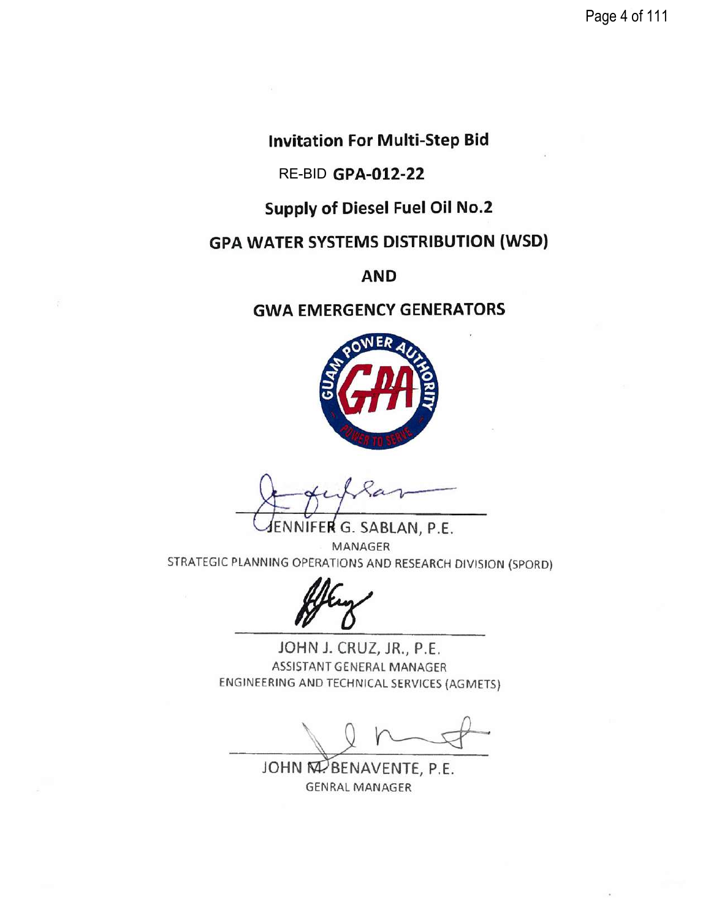# Invitation For Multi-Step Bid

## RE-BID **GPA-012-22**

## Supply of Diesel Fuel Oil No.2

## GPA WATER SYSTEMS DISTRIBUTION (WSD)

## AND

## GWA EMERGENCY GENERATORS

JENNIFER G. SABLAN, P.E.
MANAGER
STRATEGIC PLANNING OPERATIONS AND RESEARCH DIVISION (SPORD)

JOHN J. CRUZ, JR., P.E.
ASSISTANT GENERAL MANAGER
ENGINEERING AND TECHNICAL SERVICES (AGMETS)

JOHN M. BENAVENTE, P.E.
GENRAL MANAGER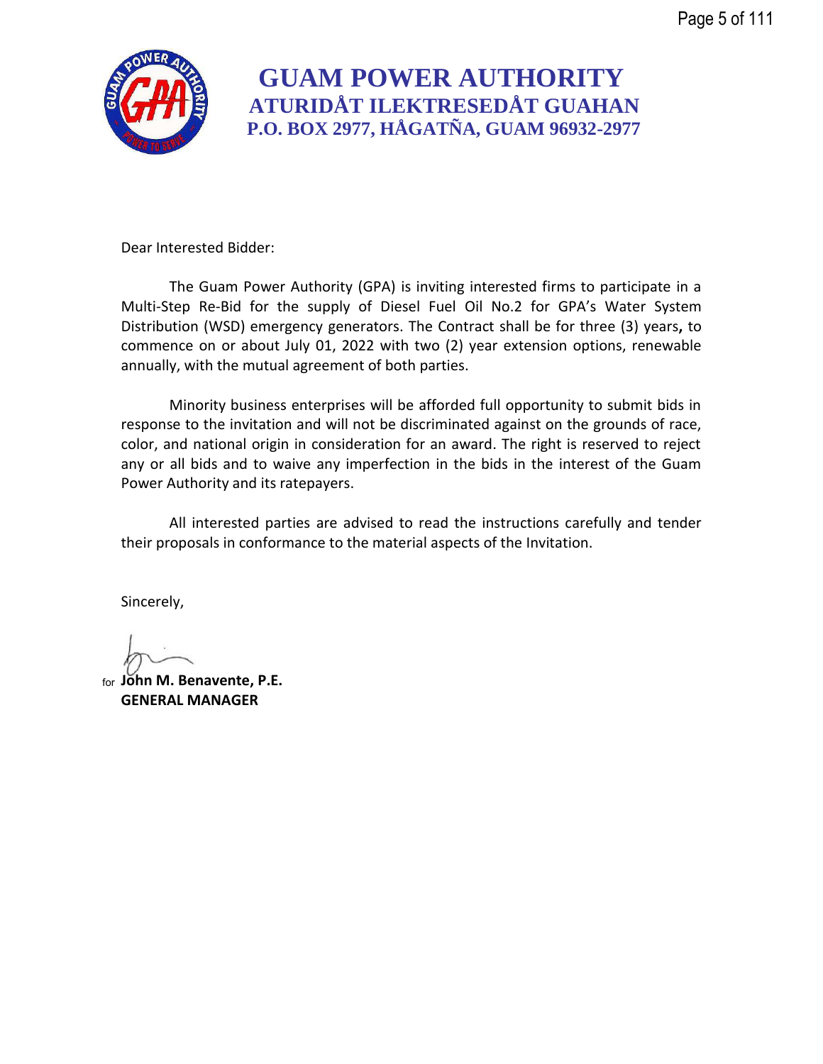# GUAM POWER AUTHORITY
## ATURIDÅT ILEKTRESEDÅT GUAHAN
### P.O. BOX 2977, HÅGATÑA, GUAM 96932-2977

Dear Interested Bidder:

The Guam Power Authority (GPA) is inviting interested firms to participate in a Multi-Step Re-Bid for the supply of Diesel Fuel Oil No.2 for GPA's Water System Distribution (WSD) emergency generators. The Contract shall be for three (3) years**,** to commence on or about July 01, 2022 with two (2) year extension options, renewable annually, with the mutual agreement of both parties.

Minority business enterprises will be afforded full opportunity to submit bids in response to the invitation and will not be discriminated against on the grounds of race, color, and national origin in consideration for an award. The right is reserved to reject any or all bids and to waive any imperfection in the bids in the interest of the Guam Power Authority and its ratepayers.

All interested parties are advised to read the instructions carefully and tender their proposals in conformance to the material aspects of the Invitation.

Sincerely,

for **John M. Benavente, P.E.**
**GENERAL MANAGER**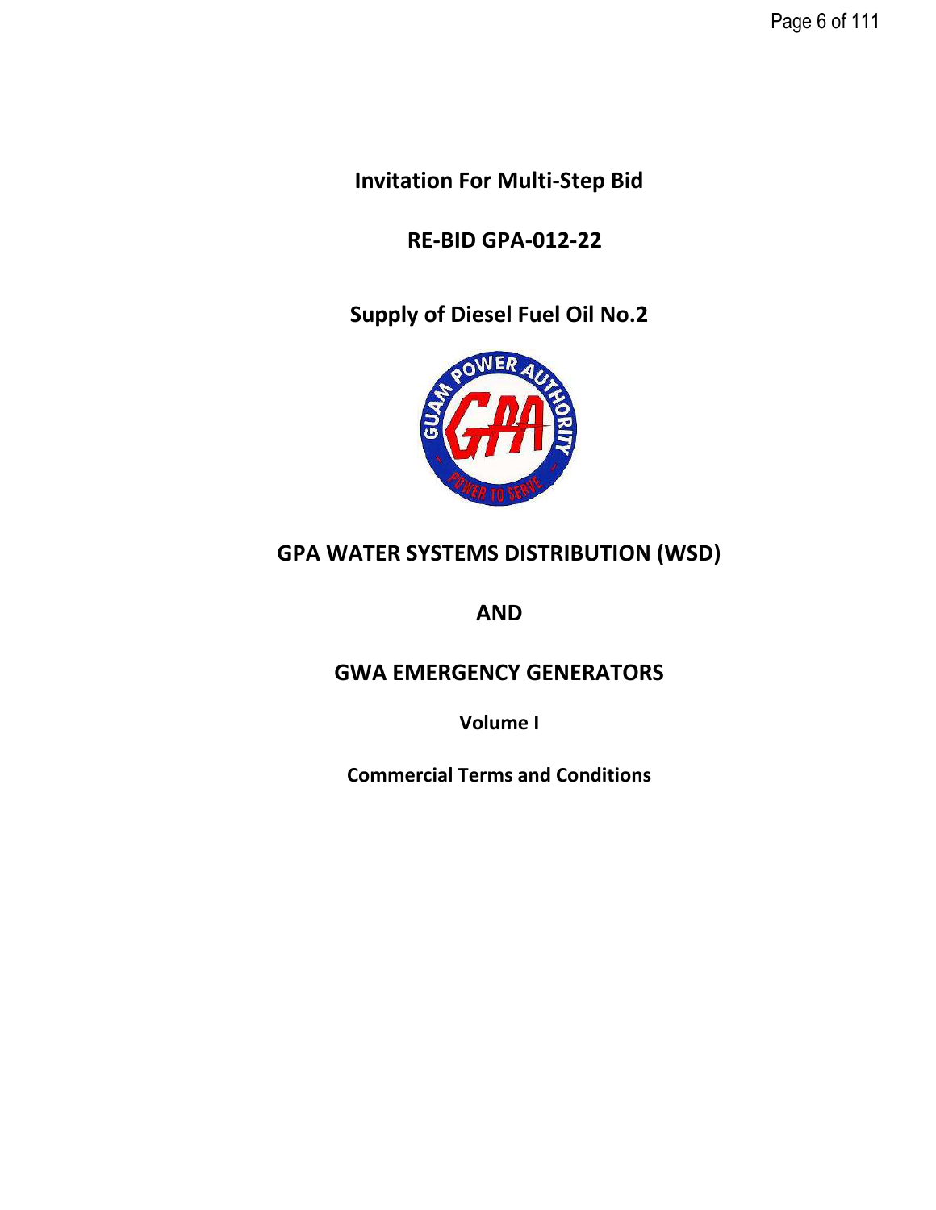# Invitation For Multi-Step Bid

## RE-BID GPA-012-22

## Supply of Diesel Fuel Oil No.2

## GPA WATER SYSTEMS DISTRIBUTION (WSD)

## AND

## GWA EMERGENCY GENERATORS

**Volume I**

**Commercial Terms and Conditions**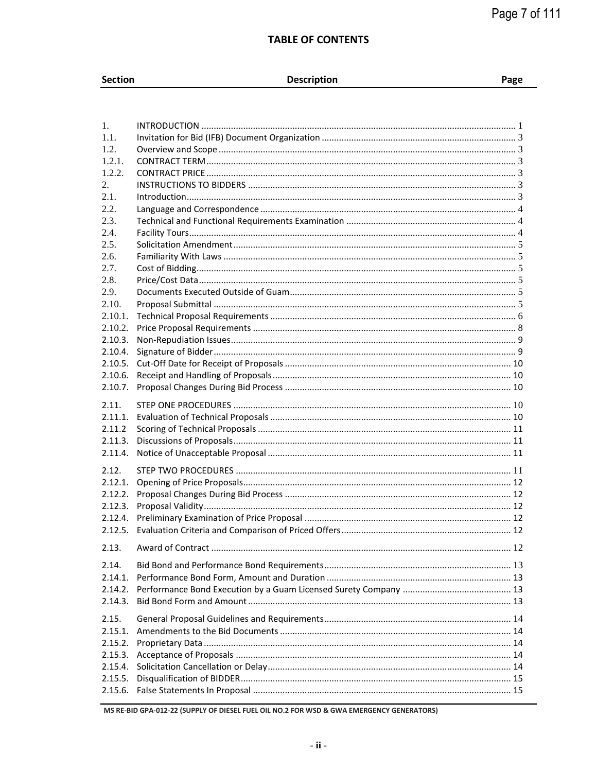## TABLE OF CONTENTS

| Section | Description | Page |
|---|---|---|
| 1. | INTRODUCTION | 1 |
| 1.1. | Invitation for Bid (IFB) Document Organization | 3 |
| 1.2. | Overview and Scope | 3 |
| 1.2.1. | CONTRACT TERM | 3 |
| 1.2.2. | CONTRACT PRICE | 3 |
| 2. | INSTRUCTIONS TO BIDDERS | 3 |
| 2.1. | Introduction | 3 |
| 2.2. | Language and Correspondence | 4 |
| 2.3. | Technical and Functional Requirements Examination | 4 |
| 2.4. | Facility Tours | 4 |
| 2.5. | Solicitation Amendment | 5 |
| 2.6. | Familiarity With Laws | 5 |
| 2.7. | Cost of Bidding | 5 |
| 2.8. | Price/Cost Data | 5 |
| 2.9. | Documents Executed Outside of Guam | 5 |
| 2.10. | Proposal Submittal | 5 |
| 2.10.1. | Technical Proposal Requirements | 6 |
| 2.10.2. | Price Proposal Requirements | 8 |
| 2.10.3. | Non-Repudiation Issues | 9 |
| 2.10.4. | Signature of Bidder | 9 |
| 2.10.5. | Cut-Off Date for Receipt of Proposals | 10 |
| 2.10.6. | Receipt and Handling of Proposals | 10 |
| 2.10.7. | Proposal Changes During Bid Process | 10 |
| 2.11. | STEP ONE PROCEDURES | 10 |
| 2.11.1. | Evaluation of Technical Proposals | 10 |
| 2.11.2 | Scoring of Technical Proposals | 11 |
| 2.11.3. | Discussions of Proposals | 11 |
| 2.11.4. | Notice of Unacceptable Proposal | 11 |
| 2.12. | STEP TWO PROCEDURES | 11 |
| 2.12.1. | Opening of Price Proposals | 12 |
| 2.12.2. | Proposal Changes During Bid Process | 12 |
| 2.12.3. | Proposal Validity | 12 |
| 2.12.4. | Preliminary Examination of Price Proposal | 12 |
| 2.12.5. | Evaluation Criteria and Comparison of Priced Offers | 12 |
| 2.13. | Award of Contract | 12 |
| 2.14. | Bid Bond and Performance Bond Requirements | 13 |
| 2.14.1. | Performance Bond Form, Amount and Duration | 13 |
| 2.14.2. | Performance Bond Execution by a Guam Licensed Surety Company | 13 |
| 2.14.3. | Bid Bond Form and Amount | 13 |
| 2.15. | General Proposal Guidelines and Requirements | 14 |
| 2.15.1. | Amendments to the Bid Documents | 14 |
| 2.15.2. | Proprietary Data | 14 |
| 2.15.3. | Acceptance of Proposals | 14 |
| 2.15.4. | Solicitation Cancellation or Delay | 14 |
| 2.15.5. | Disqualification of BIDDER | 15 |
| 2.15.6. | False Statements In Proposal | 15 |

MS RE-BID GPA-012-22 (SUPPLY OF DIESEL FUEL OIL NO.2 FOR WSD & GWA EMERGENCY GENERATORS)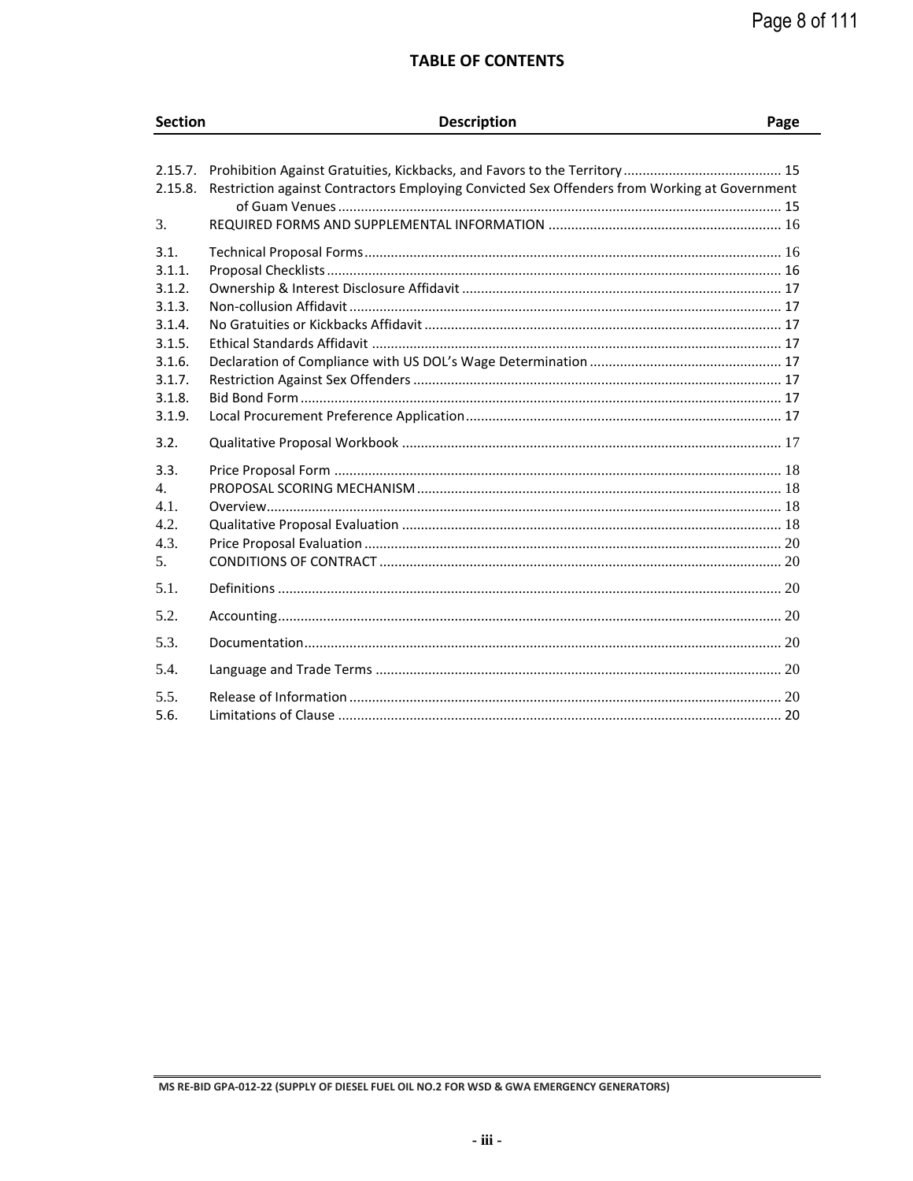## TABLE OF CONTENTS

| Section | Description | Page |
|---|---|---|
| 2.15.7. | Prohibition Against Gratuities, Kickbacks, and Favors to the Territory | 15 |
| 2.15.8. | Restriction against Contractors Employing Convicted Sex Offenders from Working at Government of Guam Venues | 15 |
| 3. | REQUIRED FORMS AND SUPPLEMENTAL INFORMATION | 16 |
| 3.1. | Technical Proposal Forms | 16 |
| 3.1.1. | Proposal Checklists | 16 |
| 3.1.2. | Ownership & Interest Disclosure Affidavit | 17 |
| 3.1.3. | Non-collusion Affidavit | 17 |
| 3.1.4. | No Gratuities or Kickbacks Affidavit | 17 |
| 3.1.5. | Ethical Standards Affidavit | 17 |
| 3.1.6. | Declaration of Compliance with US DOL's Wage Determination | 17 |
| 3.1.7. | Restriction Against Sex Offenders | 17 |
| 3.1.8. | Bid Bond Form | 17 |
| 3.1.9. | Local Procurement Preference Application | 17 |
| 3.2. | Qualitative Proposal Workbook | 17 |
| 3.3. | Price Proposal Form | 18 |
| 4. | PROPOSAL SCORING MECHANISM | 18 |
| 4.1. | Overview | 18 |
| 4.2. | Qualitative Proposal Evaluation | 18 |
| 4.3. | Price Proposal Evaluation | 20 |
| 5. | CONDITIONS OF CONTRACT | 20 |
| 5.1. | Definitions | 20 |
| 5.2. | Accounting | 20 |
| 5.3. | Documentation | 20 |
| 5.4. | Language and Trade Terms | 20 |
| 5.5. | Release of Information | 20 |
| 5.6. | Limitations of Clause | 20 |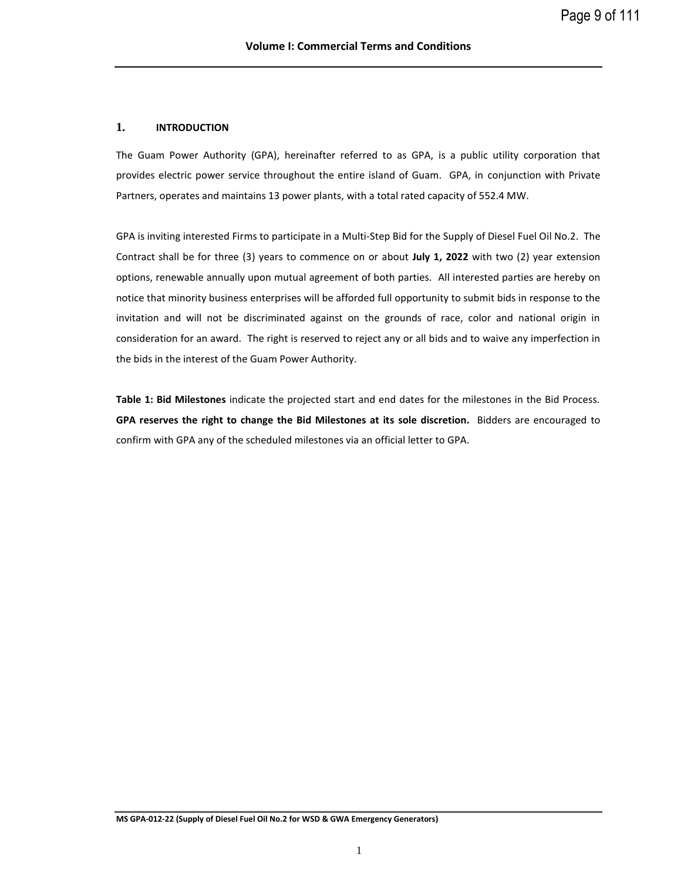# 1. INTRODUCTION

The Guam Power Authority (GPA), hereinafter referred to as GPA, is a public utility corporation that provides electric power service throughout the entire island of Guam. GPA, in conjunction with Private Partners, operates and maintains 13 power plants, with a total rated capacity of 552.4 MW.

GPA is inviting interested Firms to participate in a Multi-Step Bid for the Supply of Diesel Fuel Oil No.2. The Contract shall be for three (3) years to commence on or about **July 1, 2022** with two (2) year extension options, renewable annually upon mutual agreement of both parties. All interested parties are hereby on notice that minority business enterprises will be afforded full opportunity to submit bids in response to the invitation and will not be discriminated against on the grounds of race, color and national origin in consideration for an award. The right is reserved to reject any or all bids and to waive any imperfection in the bids in the interest of the Guam Power Authority.

**Table 1: Bid Milestones** indicate the projected start and end dates for the milestones in the Bid Process. **GPA reserves the right to change the Bid Milestones at its sole discretion.** Bidders are encouraged to confirm with GPA any of the scheduled milestones via an official letter to GPA.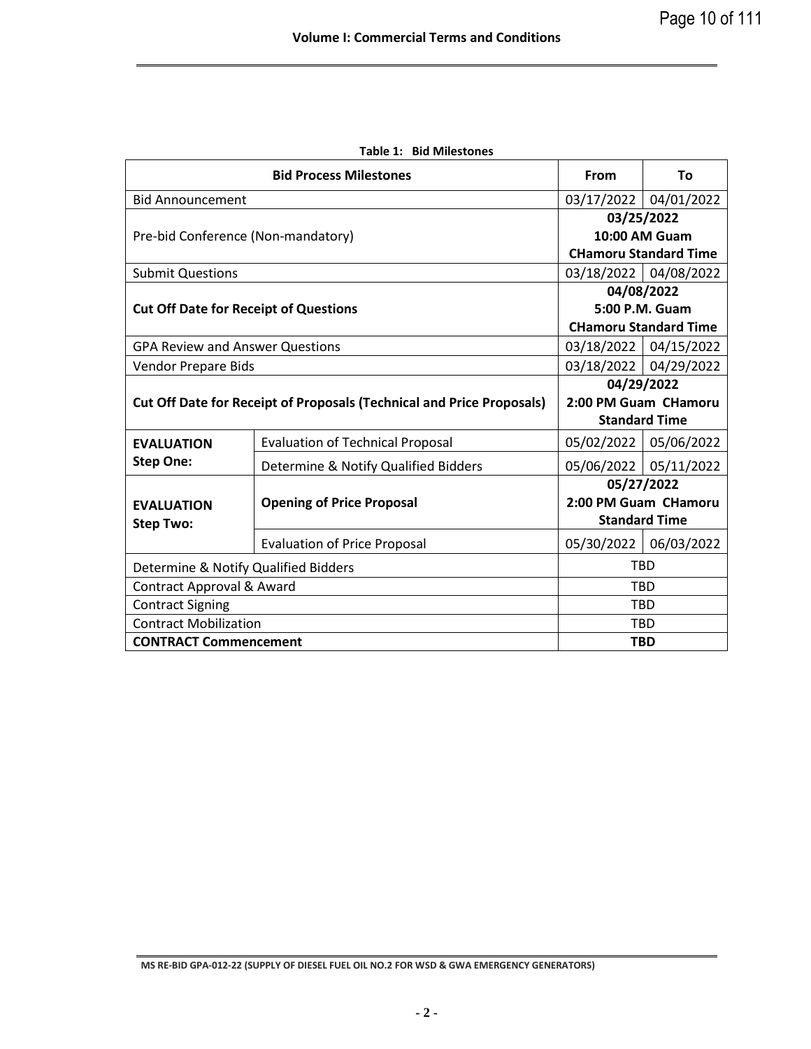**Table 1: Bid Milestones**

| Bid Process Milestones | | From | To |
|---|---|---|---|
| Bid Announcement | | 03/17/2022 | 04/01/2022 |
| Pre-bid Conference (Non-mandatory) | | **03/25/2022 10:00 AM Guam CHamoru Standard Time** | |
| Submit Questions | | 03/18/2022 | 04/08/2022 |
| **Cut Off Date for Receipt of Questions** | | **04/08/2022 5:00 P.M. Guam CHamoru Standard Time** | |
| GPA Review and Answer Questions | | 03/18/2022 | 04/15/2022 |
| Vendor Prepare Bids | | 03/18/2022 | 04/29/2022 |
| **Cut Off Date for Receipt of Proposals (Technical and Price Proposals)** | | **04/29/2022 2:00 PM Guam CHamoru Standard Time** | |
| **EVALUATION Step One:** | Evaluation of Technical Proposal | 05/02/2022 | 05/06/2022 |
| | Determine & Notify Qualified Bidders | 05/06/2022 | 05/11/2022 |
| **EVALUATION Step Two:** | **Opening of Price Proposal** | **05/27/2022 2:00 PM Guam CHamoru Standard Time** | |
| | Evaluation of Price Proposal | 05/30/2022 | 06/03/2022 |
| Determine & Notify Qualified Bidders | | TBD | |
| Contract Approval & Award | | TBD | |
| Contract Signing | | TBD | |
| Contract Mobilization | | TBD | |
| **CONTRACT Commencement** | | **TBD** | |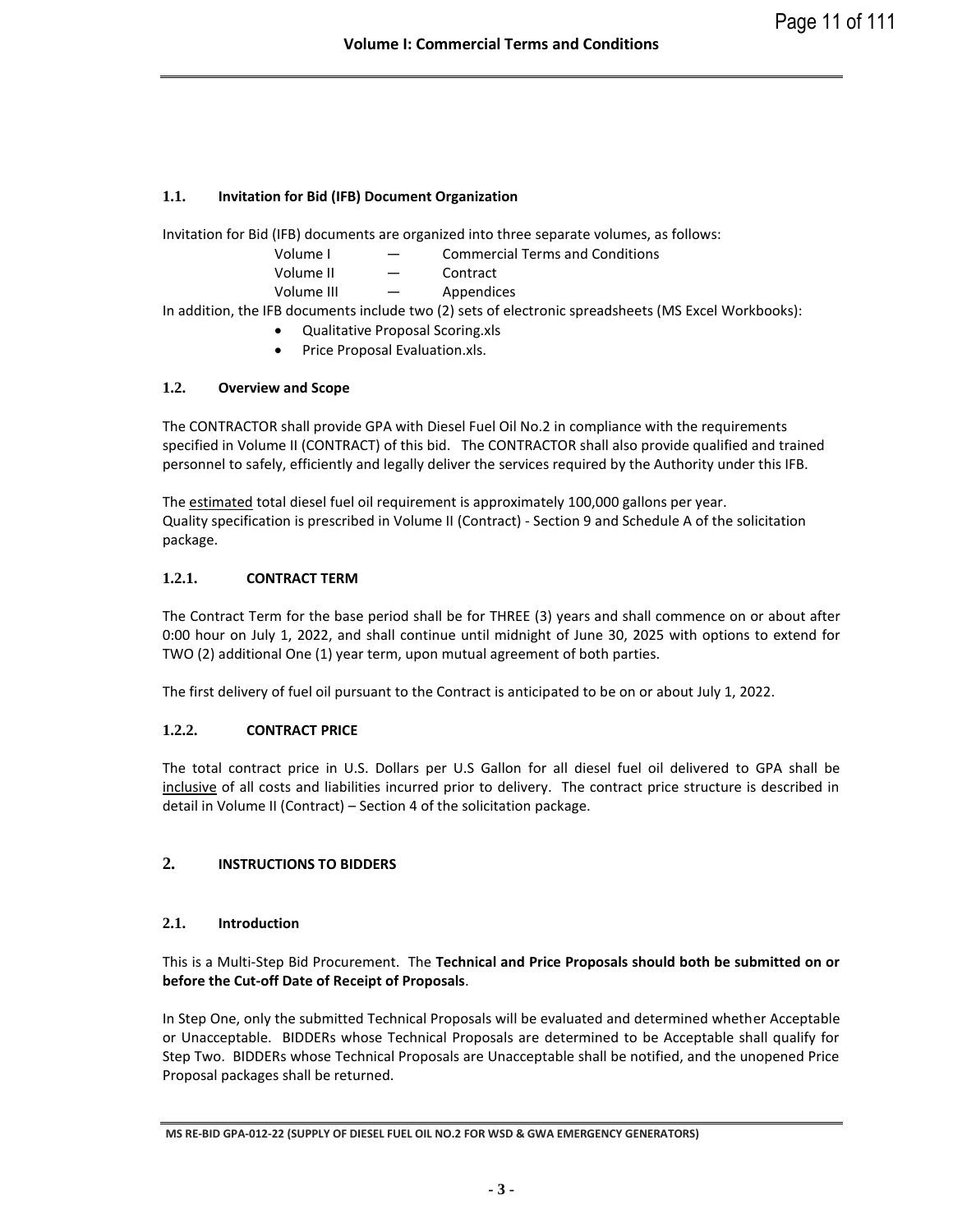### 1.1. Invitation for Bid (IFB) Document Organization

Invitation for Bid (IFB) documents are organized into three separate volumes, as follows:

| | | |
|---|---|---|
| Volume I | — | Commercial Terms and Conditions |
| Volume II | — | Contract |
| Volume III | — | Appendices |

In addition, the IFB documents include two (2) sets of electronic spreadsheets (MS Excel Workbooks):

- Qualitative Proposal Scoring.xls
- Price Proposal Evaluation.xls.

### 1.2. Overview and Scope

The CONTRACTOR shall provide GPA with Diesel Fuel Oil No.2 in compliance with the requirements specified in Volume II (CONTRACT) of this bid. The CONTRACTOR shall also provide qualified and trained personnel to safely, efficiently and legally deliver the services required by the Authority under this IFB.

The estimated total diesel fuel oil requirement is approximately 100,000 gallons per year. Quality specification is prescribed in Volume II (Contract) - Section 9 and Schedule A of the solicitation package.

#### 1.2.1. CONTRACT TERM

The Contract Term for the base period shall be for THREE (3) years and shall commence on or about after 0:00 hour on July 1, 2022, and shall continue until midnight of June 30, 2025 with options to extend for TWO (2) additional One (1) year term, upon mutual agreement of both parties.

The first delivery of fuel oil pursuant to the Contract is anticipated to be on or about July 1, 2022.

#### 1.2.2. CONTRACT PRICE

The total contract price in U.S. Dollars per U.S Gallon for all diesel fuel oil delivered to GPA shall be inclusive of all costs and liabilities incurred prior to delivery. The contract price structure is described in detail in Volume II (Contract) – Section 4 of the solicitation package.

## 2. INSTRUCTIONS TO BIDDERS

### 2.1. Introduction

This is a Multi-Step Bid Procurement. The **Technical and Price Proposals should both be submitted on or before the Cut-off Date of Receipt of Proposals**.

In Step One, only the submitted Technical Proposals will be evaluated and determined whether Acceptable or Unacceptable. BIDDERs whose Technical Proposals are determined to be Acceptable shall qualify for Step Two. BIDDERs whose Technical Proposals are Unacceptable shall be notified, and the unopened Price Proposal packages shall be returned.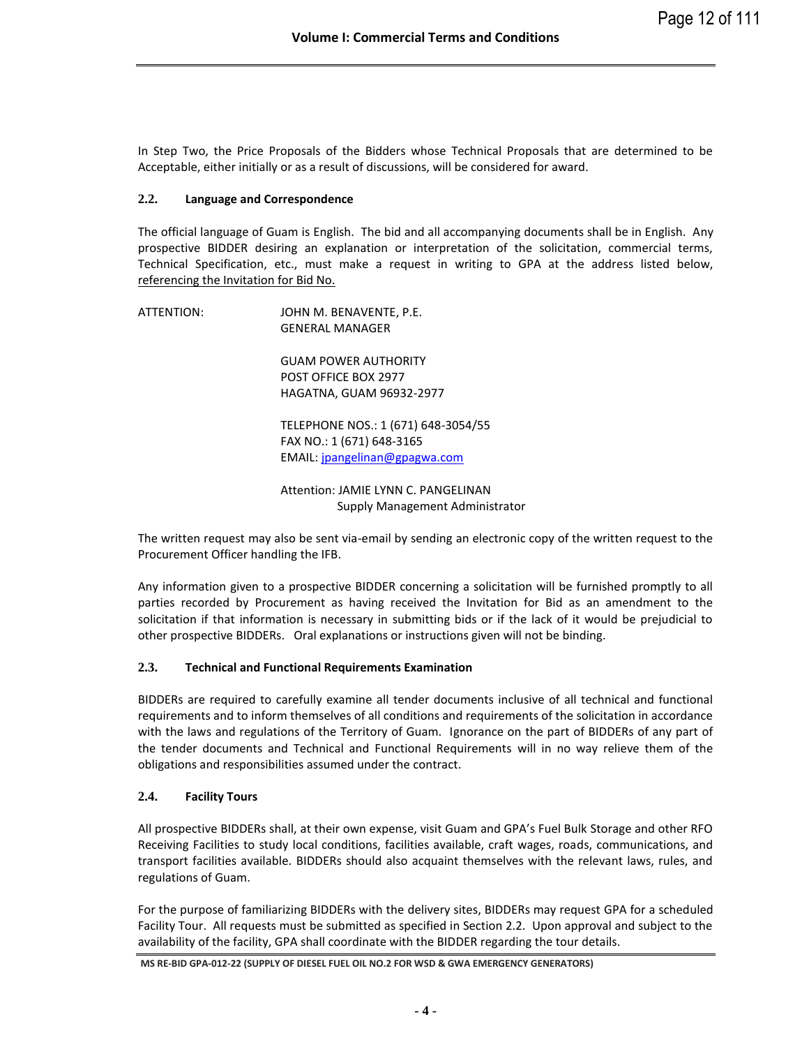In Step Two, the Price Proposals of the Bidders whose Technical Proposals that are determined to be Acceptable, either initially or as a result of discussions, will be considered for award.

### 2.2. Language and Correspondence

The official language of Guam is English. The bid and all accompanying documents shall be in English. Any prospective BIDDER desiring an explanation or interpretation of the solicitation, commercial terms, Technical Specification, etc., must make a request in writing to GPA at the address listed below, referencing the Invitation for Bid No.

ATTENTION: JOHN M. BENAVENTE, P.E.
GENERAL MANAGER

GUAM POWER AUTHORITY
POST OFFICE BOX 2977
HAGATNA, GUAM 96932-2977

TELEPHONE NOS.: 1 (671) 648-3054/55
FAX NO.: 1 (671) 648-3165
EMAIL: jpangelinan@gpagwa.com

Attention: JAMIE LYNN C. PANGELINAN
Supply Management Administrator

The written request may also be sent via-email by sending an electronic copy of the written request to the Procurement Officer handling the IFB.

Any information given to a prospective BIDDER concerning a solicitation will be furnished promptly to all parties recorded by Procurement as having received the Invitation for Bid as an amendment to the solicitation if that information is necessary in submitting bids or if the lack of it would be prejudicial to other prospective BIDDERs. Oral explanations or instructions given will not be binding.

### 2.3. Technical and Functional Requirements Examination

BIDDERs are required to carefully examine all tender documents inclusive of all technical and functional requirements and to inform themselves of all conditions and requirements of the solicitation in accordance with the laws and regulations of the Territory of Guam. Ignorance on the part of BIDDERs of any part of the tender documents and Technical and Functional Requirements will in no way relieve them of the obligations and responsibilities assumed under the contract.

### 2.4. Facility Tours

All prospective BIDDERs shall, at their own expense, visit Guam and GPA's Fuel Bulk Storage and other RFO Receiving Facilities to study local conditions, facilities available, craft wages, roads, communications, and transport facilities available. BIDDERs should also acquaint themselves with the relevant laws, rules, and regulations of Guam.

For the purpose of familiarizing BIDDERs with the delivery sites, BIDDERs may request GPA for a scheduled Facility Tour. All requests must be submitted as specified in Section 2.2. Upon approval and subject to the availability of the facility, GPA shall coordinate with the BIDDER regarding the tour details.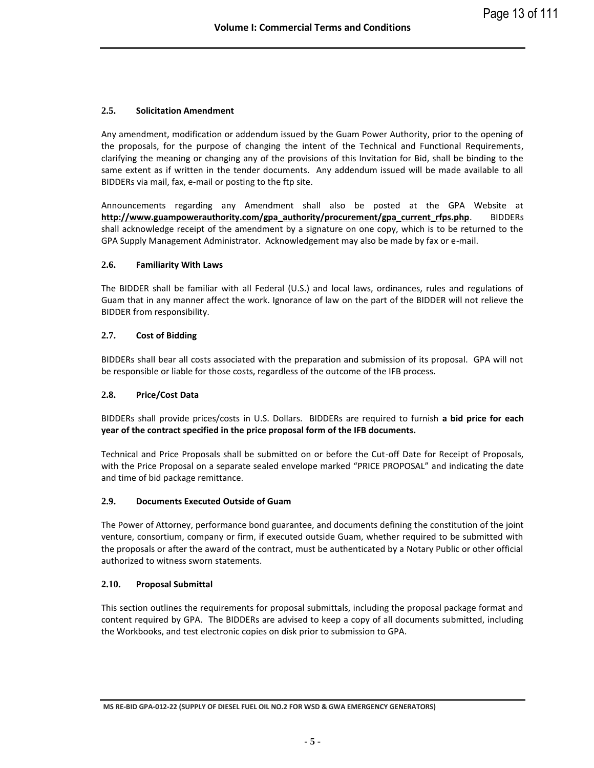### 2.5. Solicitation Amendment

Any amendment, modification or addendum issued by the Guam Power Authority, prior to the opening of the proposals, for the purpose of changing the intent of the Technical and Functional Requirements, clarifying the meaning or changing any of the provisions of this Invitation for Bid, shall be binding to the same extent as if written in the tender documents. Any addendum issued will be made available to all BIDDERs via mail, fax, e-mail or posting to the ftp site.

Announcements regarding any Amendment shall also be posted at the GPA Website at **http://www.guampowerauthority.com/gpa_authority/procurement/gpa_current_rfps.php**. BIDDERs shall acknowledge receipt of the amendment by a signature on one copy, which is to be returned to the GPA Supply Management Administrator. Acknowledgement may also be made by fax or e-mail.

### 2.6. Familiarity With Laws

The BIDDER shall be familiar with all Federal (U.S.) and local laws, ordinances, rules and regulations of Guam that in any manner affect the work. Ignorance of law on the part of the BIDDER will not relieve the BIDDER from responsibility.

### 2.7. Cost of Bidding

BIDDERs shall bear all costs associated with the preparation and submission of its proposal. GPA will not be responsible or liable for those costs, regardless of the outcome of the IFB process.

### 2.8. Price/Cost Data

BIDDERs shall provide prices/costs in U.S. Dollars. BIDDERs are required to furnish **a bid price for each year of the contract specified in the price proposal form of the IFB documents.**

Technical and Price Proposals shall be submitted on or before the Cut-off Date for Receipt of Proposals, with the Price Proposal on a separate sealed envelope marked "PRICE PROPOSAL" and indicating the date and time of bid package remittance.

### 2.9. Documents Executed Outside of Guam

The Power of Attorney, performance bond guarantee, and documents defining the constitution of the joint venture, consortium, company or firm, if executed outside Guam, whether required to be submitted with the proposals or after the award of the contract, must be authenticated by a Notary Public or other official authorized to witness sworn statements.

### 2.10. Proposal Submittal

This section outlines the requirements for proposal submittals, including the proposal package format and content required by GPA. The BIDDERs are advised to keep a copy of all documents submitted, including the Workbooks, and test electronic copies on disk prior to submission to GPA.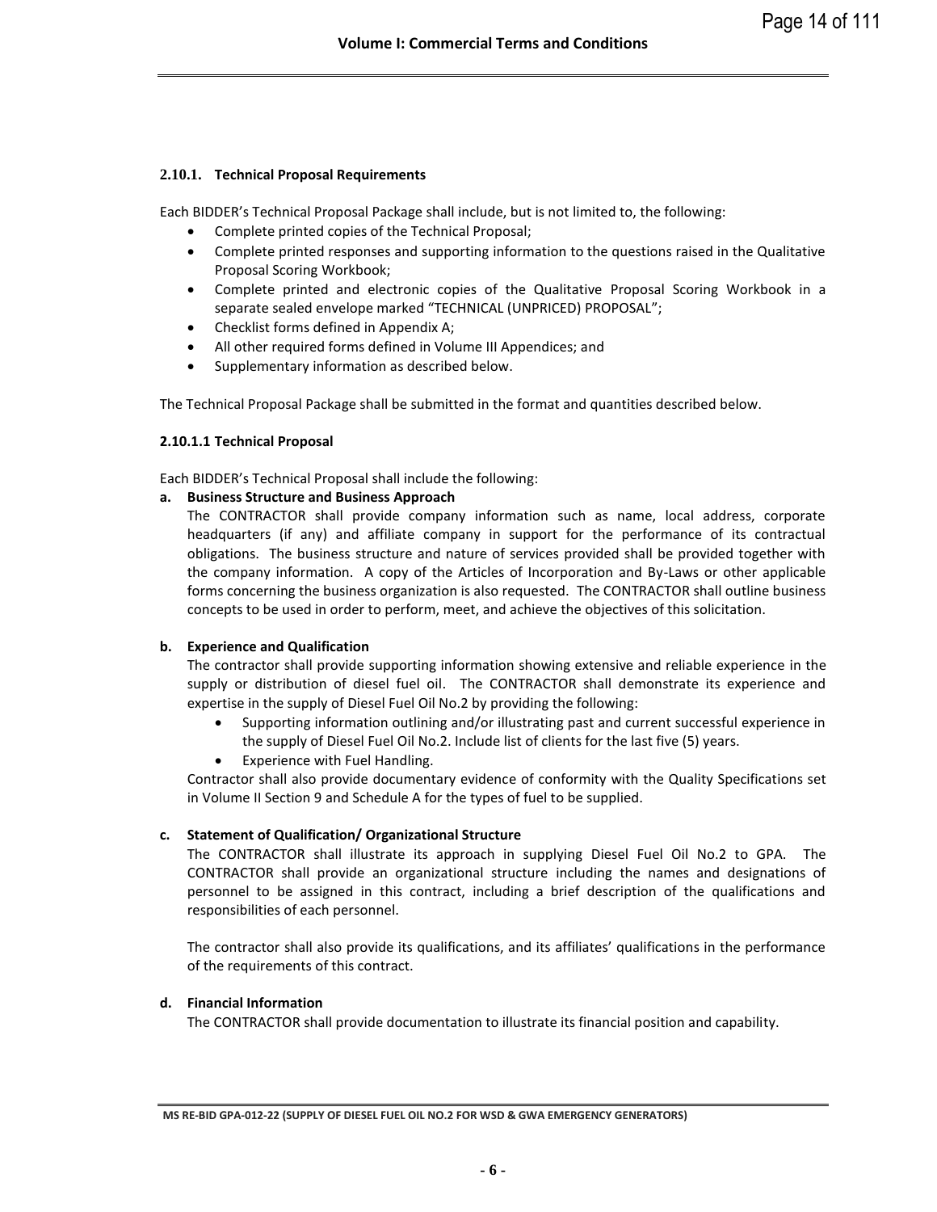### 2.10.1. Technical Proposal Requirements

Each BIDDER's Technical Proposal Package shall include, but is not limited to, the following:

- Complete printed copies of the Technical Proposal;
- Complete printed responses and supporting information to the questions raised in the Qualitative Proposal Scoring Workbook;
- Complete printed and electronic copies of the Qualitative Proposal Scoring Workbook in a separate sealed envelope marked "TECHNICAL (UNPRICED) PROPOSAL";
- Checklist forms defined in Appendix A;
- All other required forms defined in Volume III Appendices; and
- Supplementary information as described below.

The Technical Proposal Package shall be submitted in the format and quantities described below.

#### 2.10.1.1 Technical Proposal

Each BIDDER's Technical Proposal shall include the following:

**a. Business Structure and Business Approach**

The CONTRACTOR shall provide company information such as name, local address, corporate headquarters (if any) and affiliate company in support for the performance of its contractual obligations. The business structure and nature of services provided shall be provided together with the company information. A copy of the Articles of Incorporation and By-Laws or other applicable forms concerning the business organization is also requested. The CONTRACTOR shall outline business concepts to be used in order to perform, meet, and achieve the objectives of this solicitation.

**b. Experience and Qualification**

The contractor shall provide supporting information showing extensive and reliable experience in the supply or distribution of diesel fuel oil. The CONTRACTOR shall demonstrate its experience and expertise in the supply of Diesel Fuel Oil No.2 by providing the following:

- Supporting information outlining and/or illustrating past and current successful experience in the supply of Diesel Fuel Oil No.2. Include list of clients for the last five (5) years.
- Experience with Fuel Handling.

Contractor shall also provide documentary evidence of conformity with the Quality Specifications set in Volume II Section 9 and Schedule A for the types of fuel to be supplied.

**c. Statement of Qualification/ Organizational Structure**

The CONTRACTOR shall illustrate its approach in supplying Diesel Fuel Oil No.2 to GPA. The CONTRACTOR shall provide an organizational structure including the names and designations of personnel to be assigned in this contract, including a brief description of the qualifications and responsibilities of each personnel.

The contractor shall also provide its qualifications, and its affiliates' qualifications in the performance of the requirements of this contract.

**d. Financial Information**

The CONTRACTOR shall provide documentation to illustrate its financial position and capability.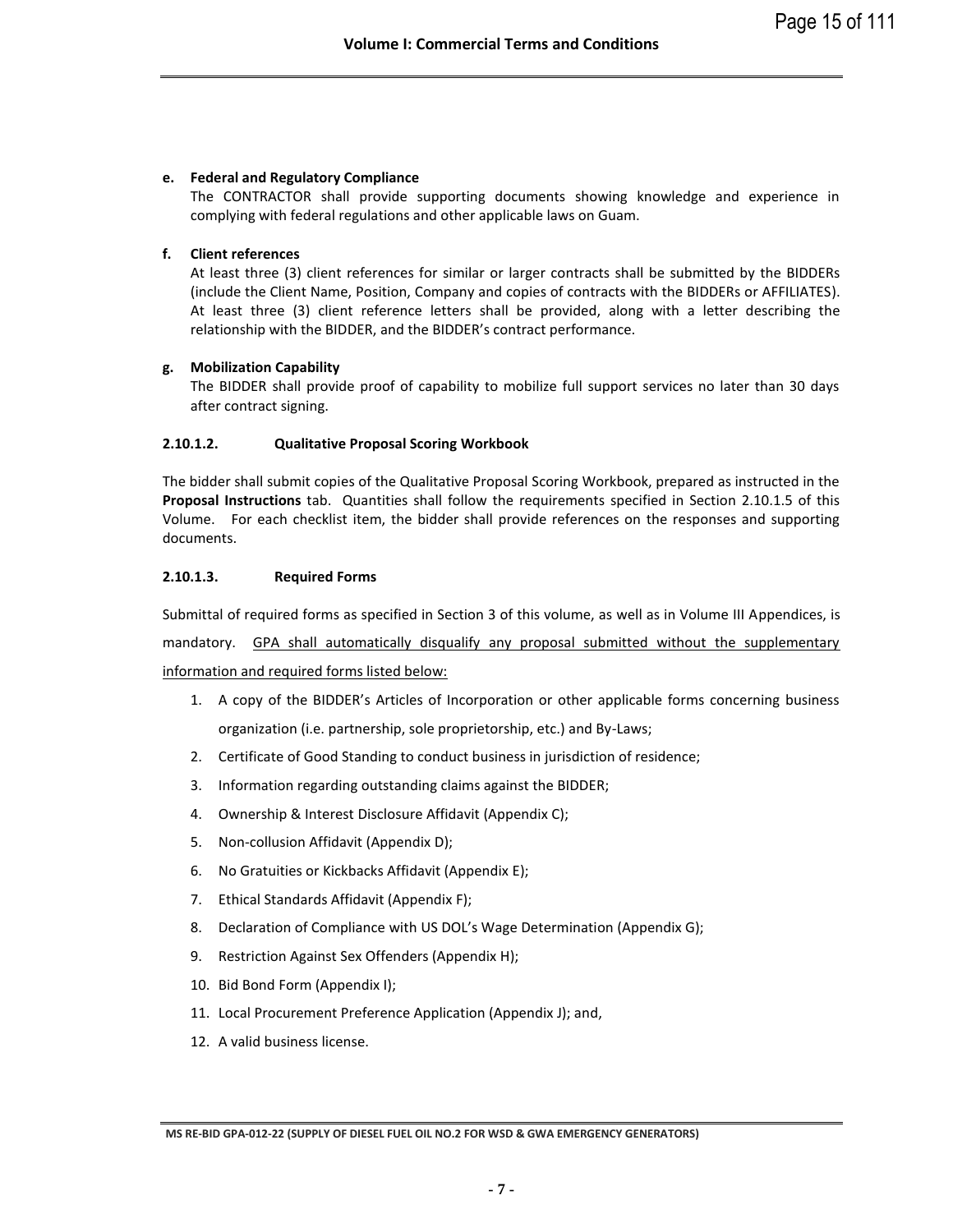**e. Federal and Regulatory Compliance**

The CONTRACTOR shall provide supporting documents showing knowledge and experience in complying with federal regulations and other applicable laws on Guam.

**f. Client references**

At least three (3) client references for similar or larger contracts shall be submitted by the BIDDERs (include the Client Name, Position, Company and copies of contracts with the BIDDERs or AFFILIATES). At least three (3) client reference letters shall be provided, along with a letter describing the relationship with the BIDDER, and the BIDDER's contract performance.

**g. Mobilization Capability**

The BIDDER shall provide proof of capability to mobilize full support services no later than 30 days after contract signing.

#### 2.10.1.2. Qualitative Proposal Scoring Workbook

The bidder shall submit copies of the Qualitative Proposal Scoring Workbook, prepared as instructed in the **Proposal Instructions** tab. Quantities shall follow the requirements specified in Section 2.10.1.5 of this Volume. For each checklist item, the bidder shall provide references on the responses and supporting documents.

#### 2.10.1.3. Required Forms

Submittal of required forms as specified in Section 3 of this volume, as well as in Volume III Appendices, is mandatory. <u>GPA shall automatically disqualify any proposal submitted without the supplementary information and required forms listed below:</u>

1. A copy of the BIDDER's Articles of Incorporation or other applicable forms concerning business organization (i.e. partnership, sole proprietorship, etc.) and By-Laws;
2. Certificate of Good Standing to conduct business in jurisdiction of residence;
3. Information regarding outstanding claims against the BIDDER;
4. Ownership & Interest Disclosure Affidavit (Appendix C);
5. Non-collusion Affidavit (Appendix D);
6. No Gratuities or Kickbacks Affidavit (Appendix E);
7. Ethical Standards Affidavit (Appendix F);
8. Declaration of Compliance with US DOL's Wage Determination (Appendix G);
9. Restriction Against Sex Offenders (Appendix H);
10. Bid Bond Form (Appendix I);
11. Local Procurement Preference Application (Appendix J); and,
12. A valid business license.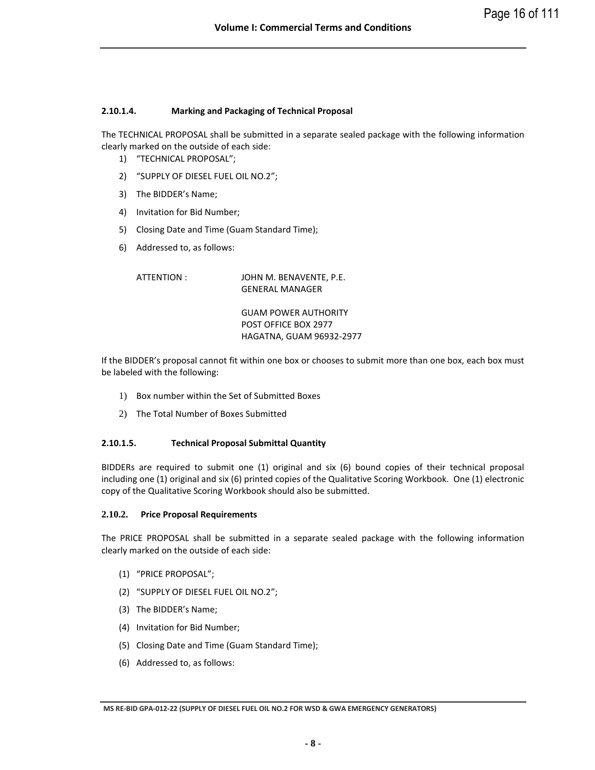#### 2.10.1.4. Marking and Packaging of Technical Proposal

The TECHNICAL PROPOSAL shall be submitted in a separate sealed package with the following information clearly marked on the outside of each side:

1) "TECHNICAL PROPOSAL";
2) "SUPPLY OF DIESEL FUEL OIL NO.2";
3) The BIDDER's Name;
4) Invitation for Bid Number;
5) Closing Date and Time (Guam Standard Time);
6) Addressed to, as follows:

ATTENTION : JOHN M. BENAVENTE, P.E.
GENERAL MANAGER

GUAM POWER AUTHORITY
POST OFFICE BOX 2977
HAGATNA, GUAM 96932-2977

If the BIDDER's proposal cannot fit within one box or chooses to submit more than one box, each box must be labeled with the following:

1) Box number within the Set of Submitted Boxes
2) The Total Number of Boxes Submitted

#### 2.10.1.5. Technical Proposal Submittal Quantity

BIDDERs are required to submit one (1) original and six (6) bound copies of their technical proposal including one (1) original and six (6) printed copies of the Qualitative Scoring Workbook. One (1) electronic copy of the Qualitative Scoring Workbook should also be submitted.

### 2.10.2. Price Proposal Requirements

The PRICE PROPOSAL shall be submitted in a separate sealed package with the following information clearly marked on the outside of each side:

(1) "PRICE PROPOSAL";
(2) "SUPPLY OF DIESEL FUEL OIL NO.2";
(3) The BIDDER's Name;
(4) Invitation for Bid Number;
(5) Closing Date and Time (Guam Standard Time);
(6) Addressed to, as follows: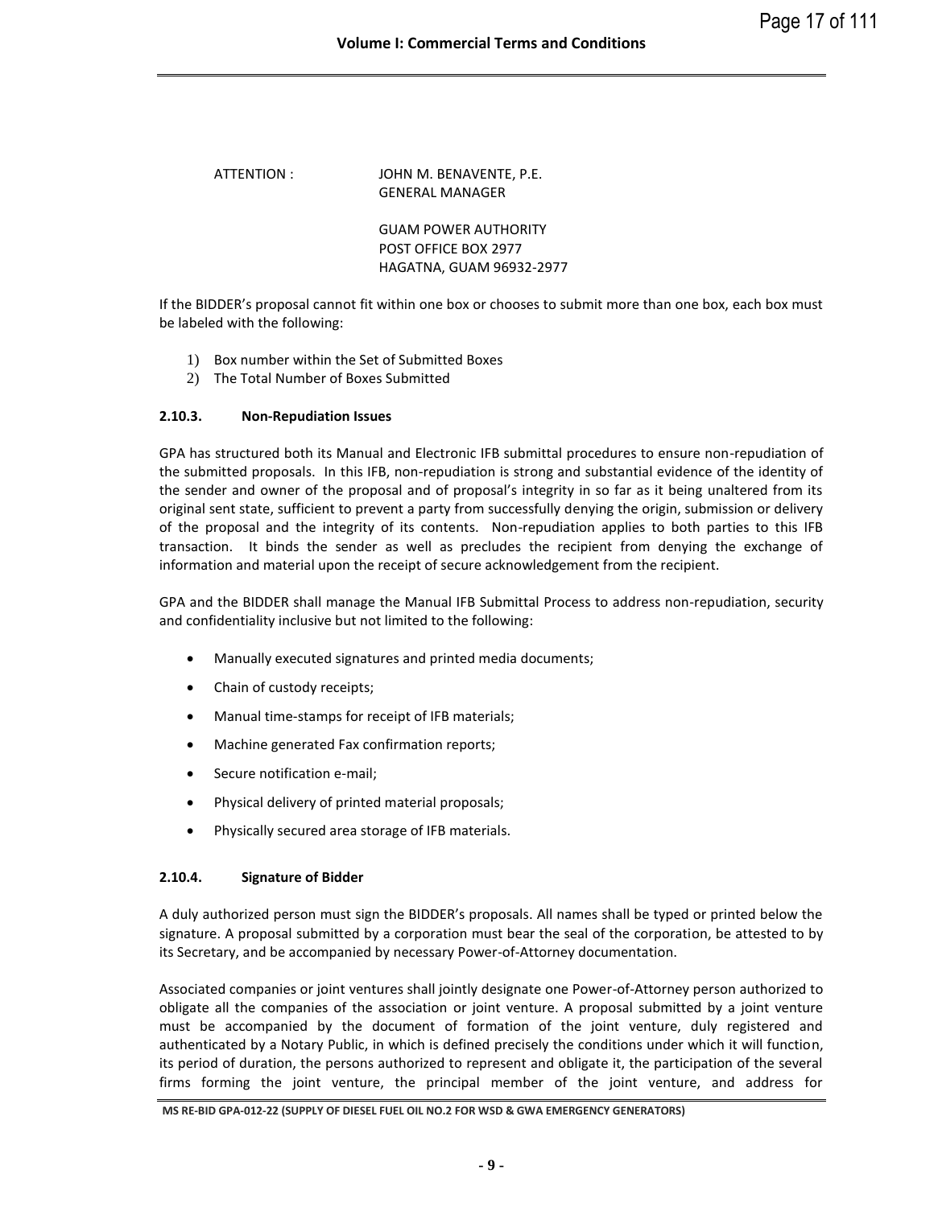ATTENTION : JOHN M. BENAVENTE, P.E.
GENERAL MANAGER

GUAM POWER AUTHORITY
POST OFFICE BOX 2977
HAGATNA, GUAM 96932-2977

If the BIDDER's proposal cannot fit within one box or chooses to submit more than one box, each box must be labeled with the following:

1) Box number within the Set of Submitted Boxes
2) The Total Number of Boxes Submitted

### 2.10.3. Non-Repudiation Issues

GPA has structured both its Manual and Electronic IFB submittal procedures to ensure non-repudiation of the submitted proposals. In this IFB, non-repudiation is strong and substantial evidence of the identity of the sender and owner of the proposal and of proposal's integrity in so far as it being unaltered from its original sent state, sufficient to prevent a party from successfully denying the origin, submission or delivery of the proposal and the integrity of its contents. Non-repudiation applies to both parties to this IFB transaction. It binds the sender as well as precludes the recipient from denying the exchange of information and material upon the receipt of secure acknowledgement from the recipient.

GPA and the BIDDER shall manage the Manual IFB Submittal Process to address non-repudiation, security and confidentiality inclusive but not limited to the following:

- Manually executed signatures and printed media documents;
- Chain of custody receipts;
- Manual time-stamps for receipt of IFB materials;
- Machine generated Fax confirmation reports;
- Secure notification e-mail;
- Physical delivery of printed material proposals;
- Physically secured area storage of IFB materials.

### 2.10.4. Signature of Bidder

A duly authorized person must sign the BIDDER's proposals. All names shall be typed or printed below the signature. A proposal submitted by a corporation must bear the seal of the corporation, be attested to by its Secretary, and be accompanied by necessary Power-of-Attorney documentation.

Associated companies or joint ventures shall jointly designate one Power-of-Attorney person authorized to obligate all the companies of the association or joint venture. A proposal submitted by a joint venture must be accompanied by the document of formation of the joint venture, duly registered and authenticated by a Notary Public, in which is defined precisely the conditions under which it will function, its period of duration, the persons authorized to represent and obligate it, the participation of the several firms forming the joint venture, the principal member of the joint venture, and address for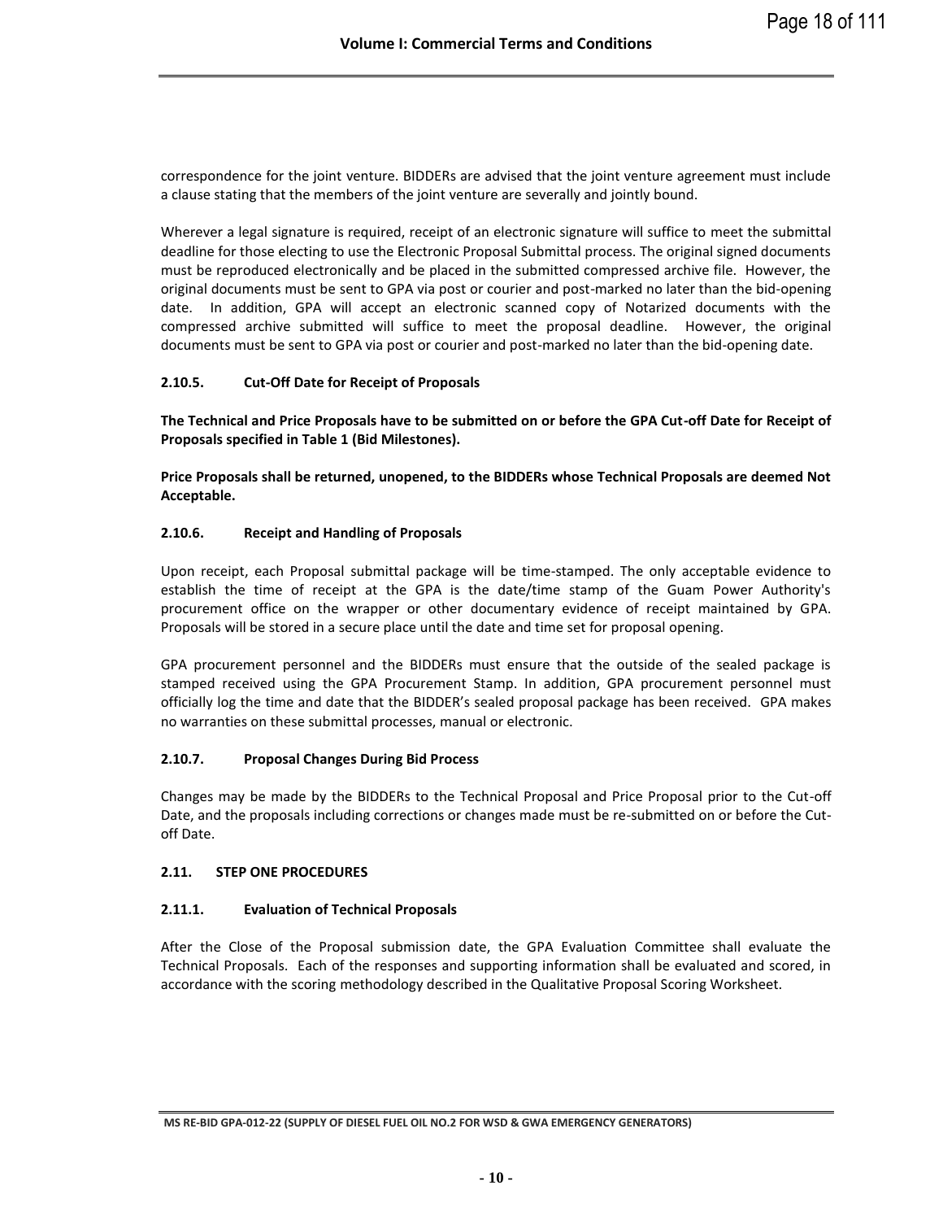correspondence for the joint venture. BIDDERs are advised that the joint venture agreement must include a clause stating that the members of the joint venture are severally and jointly bound.

Wherever a legal signature is required, receipt of an electronic signature will suffice to meet the submittal deadline for those electing to use the Electronic Proposal Submittal process. The original signed documents must be reproduced electronically and be placed in the submitted compressed archive file. However, the original documents must be sent to GPA via post or courier and post-marked no later than the bid-opening date. In addition, GPA will accept an electronic scanned copy of Notarized documents with the compressed archive submitted will suffice to meet the proposal deadline. However, the original documents must be sent to GPA via post or courier and post-marked no later than the bid-opening date.

#### 2.10.5. Cut-Off Date for Receipt of Proposals

**The Technical and Price Proposals have to be submitted on or before the GPA Cut-off Date for Receipt of Proposals specified in Table 1 (Bid Milestones).**

**Price Proposals shall be returned, unopened, to the BIDDERs whose Technical Proposals are deemed Not Acceptable.**

#### 2.10.6. Receipt and Handling of Proposals

Upon receipt, each Proposal submittal package will be time-stamped. The only acceptable evidence to establish the time of receipt at the GPA is the date/time stamp of the Guam Power Authority's procurement office on the wrapper or other documentary evidence of receipt maintained by GPA. Proposals will be stored in a secure place until the date and time set for proposal opening.

GPA procurement personnel and the BIDDERs must ensure that the outside of the sealed package is stamped received using the GPA Procurement Stamp. In addition, GPA procurement personnel must officially log the time and date that the BIDDER's sealed proposal package has been received. GPA makes no warranties on these submittal processes, manual or electronic.

#### 2.10.7. Proposal Changes During Bid Process

Changes may be made by the BIDDERs to the Technical Proposal and Price Proposal prior to the Cut-off Date, and the proposals including corrections or changes made must be re-submitted on or before the Cut-off Date.

### 2.11. STEP ONE PROCEDURES

#### 2.11.1. Evaluation of Technical Proposals

After the Close of the Proposal submission date, the GPA Evaluation Committee shall evaluate the Technical Proposals. Each of the responses and supporting information shall be evaluated and scored, in accordance with the scoring methodology described in the Qualitative Proposal Scoring Worksheet.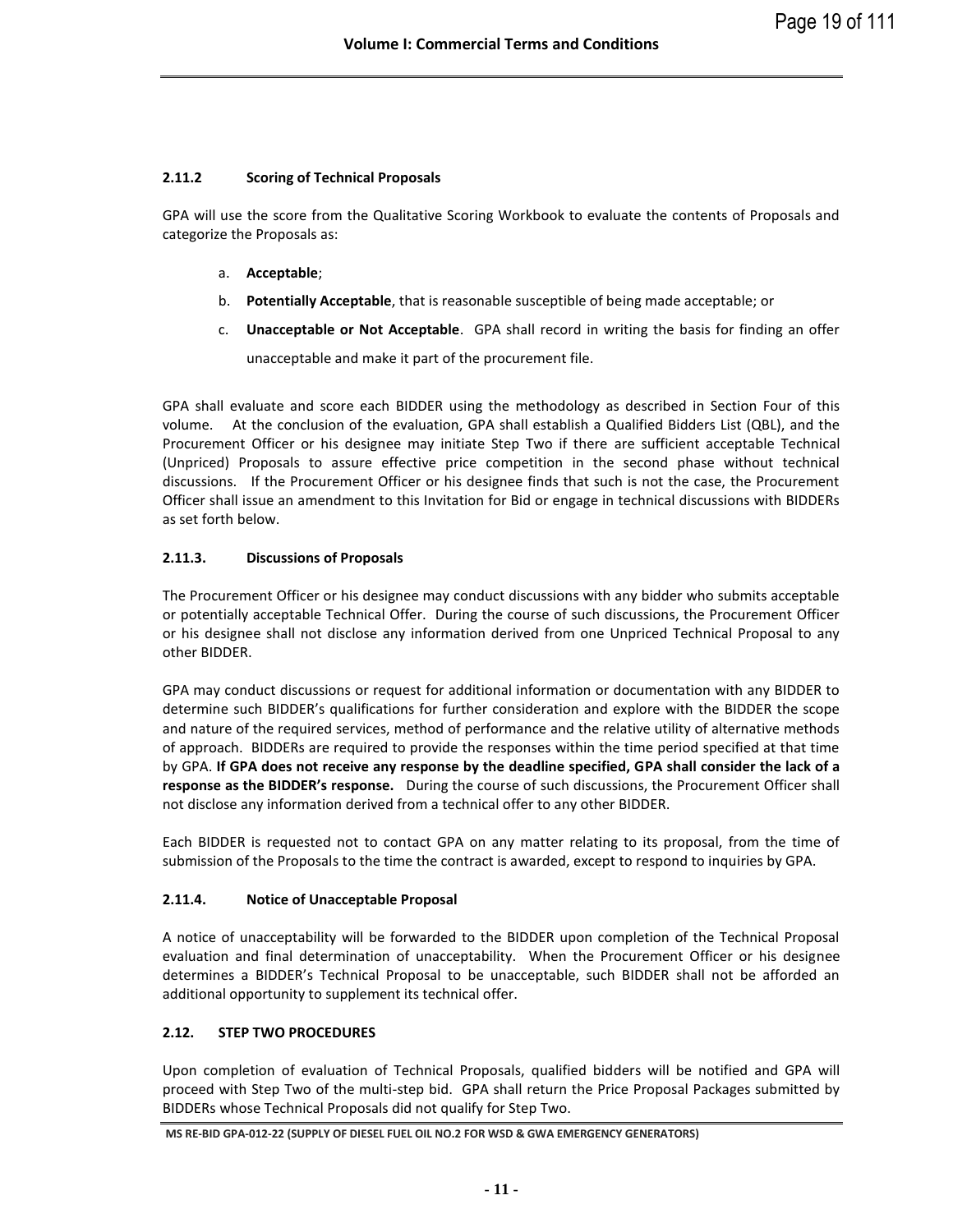### 2.11.2 Scoring of Technical Proposals

GPA will use the score from the Qualitative Scoring Workbook to evaluate the contents of Proposals and categorize the Proposals as:

a. **Acceptable**;

b. **Potentially Acceptable**, that is reasonable susceptible of being made acceptable; or

c. **Unacceptable or Not Acceptable**. GPA shall record in writing the basis for finding an offer unacceptable and make it part of the procurement file.

GPA shall evaluate and score each BIDDER using the methodology as described in Section Four of this volume. At the conclusion of the evaluation, GPA shall establish a Qualified Bidders List (QBL), and the Procurement Officer or his designee may initiate Step Two if there are sufficient acceptable Technical (Unpriced) Proposals to assure effective price competition in the second phase without technical discussions. If the Procurement Officer or his designee finds that such is not the case, the Procurement Officer shall issue an amendment to this Invitation for Bid or engage in technical discussions with BIDDERs as set forth below.

### 2.11.3. Discussions of Proposals

The Procurement Officer or his designee may conduct discussions with any bidder who submits acceptable or potentially acceptable Technical Offer. During the course of such discussions, the Procurement Officer or his designee shall not disclose any information derived from one Unpriced Technical Proposal to any other BIDDER.

GPA may conduct discussions or request for additional information or documentation with any BIDDER to determine such BIDDER's qualifications for further consideration and explore with the BIDDER the scope and nature of the required services, method of performance and the relative utility of alternative methods of approach. BIDDERs are required to provide the responses within the time period specified at that time by GPA. **If GPA does not receive any response by the deadline specified, GPA shall consider the lack of a response as the BIDDER's response.** During the course of such discussions, the Procurement Officer shall not disclose any information derived from a technical offer to any other BIDDER.

Each BIDDER is requested not to contact GPA on any matter relating to its proposal, from the time of submission of the Proposals to the time the contract is awarded, except to respond to inquiries by GPA.

### 2.11.4. Notice of Unacceptable Proposal

A notice of unacceptability will be forwarded to the BIDDER upon completion of the Technical Proposal evaluation and final determination of unacceptability. When the Procurement Officer or his designee determines a BIDDER's Technical Proposal to be unacceptable, such BIDDER shall not be afforded an additional opportunity to supplement its technical offer.

## 2.12. STEP TWO PROCEDURES

Upon completion of evaluation of Technical Proposals, qualified bidders will be notified and GPA will proceed with Step Two of the multi-step bid. GPA shall return the Price Proposal Packages submitted by BIDDERs whose Technical Proposals did not qualify for Step Two.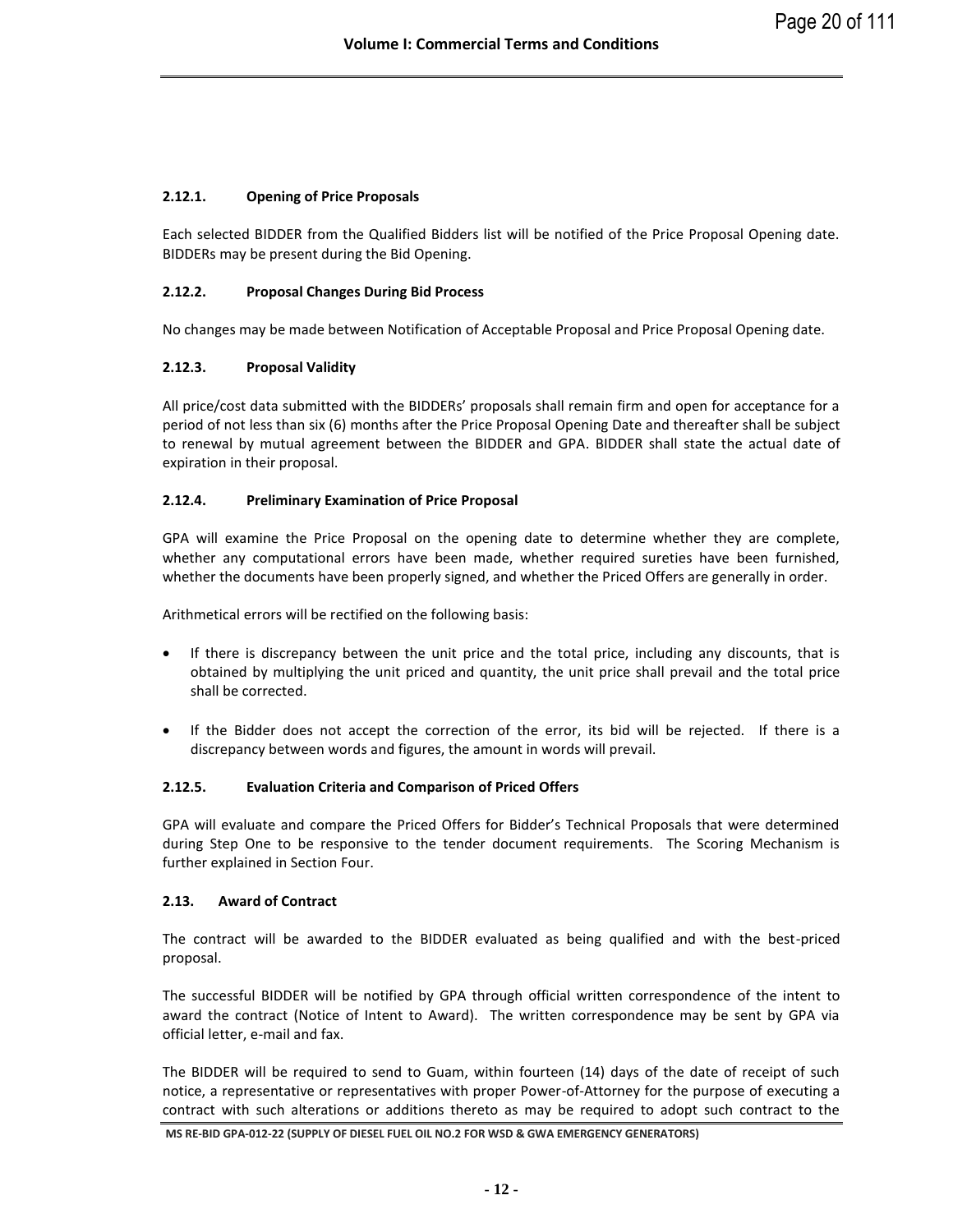### 2.12.1. Opening of Price Proposals

Each selected BIDDER from the Qualified Bidders list will be notified of the Price Proposal Opening date. BIDDERs may be present during the Bid Opening.

### 2.12.2. Proposal Changes During Bid Process

No changes may be made between Notification of Acceptable Proposal and Price Proposal Opening date.

### 2.12.3. Proposal Validity

All price/cost data submitted with the BIDDERs' proposals shall remain firm and open for acceptance for a period of not less than six (6) months after the Price Proposal Opening Date and thereafter shall be subject to renewal by mutual agreement between the BIDDER and GPA. BIDDER shall state the actual date of expiration in their proposal.

### 2.12.4. Preliminary Examination of Price Proposal

GPA will examine the Price Proposal on the opening date to determine whether they are complete, whether any computational errors have been made, whether required sureties have been furnished, whether the documents have been properly signed, and whether the Priced Offers are generally in order.

Arithmetical errors will be rectified on the following basis:

- If there is discrepancy between the unit price and the total price, including any discounts, that is obtained by multiplying the unit priced and quantity, the unit price shall prevail and the total price shall be corrected.
- If the Bidder does not accept the correction of the error, its bid will be rejected. If there is a discrepancy between words and figures, the amount in words will prevail.

### 2.12.5. Evaluation Criteria and Comparison of Priced Offers

GPA will evaluate and compare the Priced Offers for Bidder's Technical Proposals that were determined during Step One to be responsive to the tender document requirements. The Scoring Mechanism is further explained in Section Four.

### 2.13. Award of Contract

The contract will be awarded to the BIDDER evaluated as being qualified and with the best-priced proposal.

The successful BIDDER will be notified by GPA through official written correspondence of the intent to award the contract (Notice of Intent to Award). The written correspondence may be sent by GPA via official letter, e-mail and fax.

The BIDDER will be required to send to Guam, within fourteen (14) days of the date of receipt of such notice, a representative or representatives with proper Power-of-Attorney for the purpose of executing a contract with such alterations or additions thereto as may be required to adopt such contract to the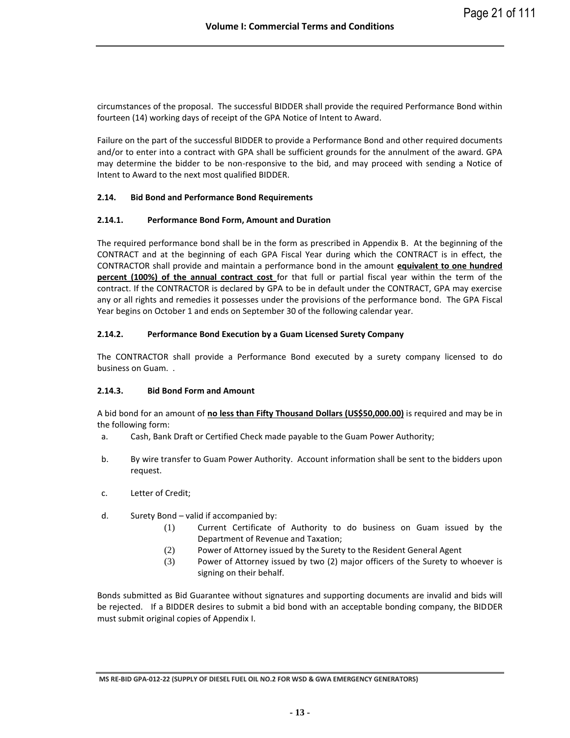circumstances of the proposal. The successful BIDDER shall provide the required Performance Bond within fourteen (14) working days of receipt of the GPA Notice of Intent to Award.

Failure on the part of the successful BIDDER to provide a Performance Bond and other required documents and/or to enter into a contract with GPA shall be sufficient grounds for the annulment of the award. GPA may determine the bidder to be non-responsive to the bid, and may proceed with sending a Notice of Intent to Award to the next most qualified BIDDER.

### 2.14. Bid Bond and Performance Bond Requirements

#### 2.14.1. Performance Bond Form, Amount and Duration

The required performance bond shall be in the form as prescribed in Appendix B. At the beginning of the CONTRACT and at the beginning of each GPA Fiscal Year during which the CONTRACT is in effect, the CONTRACTOR shall provide and maintain a performance bond in the amount **equivalent to one hundred percent (100%) of the annual contract cost** for that full or partial fiscal year within the term of the contract. If the CONTRACTOR is declared by GPA to be in default under the CONTRACT, GPA may exercise any or all rights and remedies it possesses under the provisions of the performance bond. The GPA Fiscal Year begins on October 1 and ends on September 30 of the following calendar year.

#### 2.14.2. Performance Bond Execution by a Guam Licensed Surety Company

The CONTRACTOR shall provide a Performance Bond executed by a surety company licensed to do business on Guam. .

#### 2.14.3. Bid Bond Form and Amount

A bid bond for an amount of **no less than Fifty Thousand Dollars (US$50,000.00)** is required and may be in the following form:

a. Cash, Bank Draft or Certified Check made payable to the Guam Power Authority;

b. By wire transfer to Guam Power Authority. Account information shall be sent to the bidders upon request.

c. Letter of Credit;

d. Surety Bond – valid if accompanied by:
   (1) Current Certificate of Authority to do business on Guam issued by the Department of Revenue and Taxation;
   (2) Power of Attorney issued by the Surety to the Resident General Agent
   (3) Power of Attorney issued by two (2) major officers of the Surety to whoever is signing on their behalf.

Bonds submitted as Bid Guarantee without signatures and supporting documents are invalid and bids will be rejected. If a BIDDER desires to submit a bid bond with an acceptable bonding company, the BIDDER must submit original copies of Appendix I.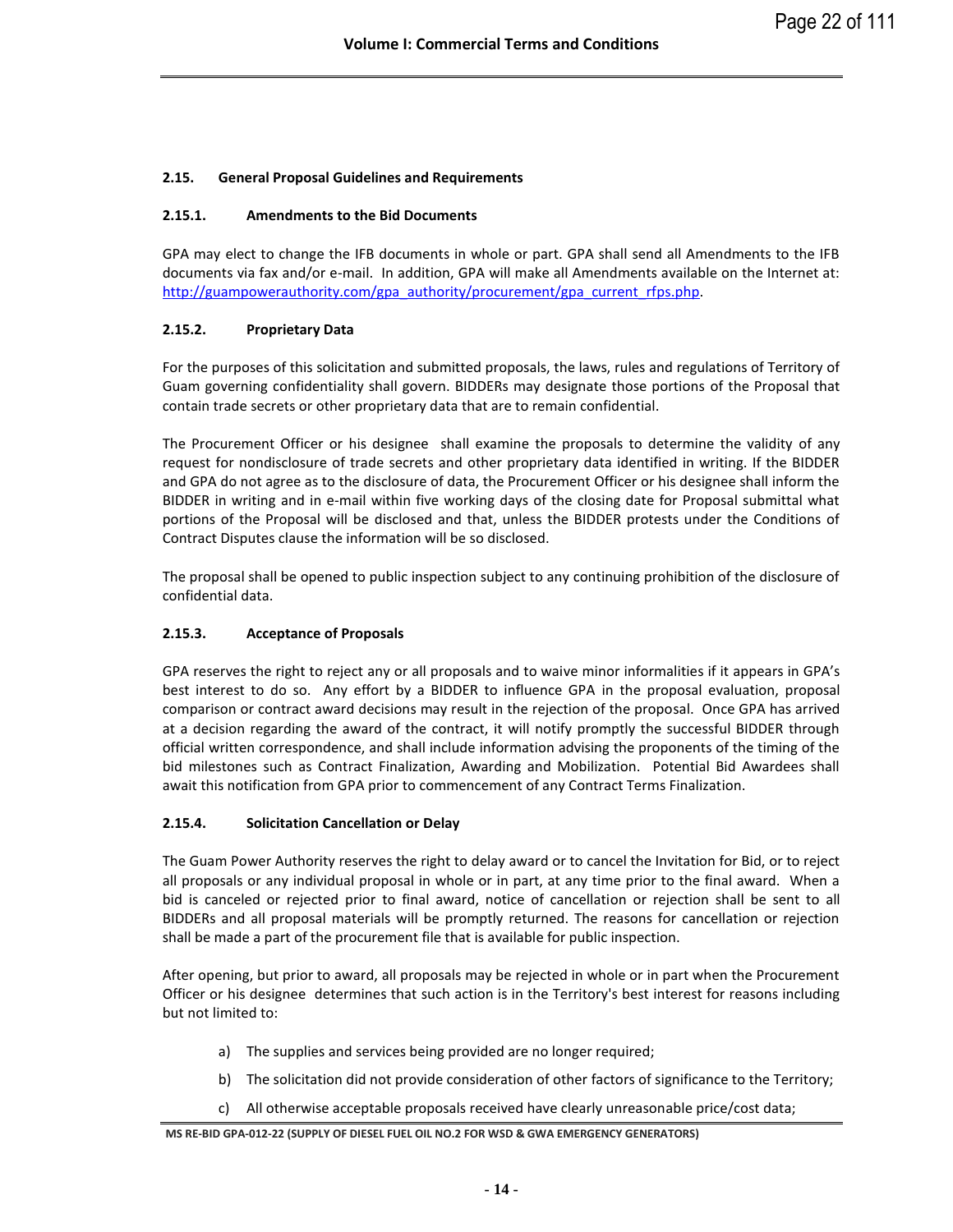### 2.15. General Proposal Guidelines and Requirements

#### 2.15.1. Amendments to the Bid Documents

GPA may elect to change the IFB documents in whole or part. GPA shall send all Amendments to the IFB documents via fax and/or e-mail. In addition, GPA will make all Amendments available on the Internet at: http://guampowerauthority.com/gpa_authority/procurement/gpa_current_rfps.php.

#### 2.15.2. Proprietary Data

For the purposes of this solicitation and submitted proposals, the laws, rules and regulations of Territory of Guam governing confidentiality shall govern. BIDDERs may designate those portions of the Proposal that contain trade secrets or other proprietary data that are to remain confidential.

The Procurement Officer or his designee shall examine the proposals to determine the validity of any request for nondisclosure of trade secrets and other proprietary data identified in writing. If the BIDDER and GPA do not agree as to the disclosure of data, the Procurement Officer or his designee shall inform the BIDDER in writing and in e-mail within five working days of the closing date for Proposal submittal what portions of the Proposal will be disclosed and that, unless the BIDDER protests under the Conditions of Contract Disputes clause the information will be so disclosed.

The proposal shall be opened to public inspection subject to any continuing prohibition of the disclosure of confidential data.

#### 2.15.3. Acceptance of Proposals

GPA reserves the right to reject any or all proposals and to waive minor informalities if it appears in GPA's best interest to do so. Any effort by a BIDDER to influence GPA in the proposal evaluation, proposal comparison or contract award decisions may result in the rejection of the proposal. Once GPA has arrived at a decision regarding the award of the contract, it will notify promptly the successful BIDDER through official written correspondence, and shall include information advising the proponents of the timing of the bid milestones such as Contract Finalization, Awarding and Mobilization. Potential Bid Awardees shall await this notification from GPA prior to commencement of any Contract Terms Finalization.

#### 2.15.4. Solicitation Cancellation or Delay

The Guam Power Authority reserves the right to delay award or to cancel the Invitation for Bid, or to reject all proposals or any individual proposal in whole or in part, at any time prior to the final award. When a bid is canceled or rejected prior to final award, notice of cancellation or rejection shall be sent to all BIDDERs and all proposal materials will be promptly returned. The reasons for cancellation or rejection shall be made a part of the procurement file that is available for public inspection.

After opening, but prior to award, all proposals may be rejected in whole or in part when the Procurement Officer or his designee determines that such action is in the Territory's best interest for reasons including but not limited to:

a) The supplies and services being provided are no longer required;

b) The solicitation did not provide consideration of other factors of significance to the Territory;

c) All otherwise acceptable proposals received have clearly unreasonable price/cost data;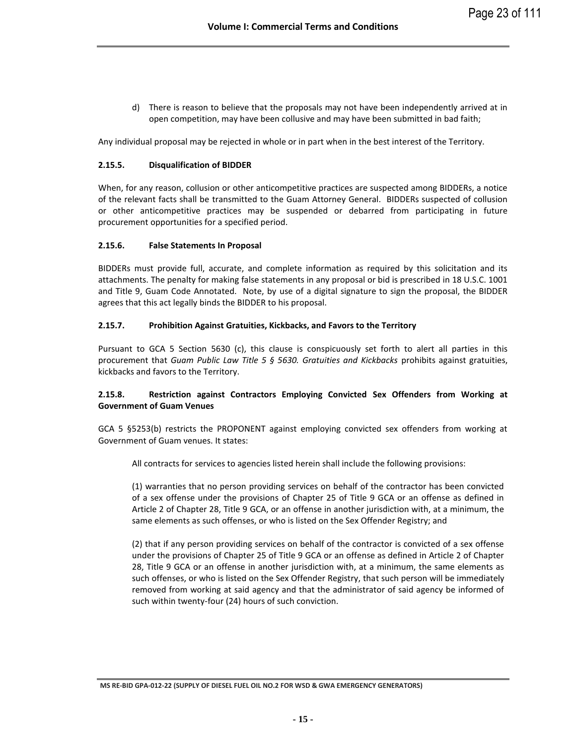d) There is reason to believe that the proposals may not have been independently arrived at in open competition, may have been collusive and may have been submitted in bad faith;

Any individual proposal may be rejected in whole or in part when in the best interest of the Territory.

### 2.15.5. Disqualification of BIDDER

When, for any reason, collusion or other anticompetitive practices are suspected among BIDDERs, a notice of the relevant facts shall be transmitted to the Guam Attorney General. BIDDERs suspected of collusion or other anticompetitive practices may be suspended or debarred from participating in future procurement opportunities for a specified period.

### 2.15.6. False Statements In Proposal

BIDDERs must provide full, accurate, and complete information as required by this solicitation and its attachments. The penalty for making false statements in any proposal or bid is prescribed in 18 U.S.C. 1001 and Title 9, Guam Code Annotated. Note, by use of a digital signature to sign the proposal, the BIDDER agrees that this act legally binds the BIDDER to his proposal.

### 2.15.7. Prohibition Against Gratuities, Kickbacks, and Favors to the Territory

Pursuant to GCA 5 Section 5630 (c), this clause is conspicuously set forth to alert all parties in this procurement that *Guam Public Law Title 5 § 5630. Gratuities and Kickbacks* prohibits against gratuities, kickbacks and favors to the Territory.

### 2.15.8. Restriction against Contractors Employing Convicted Sex Offenders from Working at Government of Guam Venues

GCA 5 §5253(b) restricts the PROPONENT against employing convicted sex offenders from working at Government of Guam venues. It states:

> All contracts for services to agencies listed herein shall include the following provisions:
>
> (1) warranties that no person providing services on behalf of the contractor has been convicted of a sex offense under the provisions of Chapter 25 of Title 9 GCA or an offense as defined in Article 2 of Chapter 28, Title 9 GCA, or an offense in another jurisdiction with, at a minimum, the same elements as such offenses, or who is listed on the Sex Offender Registry; and
>
> (2) that if any person providing services on behalf of the contractor is convicted of a sex offense under the provisions of Chapter 25 of Title 9 GCA or an offense as defined in Article 2 of Chapter 28, Title 9 GCA or an offense in another jurisdiction with, at a minimum, the same elements as such offenses, or who is listed on the Sex Offender Registry, that such person will be immediately removed from working at said agency and that the administrator of said agency be informed of such within twenty-four (24) hours of such conviction.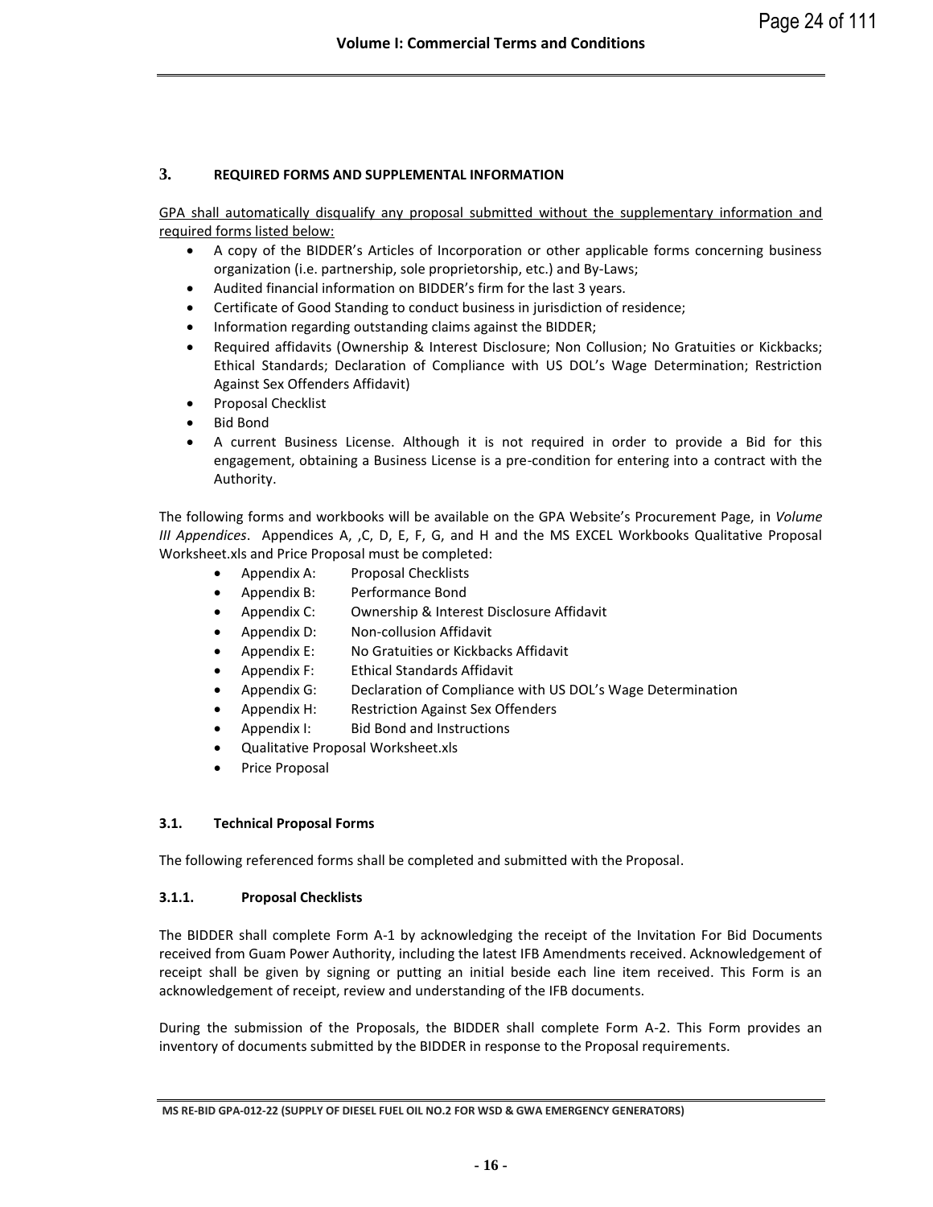## 3. REQUIRED FORMS AND SUPPLEMENTAL INFORMATION

GPA shall automatically disqualify any proposal submitted without the supplementary information and required forms listed below:

- A copy of the BIDDER's Articles of Incorporation or other applicable forms concerning business organization (i.e. partnership, sole proprietorship, etc.) and By-Laws;
- Audited financial information on BIDDER's firm for the last 3 years.
- Certificate of Good Standing to conduct business in jurisdiction of residence;
- Information regarding outstanding claims against the BIDDER;
- Required affidavits (Ownership & Interest Disclosure; Non Collusion; No Gratuities or Kickbacks; Ethical Standards; Declaration of Compliance with US DOL's Wage Determination; Restriction Against Sex Offenders Affidavit)
- Proposal Checklist
- Bid Bond
- A current Business License. Although it is not required in order to provide a Bid for this engagement, obtaining a Business License is a pre-condition for entering into a contract with the Authority.

The following forms and workbooks will be available on the GPA Website's Procurement Page, in *Volume III Appendices*. Appendices A, ,C, D, E, F, G, and H and the MS EXCEL Workbooks Qualitative Proposal Worksheet.xls and Price Proposal must be completed:

- Appendix A: Proposal Checklists
- Appendix B: Performance Bond
- Appendix C: Ownership & Interest Disclosure Affidavit
- Appendix D: Non-collusion Affidavit
- Appendix E: No Gratuities or Kickbacks Affidavit
- Appendix F: Ethical Standards Affidavit
- Appendix G: Declaration of Compliance with US DOL's Wage Determination
- Appendix H: Restriction Against Sex Offenders
- Appendix I: Bid Bond and Instructions
- Qualitative Proposal Worksheet.xls
- Price Proposal

### 3.1. Technical Proposal Forms

The following referenced forms shall be completed and submitted with the Proposal.

#### 3.1.1. Proposal Checklists

The BIDDER shall complete Form A-1 by acknowledging the receipt of the Invitation For Bid Documents received from Guam Power Authority, including the latest IFB Amendments received. Acknowledgement of receipt shall be given by signing or putting an initial beside each line item received. This Form is an acknowledgement of receipt, review and understanding of the IFB documents.

During the submission of the Proposals, the BIDDER shall complete Form A-2. This Form provides an inventory of documents submitted by the BIDDER in response to the Proposal requirements.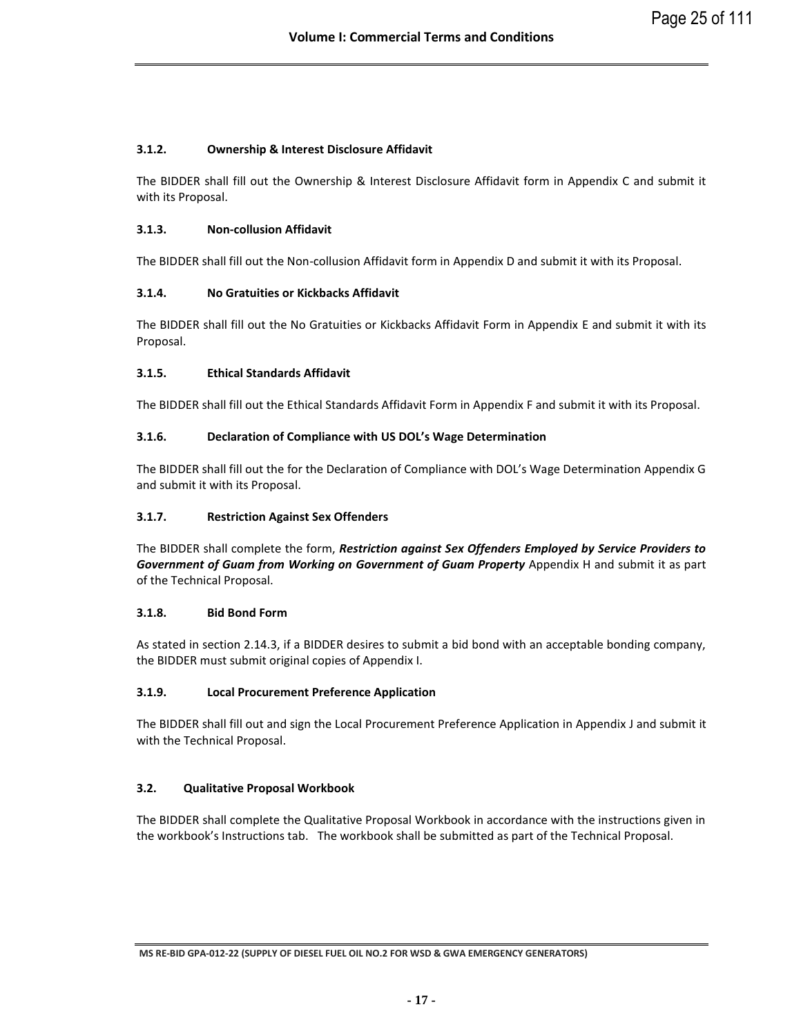### 3.1.2. Ownership & Interest Disclosure Affidavit

The BIDDER shall fill out the Ownership & Interest Disclosure Affidavit form in Appendix C and submit it with its Proposal.

### 3.1.3. Non-collusion Affidavit

The BIDDER shall fill out the Non-collusion Affidavit form in Appendix D and submit it with its Proposal.

### 3.1.4. No Gratuities or Kickbacks Affidavit

The BIDDER shall fill out the No Gratuities or Kickbacks Affidavit Form in Appendix E and submit it with its Proposal.

### 3.1.5. Ethical Standards Affidavit

The BIDDER shall fill out the Ethical Standards Affidavit Form in Appendix F and submit it with its Proposal.

### 3.1.6. Declaration of Compliance with US DOL's Wage Determination

The BIDDER shall fill out the for the Declaration of Compliance with DOL's Wage Determination Appendix G and submit it with its Proposal.

### 3.1.7. Restriction Against Sex Offenders

The BIDDER shall complete the form, ***Restriction against Sex Offenders Employed by Service Providers to Government of Guam from Working on Government of Guam Property*** Appendix H and submit it as part of the Technical Proposal.

### 3.1.8. Bid Bond Form

As stated in section 2.14.3, if a BIDDER desires to submit a bid bond with an acceptable bonding company, the BIDDER must submit original copies of Appendix I.

### 3.1.9. Local Procurement Preference Application

The BIDDER shall fill out and sign the Local Procurement Preference Application in Appendix J and submit it with the Technical Proposal.

## 3.2. Qualitative Proposal Workbook

The BIDDER shall complete the Qualitative Proposal Workbook in accordance with the instructions given in the workbook's Instructions tab. The workbook shall be submitted as part of the Technical Proposal.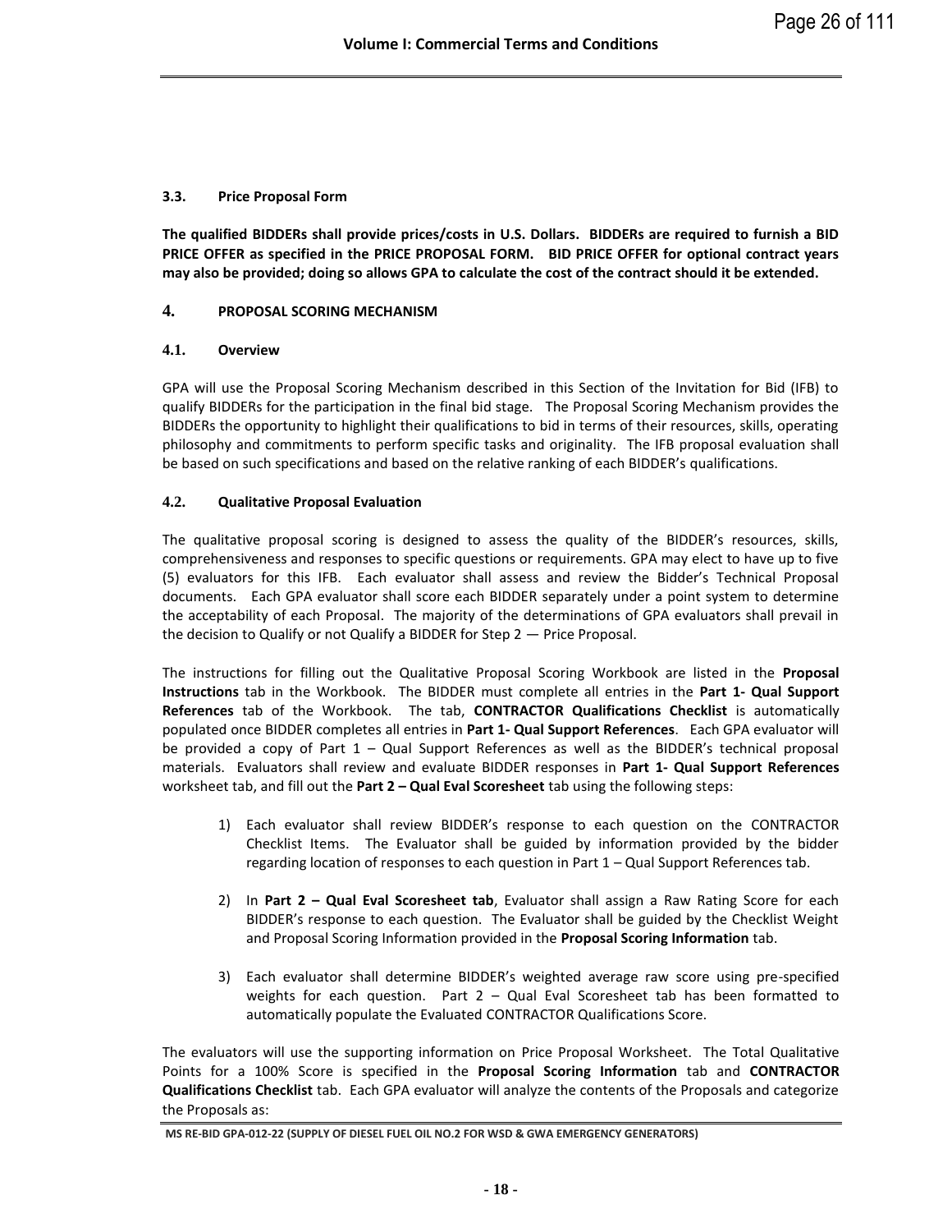### 3.3. Price Proposal Form

**The qualified BIDDERs shall provide prices/costs in U.S. Dollars. BIDDERs are required to furnish a BID PRICE OFFER as specified in the PRICE PROPOSAL FORM. BID PRICE OFFER for optional contract years may also be provided; doing so allows GPA to calculate the cost of the contract should it be extended.**

## 4. PROPOSAL SCORING MECHANISM

### 4.1. Overview

GPA will use the Proposal Scoring Mechanism described in this Section of the Invitation for Bid (IFB) to qualify BIDDERs for the participation in the final bid stage. The Proposal Scoring Mechanism provides the BIDDERs the opportunity to highlight their qualifications to bid in terms of their resources, skills, operating philosophy and commitments to perform specific tasks and originality. The IFB proposal evaluation shall be based on such specifications and based on the relative ranking of each BIDDER's qualifications.

### 4.2. Qualitative Proposal Evaluation

The qualitative proposal scoring is designed to assess the quality of the BIDDER's resources, skills, comprehensiveness and responses to specific questions or requirements. GPA may elect to have up to five (5) evaluators for this IFB. Each evaluator shall assess and review the Bidder's Technical Proposal documents. Each GPA evaluator shall score each BIDDER separately under a point system to determine the acceptability of each Proposal. The majority of the determinations of GPA evaluators shall prevail in the decision to Qualify or not Qualify a BIDDER for Step 2 — Price Proposal.

The instructions for filling out the Qualitative Proposal Scoring Workbook are listed in the **Proposal Instructions** tab in the Workbook. The BIDDER must complete all entries in the **Part 1- Qual Support References** tab of the Workbook. The tab, **CONTRACTOR Qualifications Checklist** is automatically populated once BIDDER completes all entries in **Part 1- Qual Support References**. Each GPA evaluator will be provided a copy of Part 1 – Qual Support References as well as the BIDDER's technical proposal materials. Evaluators shall review and evaluate BIDDER responses in **Part 1- Qual Support References** worksheet tab, and fill out the **Part 2 – Qual Eval Scoresheet** tab using the following steps:

1) Each evaluator shall review BIDDER's response to each question on the CONTRACTOR Checklist Items. The Evaluator shall be guided by information provided by the bidder regarding location of responses to each question in Part 1 – Qual Support References tab.

2) In **Part 2 – Qual Eval Scoresheet tab**, Evaluator shall assign a Raw Rating Score for each BIDDER's response to each question. The Evaluator shall be guided by the Checklist Weight and Proposal Scoring Information provided in the **Proposal Scoring Information** tab.

3) Each evaluator shall determine BIDDER's weighted average raw score using pre-specified weights for each question. Part 2 – Qual Eval Scoresheet tab has been formatted to automatically populate the Evaluated CONTRACTOR Qualifications Score.

The evaluators will use the supporting information on Price Proposal Worksheet. The Total Qualitative Points for a 100% Score is specified in the **Proposal Scoring Information** tab and **CONTRACTOR Qualifications Checklist** tab. Each GPA evaluator will analyze the contents of the Proposals and categorize the Proposals as: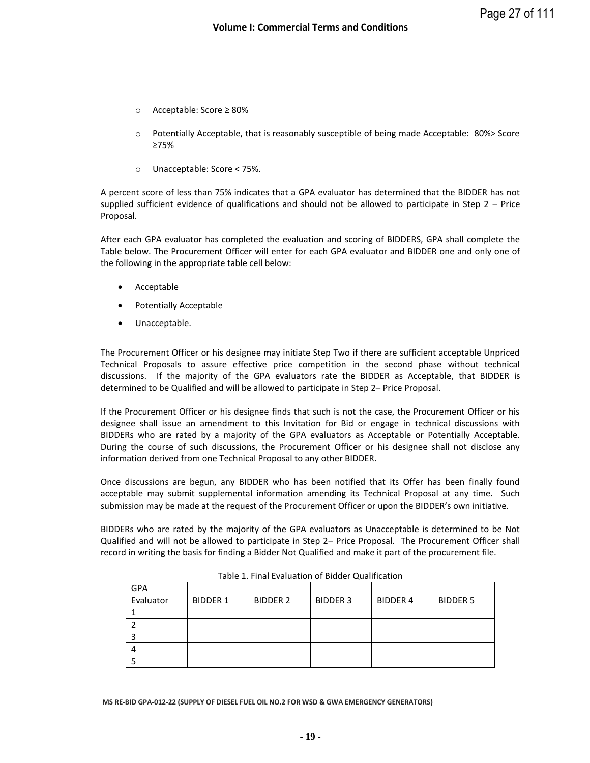- Acceptable: Score ≥ 80%
- Potentially Acceptable, that is reasonably susceptible of being made Acceptable: 80%> Score ≥75%
- Unacceptable: Score < 75%.

A percent score of less than 75% indicates that a GPA evaluator has determined that the BIDDER has not supplied sufficient evidence of qualifications and should not be allowed to participate in Step 2 – Price Proposal.

After each GPA evaluator has completed the evaluation and scoring of BIDDERS, GPA shall complete the Table below. The Procurement Officer will enter for each GPA evaluator and BIDDER one and only one of the following in the appropriate table cell below:

- Acceptable
- Potentially Acceptable
- Unacceptable.

The Procurement Officer or his designee may initiate Step Two if there are sufficient acceptable Unpriced Technical Proposals to assure effective price competition in the second phase without technical discussions. If the majority of the GPA evaluators rate the BIDDER as Acceptable, that BIDDER is determined to be Qualified and will be allowed to participate in Step 2– Price Proposal.

If the Procurement Officer or his designee finds that such is not the case, the Procurement Officer or his designee shall issue an amendment to this Invitation for Bid or engage in technical discussions with BIDDERs who are rated by a majority of the GPA evaluators as Acceptable or Potentially Acceptable. During the course of such discussions, the Procurement Officer or his designee shall not disclose any information derived from one Technical Proposal to any other BIDDER.

Once discussions are begun, any BIDDER who has been notified that its Offer has been finally found acceptable may submit supplemental information amending its Technical Proposal at any time. Such submission may be made at the request of the Procurement Officer or upon the BIDDER's own initiative.

BIDDERs who are rated by the majority of the GPA evaluators as Unacceptable is determined to be Not Qualified and will not be allowed to participate in Step 2– Price Proposal. The Procurement Officer shall record in writing the basis for finding a Bidder Not Qualified and make it part of the procurement file.

Table 1. Final Evaluation of Bidder Qualification

| GPA Evaluator | BIDDER 1 | BIDDER 2 | BIDDER 3 | BIDDER 4 | BIDDER 5 |
|---|---|---|---|---|---|
| 1 | | | | | |
| 2 | | | | | |
| 3 | | | | | |
| 4 | | | | | |
| 5 | | | | | |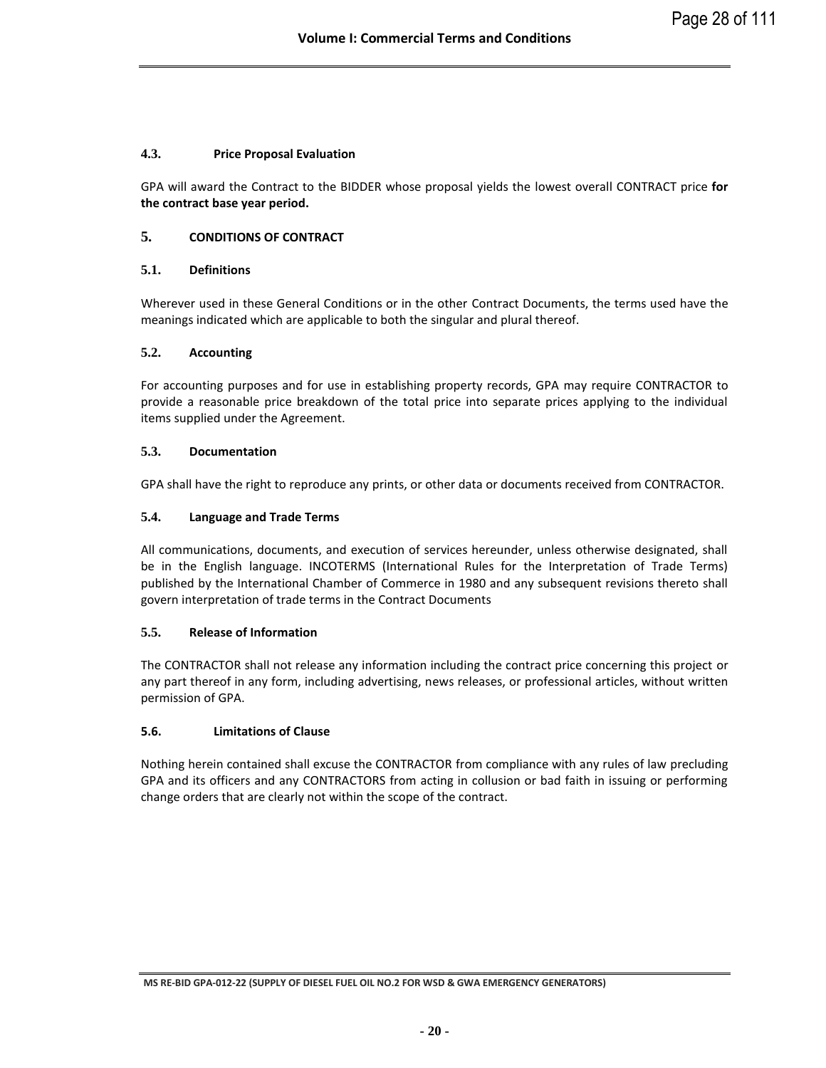### 4.3. Price Proposal Evaluation

GPA will award the Contract to the BIDDER whose proposal yields the lowest overall CONTRACT price **for the contract base year period.**

## 5. CONDITIONS OF CONTRACT

### 5.1. Definitions

Wherever used in these General Conditions or in the other Contract Documents, the terms used have the meanings indicated which are applicable to both the singular and plural thereof.

### 5.2. Accounting

For accounting purposes and for use in establishing property records, GPA may require CONTRACTOR to provide a reasonable price breakdown of the total price into separate prices applying to the individual items supplied under the Agreement.

### 5.3. Documentation

GPA shall have the right to reproduce any prints, or other data or documents received from CONTRACTOR.

### 5.4. Language and Trade Terms

All communications, documents, and execution of services hereunder, unless otherwise designated, shall be in the English language. INCOTERMS (International Rules for the Interpretation of Trade Terms) published by the International Chamber of Commerce in 1980 and any subsequent revisions thereto shall govern interpretation of trade terms in the Contract Documents

### 5.5. Release of Information

The CONTRACTOR shall not release any information including the contract price concerning this project or any part thereof in any form, including advertising, news releases, or professional articles, without written permission of GPA.

### 5.6. Limitations of Clause

Nothing herein contained shall excuse the CONTRACTOR from compliance with any rules of law precluding GPA and its officers and any CONTRACTORS from acting in collusion or bad faith in issuing or performing change orders that are clearly not within the scope of the contract.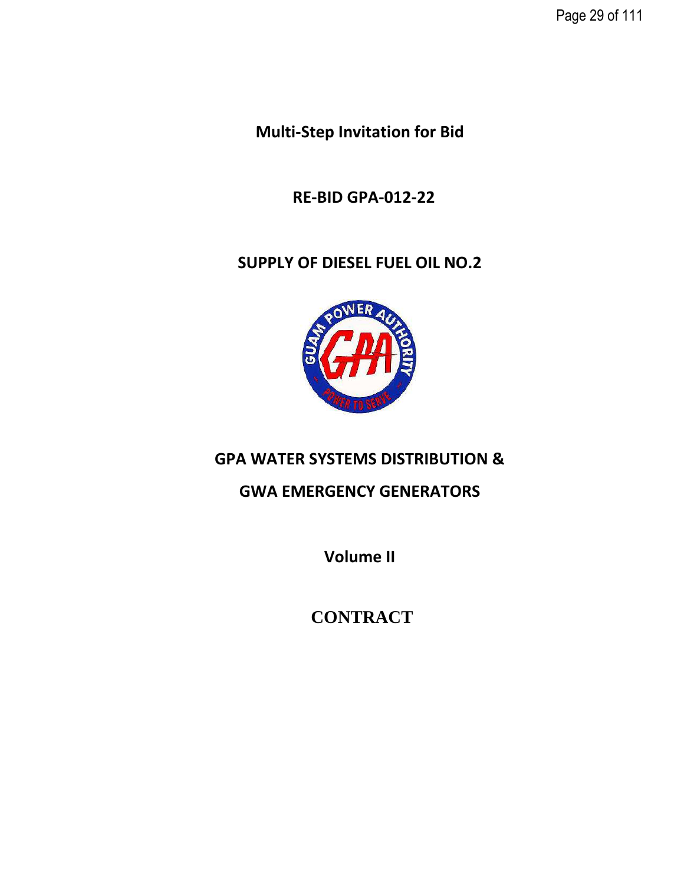# Multi-Step Invitation for Bid

# RE-BID GPA-012-22

# SUPPLY OF DIESEL FUEL OIL NO.2

# GPA WATER SYSTEMS DISTRIBUTION & GWA EMERGENCY GENERATORS

## Volume II

## CONTRACT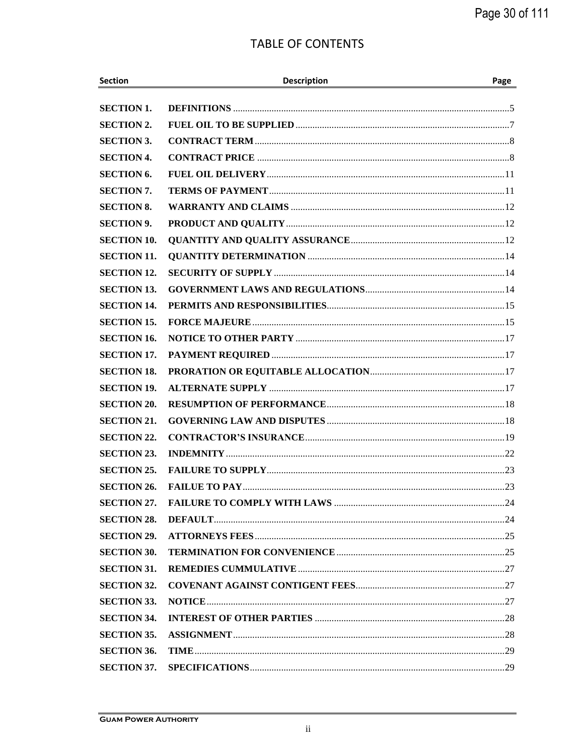# TABLE OF CONTENTS

| Section | Description | Page |
|---|---|---|
| SECTION 1. | DEFINITIONS | 5 |
| SECTION 2. | FUEL OIL TO BE SUPPLIED | 7 |
| SECTION 3. | CONTRACT TERM | 8 |
| SECTION 4. | CONTRACT PRICE | 8 |
| SECTION 6. | FUEL OIL DELIVERY | 11 |
| SECTION 7. | TERMS OF PAYMENT | 11 |
| SECTION 8. | WARRANTY AND CLAIMS | 12 |
| SECTION 9. | PRODUCT AND QUALITY | 12 |
| SECTION 10. | QUANTITY AND QUALITY ASSURANCE | 12 |
| SECTION 11. | QUANTITY DETERMINATION | 14 |
| SECTION 12. | SECURITY OF SUPPLY | 14 |
| SECTION 13. | GOVERNMENT LAWS AND REGULATIONS | 14 |
| SECTION 14. | PERMITS AND RESPONSIBILITIES | 15 |
| SECTION 15. | FORCE MAJEURE | 15 |
| SECTION 16. | NOTICE TO OTHER PARTY | 17 |
| SECTION 17. | PAYMENT REQUIRED | 17 |
| SECTION 18. | PRORATION OR EQUITABLE ALLOCATION | 17 |
| SECTION 19. | ALTERNATE SUPPLY | 17 |
| SECTION 20. | RESUMPTION OF PERFORMANCE | 18 |
| SECTION 21. | GOVERNING LAW AND DISPUTES | 18 |
| SECTION 22. | CONTRACTOR'S INSURANCE | 19 |
| SECTION 23. | INDEMNITY | 22 |
| SECTION 25. | FAILURE TO SUPPLY | 23 |
| SECTION 26. | FAILUE TO PAY | 23 |
| SECTION 27. | FAILURE TO COMPLY WITH LAWS | 24 |
| SECTION 28. | DEFAULT | 24 |
| SECTION 29. | ATTORNEYS FEES | 25 |
| SECTION 30. | TERMINATION FOR CONVENIENCE | 25 |
| SECTION 31. | REMEDIES CUMMULATIVE | 27 |
| SECTION 32. | COVENANT AGAINST CONTIGENT FEES | 27 |
| SECTION 33. | NOTICE | 27 |
| SECTION 34. | INTEREST OF OTHER PARTIES | 28 |
| SECTION 35. | ASSIGNMENT | 28 |
| SECTION 36. | TIME | 29 |
| SECTION 37. | SPECIFICATIONS | 29 |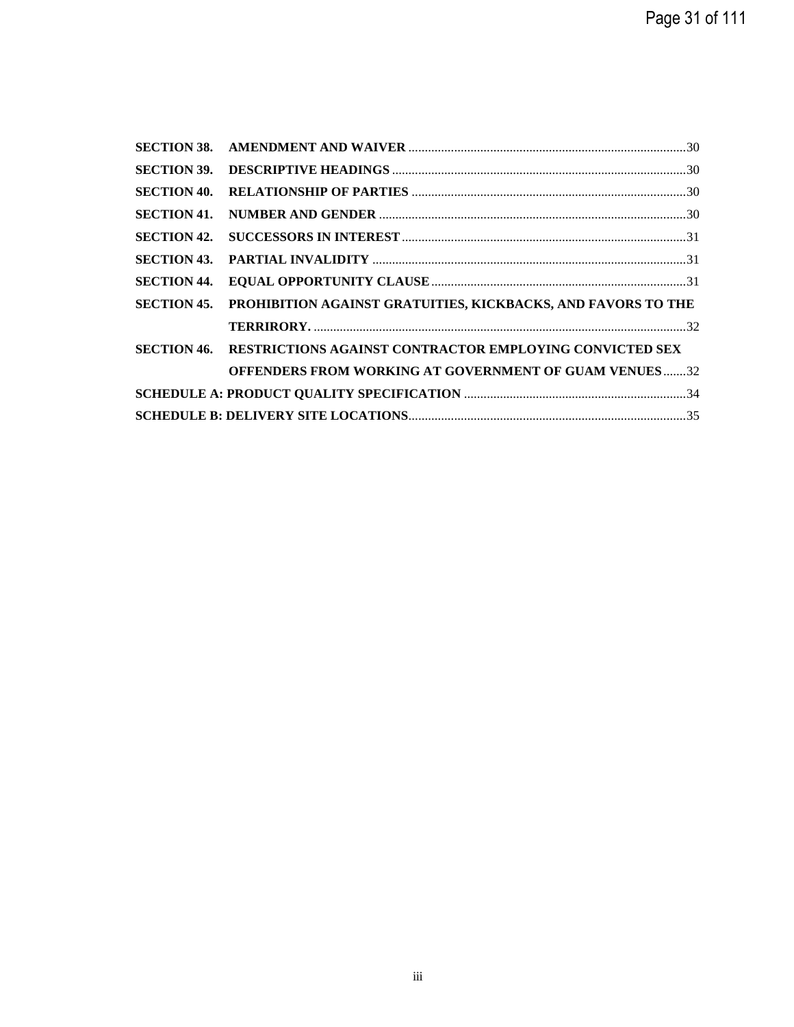**SECTION 38. AMENDMENT AND WAIVER** ........................................................................................30

**SECTION 39. DESCRIPTIVE HEADINGS** ........................................................................................30

**SECTION 40. RELATIONSHIP OF PARTIES** ..................................................................................30

**SECTION 41. NUMBER AND GENDER** ..........................................................................................30

**SECTION 42. SUCCESSORS IN INTEREST** ....................................................................................31

**SECTION 43. PARTIAL INVALIDITY** ............................................................................................31

**SECTION 44. EQUAL OPPORTUNITY CLAUSE** ...........................................................................31

**SECTION 45. PROHIBITION AGAINST GRATUITIES, KICKBACKS, AND FAVORS TO THE TERRIRORY.** ...........................................................................................................................32

**SECTION 46. RESTRICTIONS AGAINST CONTRACTOR EMPLOYING CONVICTED SEX OFFENDERS FROM WORKING AT GOVERNMENT OF GUAM VENUES** .......32

**SCHEDULE A: PRODUCT QUALITY SPECIFICATION** ..................................................................34

**SCHEDULE B: DELIVERY SITE LOCATIONS**.....................................................................................35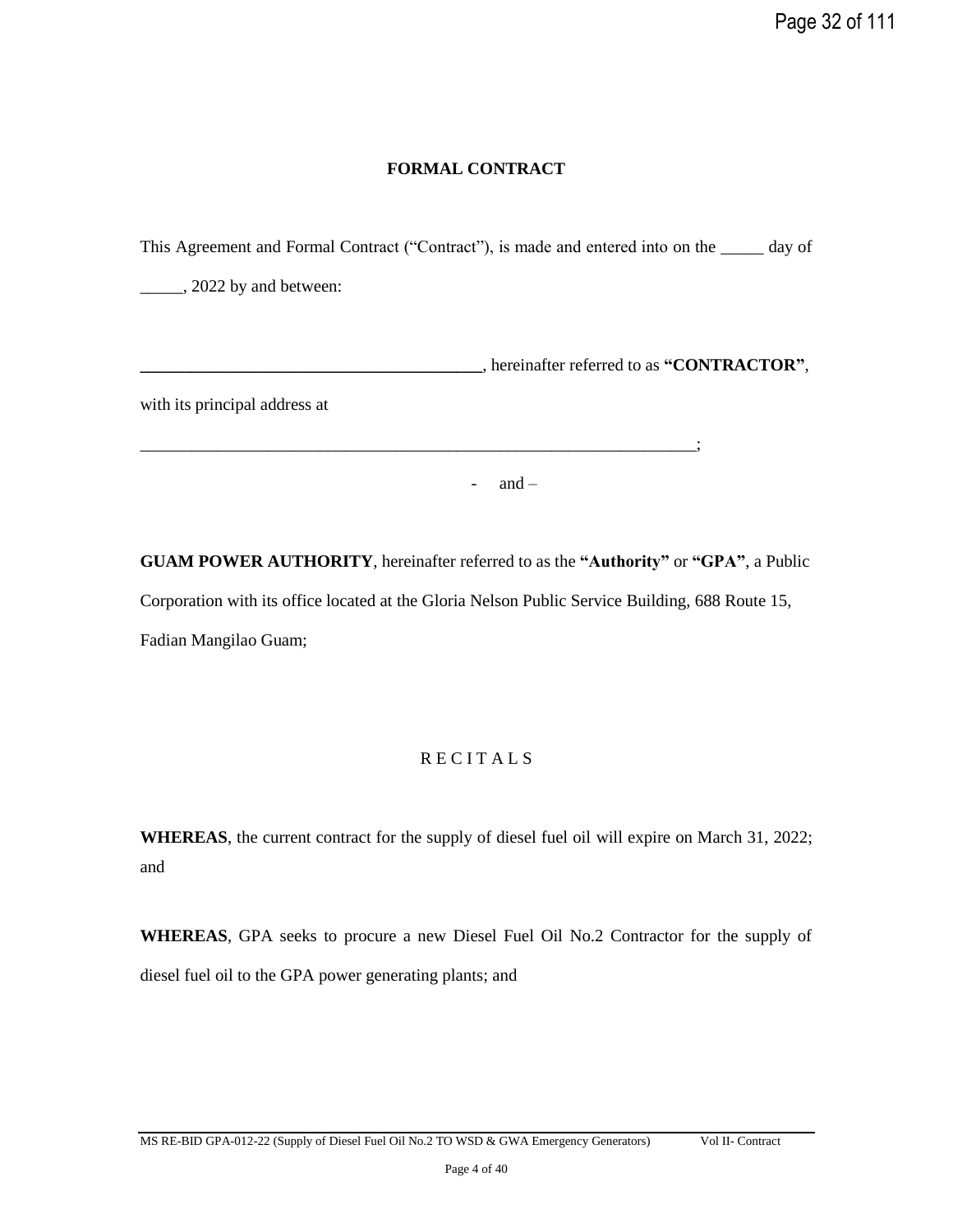# FORMAL CONTRACT

This Agreement and Formal Contract ("Contract"), is made and entered into on the _____ day of _____, 2022 by and between:

**________________________________________**, hereinafter referred to as **"CONTRACTOR"**,

with its principal address at

_________________________________________________________________;

\- and –

**GUAM POWER AUTHORITY**, hereinafter referred to as the **"Authority"** or **"GPA"**, a Public Corporation with its office located at the Gloria Nelson Public Service Building, 688 Route 15, Fadian Mangilao Guam;

## R E C I T A L S

**WHEREAS**, the current contract for the supply of diesel fuel oil will expire on March 31, 2022; and

**WHEREAS**, GPA seeks to procure a new Diesel Fuel Oil No.2 Contractor for the supply of diesel fuel oil to the GPA power generating plants; and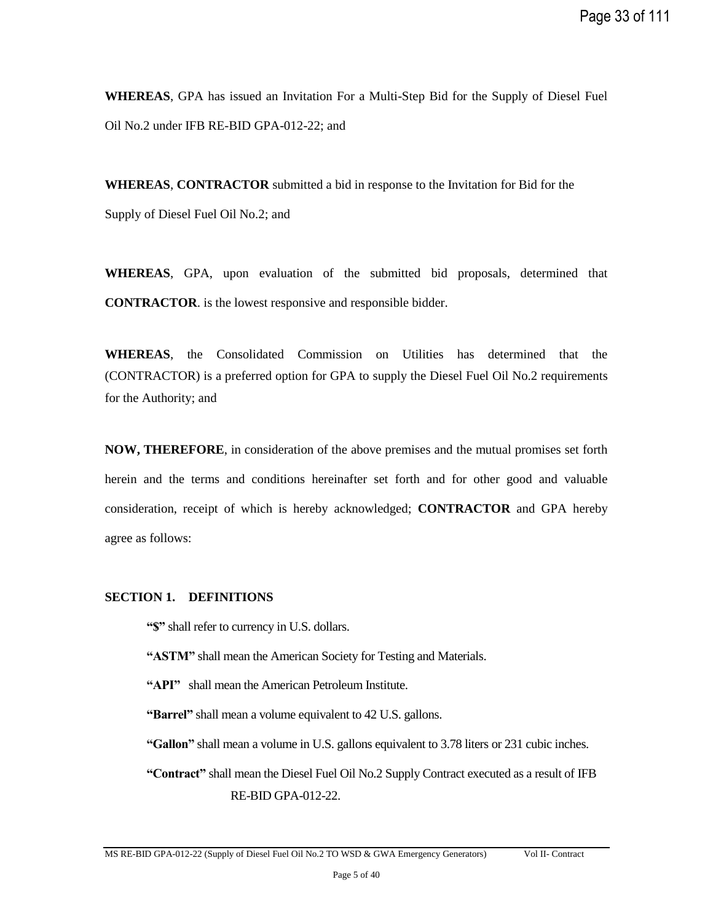**WHEREAS**, GPA has issued an Invitation For a Multi-Step Bid for the Supply of Diesel Fuel Oil No.2 under IFB RE-BID GPA-012-22; and

**WHEREAS**, **CONTRACTOR** submitted a bid in response to the Invitation for Bid for the Supply of Diesel Fuel Oil No.2; and

**WHEREAS**, GPA, upon evaluation of the submitted bid proposals, determined that **CONTRACTOR**. is the lowest responsive and responsible bidder.

**WHEREAS**, the Consolidated Commission on Utilities has determined that the (CONTRACTOR) is a preferred option for GPA to supply the Diesel Fuel Oil No.2 requirements for the Authority; and

**NOW, THEREFORE**, in consideration of the above premises and the mutual promises set forth herein and the terms and conditions hereinafter set forth and for other good and valuable consideration, receipt of which is hereby acknowledged; **CONTRACTOR** and GPA hereby agree as follows:

## SECTION 1. DEFINITIONS

**"$"** shall refer to currency in U.S. dollars.

**"ASTM"** shall mean the American Society for Testing and Materials.

**"API"** shall mean the American Petroleum Institute.

**"Barrel"** shall mean a volume equivalent to 42 U.S. gallons.

**"Gallon"** shall mean a volume in U.S. gallons equivalent to 3.78 liters or 231 cubic inches.

**"Contract"** shall mean the Diesel Fuel Oil No.2 Supply Contract executed as a result of IFB RE-BID GPA-012-22.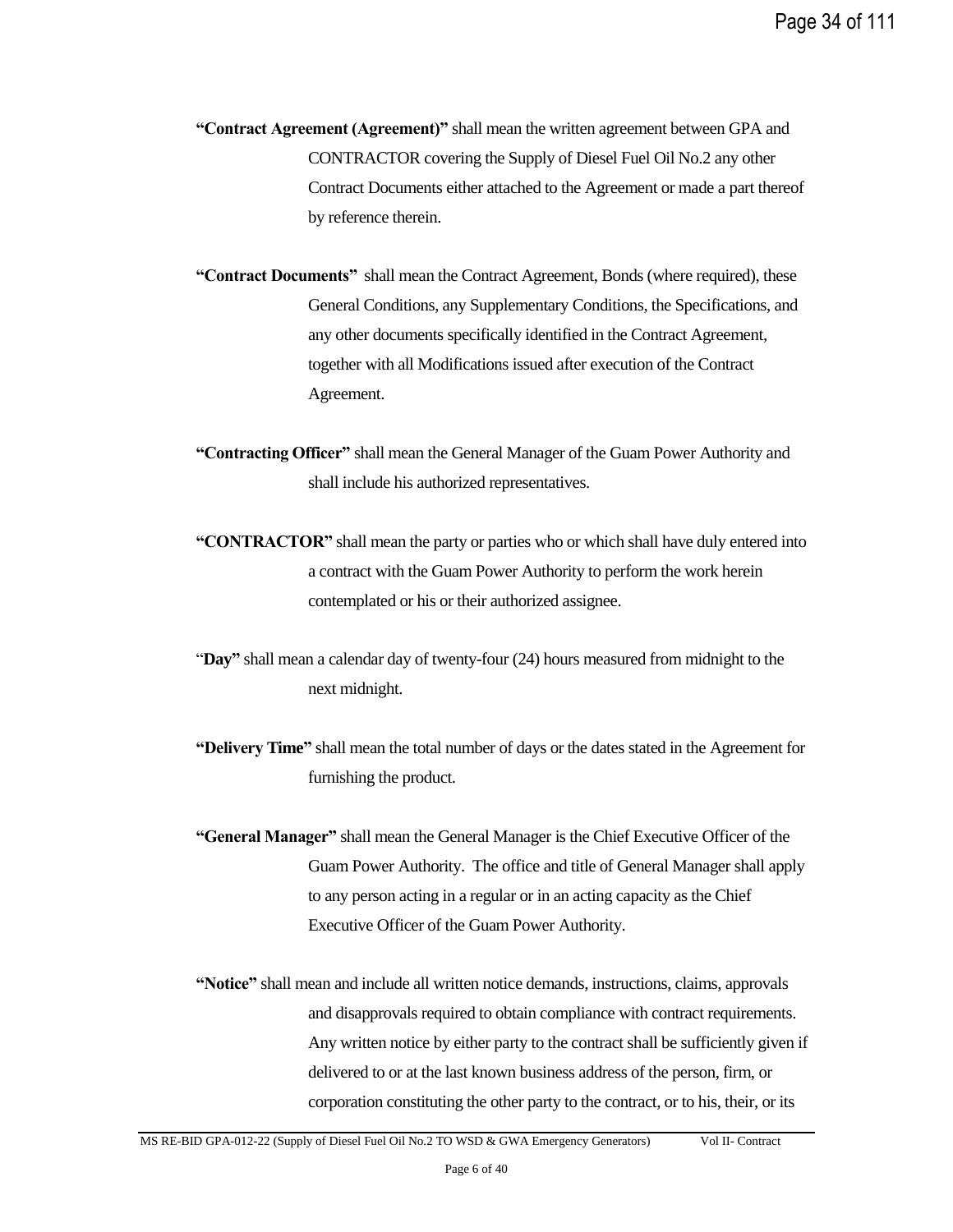**"Contract Agreement (Agreement)"** shall mean the written agreement between GPA and CONTRACTOR covering the Supply of Diesel Fuel Oil No.2 any other Contract Documents either attached to the Agreement or made a part thereof by reference therein.

**"Contract Documents"** shall mean the Contract Agreement, Bonds (where required), these General Conditions, any Supplementary Conditions, the Specifications, and any other documents specifically identified in the Contract Agreement, together with all Modifications issued after execution of the Contract Agreement.

**"Contracting Officer"** shall mean the General Manager of the Guam Power Authority and shall include his authorized representatives.

**"CONTRACTOR"** shall mean the party or parties who or which shall have duly entered into a contract with the Guam Power Authority to perform the work herein contemplated or his or their authorized assignee.

"**Day"** shall mean a calendar day of twenty-four (24) hours measured from midnight to the next midnight.

**"Delivery Time"** shall mean the total number of days or the dates stated in the Agreement for furnishing the product.

**"General Manager"** shall mean the General Manager is the Chief Executive Officer of the Guam Power Authority. The office and title of General Manager shall apply to any person acting in a regular or in an acting capacity as the Chief Executive Officer of the Guam Power Authority.

**"Notice"** shall mean and include all written notice demands, instructions, claims, approvals and disapprovals required to obtain compliance with contract requirements. Any written notice by either party to the contract shall be sufficiently given if delivered to or at the last known business address of the person, firm, or corporation constituting the other party to the contract, or to his, their, or its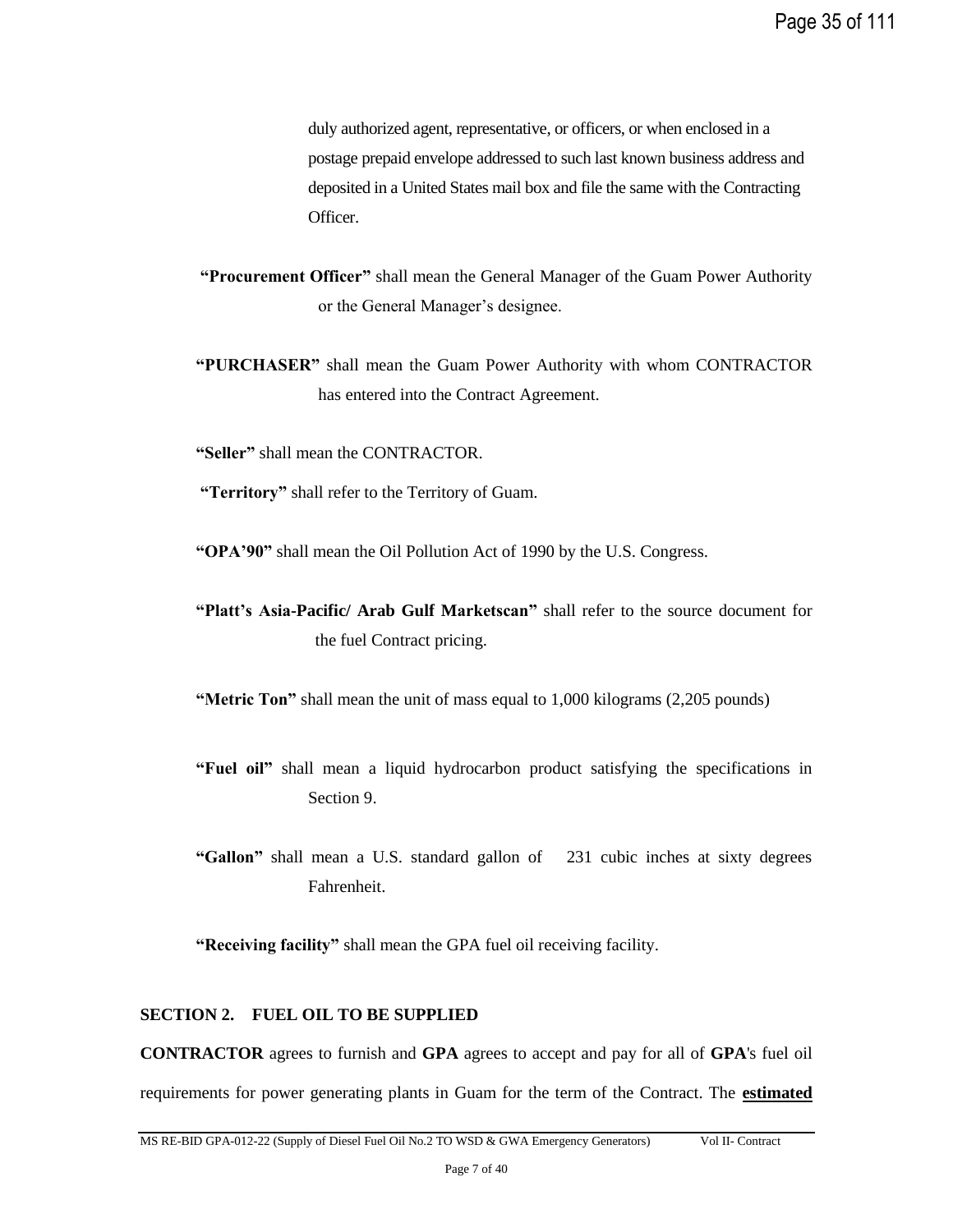duly authorized agent, representative, or officers, or when enclosed in a postage prepaid envelope addressed to such last known business address and deposited in a United States mail box and file the same with the Contracting Officer.

**"Procurement Officer"** shall mean the General Manager of the Guam Power Authority or the General Manager's designee.

**"PURCHASER"** shall mean the Guam Power Authority with whom CONTRACTOR has entered into the Contract Agreement.

**"Seller"** shall mean the CONTRACTOR.

**"Territory"** shall refer to the Territory of Guam.

**"OPA'90"** shall mean the Oil Pollution Act of 1990 by the U.S. Congress.

**"Platt's Asia-Pacific/ Arab Gulf Marketscan"** shall refer to the source document for the fuel Contract pricing.

**"Metric Ton"** shall mean the unit of mass equal to 1,000 kilograms (2,205 pounds)

**"Fuel oil"** shall mean a liquid hydrocarbon product satisfying the specifications in Section 9.

**"Gallon"** shall mean a U.S. standard gallon of 231 cubic inches at sixty degrees Fahrenheit.

**"Receiving facility"** shall mean the GPA fuel oil receiving facility.

## SECTION 2. FUEL OIL TO BE SUPPLIED

**CONTRACTOR** agrees to furnish and **GPA** agrees to accept and pay for all of **GPA**'s fuel oil requirements for power generating plants in Guam for the term of the Contract. The **estimated**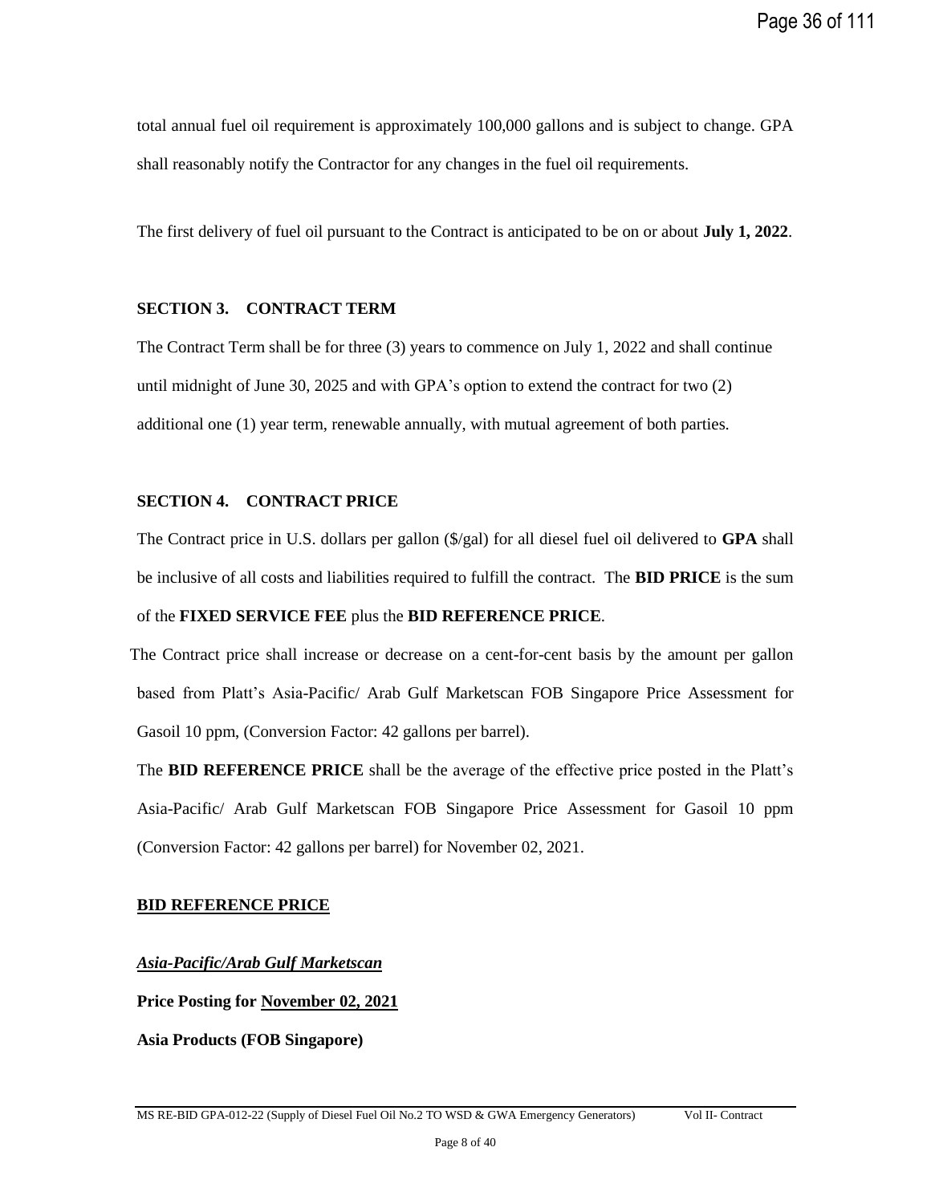total annual fuel oil requirement is approximately 100,000 gallons and is subject to change. GPA shall reasonably notify the Contractor for any changes in the fuel oil requirements.

The first delivery of fuel oil pursuant to the Contract is anticipated to be on or about **July 1, 2022**.

## SECTION 3. CONTRACT TERM

The Contract Term shall be for three (3) years to commence on July 1, 2022 and shall continue until midnight of June 30, 2025 and with GPA's option to extend the contract for two (2) additional one (1) year term, renewable annually, with mutual agreement of both parties.

## SECTION 4. CONTRACT PRICE

The Contract price in U.S. dollars per gallon ($/gal) for all diesel fuel oil delivered to **GPA** shall be inclusive of all costs and liabilities required to fulfill the contract. The **BID PRICE** is the sum of the **FIXED SERVICE FEE** plus the **BID REFERENCE PRICE**.

The Contract price shall increase or decrease on a cent-for-cent basis by the amount per gallon based from Platt's Asia-Pacific/ Arab Gulf Marketscan FOB Singapore Price Assessment for Gasoil 10 ppm, (Conversion Factor: 42 gallons per barrel).

The **BID REFERENCE PRICE** shall be the average of the effective price posted in the Platt's Asia-Pacific/ Arab Gulf Marketscan FOB Singapore Price Assessment for Gasoil 10 ppm (Conversion Factor: 42 gallons per barrel) for November 02, 2021.

**BID REFERENCE PRICE**

***Asia-Pacific/Arab Gulf Marketscan***

**Price Posting for November 02, 2021**

**Asia Products (FOB Singapore)**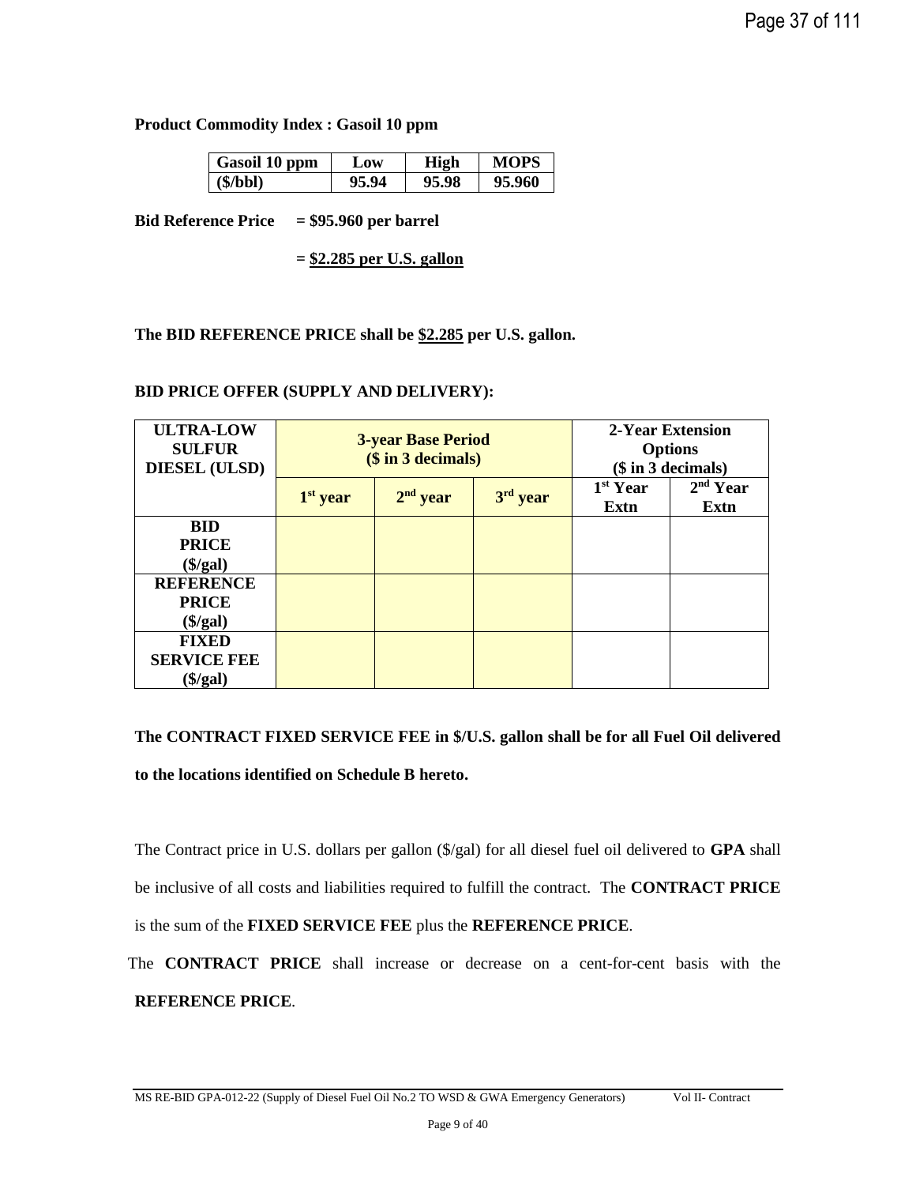**Product Commodity Index : Gasoil 10 ppm**

| Gasoil 10 ppm | Low | High | MOPS |
|---|---|---|---|
| ($/bbl) | 95.94 | 95.98 | 95.960 |

**Bid Reference Price = $95.960 per barrel**

**= $2.285 per U.S. gallon**

**The BID REFERENCE PRICE shall be $2.285 per U.S. gallon.**

**BID PRICE OFFER (SUPPLY AND DELIVERY):**

| ULTRA-LOW SULFUR DIESEL (ULSD) | 3-year Base Period ($ in 3 decimals) | | | 2-Year Extension Options ($ in 3 decimals) | |
|---|---|---|---|---|---|
| | 1st year | 2nd year | 3rd year | 1st Year Extn | 2nd Year Extn |
| BID PRICE ($/gal) | | | | | |
| REFERENCE PRICE ($/gal) | | | | | |
| FIXED SERVICE FEE ($/gal) | | | | | |

**The CONTRACT FIXED SERVICE FEE in $/U.S. gallon shall be for all Fuel Oil delivered to the locations identified on Schedule B hereto.**

The Contract price in U.S. dollars per gallon ($/gal) for all diesel fuel oil delivered to **GPA** shall be inclusive of all costs and liabilities required to fulfill the contract. The **CONTRACT PRICE** is the sum of the **FIXED SERVICE FEE** plus the **REFERENCE PRICE**.

The **CONTRACT PRICE** shall increase or decrease on a cent-for-cent basis with the **REFERENCE PRICE**.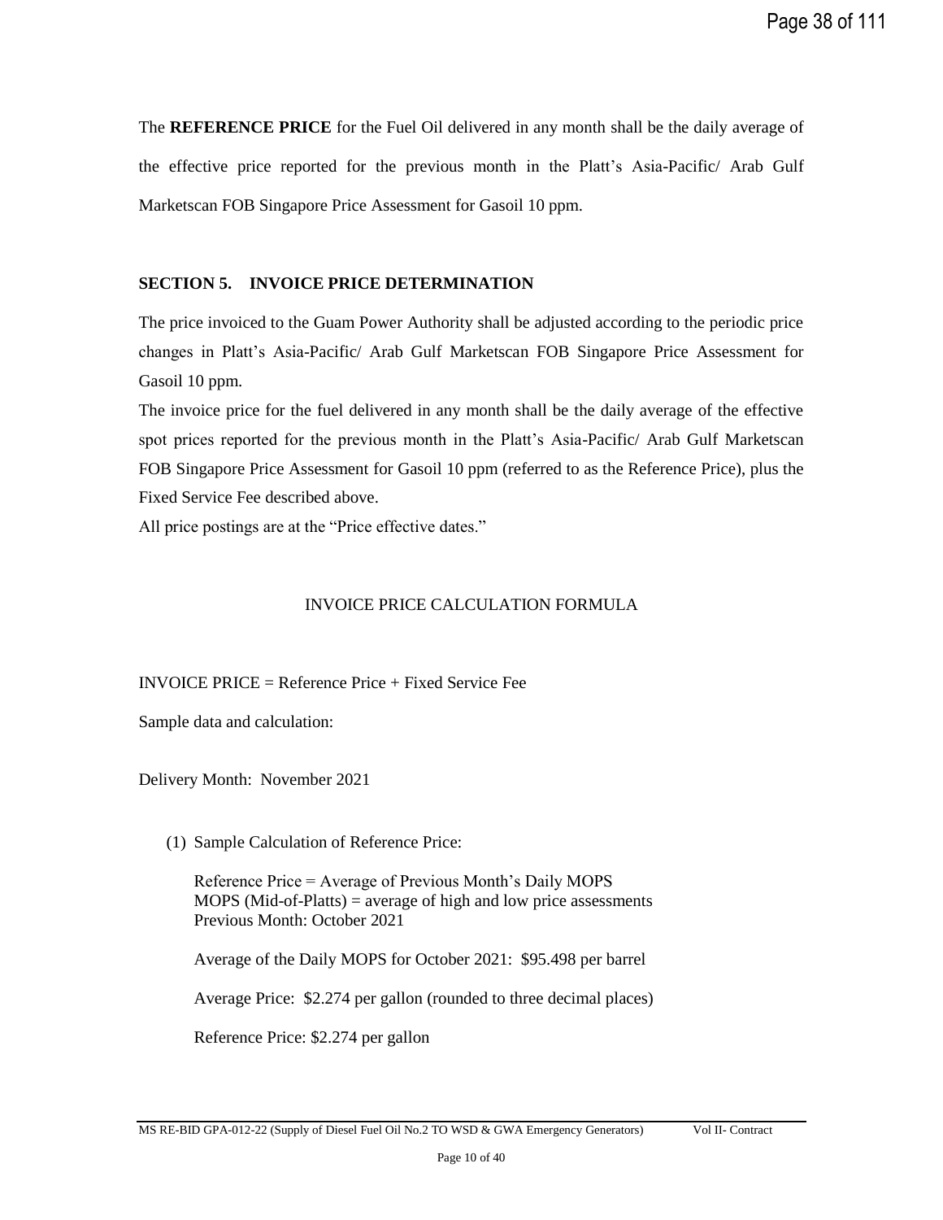The **REFERENCE PRICE** for the Fuel Oil delivered in any month shall be the daily average of the effective price reported for the previous month in the Platt's Asia-Pacific/ Arab Gulf Marketscan FOB Singapore Price Assessment for Gasoil 10 ppm.

### SECTION 5. INVOICE PRICE DETERMINATION

The price invoiced to the Guam Power Authority shall be adjusted according to the periodic price changes in Platt's Asia-Pacific/ Arab Gulf Marketscan FOB Singapore Price Assessment for Gasoil 10 ppm.

The invoice price for the fuel delivered in any month shall be the daily average of the effective spot prices reported for the previous month in the Platt's Asia-Pacific/ Arab Gulf Marketscan FOB Singapore Price Assessment for Gasoil 10 ppm (referred to as the Reference Price), plus the Fixed Service Fee described above.

All price postings are at the "Price effective dates."

INVOICE PRICE CALCULATION FORMULA

INVOICE PRICE = Reference Price + Fixed Service Fee

Sample data and calculation:

Delivery Month: November 2021

(1) Sample Calculation of Reference Price:

Reference Price = Average of Previous Month's Daily MOPS
MOPS (Mid-of-Platts) = average of high and low price assessments
Previous Month: October 2021

Average of the Daily MOPS for October 2021: $95.498 per barrel

Average Price: $2.274 per gallon (rounded to three decimal places)

Reference Price: $2.274 per gallon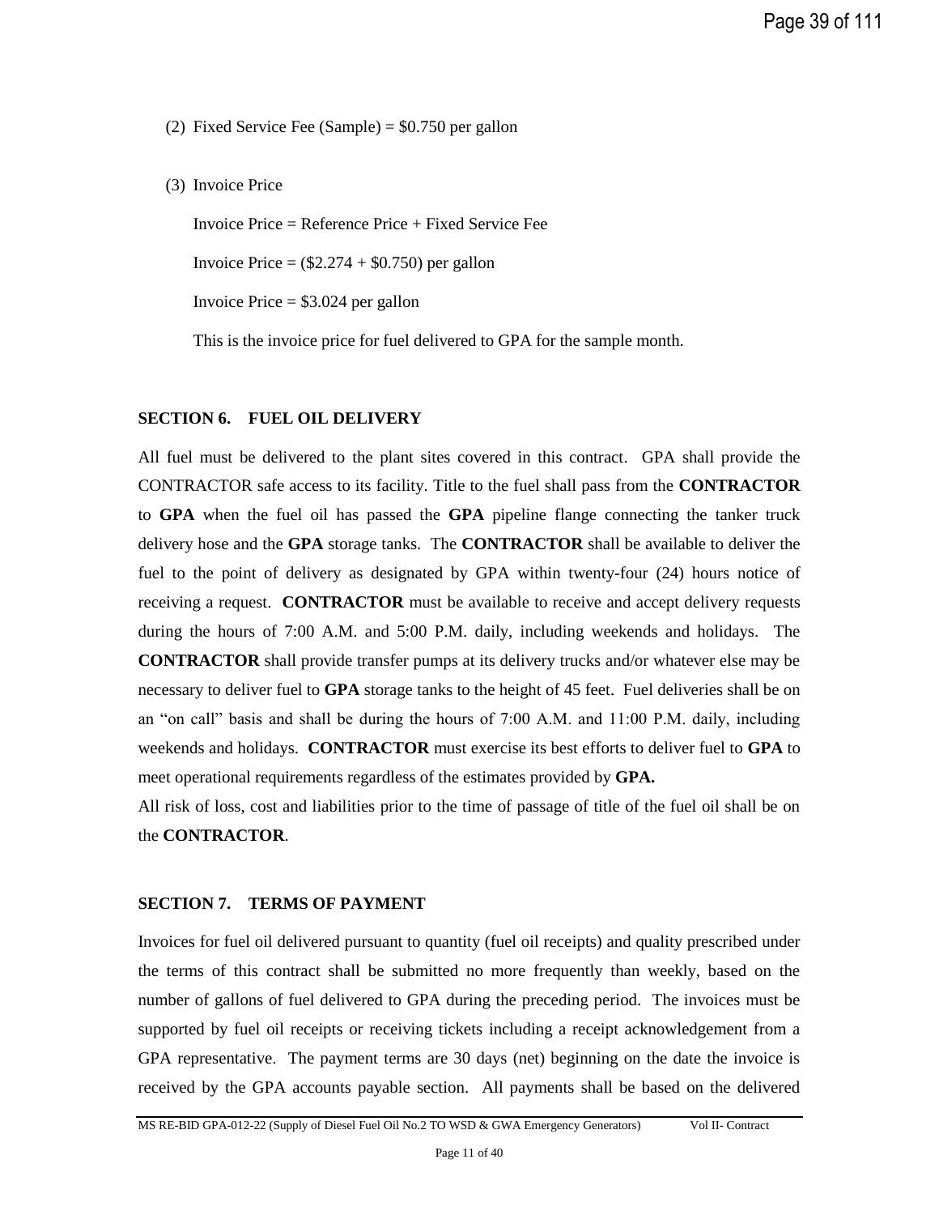(2) Fixed Service Fee (Sample) = \$0.750 per gallon

(3) Invoice Price

Invoice Price = Reference Price + Fixed Service Fee

Invoice Price = (\$2.274 + \$0.750) per gallon

Invoice Price = \$3.024 per gallon

This is the invoice price for fuel delivered to GPA for the sample month.

**SECTION 6. FUEL OIL DELIVERY**

All fuel must be delivered to the plant sites covered in this contract. GPA shall provide the CONTRACTOR safe access to its facility. Title to the fuel shall pass from the **CONTRACTOR** to **GPA** when the fuel oil has passed the **GPA** pipeline flange connecting the tanker truck delivery hose and the **GPA** storage tanks. The **CONTRACTOR** shall be available to deliver the fuel to the point of delivery as designated by GPA within twenty-four (24) hours notice of receiving a request. **CONTRACTOR** must be available to receive and accept delivery requests during the hours of 7:00 A.M. and 5:00 P.M. daily, including weekends and holidays. The **CONTRACTOR** shall provide transfer pumps at its delivery trucks and/or whatever else may be necessary to deliver fuel to **GPA** storage tanks to the height of 45 feet. Fuel deliveries shall be on an "on call" basis and shall be during the hours of 7:00 A.M. and 11:00 P.M. daily, including weekends and holidays. **CONTRACTOR** must exercise its best efforts to deliver fuel to **GPA** to meet operational requirements regardless of the estimates provided by **GPA.**

All risk of loss, cost and liabilities prior to the time of passage of title of the fuel oil shall be on the **CONTRACTOR**.

**SECTION 7. TERMS OF PAYMENT**

Invoices for fuel oil delivered pursuant to quantity (fuel oil receipts) and quality prescribed under the terms of this contract shall be submitted no more frequently than weekly, based on the number of gallons of fuel delivered to GPA during the preceding period. The invoices must be supported by fuel oil receipts or receiving tickets including a receipt acknowledgement from a GPA representative. The payment terms are 30 days (net) beginning on the date the invoice is received by the GPA accounts payable section. All payments shall be based on the delivered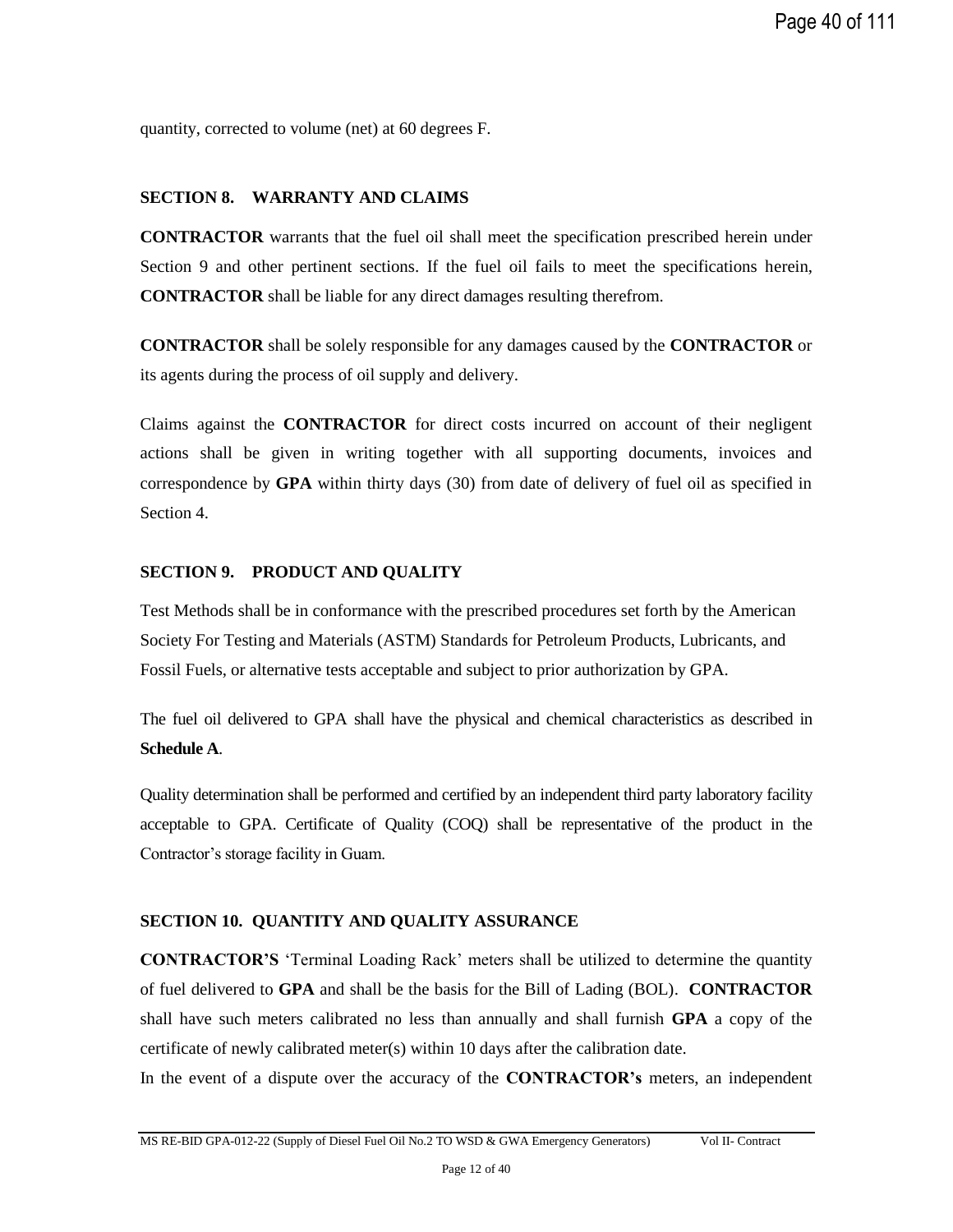quantity, corrected to volume (net) at 60 degrees F.

## SECTION 8. WARRANTY AND CLAIMS

**CONTRACTOR** warrants that the fuel oil shall meet the specification prescribed herein under Section 9 and other pertinent sections. If the fuel oil fails to meet the specifications herein, **CONTRACTOR** shall be liable for any direct damages resulting therefrom.

**CONTRACTOR** shall be solely responsible for any damages caused by the **CONTRACTOR** or its agents during the process of oil supply and delivery.

Claims against the **CONTRACTOR** for direct costs incurred on account of their negligent actions shall be given in writing together with all supporting documents, invoices and correspondence by **GPA** within thirty days (30) from date of delivery of fuel oil as specified in Section 4.

## SECTION 9. PRODUCT AND QUALITY

Test Methods shall be in conformance with the prescribed procedures set forth by the American Society For Testing and Materials (ASTM) Standards for Petroleum Products, Lubricants, and Fossil Fuels, or alternative tests acceptable and subject to prior authorization by GPA.

The fuel oil delivered to GPA shall have the physical and chemical characteristics as described in **Schedule A**.

Quality determination shall be performed and certified by an independent third party laboratory facility acceptable to GPA. Certificate of Quality (COQ) shall be representative of the product in the Contractor's storage facility in Guam.

## SECTION 10. QUANTITY AND QUALITY ASSURANCE

**CONTRACTOR'S** 'Terminal Loading Rack' meters shall be utilized to determine the quantity of fuel delivered to **GPA** and shall be the basis for the Bill of Lading (BOL). **CONTRACTOR** shall have such meters calibrated no less than annually and shall furnish **GPA** a copy of the certificate of newly calibrated meter(s) within 10 days after the calibration date.

In the event of a dispute over the accuracy of the **CONTRACTOR's** meters, an independent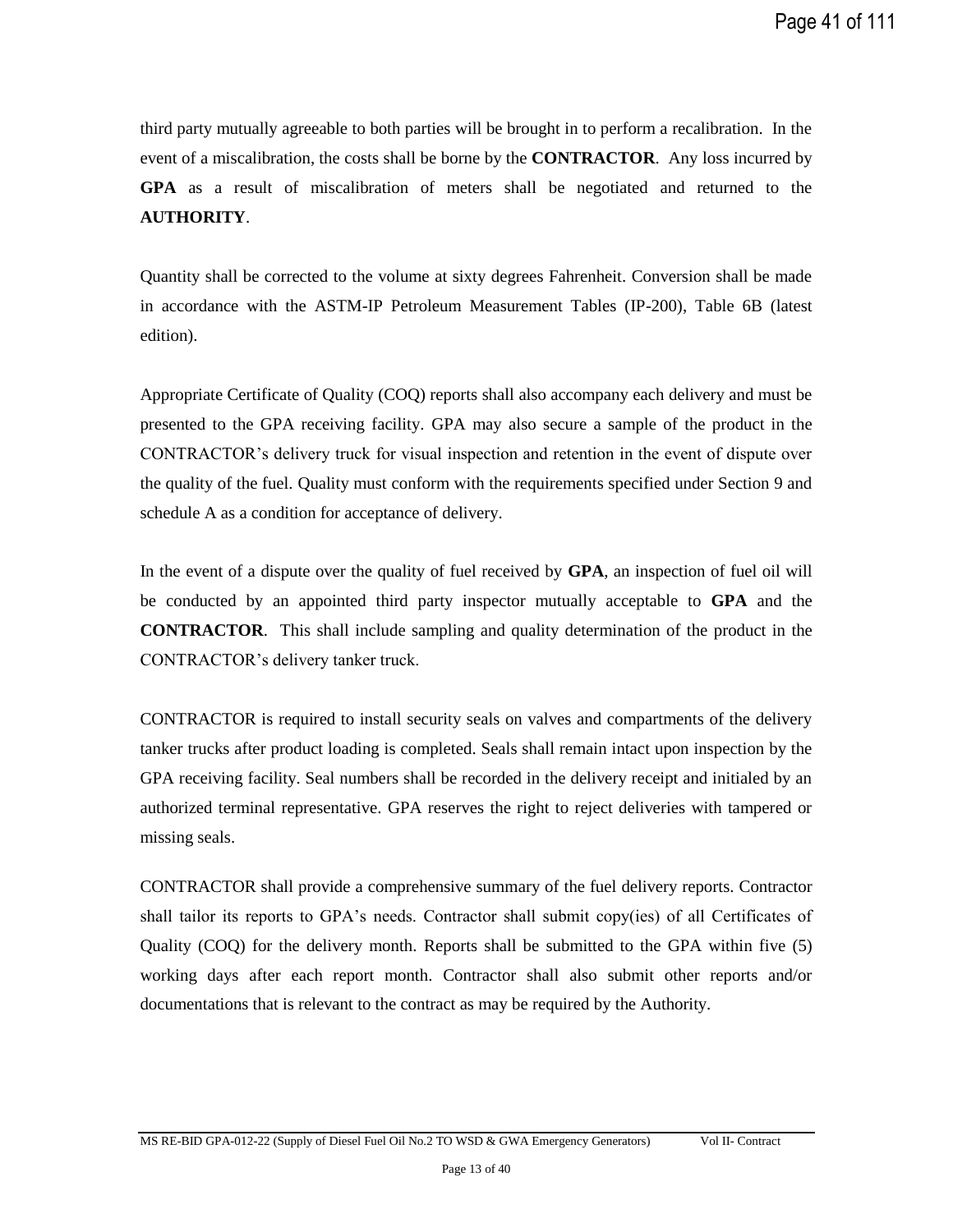third party mutually agreeable to both parties will be brought in to perform a recalibration. In the event of a miscalibration, the costs shall be borne by the **CONTRACTOR**. Any loss incurred by **GPA** as a result of miscalibration of meters shall be negotiated and returned to the **AUTHORITY**.

Quantity shall be corrected to the volume at sixty degrees Fahrenheit. Conversion shall be made in accordance with the ASTM-IP Petroleum Measurement Tables (IP-200), Table 6B (latest edition).

Appropriate Certificate of Quality (COQ) reports shall also accompany each delivery and must be presented to the GPA receiving facility. GPA may also secure a sample of the product in the CONTRACTOR's delivery truck for visual inspection and retention in the event of dispute over the quality of the fuel. Quality must conform with the requirements specified under Section 9 and schedule A as a condition for acceptance of delivery.

In the event of a dispute over the quality of fuel received by **GPA**, an inspection of fuel oil will be conducted by an appointed third party inspector mutually acceptable to **GPA** and the **CONTRACTOR**. This shall include sampling and quality determination of the product in the CONTRACTOR's delivery tanker truck.

CONTRACTOR is required to install security seals on valves and compartments of the delivery tanker trucks after product loading is completed. Seals shall remain intact upon inspection by the GPA receiving facility. Seal numbers shall be recorded in the delivery receipt and initialed by an authorized terminal representative. GPA reserves the right to reject deliveries with tampered or missing seals.

CONTRACTOR shall provide a comprehensive summary of the fuel delivery reports. Contractor shall tailor its reports to GPA's needs. Contractor shall submit copy(ies) of all Certificates of Quality (COQ) for the delivery month. Reports shall be submitted to the GPA within five (5) working days after each report month. Contractor shall also submit other reports and/or documentations that is relevant to the contract as may be required by the Authority.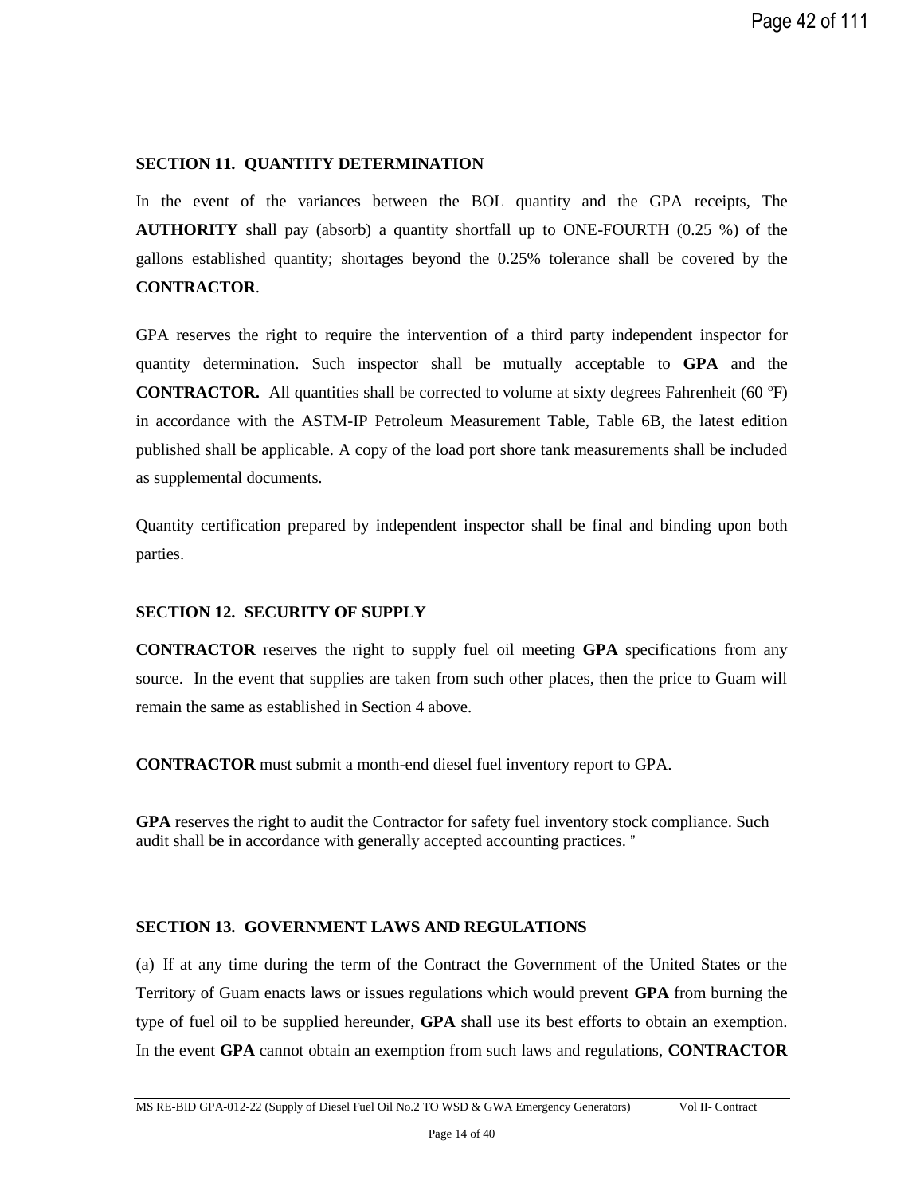## SECTION 11. QUANTITY DETERMINATION

In the event of the variances between the BOL quantity and the GPA receipts, The **AUTHORITY** shall pay (absorb) a quantity shortfall up to ONE-FOURTH (0.25 %) of the gallons established quantity; shortages beyond the 0.25% tolerance shall be covered by the **CONTRACTOR**.

GPA reserves the right to require the intervention of a third party independent inspector for quantity determination. Such inspector shall be mutually acceptable to **GPA** and the **CONTRACTOR.** All quantities shall be corrected to volume at sixty degrees Fahrenheit (60 ºF) in accordance with the ASTM-IP Petroleum Measurement Table, Table 6B, the latest edition published shall be applicable. A copy of the load port shore tank measurements shall be included as supplemental documents.

Quantity certification prepared by independent inspector shall be final and binding upon both parties.

## SECTION 12. SECURITY OF SUPPLY

**CONTRACTOR** reserves the right to supply fuel oil meeting **GPA** specifications from any source. In the event that supplies are taken from such other places, then the price to Guam will remain the same as established in Section 4 above.

**CONTRACTOR** must submit a month-end diesel fuel inventory report to GPA.

**GPA** reserves the right to audit the Contractor for safety fuel inventory stock compliance. Such audit shall be in accordance with generally accepted accounting practices. "

## SECTION 13. GOVERNMENT LAWS AND REGULATIONS

(a) If at any time during the term of the Contract the Government of the United States or the Territory of Guam enacts laws or issues regulations which would prevent **GPA** from burning the type of fuel oil to be supplied hereunder, **GPA** shall use its best efforts to obtain an exemption. In the event **GPA** cannot obtain an exemption from such laws and regulations, **CONTRACTOR**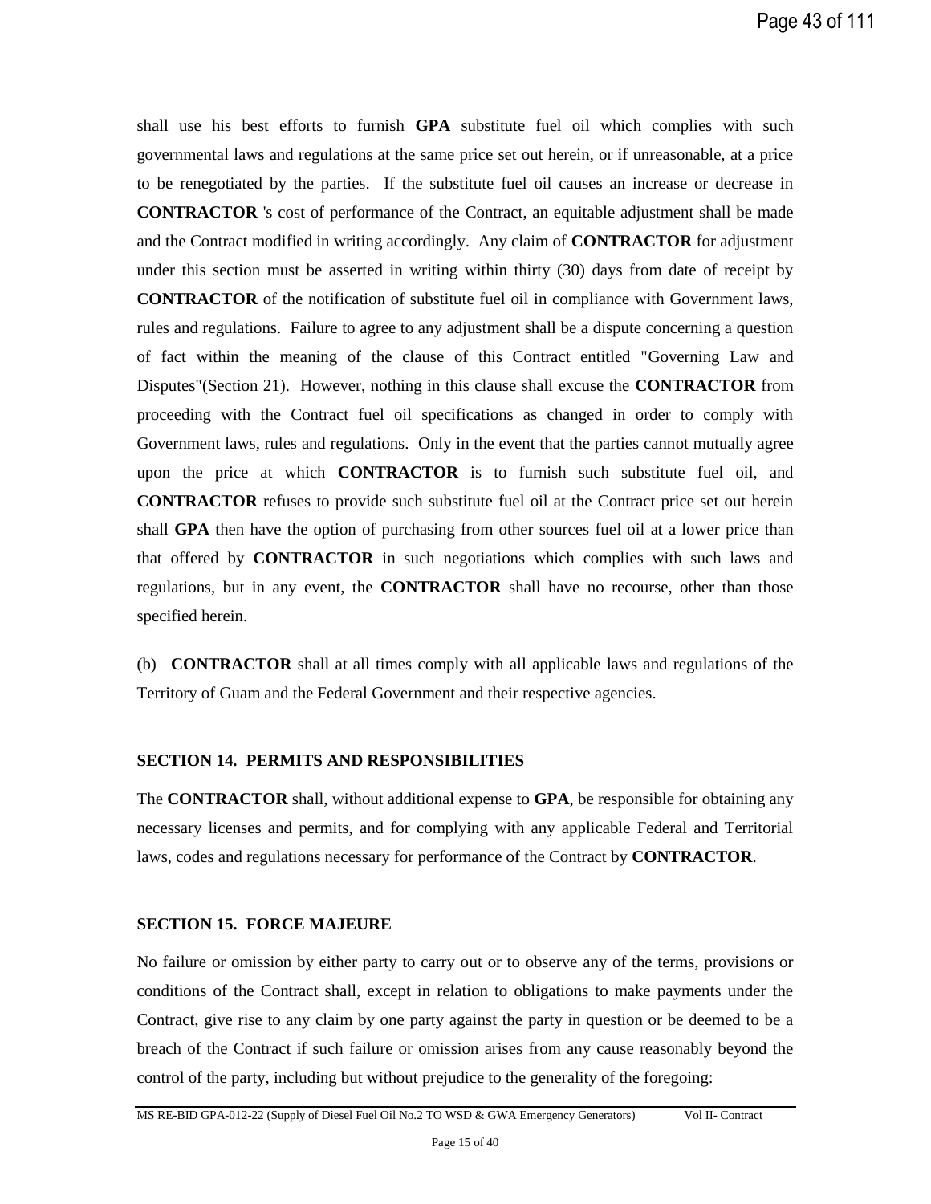shall use his best efforts to furnish **GPA** substitute fuel oil which complies with such governmental laws and regulations at the same price set out herein, or if unreasonable, at a price to be renegotiated by the parties. If the substitute fuel oil causes an increase or decrease in **CONTRACTOR** 's cost of performance of the Contract, an equitable adjustment shall be made and the Contract modified in writing accordingly. Any claim of **CONTRACTOR** for adjustment under this section must be asserted in writing within thirty (30) days from date of receipt by **CONTRACTOR** of the notification of substitute fuel oil in compliance with Government laws, rules and regulations. Failure to agree to any adjustment shall be a dispute concerning a question of fact within the meaning of the clause of this Contract entitled "Governing Law and Disputes"(Section 21). However, nothing in this clause shall excuse the **CONTRACTOR** from proceeding with the Contract fuel oil specifications as changed in order to comply with Government laws, rules and regulations. Only in the event that the parties cannot mutually agree upon the price at which **CONTRACTOR** is to furnish such substitute fuel oil, and **CONTRACTOR** refuses to provide such substitute fuel oil at the Contract price set out herein shall **GPA** then have the option of purchasing from other sources fuel oil at a lower price than that offered by **CONTRACTOR** in such negotiations which complies with such laws and regulations, but in any event, the **CONTRACTOR** shall have no recourse, other than those specified herein.

(b) **CONTRACTOR** shall at all times comply with all applicable laws and regulations of the Territory of Guam and the Federal Government and their respective agencies.

### SECTION 14. PERMITS AND RESPONSIBILITIES

The **CONTRACTOR** shall, without additional expense to **GPA**, be responsible for obtaining any necessary licenses and permits, and for complying with any applicable Federal and Territorial laws, codes and regulations necessary for performance of the Contract by **CONTRACTOR**.

### SECTION 15. FORCE MAJEURE

No failure or omission by either party to carry out or to observe any of the terms, provisions or conditions of the Contract shall, except in relation to obligations to make payments under the Contract, give rise to any claim by one party against the party in question or be deemed to be a breach of the Contract if such failure or omission arises from any cause reasonably beyond the control of the party, including but without prejudice to the generality of the foregoing: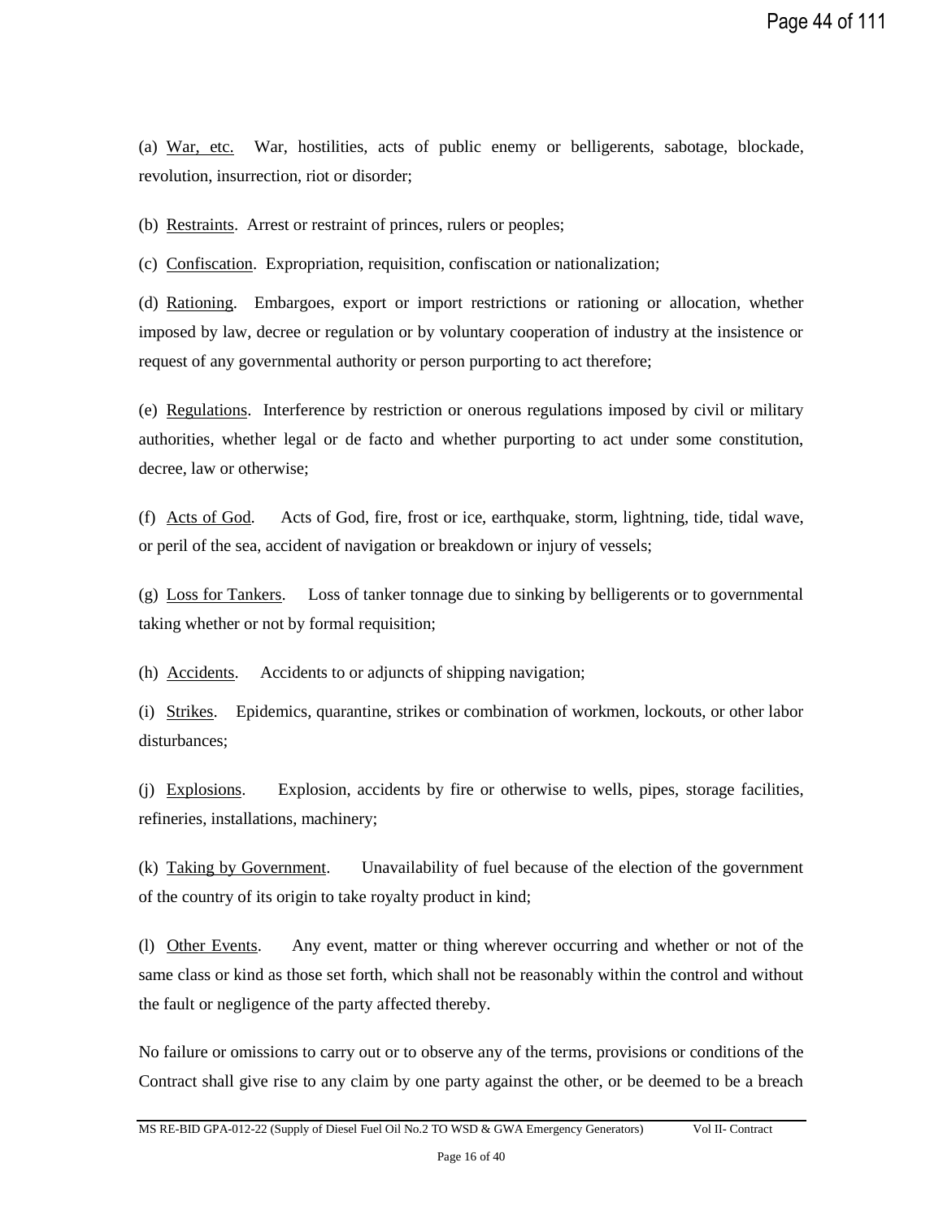(a) War, etc. War, hostilities, acts of public enemy or belligerents, sabotage, blockade, revolution, insurrection, riot or disorder;

(b) Restraints. Arrest or restraint of princes, rulers or peoples;

(c) Confiscation. Expropriation, requisition, confiscation or nationalization;

(d) Rationing. Embargoes, export or import restrictions or rationing or allocation, whether imposed by law, decree or regulation or by voluntary cooperation of industry at the insistence or request of any governmental authority or person purporting to act therefore;

(e) Regulations. Interference by restriction or onerous regulations imposed by civil or military authorities, whether legal or de facto and whether purporting to act under some constitution, decree, law or otherwise;

(f) Acts of God. Acts of God, fire, frost or ice, earthquake, storm, lightning, tide, tidal wave, or peril of the sea, accident of navigation or breakdown or injury of vessels;

(g) Loss for Tankers. Loss of tanker tonnage due to sinking by belligerents or to governmental taking whether or not by formal requisition;

(h) Accidents. Accidents to or adjuncts of shipping navigation;

(i) Strikes. Epidemics, quarantine, strikes or combination of workmen, lockouts, or other labor disturbances;

(j) Explosions. Explosion, accidents by fire or otherwise to wells, pipes, storage facilities, refineries, installations, machinery;

(k) Taking by Government. Unavailability of fuel because of the election of the government of the country of its origin to take royalty product in kind;

(l) Other Events. Any event, matter or thing wherever occurring and whether or not of the same class or kind as those set forth, which shall not be reasonably within the control and without the fault or negligence of the party affected thereby.

No failure or omissions to carry out or to observe any of the terms, provisions or conditions of the Contract shall give rise to any claim by one party against the other, or be deemed to be a breach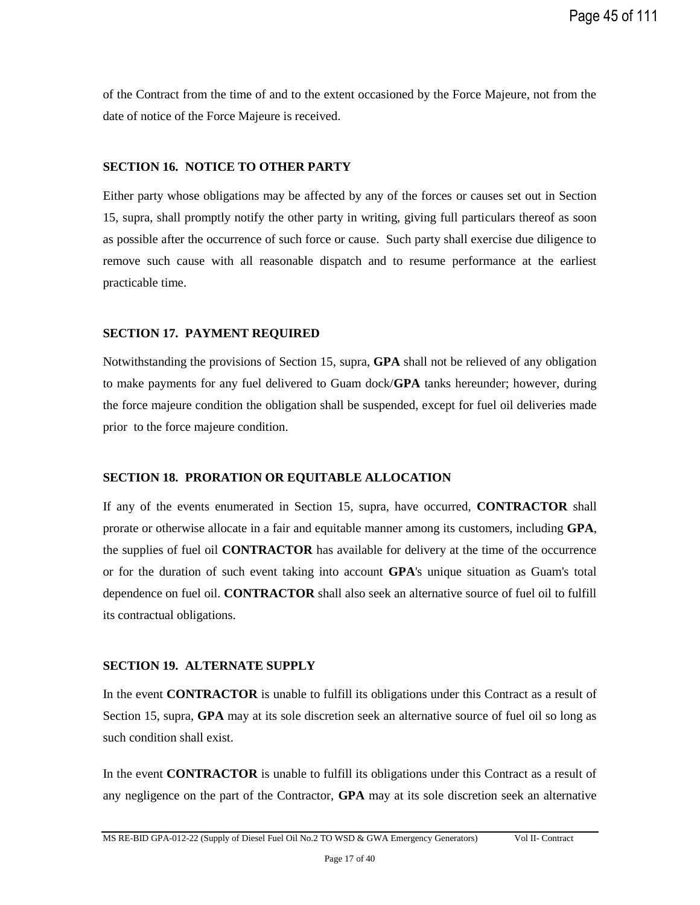of the Contract from the time of and to the extent occasioned by the Force Majeure, not from the date of notice of the Force Majeure is received.

### SECTION 16. NOTICE TO OTHER PARTY

Either party whose obligations may be affected by any of the forces or causes set out in Section 15, supra, shall promptly notify the other party in writing, giving full particulars thereof as soon as possible after the occurrence of such force or cause. Such party shall exercise due diligence to remove such cause with all reasonable dispatch and to resume performance at the earliest practicable time.

### SECTION 17. PAYMENT REQUIRED

Notwithstanding the provisions of Section 15, supra, **GPA** shall not be relieved of any obligation to make payments for any fuel delivered to Guam dock/**GPA** tanks hereunder; however, during the force majeure condition the obligation shall be suspended, except for fuel oil deliveries made prior to the force majeure condition.

### SECTION 18. PRORATION OR EQUITABLE ALLOCATION

If any of the events enumerated in Section 15, supra, have occurred, **CONTRACTOR** shall prorate or otherwise allocate in a fair and equitable manner among its customers, including **GPA**, the supplies of fuel oil **CONTRACTOR** has available for delivery at the time of the occurrence or for the duration of such event taking into account **GPA**'s unique situation as Guam's total dependence on fuel oil. **CONTRACTOR** shall also seek an alternative source of fuel oil to fulfill its contractual obligations.

### SECTION 19. ALTERNATE SUPPLY

In the event **CONTRACTOR** is unable to fulfill its obligations under this Contract as a result of Section 15, supra, **GPA** may at its sole discretion seek an alternative source of fuel oil so long as such condition shall exist.

In the event **CONTRACTOR** is unable to fulfill its obligations under this Contract as a result of any negligence on the part of the Contractor, **GPA** may at its sole discretion seek an alternative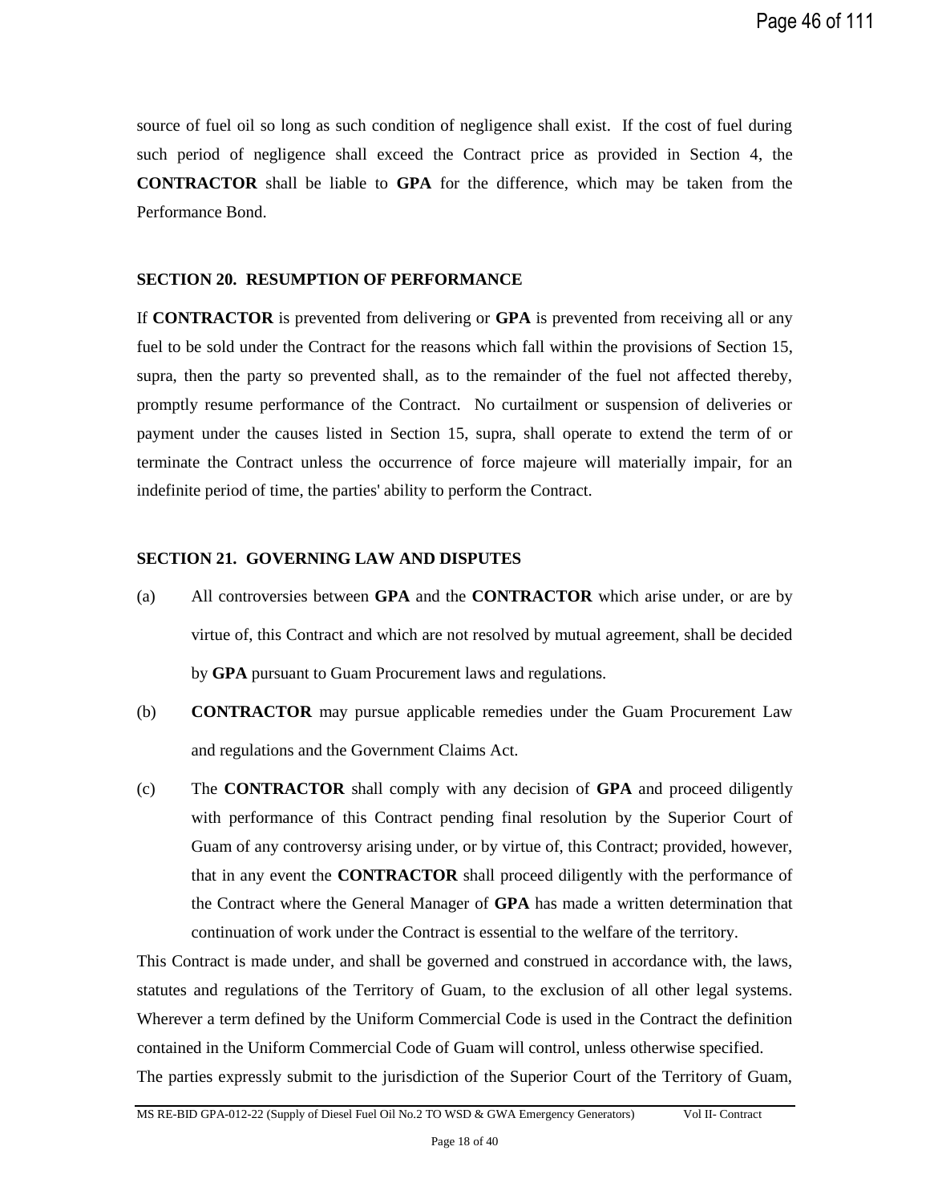source of fuel oil so long as such condition of negligence shall exist. If the cost of fuel during such period of negligence shall exceed the Contract price as provided in Section 4, the **CONTRACTOR** shall be liable to **GPA** for the difference, which may be taken from the Performance Bond.

**SECTION 20. RESUMPTION OF PERFORMANCE**

If **CONTRACTOR** is prevented from delivering or **GPA** is prevented from receiving all or any fuel to be sold under the Contract for the reasons which fall within the provisions of Section 15, supra, then the party so prevented shall, as to the remainder of the fuel not affected thereby, promptly resume performance of the Contract. No curtailment or suspension of deliveries or payment under the causes listed in Section 15, supra, shall operate to extend the term of or terminate the Contract unless the occurrence of force majeure will materially impair, for an indefinite period of time, the parties' ability to perform the Contract.

**SECTION 21. GOVERNING LAW AND DISPUTES**

(a) All controversies between **GPA** and the **CONTRACTOR** which arise under, or are by virtue of, this Contract and which are not resolved by mutual agreement, shall be decided by **GPA** pursuant to Guam Procurement laws and regulations.

(b) **CONTRACTOR** may pursue applicable remedies under the Guam Procurement Law and regulations and the Government Claims Act.

(c) The **CONTRACTOR** shall comply with any decision of **GPA** and proceed diligently with performance of this Contract pending final resolution by the Superior Court of Guam of any controversy arising under, or by virtue of, this Contract; provided, however, that in any event the **CONTRACTOR** shall proceed diligently with the performance of the Contract where the General Manager of **GPA** has made a written determination that continuation of work under the Contract is essential to the welfare of the territory.

This Contract is made under, and shall be governed and construed in accordance with, the laws, statutes and regulations of the Territory of Guam, to the exclusion of all other legal systems. Wherever a term defined by the Uniform Commercial Code is used in the Contract the definition contained in the Uniform Commercial Code of Guam will control, unless otherwise specified.

The parties expressly submit to the jurisdiction of the Superior Court of the Territory of Guam,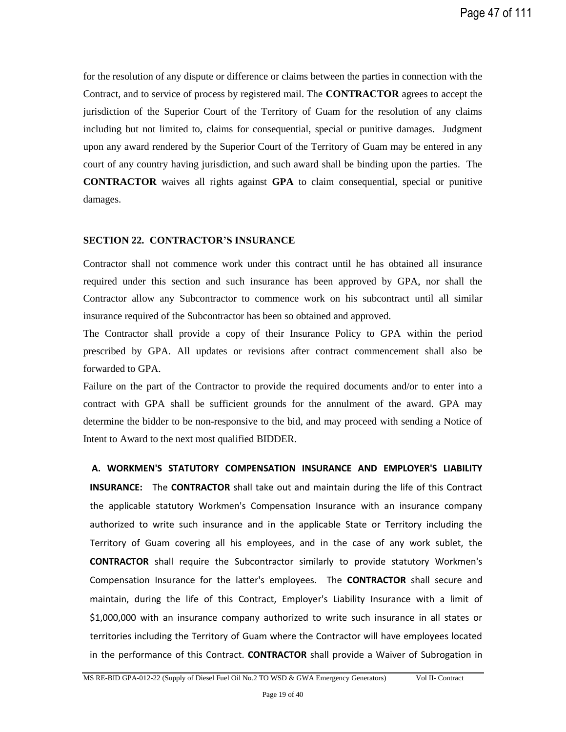for the resolution of any dispute or difference or claims between the parties in connection with the Contract, and to service of process by registered mail. The **CONTRACTOR** agrees to accept the jurisdiction of the Superior Court of the Territory of Guam for the resolution of any claims including but not limited to, claims for consequential, special or punitive damages. Judgment upon any award rendered by the Superior Court of the Territory of Guam may be entered in any court of any country having jurisdiction, and such award shall be binding upon the parties. The **CONTRACTOR** waives all rights against **GPA** to claim consequential, special or punitive damages.

## SECTION 22. CONTRACTOR'S INSURANCE

Contractor shall not commence work under this contract until he has obtained all insurance required under this section and such insurance has been approved by GPA, nor shall the Contractor allow any Subcontractor to commence work on his subcontract until all similar insurance required of the Subcontractor has been so obtained and approved.

The Contractor shall provide a copy of their Insurance Policy to GPA within the period prescribed by GPA. All updates or revisions after contract commencement shall also be forwarded to GPA.

Failure on the part of the Contractor to provide the required documents and/or to enter into a contract with GPA shall be sufficient grounds for the annulment of the award. GPA may determine the bidder to be non-responsive to the bid, and may proceed with sending a Notice of Intent to Award to the next most qualified BIDDER.

**A. WORKMEN'S STATUTORY COMPENSATION INSURANCE AND EMPLOYER'S LIABILITY INSURANCE:** The **CONTRACTOR** shall take out and maintain during the life of this Contract the applicable statutory Workmen's Compensation Insurance with an insurance company authorized to write such insurance and in the applicable State or Territory including the Territory of Guam covering all his employees, and in the case of any work sublet, the **CONTRACTOR** shall require the Subcontractor similarly to provide statutory Workmen's Compensation Insurance for the latter's employees. The **CONTRACTOR** shall secure and maintain, during the life of this Contract, Employer's Liability Insurance with a limit of $1,000,000 with an insurance company authorized to write such insurance in all states or territories including the Territory of Guam where the Contractor will have employees located in the performance of this Contract. **CONTRACTOR** shall provide a Waiver of Subrogation in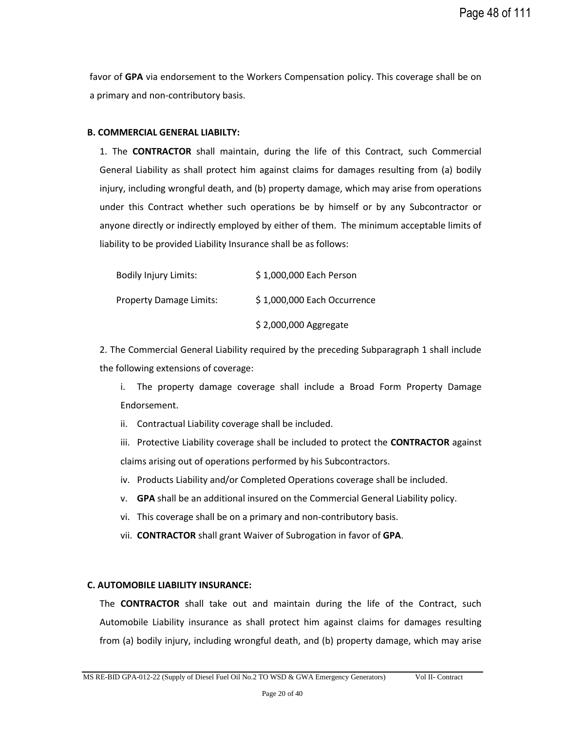favor of **GPA** via endorsement to the Workers Compensation policy. This coverage shall be on a primary and non-contributory basis.

**B. COMMERCIAL GENERAL LIABILTY:**

1. The **CONTRACTOR** shall maintain, during the life of this Contract, such Commercial General Liability as shall protect him against claims for damages resulting from (a) bodily injury, including wrongful death, and (b) property damage, which may arise from operations under this Contract whether such operations be by himself or by any Subcontractor or anyone directly or indirectly employed by either of them. The minimum acceptable limits of liability to be provided Liability Insurance shall be as follows:

| | |
|---|---|
| Bodily Injury Limits: | $ 1,000,000 Each Person |
| Property Damage Limits: | $ 1,000,000 Each Occurrence |
| | $ 2,000,000 Aggregate |

2. The Commercial General Liability required by the preceding Subparagraph 1 shall include the following extensions of coverage:

   i. The property damage coverage shall include a Broad Form Property Damage Endorsement.

   ii. Contractual Liability coverage shall be included.

   iii. Protective Liability coverage shall be included to protect the **CONTRACTOR** against claims arising out of operations performed by his Subcontractors.

   iv. Products Liability and/or Completed Operations coverage shall be included.

   v. **GPA** shall be an additional insured on the Commercial General Liability policy.

   vi. This coverage shall be on a primary and non-contributory basis.

   vii. **CONTRACTOR** shall grant Waiver of Subrogation in favor of **GPA**.

**C. AUTOMOBILE LIABILITY INSURANCE:**

The **CONTRACTOR** shall take out and maintain during the life of the Contract, such Automobile Liability insurance as shall protect him against claims for damages resulting from (a) bodily injury, including wrongful death, and (b) property damage, which may arise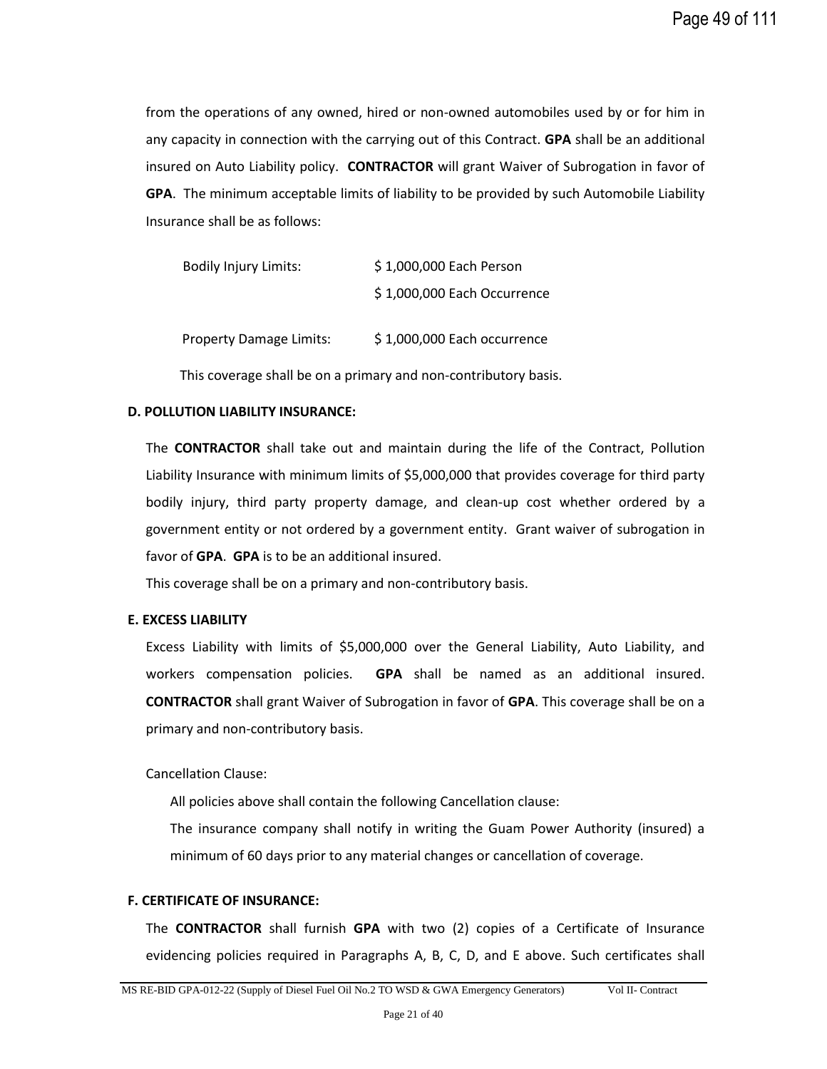from the operations of any owned, hired or non-owned automobiles used by or for him in any capacity in connection with the carrying out of this Contract. **GPA** shall be an additional insured on Auto Liability policy. **CONTRACTOR** will grant Waiver of Subrogation in favor of **GPA**. The minimum acceptable limits of liability to be provided by such Automobile Liability Insurance shall be as follows:

| | |
|---|---|
| Bodily Injury Limits: | $ 1,000,000 Each Person |
| | $ 1,000,000 Each Occurrence |
| Property Damage Limits: | $ 1,000,000 Each occurrence |

This coverage shall be on a primary and non-contributory basis.

**D. POLLUTION LIABILITY INSURANCE:**

The **CONTRACTOR** shall take out and maintain during the life of the Contract, Pollution Liability Insurance with minimum limits of $5,000,000 that provides coverage for third party bodily injury, third party property damage, and clean-up cost whether ordered by a government entity or not ordered by a government entity. Grant waiver of subrogation in favor of **GPA**. **GPA** is to be an additional insured.

This coverage shall be on a primary and non-contributory basis.

**E. EXCESS LIABILITY**

Excess Liability with limits of $5,000,000 over the General Liability, Auto Liability, and workers compensation policies. **GPA** shall be named as an additional insured. **CONTRACTOR** shall grant Waiver of Subrogation in favor of **GPA**. This coverage shall be on a primary and non-contributory basis.

Cancellation Clause:

All policies above shall contain the following Cancellation clause:

The insurance company shall notify in writing the Guam Power Authority (insured) a minimum of 60 days prior to any material changes or cancellation of coverage.

**F. CERTIFICATE OF INSURANCE:**

The **CONTRACTOR** shall furnish **GPA** with two (2) copies of a Certificate of Insurance evidencing policies required in Paragraphs A, B, C, D, and E above. Such certificates shall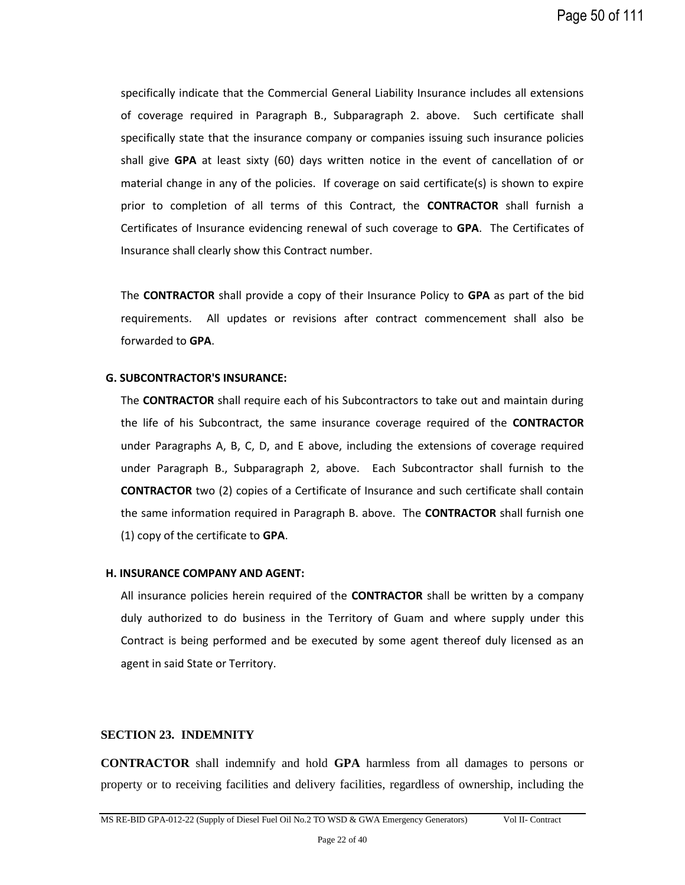specifically indicate that the Commercial General Liability Insurance includes all extensions of coverage required in Paragraph B., Subparagraph 2. above. Such certificate shall specifically state that the insurance company or companies issuing such insurance policies shall give **GPA** at least sixty (60) days written notice in the event of cancellation of or material change in any of the policies. If coverage on said certificate(s) is shown to expire prior to completion of all terms of this Contract, the **CONTRACTOR** shall furnish a Certificates of Insurance evidencing renewal of such coverage to **GPA**. The Certificates of Insurance shall clearly show this Contract number.

The **CONTRACTOR** shall provide a copy of their Insurance Policy to **GPA** as part of the bid requirements. All updates or revisions after contract commencement shall also be forwarded to **GPA**.

**G. SUBCONTRACTOR'S INSURANCE:**

The **CONTRACTOR** shall require each of his Subcontractors to take out and maintain during the life of his Subcontract, the same insurance coverage required of the **CONTRACTOR** under Paragraphs A, B, C, D, and E above, including the extensions of coverage required under Paragraph B., Subparagraph 2, above. Each Subcontractor shall furnish to the **CONTRACTOR** two (2) copies of a Certificate of Insurance and such certificate shall contain the same information required in Paragraph B. above. The **CONTRACTOR** shall furnish one (1) copy of the certificate to **GPA**.

**H. INSURANCE COMPANY AND AGENT:**

All insurance policies herein required of the **CONTRACTOR** shall be written by a company duly authorized to do business in the Territory of Guam and where supply under this Contract is being performed and be executed by some agent thereof duly licensed as an agent in said State or Territory.

## SECTION 23. INDEMNITY

**CONTRACTOR** shall indemnify and hold **GPA** harmless from all damages to persons or property or to receiving facilities and delivery facilities, regardless of ownership, including the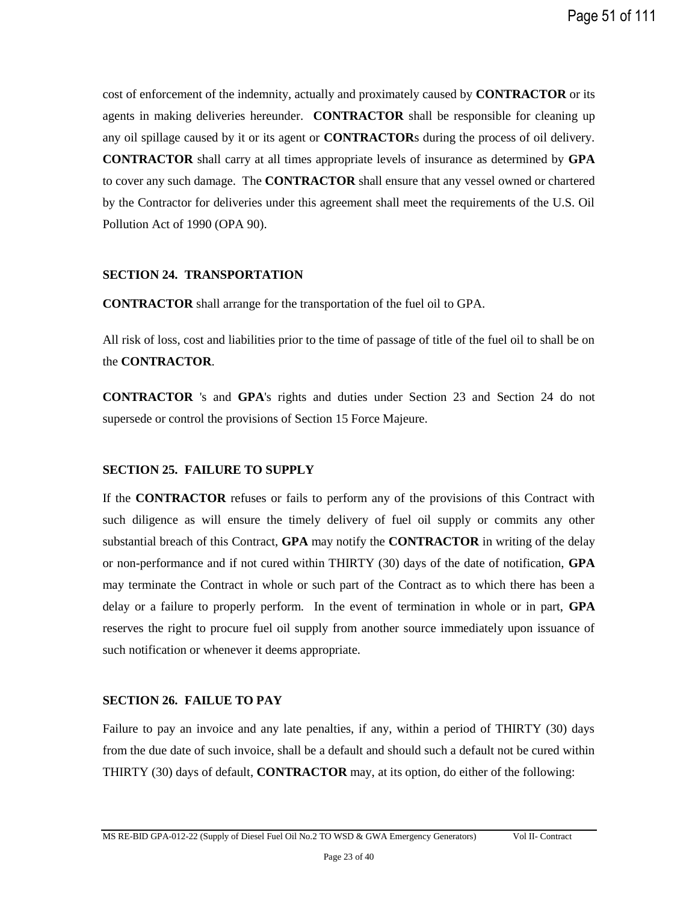cost of enforcement of the indemnity, actually and proximately caused by **CONTRACTOR** or its agents in making deliveries hereunder. **CONTRACTOR** shall be responsible for cleaning up any oil spillage caused by it or its agent or **CONTRACTOR**s during the process of oil delivery. **CONTRACTOR** shall carry at all times appropriate levels of insurance as determined by **GPA** to cover any such damage. The **CONTRACTOR** shall ensure that any vessel owned or chartered by the Contractor for deliveries under this agreement shall meet the requirements of the U.S. Oil Pollution Act of 1990 (OPA 90).

### SECTION 24. TRANSPORTATION

**CONTRACTOR** shall arrange for the transportation of the fuel oil to GPA.

All risk of loss, cost and liabilities prior to the time of passage of title of the fuel oil to shall be on the **CONTRACTOR**.

**CONTRACTOR** 's and **GPA**'s rights and duties under Section 23 and Section 24 do not supersede or control the provisions of Section 15 Force Majeure.

### SECTION 25. FAILURE TO SUPPLY

If the **CONTRACTOR** refuses or fails to perform any of the provisions of this Contract with such diligence as will ensure the timely delivery of fuel oil supply or commits any other substantial breach of this Contract, **GPA** may notify the **CONTRACTOR** in writing of the delay or non-performance and if not cured within THIRTY (30) days of the date of notification, **GPA** may terminate the Contract in whole or such part of the Contract as to which there has been a delay or a failure to properly perform. In the event of termination in whole or in part, **GPA** reserves the right to procure fuel oil supply from another source immediately upon issuance of such notification or whenever it deems appropriate.

### SECTION 26. FAILUE TO PAY

Failure to pay an invoice and any late penalties, if any, within a period of THIRTY (30) days from the due date of such invoice, shall be a default and should such a default not be cured within THIRTY (30) days of default, **CONTRACTOR** may, at its option, do either of the following: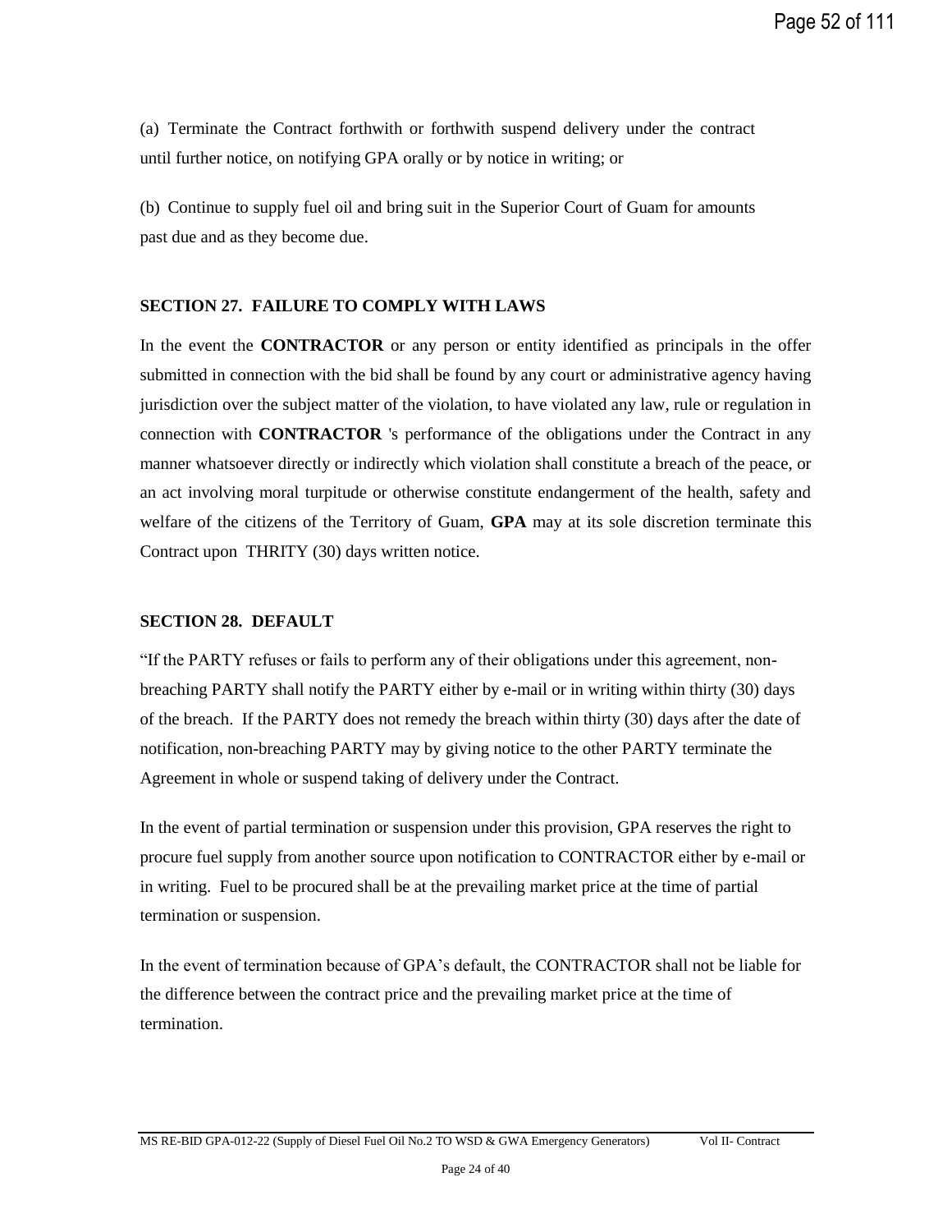(a) Terminate the Contract forthwith or forthwith suspend delivery under the contract until further notice, on notifying GPA orally or by notice in writing; or

(b) Continue to supply fuel oil and bring suit in the Superior Court of Guam for amounts past due and as they become due.

### SECTION 27. FAILURE TO COMPLY WITH LAWS

In the event the **CONTRACTOR** or any person or entity identified as principals in the offer submitted in connection with the bid shall be found by any court or administrative agency having jurisdiction over the subject matter of the violation, to have violated any law, rule or regulation in connection with **CONTRACTOR** 's performance of the obligations under the Contract in any manner whatsoever directly or indirectly which violation shall constitute a breach of the peace, or an act involving moral turpitude or otherwise constitute endangerment of the health, safety and welfare of the citizens of the Territory of Guam, **GPA** may at its sole discretion terminate this Contract upon THRITY (30) days written notice.

### SECTION 28. DEFAULT

"If the PARTY refuses or fails to perform any of their obligations under this agreement, non-breaching PARTY shall notify the PARTY either by e-mail or in writing within thirty (30) days of the breach. If the PARTY does not remedy the breach within thirty (30) days after the date of notification, non-breaching PARTY may by giving notice to the other PARTY terminate the Agreement in whole or suspend taking of delivery under the Contract.

In the event of partial termination or suspension under this provision, GPA reserves the right to procure fuel supply from another source upon notification to CONTRACTOR either by e-mail or in writing. Fuel to be procured shall be at the prevailing market price at the time of partial termination or suspension.

In the event of termination because of GPA's default, the CONTRACTOR shall not be liable for the difference between the contract price and the prevailing market price at the time of termination.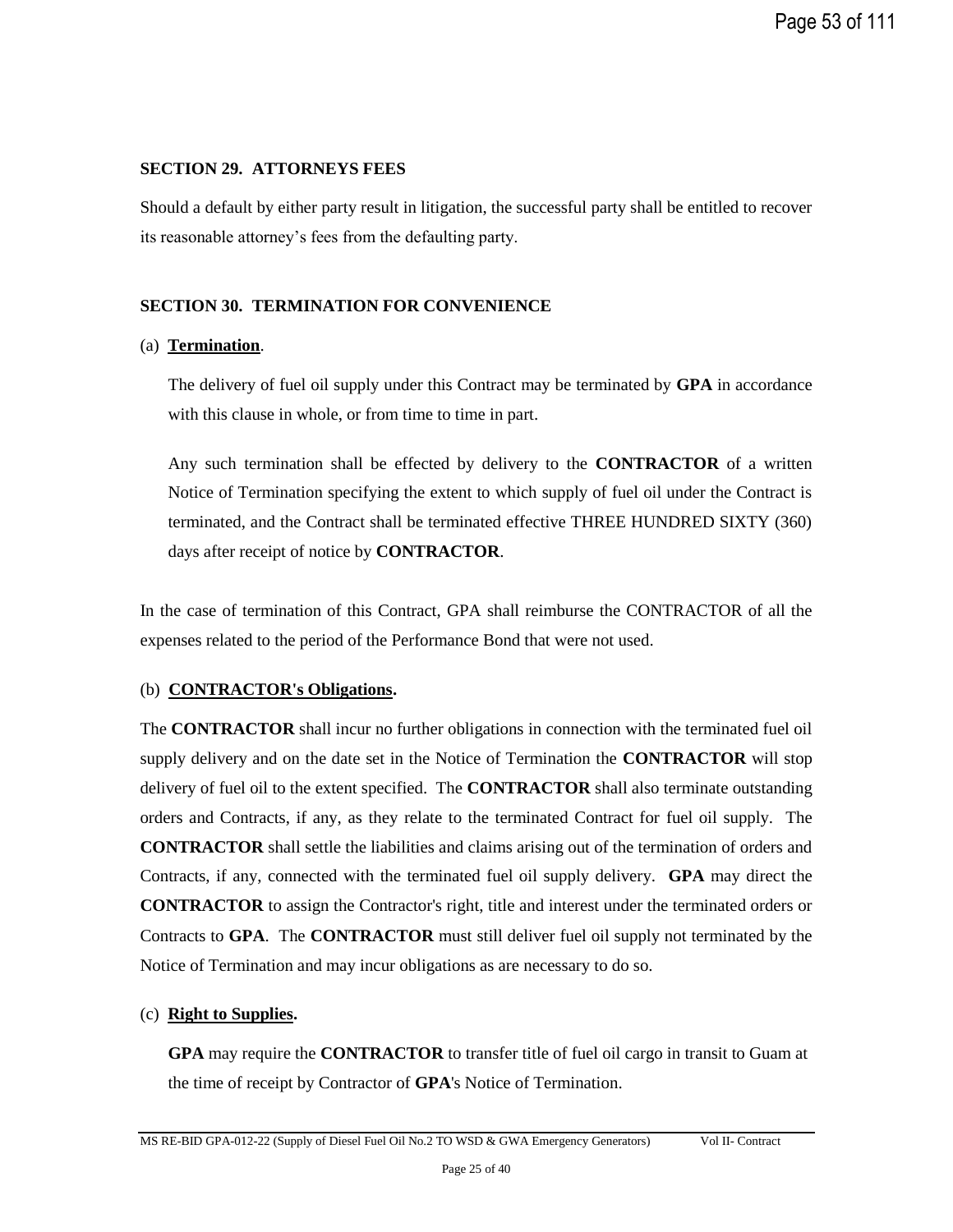## SECTION 29. ATTORNEYS FEES

Should a default by either party result in litigation, the successful party shall be entitled to recover its reasonable attorney's fees from the defaulting party.

## SECTION 30. TERMINATION FOR CONVENIENCE

(a) **Termination**.

The delivery of fuel oil supply under this Contract may be terminated by **GPA** in accordance with this clause in whole, or from time to time in part.

Any such termination shall be effected by delivery to the **CONTRACTOR** of a written Notice of Termination specifying the extent to which supply of fuel oil under the Contract is terminated, and the Contract shall be terminated effective THREE HUNDRED SIXTY (360) days after receipt of notice by **CONTRACTOR**.

In the case of termination of this Contract, GPA shall reimburse the CONTRACTOR of all the expenses related to the period of the Performance Bond that were not used.

(b) **CONTRACTOR's Obligations.**

The **CONTRACTOR** shall incur no further obligations in connection with the terminated fuel oil supply delivery and on the date set in the Notice of Termination the **CONTRACTOR** will stop delivery of fuel oil to the extent specified. The **CONTRACTOR** shall also terminate outstanding orders and Contracts, if any, as they relate to the terminated Contract for fuel oil supply. The **CONTRACTOR** shall settle the liabilities and claims arising out of the termination of orders and Contracts, if any, connected with the terminated fuel oil supply delivery. **GPA** may direct the **CONTRACTOR** to assign the Contractor's right, title and interest under the terminated orders or Contracts to **GPA**. The **CONTRACTOR** must still deliver fuel oil supply not terminated by the Notice of Termination and may incur obligations as are necessary to do so.

(c) **Right to Supplies.**

**GPA** may require the **CONTRACTOR** to transfer title of fuel oil cargo in transit to Guam at the time of receipt by Contractor of **GPA**'s Notice of Termination.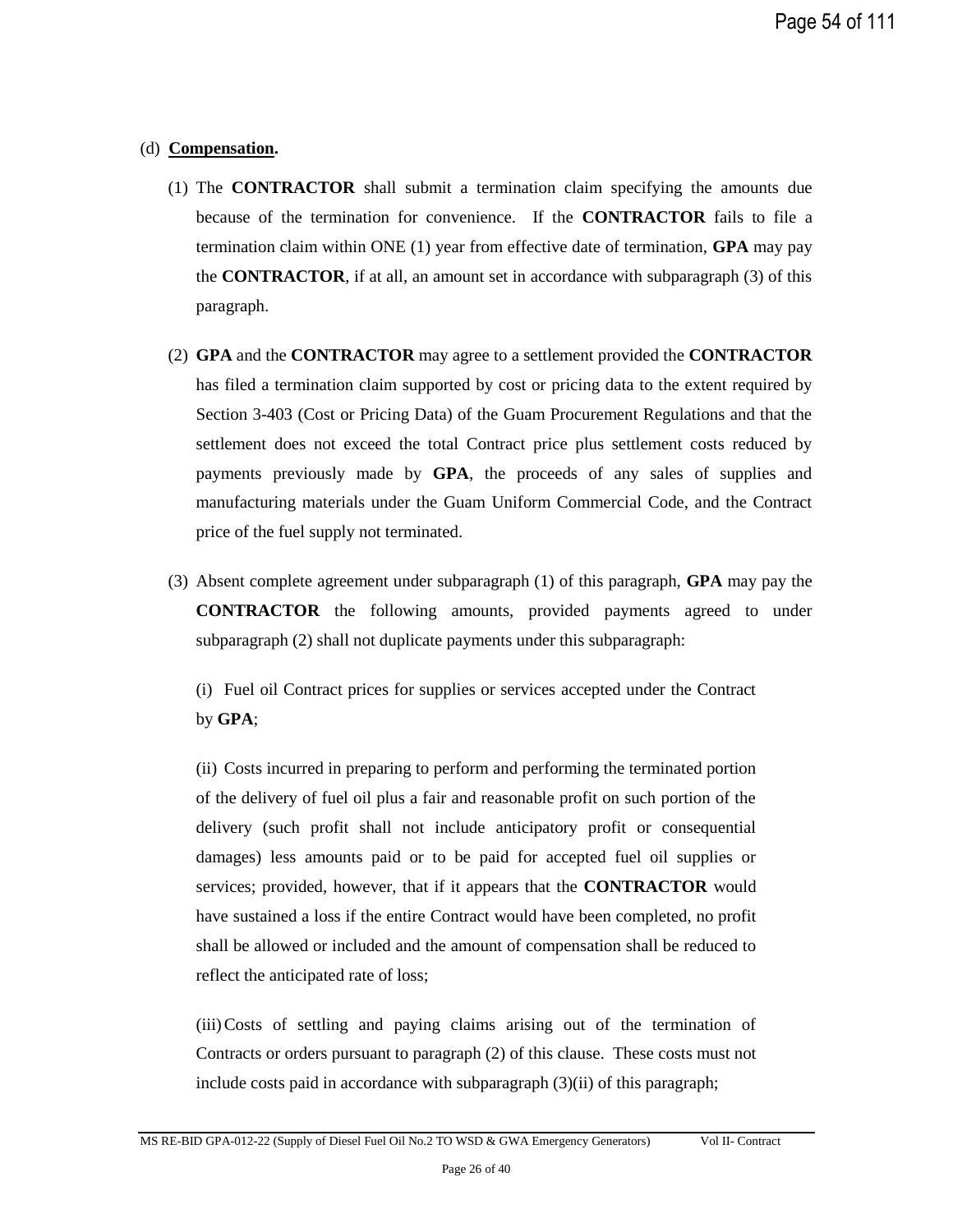(d) **Compensation.**

(1) The **CONTRACTOR** shall submit a termination claim specifying the amounts due because of the termination for convenience. If the **CONTRACTOR** fails to file a termination claim within ONE (1) year from effective date of termination, **GPA** may pay the **CONTRACTOR**, if at all, an amount set in accordance with subparagraph (3) of this paragraph.

(2) **GPA** and the **CONTRACTOR** may agree to a settlement provided the **CONTRACTOR** has filed a termination claim supported by cost or pricing data to the extent required by Section 3-403 (Cost or Pricing Data) of the Guam Procurement Regulations and that the settlement does not exceed the total Contract price plus settlement costs reduced by payments previously made by **GPA**, the proceeds of any sales of supplies and manufacturing materials under the Guam Uniform Commercial Code, and the Contract price of the fuel supply not terminated.

(3) Absent complete agreement under subparagraph (1) of this paragraph, **GPA** may pay the **CONTRACTOR** the following amounts, provided payments agreed to under subparagraph (2) shall not duplicate payments under this subparagraph:

(i) Fuel oil Contract prices for supplies or services accepted under the Contract by **GPA**;

(ii) Costs incurred in preparing to perform and performing the terminated portion of the delivery of fuel oil plus a fair and reasonable profit on such portion of the delivery (such profit shall not include anticipatory profit or consequential damages) less amounts paid or to be paid for accepted fuel oil supplies or services; provided, however, that if it appears that the **CONTRACTOR** would have sustained a loss if the entire Contract would have been completed, no profit shall be allowed or included and the amount of compensation shall be reduced to reflect the anticipated rate of loss;

(iii) Costs of settling and paying claims arising out of the termination of Contracts or orders pursuant to paragraph (2) of this clause. These costs must not include costs paid in accordance with subparagraph (3)(ii) of this paragraph;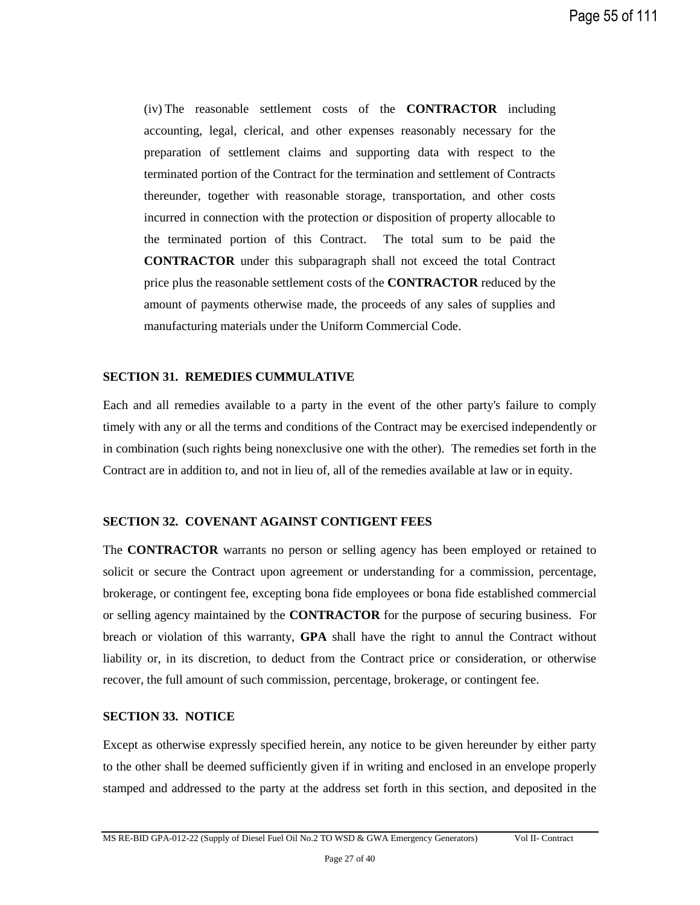(iv) The reasonable settlement costs of the **CONTRACTOR** including accounting, legal, clerical, and other expenses reasonably necessary for the preparation of settlement claims and supporting data with respect to the terminated portion of the Contract for the termination and settlement of Contracts thereunder, together with reasonable storage, transportation, and other costs incurred in connection with the protection or disposition of property allocable to the terminated portion of this Contract. The total sum to be paid the **CONTRACTOR** under this subparagraph shall not exceed the total Contract price plus the reasonable settlement costs of the **CONTRACTOR** reduced by the amount of payments otherwise made, the proceeds of any sales of supplies and manufacturing materials under the Uniform Commercial Code.

**SECTION 31. REMEDIES CUMMULATIVE**

Each and all remedies available to a party in the event of the other party's failure to comply timely with any or all the terms and conditions of the Contract may be exercised independently or in combination (such rights being nonexclusive one with the other). The remedies set forth in the Contract are in addition to, and not in lieu of, all of the remedies available at law or in equity.

**SECTION 32. COVENANT AGAINST CONTIGENT FEES**

The **CONTRACTOR** warrants no person or selling agency has been employed or retained to solicit or secure the Contract upon agreement or understanding for a commission, percentage, brokerage, or contingent fee, excepting bona fide employees or bona fide established commercial or selling agency maintained by the **CONTRACTOR** for the purpose of securing business. For breach or violation of this warranty, **GPA** shall have the right to annul the Contract without liability or, in its discretion, to deduct from the Contract price or consideration, or otherwise recover, the full amount of such commission, percentage, brokerage, or contingent fee.

**SECTION 33. NOTICE**

Except as otherwise expressly specified herein, any notice to be given hereunder by either party to the other shall be deemed sufficiently given if in writing and enclosed in an envelope properly stamped and addressed to the party at the address set forth in this section, and deposited in the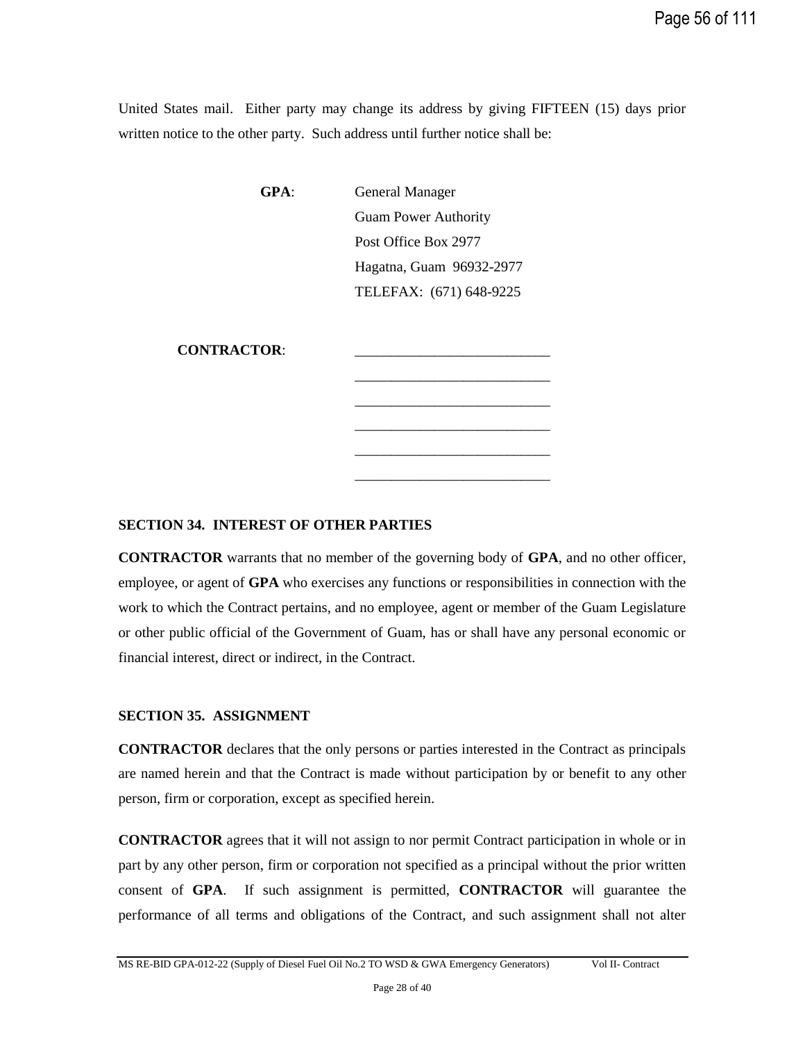United States mail. Either party may change its address by giving FIFTEEN (15) days prior written notice to the other party. Such address until further notice shall be:

**GPA**: General Manager
Guam Power Authority
Post Office Box 2977
Hagatna, Guam 96932-2977
TELEFAX: (671) 648-9225

**CONTRACTOR**: ___________________________
___________________________
___________________________
___________________________
___________________________
___________________________

### SECTION 34. INTEREST OF OTHER PARTIES

**CONTRACTOR** warrants that no member of the governing body of **GPA**, and no other officer, employee, or agent of **GPA** who exercises any functions or responsibilities in connection with the work to which the Contract pertains, and no employee, agent or member of the Guam Legislature or other public official of the Government of Guam, has or shall have any personal economic or financial interest, direct or indirect, in the Contract.

### SECTION 35. ASSIGNMENT

**CONTRACTOR** declares that the only persons or parties interested in the Contract as principals are named herein and that the Contract is made without participation by or benefit to any other person, firm or corporation, except as specified herein.

**CONTRACTOR** agrees that it will not assign to nor permit Contract participation in whole or in part by any other person, firm or corporation not specified as a principal without the prior written consent of **GPA**. If such assignment is permitted, **CONTRACTOR** will guarantee the performance of all terms and obligations of the Contract, and such assignment shall not alter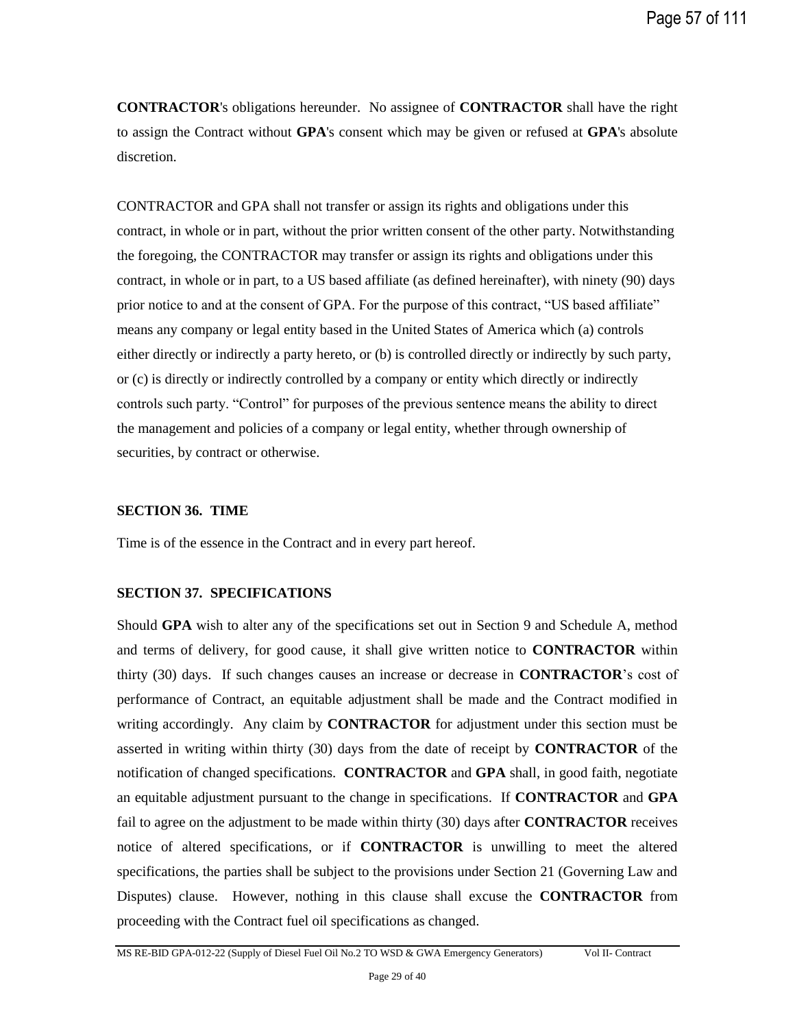**CONTRACTOR**'s obligations hereunder. No assignee of **CONTRACTOR** shall have the right to assign the Contract without **GPA**'s consent which may be given or refused at **GPA**'s absolute discretion.

CONTRACTOR and GPA shall not transfer or assign its rights and obligations under this contract, in whole or in part, without the prior written consent of the other party. Notwithstanding the foregoing, the CONTRACTOR may transfer or assign its rights and obligations under this contract, in whole or in part, to a US based affiliate (as defined hereinafter), with ninety (90) days prior notice to and at the consent of GPA. For the purpose of this contract, "US based affiliate" means any company or legal entity based in the United States of America which (a) controls either directly or indirectly a party hereto, or (b) is controlled directly or indirectly by such party, or (c) is directly or indirectly controlled by a company or entity which directly or indirectly controls such party. "Control" for purposes of the previous sentence means the ability to direct the management and policies of a company or legal entity, whether through ownership of securities, by contract or otherwise.

### SECTION 36. TIME

Time is of the essence in the Contract and in every part hereof.

### SECTION 37. SPECIFICATIONS

Should **GPA** wish to alter any of the specifications set out in Section 9 and Schedule A, method and terms of delivery, for good cause, it shall give written notice to **CONTRACTOR** within thirty (30) days. If such changes causes an increase or decrease in **CONTRACTOR**'s cost of performance of Contract, an equitable adjustment shall be made and the Contract modified in writing accordingly. Any claim by **CONTRACTOR** for adjustment under this section must be asserted in writing within thirty (30) days from the date of receipt by **CONTRACTOR** of the notification of changed specifications. **CONTRACTOR** and **GPA** shall, in good faith, negotiate an equitable adjustment pursuant to the change in specifications. If **CONTRACTOR** and **GPA** fail to agree on the adjustment to be made within thirty (30) days after **CONTRACTOR** receives notice of altered specifications, or if **CONTRACTOR** is unwilling to meet the altered specifications, the parties shall be subject to the provisions under Section 21 (Governing Law and Disputes) clause. However, nothing in this clause shall excuse the **CONTRACTOR** from proceeding with the Contract fuel oil specifications as changed.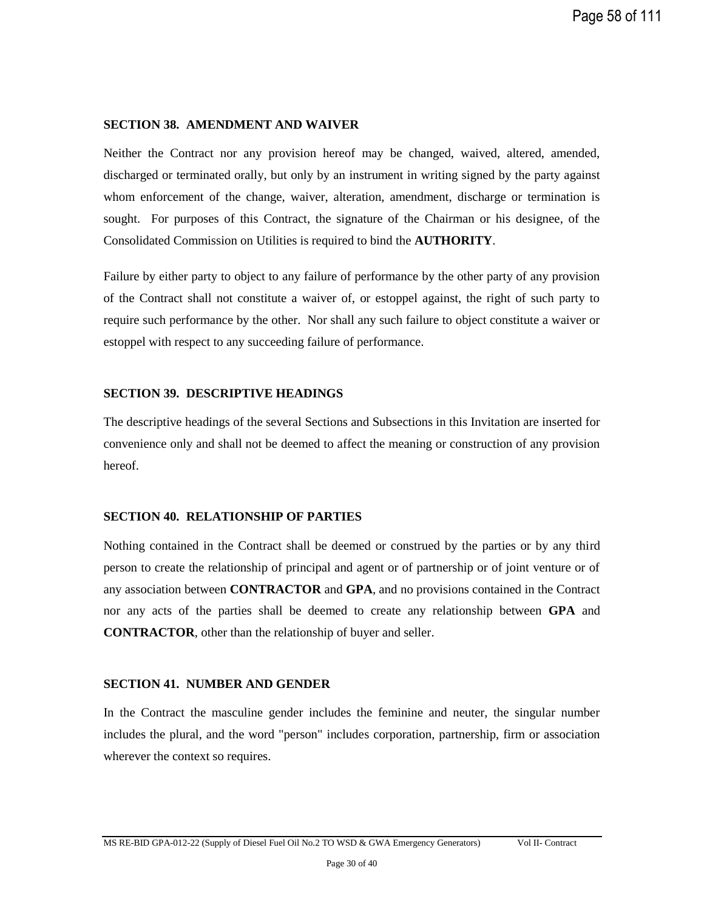### SECTION 38. AMENDMENT AND WAIVER

Neither the Contract nor any provision hereof may be changed, waived, altered, amended, discharged or terminated orally, but only by an instrument in writing signed by the party against whom enforcement of the change, waiver, alteration, amendment, discharge or termination is sought. For purposes of this Contract, the signature of the Chairman or his designee, of the Consolidated Commission on Utilities is required to bind the **AUTHORITY**.

Failure by either party to object to any failure of performance by the other party of any provision of the Contract shall not constitute a waiver of, or estoppel against, the right of such party to require such performance by the other. Nor shall any such failure to object constitute a waiver or estoppel with respect to any succeeding failure of performance.

### SECTION 39. DESCRIPTIVE HEADINGS

The descriptive headings of the several Sections and Subsections in this Invitation are inserted for convenience only and shall not be deemed to affect the meaning or construction of any provision hereof.

### SECTION 40. RELATIONSHIP OF PARTIES

Nothing contained in the Contract shall be deemed or construed by the parties or by any third person to create the relationship of principal and agent or of partnership or of joint venture or of any association between **CONTRACTOR** and **GPA**, and no provisions contained in the Contract nor any acts of the parties shall be deemed to create any relationship between **GPA** and **CONTRACTOR**, other than the relationship of buyer and seller.

### SECTION 41. NUMBER AND GENDER

In the Contract the masculine gender includes the feminine and neuter, the singular number includes the plural, and the word "person" includes corporation, partnership, firm or association wherever the context so requires.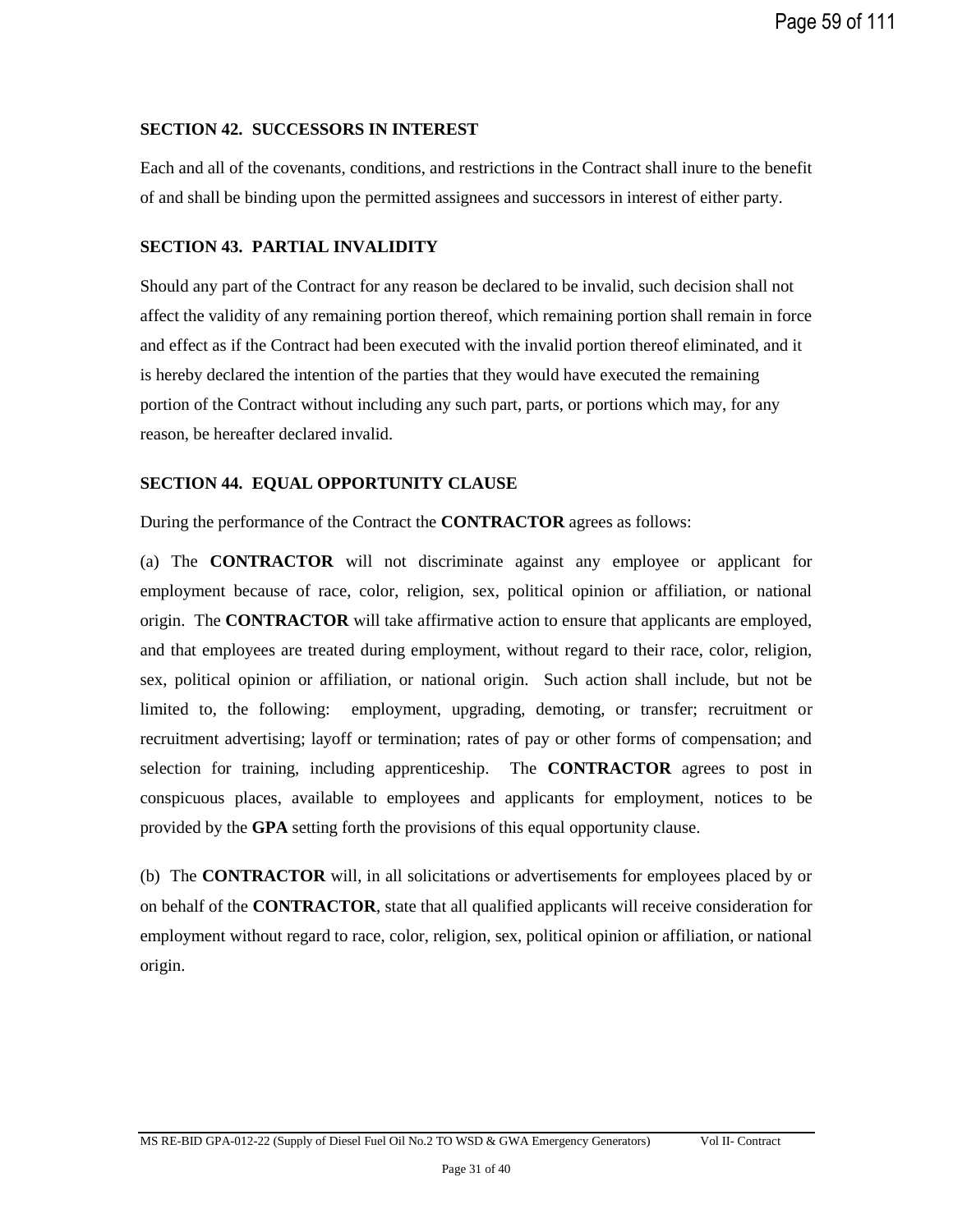### SECTION 42. SUCCESSORS IN INTEREST

Each and all of the covenants, conditions, and restrictions in the Contract shall inure to the benefit of and shall be binding upon the permitted assignees and successors in interest of either party.

### SECTION 43. PARTIAL INVALIDITY

Should any part of the Contract for any reason be declared to be invalid, such decision shall not affect the validity of any remaining portion thereof, which remaining portion shall remain in force and effect as if the Contract had been executed with the invalid portion thereof eliminated, and it is hereby declared the intention of the parties that they would have executed the remaining portion of the Contract without including any such part, parts, or portions which may, for any reason, be hereafter declared invalid.

### SECTION 44. EQUAL OPPORTUNITY CLAUSE

During the performance of the Contract the **CONTRACTOR** agrees as follows:

(a) The **CONTRACTOR** will not discriminate against any employee or applicant for employment because of race, color, religion, sex, political opinion or affiliation, or national origin. The **CONTRACTOR** will take affirmative action to ensure that applicants are employed, and that employees are treated during employment, without regard to their race, color, religion, sex, political opinion or affiliation, or national origin. Such action shall include, but not be limited to, the following: employment, upgrading, demoting, or transfer; recruitment or recruitment advertising; layoff or termination; rates of pay or other forms of compensation; and selection for training, including apprenticeship. The **CONTRACTOR** agrees to post in conspicuous places, available to employees and applicants for employment, notices to be provided by the **GPA** setting forth the provisions of this equal opportunity clause.

(b) The **CONTRACTOR** will, in all solicitations or advertisements for employees placed by or on behalf of the **CONTRACTOR**, state that all qualified applicants will receive consideration for employment without regard to race, color, religion, sex, political opinion or affiliation, or national origin.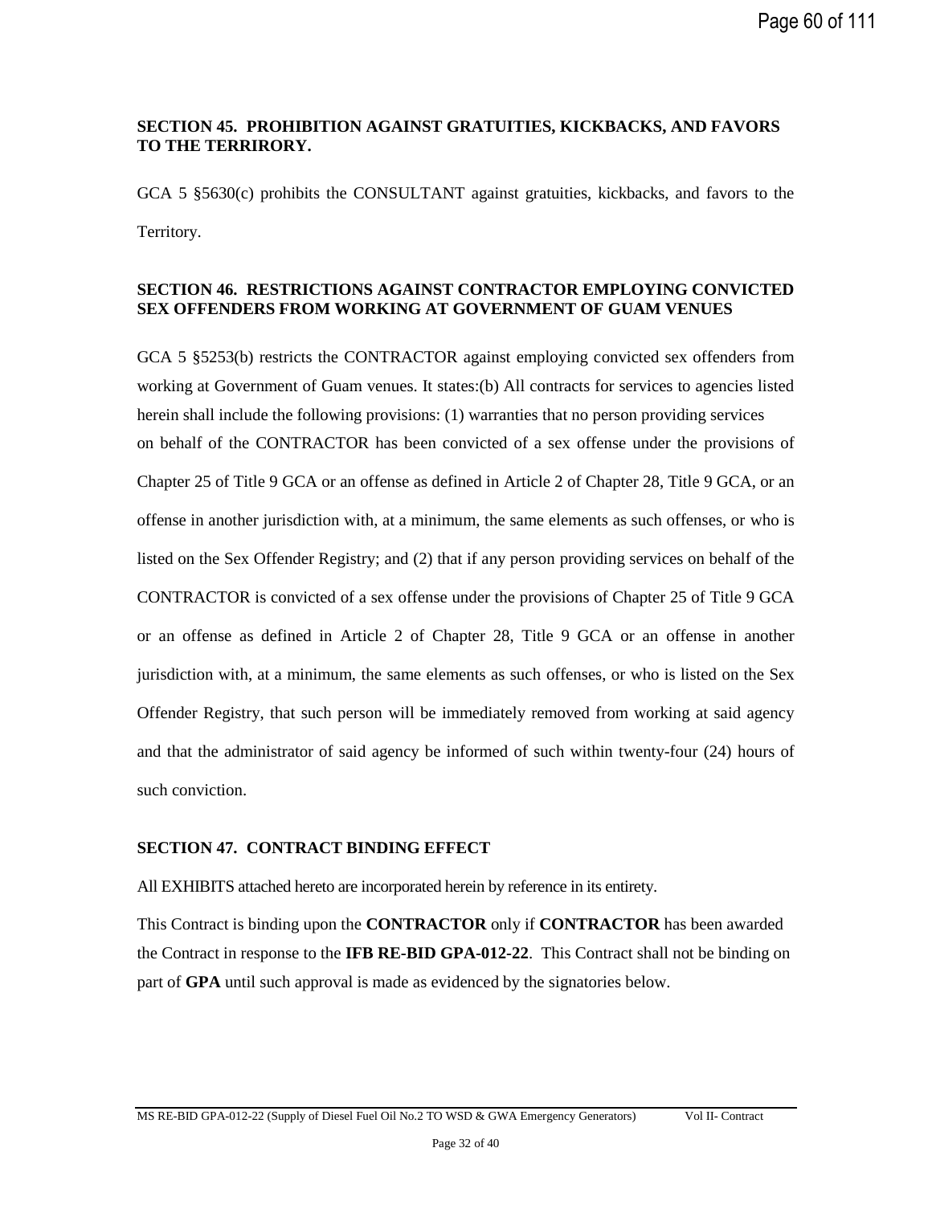**SECTION 45. PROHIBITION AGAINST GRATUITIES, KICKBACKS, AND FAVORS TO THE TERRIRORY.**

GCA 5 §5630(c) prohibits the CONSULTANT against gratuities, kickbacks, and favors to the Territory.

**SECTION 46. RESTRICTIONS AGAINST CONTRACTOR EMPLOYING CONVICTED SEX OFFENDERS FROM WORKING AT GOVERNMENT OF GUAM VENUES**

GCA 5 §5253(b) restricts the CONTRACTOR against employing convicted sex offenders from working at Government of Guam venues. It states:(b) All contracts for services to agencies listed herein shall include the following provisions: (1) warranties that no person providing services on behalf of the CONTRACTOR has been convicted of a sex offense under the provisions of Chapter 25 of Title 9 GCA or an offense as defined in Article 2 of Chapter 28, Title 9 GCA, or an offense in another jurisdiction with, at a minimum, the same elements as such offenses, or who is listed on the Sex Offender Registry; and (2) that if any person providing services on behalf of the CONTRACTOR is convicted of a sex offense under the provisions of Chapter 25 of Title 9 GCA or an offense as defined in Article 2 of Chapter 28, Title 9 GCA or an offense in another jurisdiction with, at a minimum, the same elements as such offenses, or who is listed on the Sex Offender Registry, that such person will be immediately removed from working at said agency and that the administrator of said agency be informed of such within twenty-four (24) hours of such conviction.

**SECTION 47. CONTRACT BINDING EFFECT**

All EXHIBITS attached hereto are incorporated herein by reference in its entirety.

This Contract is binding upon the **CONTRACTOR** only if **CONTRACTOR** has been awarded the Contract in response to the **IFB RE-BID GPA-012-22**. This Contract shall not be binding on part of **GPA** until such approval is made as evidenced by the signatories below.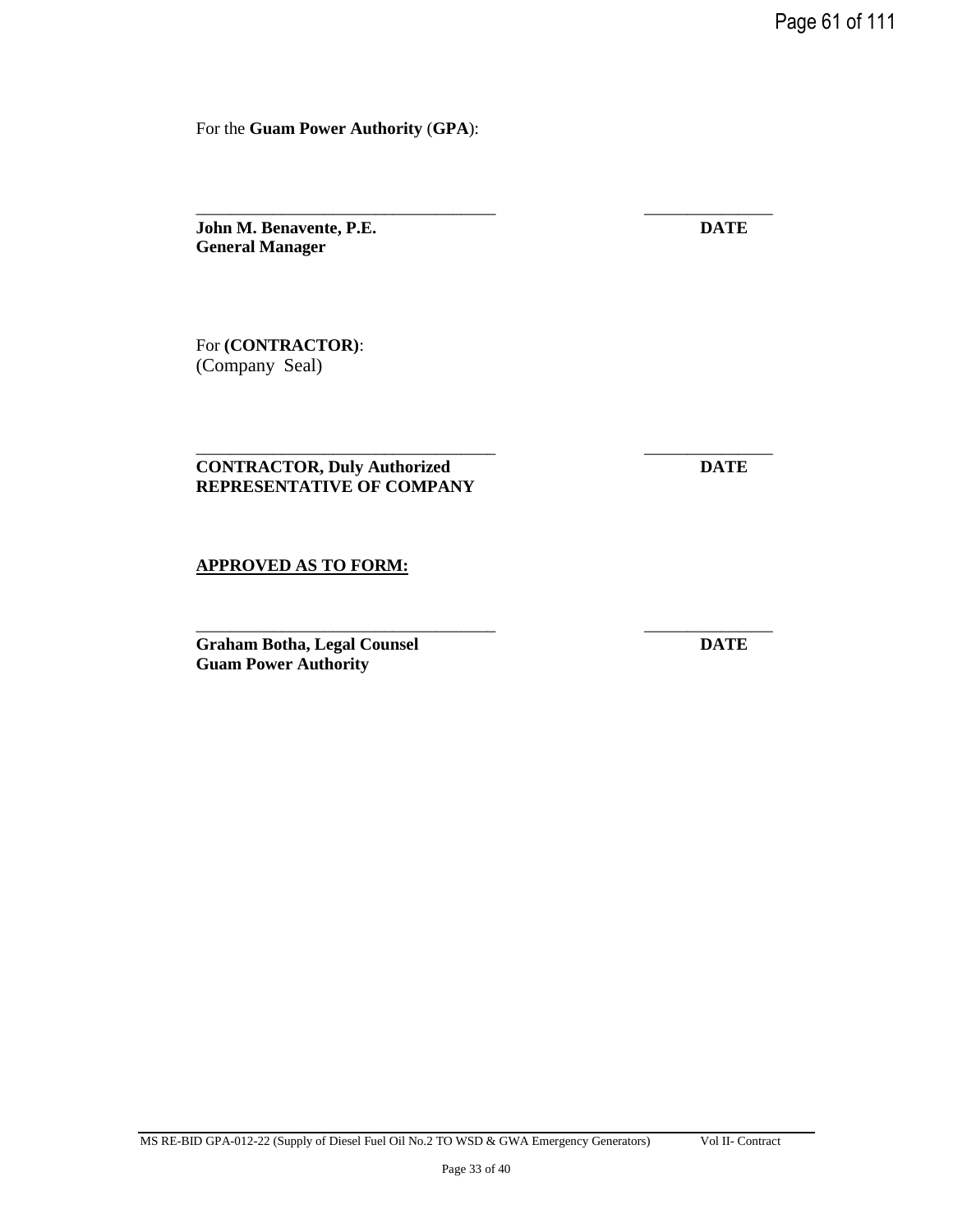For the **Guam Power Authority** (**GPA**):

___________________________________ _______________

**John M. Benavente, P.E.** **DATE**
**General Manager**

For **(CONTRACTOR)**:
(Company Seal)

___________________________________ _______________

**CONTRACTOR, Duly Authorized** **DATE**
**REPRESENTATIVE OF COMPANY**

**APPROVED AS TO FORM:**

___________________________________ _______________

**Graham Botha, Legal Counsel** **DATE**
**Guam Power Authority**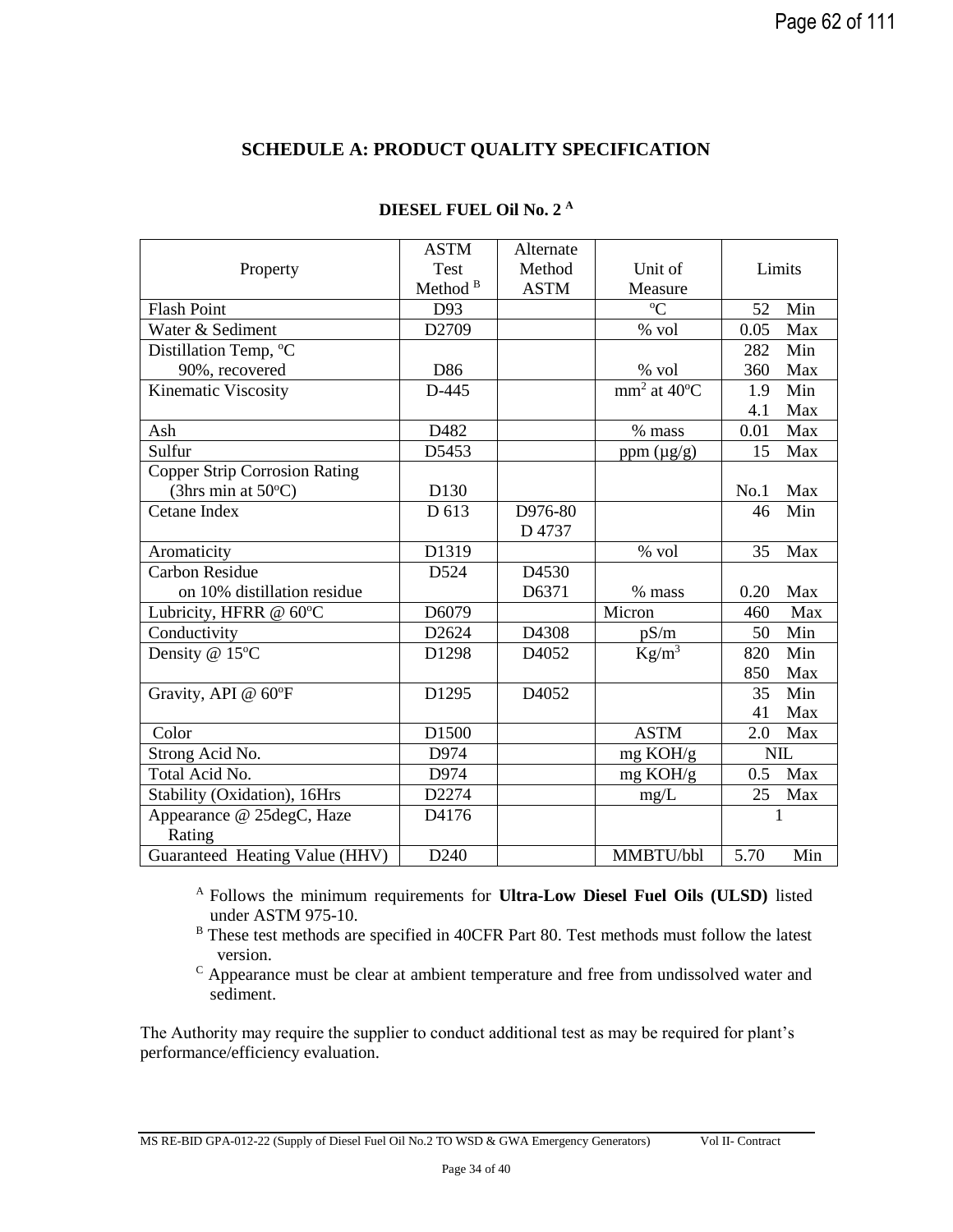## SCHEDULE A: PRODUCT QUALITY SPECIFICATION

### DIESEL FUEL Oil No. 2 [A]

| Property | ASTM Test Method [B] | Alternate Method ASTM | Unit of Measure | Limits |
|---|---|---|---|---|
| Flash Point | D93 | | ºC | 52 Min |
| Water & Sediment | D2709 | | % vol | 0.05 Max |
| Distillation Temp, ºC 90%, recovered | D86 | | % vol | 282 Min<br>360 Max |
| Kinematic Viscosity | D-445 | | $mm^2$ at 40ºC | 1.9 Min<br>4.1 Max |
| Ash | D482 | | % mass | 0.01 Max |
| Sulfur | D5453 | | ppm (µg/g) | 15 Max |
| Copper Strip Corrosion Rating (3hrs min at 50ºC) | D130 | | | No.1 Max |
| Cetane Index | D 613 | D976-80<br>D 4737 | | 46 Min |
| Aromaticity | D1319 | | % vol | 35 Max |
| Carbon Residue on 10% distillation residue | D524 | D4530<br>D6371 | % mass | 0.20 Max |
| Lubricity, HFRR @ 60ºC | D6079 | | Micron | 460 Max |
| Conductivity | D2624 | D4308 | pS/m | 50 Min |
| Density @ 15ºC | D1298 | D4052 | $Kg/m^3$ | 820 Min<br>850 Max |
| Gravity, API @ 60ºF | D1295 | D4052 | | 35 Min<br>41 Max |
| Color | D1500 | | ASTM | 2.0 Max |
| Strong Acid No. | D974 | | mg KOH/g | NIL |
| Total Acid No. | D974 | | mg KOH/g | 0.5 Max |
| Stability (Oxidation), 16Hrs | D2274 | | mg/L | 25 Max |
| Appearance @ 25degC, Haze Rating | D4176 | | | 1 |
| Guaranteed Heating Value (HHV) | D240 | | MMBTU/bbl | 5.70 Min |

[A] Follows the minimum requirements for **Ultra-Low Diesel Fuel Oils (ULSD)** listed under ASTM 975-10.

[B] These test methods are specified in 40CFR Part 80. Test methods must follow the latest version.

[C] Appearance must be clear at ambient temperature and free from undissolved water and sediment.

The Authority may require the supplier to conduct additional test as may be required for plant's performance/efficiency evaluation.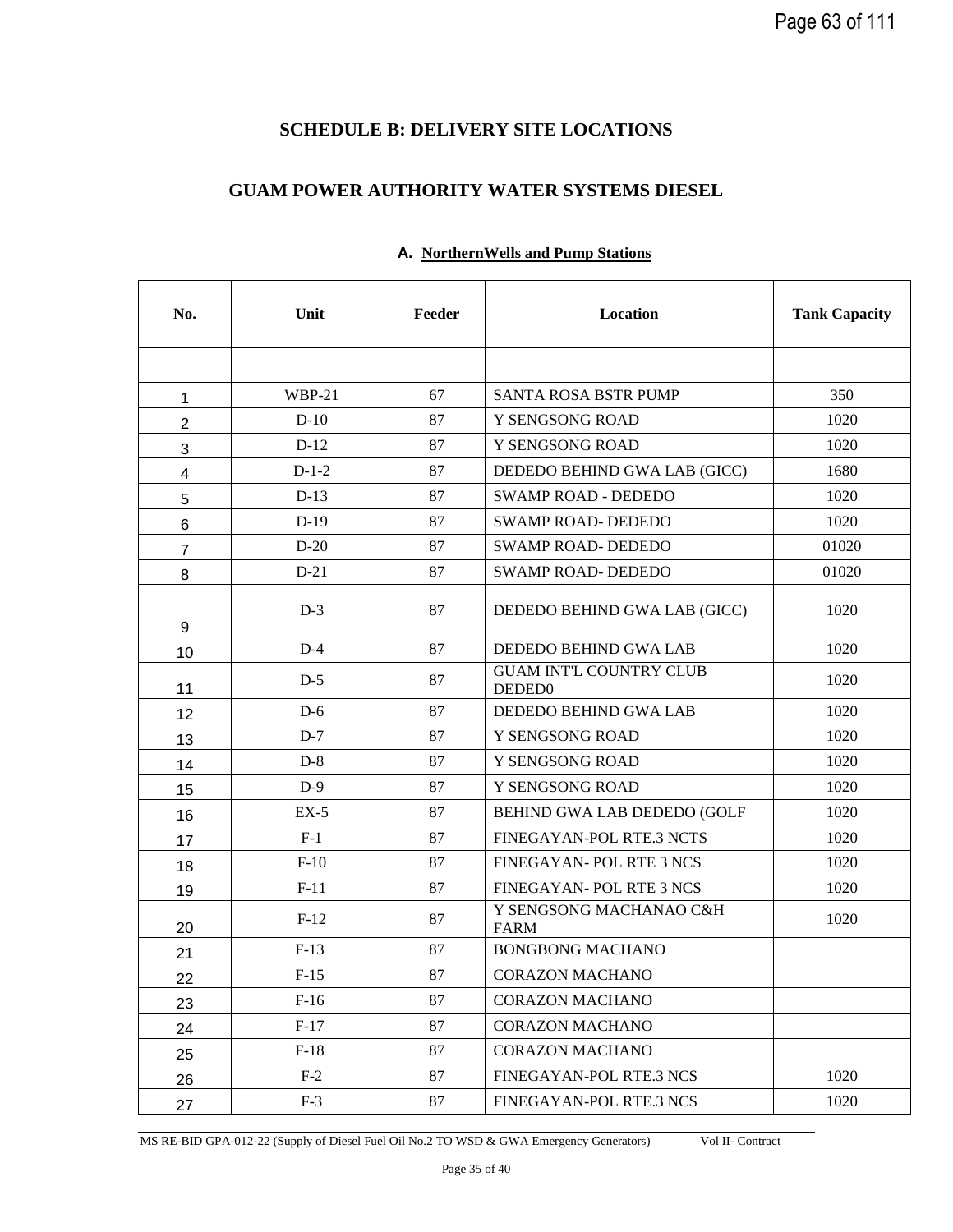## SCHEDULE B: DELIVERY SITE LOCATIONS

## GUAM POWER AUTHORITY WATER SYSTEMS DIESEL

### A. NorthernWells and Pump Stations

| No. | Unit | Feeder | Location | Tank Capacity |
|---|---|---|---|---|
| | | | | |
| 1 | WBP-21 | 67 | SANTA ROSA BSTR PUMP | 350 |
| 2 | D-10 | 87 | Y SENGSONG ROAD | 1020 |
| 3 | D-12 | 87 | Y SENGSONG ROAD | 1020 |
| 4 | D-1-2 | 87 | DEDEDO BEHIND GWA LAB (GICC) | 1680 |
| 5 | D-13 | 87 | SWAMP ROAD - DEDEDO | 1020 |
| 6 | D-19 | 87 | SWAMP ROAD- DEDEDO | 1020 |
| 7 | D-20 | 87 | SWAMP ROAD- DEDEDO | 01020 |
| 8 | D-21 | 87 | SWAMP ROAD- DEDEDO | 01020 |
| 9 | D-3 | 87 | DEDEDO BEHIND GWA LAB (GICC) | 1020 |
| 10 | D-4 | 87 | DEDEDO BEHIND GWA LAB | 1020 |
| 11 | D-5 | 87 | GUAM INT'L COUNTRY CLUB DEDED0 | 1020 |
| 12 | D-6 | 87 | DEDEDO BEHIND GWA LAB | 1020 |
| 13 | D-7 | 87 | Y SENGSONG ROAD | 1020 |
| 14 | D-8 | 87 | Y SENGSONG ROAD | 1020 |
| 15 | D-9 | 87 | Y SENGSONG ROAD | 1020 |
| 16 | EX-5 | 87 | BEHIND GWA LAB DEDEDO (GOLF | 1020 |
| 17 | F-1 | 87 | FINEGAYAN-POL RTE.3 NCTS | 1020 |
| 18 | F-10 | 87 | FINEGAYAN- POL RTE 3 NCS | 1020 |
| 19 | F-11 | 87 | FINEGAYAN- POL RTE 3 NCS | 1020 |
| 20 | F-12 | 87 | Y SENGSONG MACHANAO C&H FARM | 1020 |
| 21 | F-13 | 87 | BONGBONG MACHANO | |
| 22 | F-15 | 87 | CORAZON MACHANO | |
| 23 | F-16 | 87 | CORAZON MACHANO | |
| 24 | F-17 | 87 | CORAZON MACHANO | |
| 25 | F-18 | 87 | CORAZON MACHANO | |
| 26 | F-2 | 87 | FINEGAYAN-POL RTE.3 NCS | 1020 |
| 27 | F-3 | 87 | FINEGAYAN-POL RTE.3 NCS | 1020 |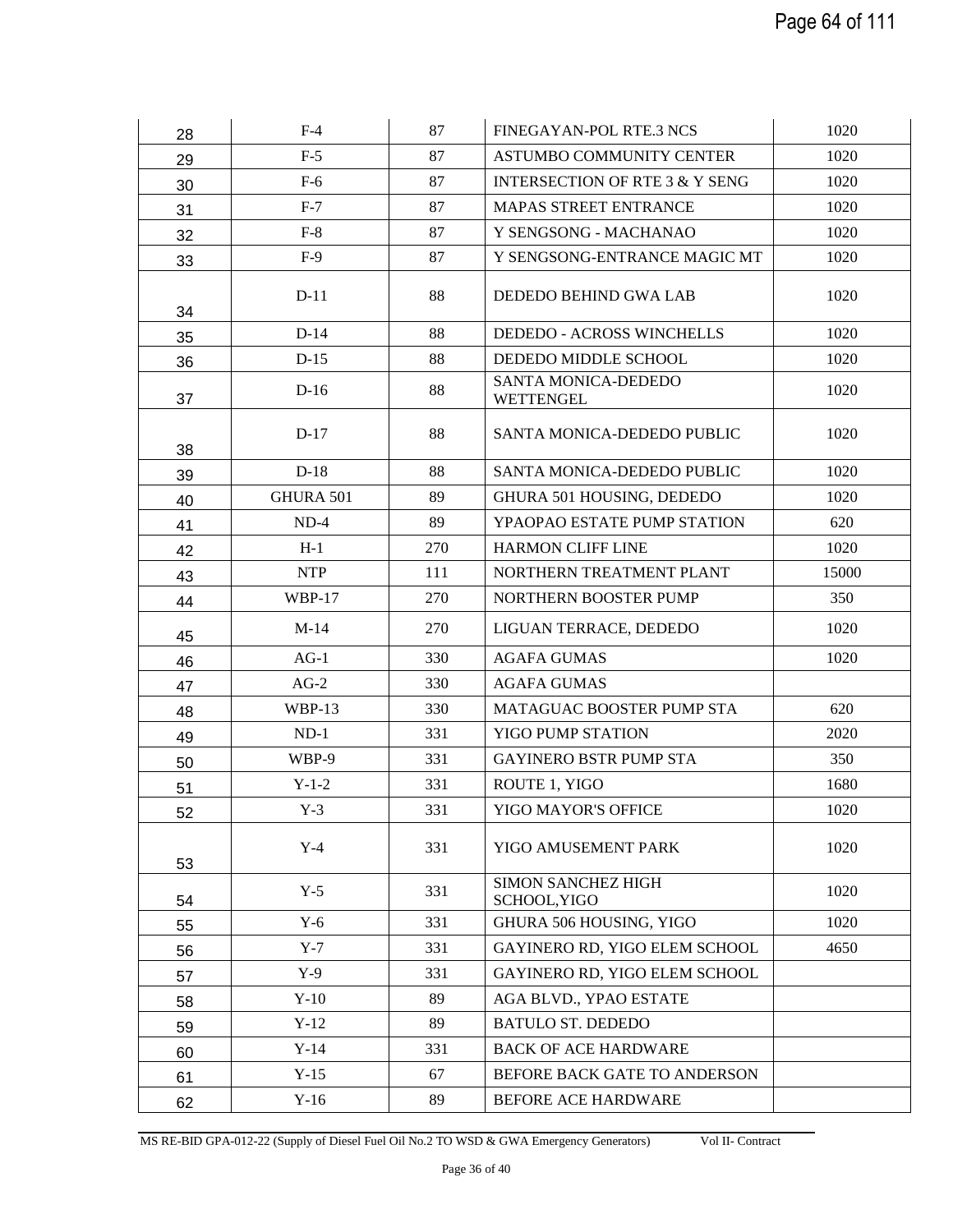| | | | | |
|---|---|---|---|---|
| 28 | F-4 | 87 | FINEGAYAN-POL RTE.3 NCS | 1020 |
| 29 | F-5 | 87 | ASTUMBO COMMUNITY CENTER | 1020 |
| 30 | F-6 | 87 | INTERSECTION OF RTE 3 & Y SENG | 1020 |
| 31 | F-7 | 87 | MAPAS STREET ENTRANCE | 1020 |
| 32 | F-8 | 87 | Y SENGSONG - MACHANAO | 1020 |
| 33 | F-9 | 87 | Y SENGSONG-ENTRANCE MAGIC MT | 1020 |
| 34 | D-11 | 88 | DEDEDO BEHIND GWA LAB | 1020 |
| 35 | D-14 | 88 | DEDEDO - ACROSS WINCHELLS | 1020 |
| 36 | D-15 | 88 | DEDEDO MIDDLE SCHOOL | 1020 |
| 37 | D-16 | 88 | SANTA MONICA-DEDEDO WETTENGEL | 1020 |
| 38 | D-17 | 88 | SANTA MONICA-DEDEDO PUBLIC | 1020 |
| 39 | D-18 | 88 | SANTA MONICA-DEDEDO PUBLIC | 1020 |
| 40 | GHURA 501 | 89 | GHURA 501 HOUSING, DEDEDO | 1020 |
| 41 | ND-4 | 89 | YPAOPAO ESTATE PUMP STATION | 620 |
| 42 | H-1 | 270 | HARMON CLIFF LINE | 1020 |
| 43 | NTP | 111 | NORTHERN TREATMENT PLANT | 15000 |
| 44 | WBP-17 | 270 | NORTHERN BOOSTER PUMP | 350 |
| 45 | M-14 | 270 | LIGUAN TERRACE, DEDEDO | 1020 |
| 46 | AG-1 | 330 | AGAFA GUMAS | 1020 |
| 47 | AG-2 | 330 | AGAFA GUMAS | |
| 48 | WBP-13 | 330 | MATAGUAC BOOSTER PUMP STA | 620 |
| 49 | ND-1 | 331 | YIGO PUMP STATION | 2020 |
| 50 | WBP-9 | 331 | GAYINERO BSTR PUMP STA | 350 |
| 51 | Y-1-2 | 331 | ROUTE 1, YIGO | 1680 |
| 52 | Y-3 | 331 | YIGO MAYOR'S OFFICE | 1020 |
| 53 | Y-4 | 331 | YIGO AMUSEMENT PARK | 1020 |
| 54 | Y-5 | 331 | SIMON SANCHEZ HIGH SCHOOL,YIGO | 1020 |
| 55 | Y-6 | 331 | GHURA 506 HOUSING, YIGO | 1020 |
| 56 | Y-7 | 331 | GAYINERO RD, YIGO ELEM SCHOOL | 4650 |
| 57 | Y-9 | 331 | GAYINERO RD, YIGO ELEM SCHOOL | |
| 58 | Y-10 | 89 | AGA BLVD., YPAO ESTATE | |
| 59 | Y-12 | 89 | BATULO ST. DEDEDO | |
| 60 | Y-14 | 331 | BACK OF ACE HARDWARE | |
| 61 | Y-15 | 67 | BEFORE BACK GATE TO ANDERSON | |
| 62 | Y-16 | 89 | BEFORE ACE HARDWARE | |

MS RE-BID GPA-012-22 (Supply of Diesel Fuel Oil No.2 TO WSD & GWA Emergency Generators) Vol II- Contract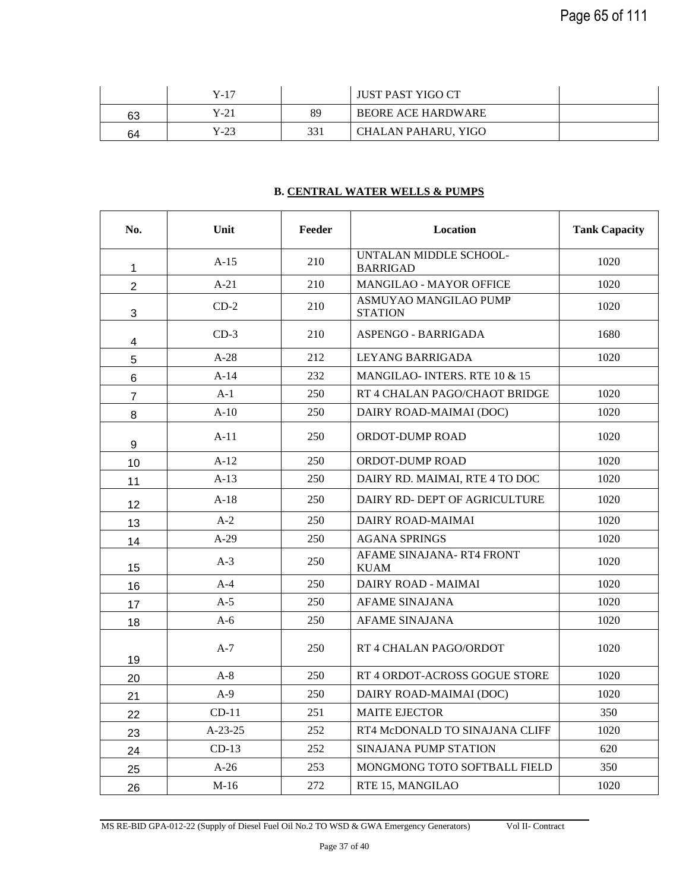| | Y-17 | | JUST PAST YIGO CT | |
|---|---|---|---|---|
| 63 | Y-21 | 89 | BEORE ACE HARDWARE | |
| 64 | Y-23 | 331 | CHALAN PAHARU, YIGO | |

**B. CENTRAL WATER WELLS & PUMPS**

| No. | Unit | Feeder | Location | Tank Capacity |
|---|---|---|---|---|
| 1 | A-15 | 210 | UNTALAN MIDDLE SCHOOL-BARRIGAD | 1020 |
| 2 | A-21 | 210 | MANGILAO - MAYOR OFFICE | 1020 |
| 3 | CD-2 | 210 | ASMUYAO MANGILAO PUMP STATION | 1020 |
| 4 | CD-3 | 210 | ASPENGO - BARRIGADA | 1680 |
| 5 | A-28 | 212 | LEYANG BARRIGADA | 1020 |
| 6 | A-14 | 232 | MANGILAO- INTERS. RTE 10 & 15 | |
| 7 | A-1 | 250 | RT 4 CHALAN PAGO/CHAOT BRIDGE | 1020 |
| 8 | A-10 | 250 | DAIRY ROAD-MAIMAI (DOC) | 1020 |
| 9 | A-11 | 250 | ORDOT-DUMP ROAD | 1020 |
| 10 | A-12 | 250 | ORDOT-DUMP ROAD | 1020 |
| 11 | A-13 | 250 | DAIRY RD. MAIMAI, RTE 4 TO DOC | 1020 |
| 12 | A-18 | 250 | DAIRY RD- DEPT OF AGRICULTURE | 1020 |
| 13 | A-2 | 250 | DAIRY ROAD-MAIMAI | 1020 |
| 14 | A-29 | 250 | AGANA SPRINGS | 1020 |
| 15 | A-3 | 250 | AFAME SINAJANA- RT4 FRONT KUAM | 1020 |
| 16 | A-4 | 250 | DAIRY ROAD - MAIMAI | 1020 |
| 17 | A-5 | 250 | AFAME SINAJANA | 1020 |
| 18 | A-6 | 250 | AFAME SINAJANA | 1020 |
| 19 | A-7 | 250 | RT 4 CHALAN PAGO/ORDOT | 1020 |
| 20 | A-8 | 250 | RT 4 ORDOT-ACROSS GOGUE STORE | 1020 |
| 21 | A-9 | 250 | DAIRY ROAD-MAIMAI (DOC) | 1020 |
| 22 | CD-11 | 251 | MAITE EJECTOR | 350 |
| 23 | A-23-25 | 252 | RT4 McDONALD TO SINAJANA CLIFF | 1020 |
| 24 | CD-13 | 252 | SINAJANA PUMP STATION | 620 |
| 25 | A-26 | 253 | MONGMONG TOTO SOFTBALL FIELD | 350 |
| 26 | M-16 | 272 | RTE 15, MANGILAO | 1020 |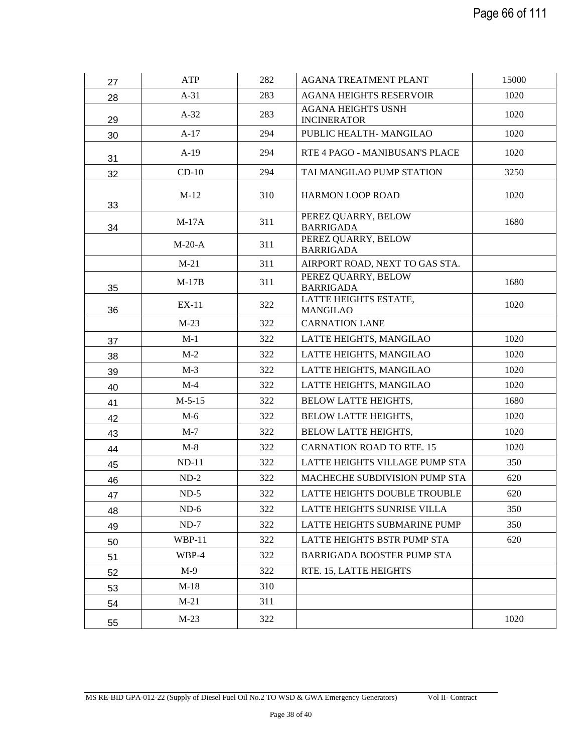| 27 | ATP | 282 | AGANA TREATMENT PLANT | 15000 |
|---|---|---|---|---|
| 28 | A-31 | 283 | AGANA HEIGHTS RESERVOIR | 1020 |
| 29 | A-32 | 283 | AGANA HEIGHTS USNH INCINERATOR | 1020 |
| 30 | A-17 | 294 | PUBLIC HEALTH- MANGILAO | 1020 |
| 31 | A-19 | 294 | RTE 4 PAGO - MANIBUSAN'S PLACE | 1020 |
| 32 | CD-10 | 294 | TAI MANGILAO PUMP STATION | 3250 |
| 33 | M-12 | 310 | HARMON LOOP ROAD | 1020 |
| 34 | M-17A | 311 | PEREZ QUARRY, BELOW BARRIGADA | 1680 |
| | M-20-A | 311 | PEREZ QUARRY, BELOW BARRIGADA | |
| | M-21 | 311 | AIRPORT ROAD, NEXT TO GAS STA. | |
| 35 | M-17B | 311 | PEREZ QUARRY, BELOW BARRIGADA | 1680 |
| 36 | EX-11 | 322 | LATTE HEIGHTS ESTATE, MANGILAO | 1020 |
| | M-23 | 322 | CARNATION LANE | |
| 37 | M-1 | 322 | LATTE HEIGHTS, MANGILAO | 1020 |
| 38 | M-2 | 322 | LATTE HEIGHTS, MANGILAO | 1020 |
| 39 | M-3 | 322 | LATTE HEIGHTS, MANGILAO | 1020 |
| 40 | M-4 | 322 | LATTE HEIGHTS, MANGILAO | 1020 |
| 41 | M-5-15 | 322 | BELOW LATTE HEIGHTS, | 1680 |
| 42 | M-6 | 322 | BELOW LATTE HEIGHTS, | 1020 |
| 43 | M-7 | 322 | BELOW LATTE HEIGHTS, | 1020 |
| 44 | M-8 | 322 | CARNATION ROAD TO RTE. 15 | 1020 |
| 45 | ND-11 | 322 | LATTE HEIGHTS VILLAGE PUMP STA | 350 |
| 46 | ND-2 | 322 | MACHECHE SUBDIVISION PUMP STA | 620 |
| 47 | ND-5 | 322 | LATTE HEIGHTS DOUBLE TROUBLE | 620 |
| 48 | ND-6 | 322 | LATTE HEIGHTS SUNRISE VILLA | 350 |
| 49 | ND-7 | 322 | LATTE HEIGHTS SUBMARINE PUMP | 350 |
| 50 | WBP-11 | 322 | LATTE HEIGHTS BSTR PUMP STA | 620 |
| 51 | WBP-4 | 322 | BARRIGADA BOOSTER PUMP STA | |
| 52 | M-9 | 322 | RTE. 15, LATTE HEIGHTS | |
| 53 | M-18 | 310 | | |
| 54 | M-21 | 311 | | |
| 55 | M-23 | 322 | | 1020 |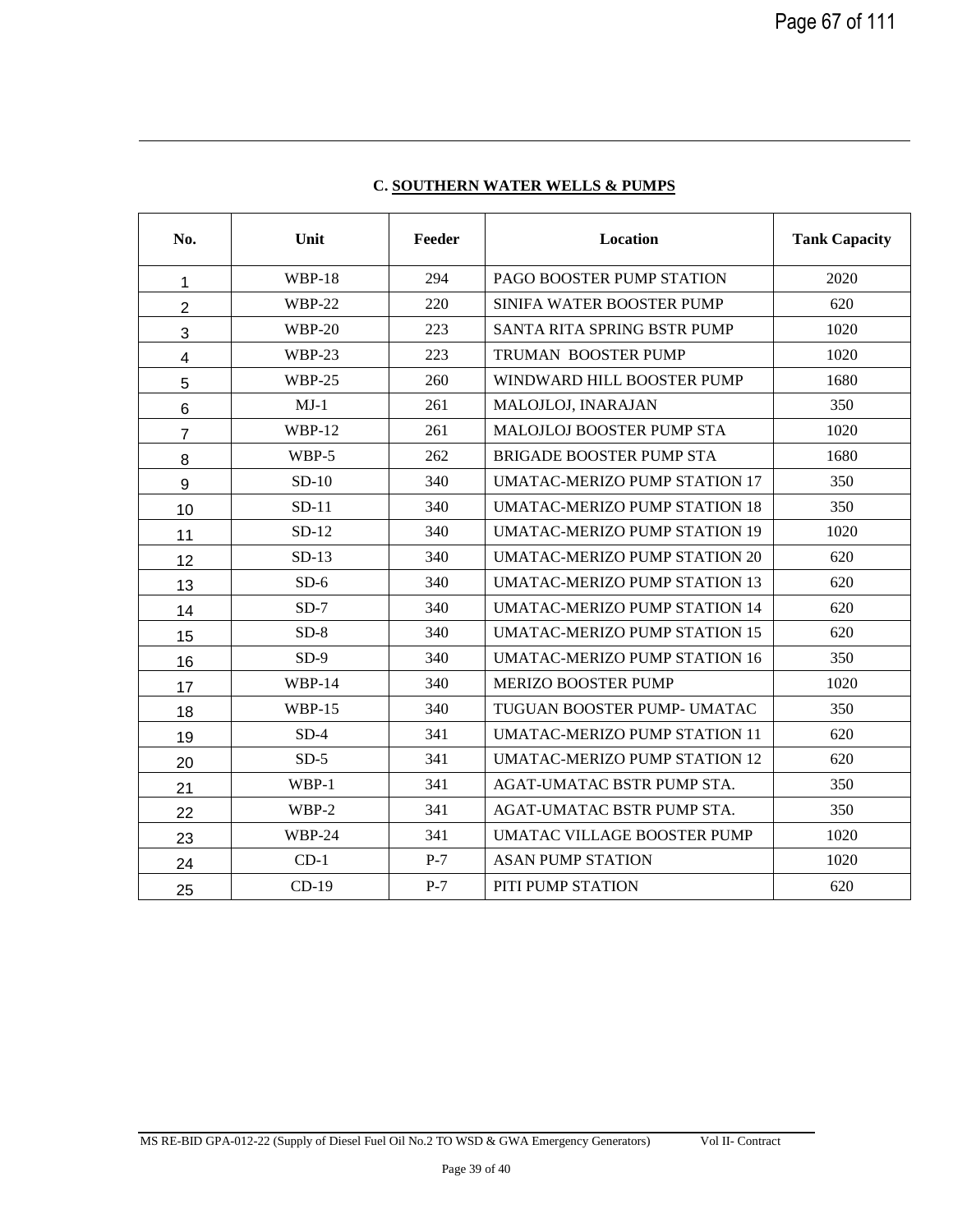### C. SOUTHERN WATER WELLS & PUMPS

| No. | Unit | Feeder | Location | Tank Capacity |
|---|---|---|---|---|
| 1 | WBP-18 | 294 | PAGO BOOSTER PUMP STATION | 2020 |
| 2 | WBP-22 | 220 | SINIFA WATER BOOSTER PUMP | 620 |
| 3 | WBP-20 | 223 | SANTA RITA SPRING BSTR PUMP | 1020 |
| 4 | WBP-23 | 223 | TRUMAN BOOSTER PUMP | 1020 |
| 5 | WBP-25 | 260 | WINDWARD HILL BOOSTER PUMP | 1680 |
| 6 | MJ-1 | 261 | MALOJLOJ, INARAJAN | 350 |
| 7 | WBP-12 | 261 | MALOJLOJ BOOSTER PUMP STA | 1020 |
| 8 | WBP-5 | 262 | BRIGADE BOOSTER PUMP STA | 1680 |
| 9 | SD-10 | 340 | UMATAC-MERIZO PUMP STATION 17 | 350 |
| 10 | SD-11 | 340 | UMATAC-MERIZO PUMP STATION 18 | 350 |
| 11 | SD-12 | 340 | UMATAC-MERIZO PUMP STATION 19 | 1020 |
| 12 | SD-13 | 340 | UMATAC-MERIZO PUMP STATION 20 | 620 |
| 13 | SD-6 | 340 | UMATAC-MERIZO PUMP STATION 13 | 620 |
| 14 | SD-7 | 340 | UMATAC-MERIZO PUMP STATION 14 | 620 |
| 15 | SD-8 | 340 | UMATAC-MERIZO PUMP STATION 15 | 620 |
| 16 | SD-9 | 340 | UMATAC-MERIZO PUMP STATION 16 | 350 |
| 17 | WBP-14 | 340 | MERIZO BOOSTER PUMP | 1020 |
| 18 | WBP-15 | 340 | TUGUAN BOOSTER PUMP- UMATAC | 350 |
| 19 | SD-4 | 341 | UMATAC-MERIZO PUMP STATION 11 | 620 |
| 20 | SD-5 | 341 | UMATAC-MERIZO PUMP STATION 12 | 620 |
| 21 | WBP-1 | 341 | AGAT-UMATAC BSTR PUMP STA. | 350 |
| 22 | WBP-2 | 341 | AGAT-UMATAC BSTR PUMP STA. | 350 |
| 23 | WBP-24 | 341 | UMATAC VILLAGE BOOSTER PUMP | 1020 |
| 24 | CD-1 | P-7 | ASAN PUMP STATION | 1020 |
| 25 | CD-19 | P-7 | PITI PUMP STATION | 620 |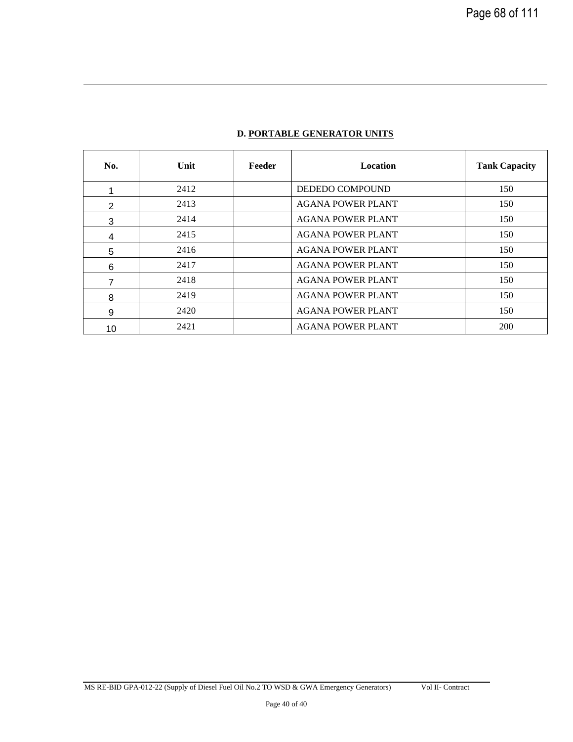**D. PORTABLE GENERATOR UNITS**

| No. | Unit | Feeder | Location | Tank Capacity |
|---|---|---|---|---|
| 1 | 2412 | | DEDEDO COMPOUND | 150 |
| 2 | 2413 | | AGANA POWER PLANT | 150 |
| 3 | 2414 | | AGANA POWER PLANT | 150 |
| 4 | 2415 | | AGANA POWER PLANT | 150 |
| 5 | 2416 | | AGANA POWER PLANT | 150 |
| 6 | 2417 | | AGANA POWER PLANT | 150 |
| 7 | 2418 | | AGANA POWER PLANT | 150 |
| 8 | 2419 | | AGANA POWER PLANT | 150 |
| 9 | 2420 | | AGANA POWER PLANT | 150 |
| 10 | 2421 | | AGANA POWER PLANT | 200 |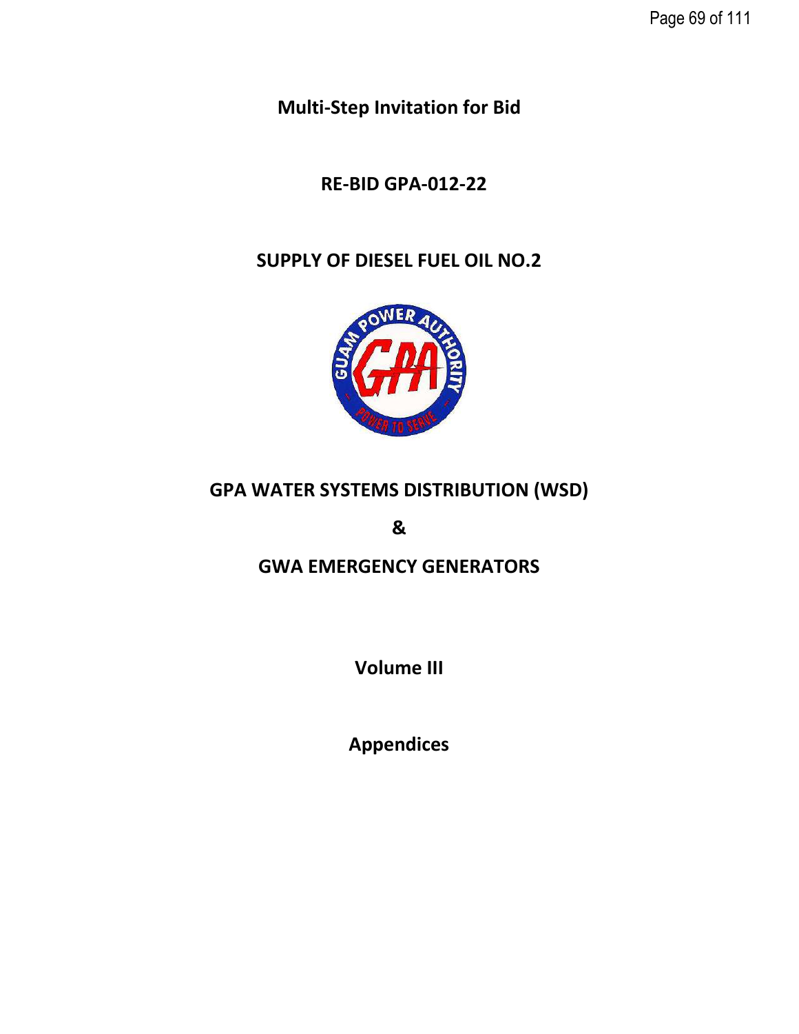**Multi-Step Invitation for Bid**

**RE-BID GPA-012-22**

**SUPPLY OF DIESEL FUEL OIL NO.2**

**GPA WATER SYSTEMS DISTRIBUTION (WSD)**

**&**

**GWA EMERGENCY GENERATORS**

**Volume III**

**Appendices**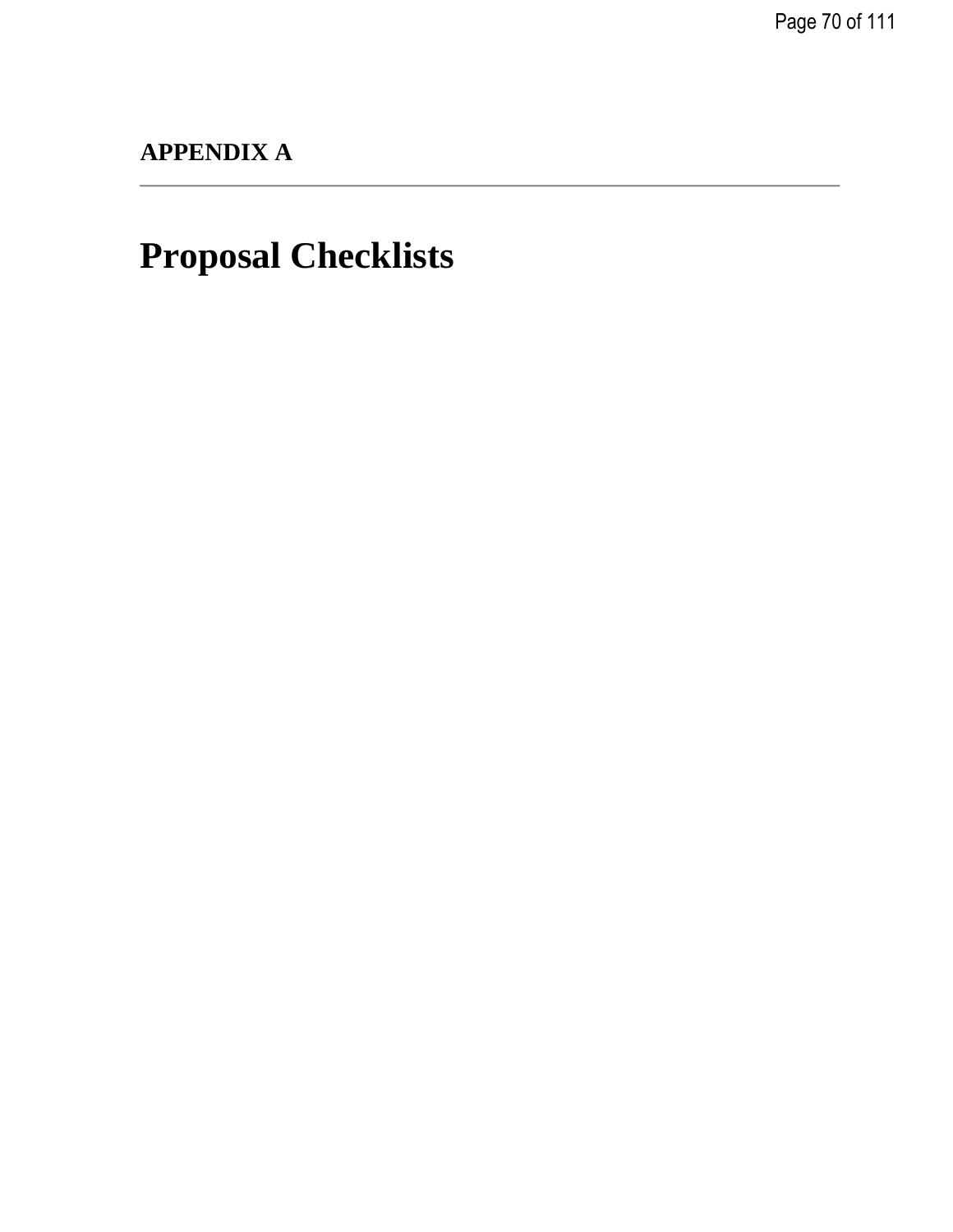**APPENDIX A**

---

# Proposal Checklists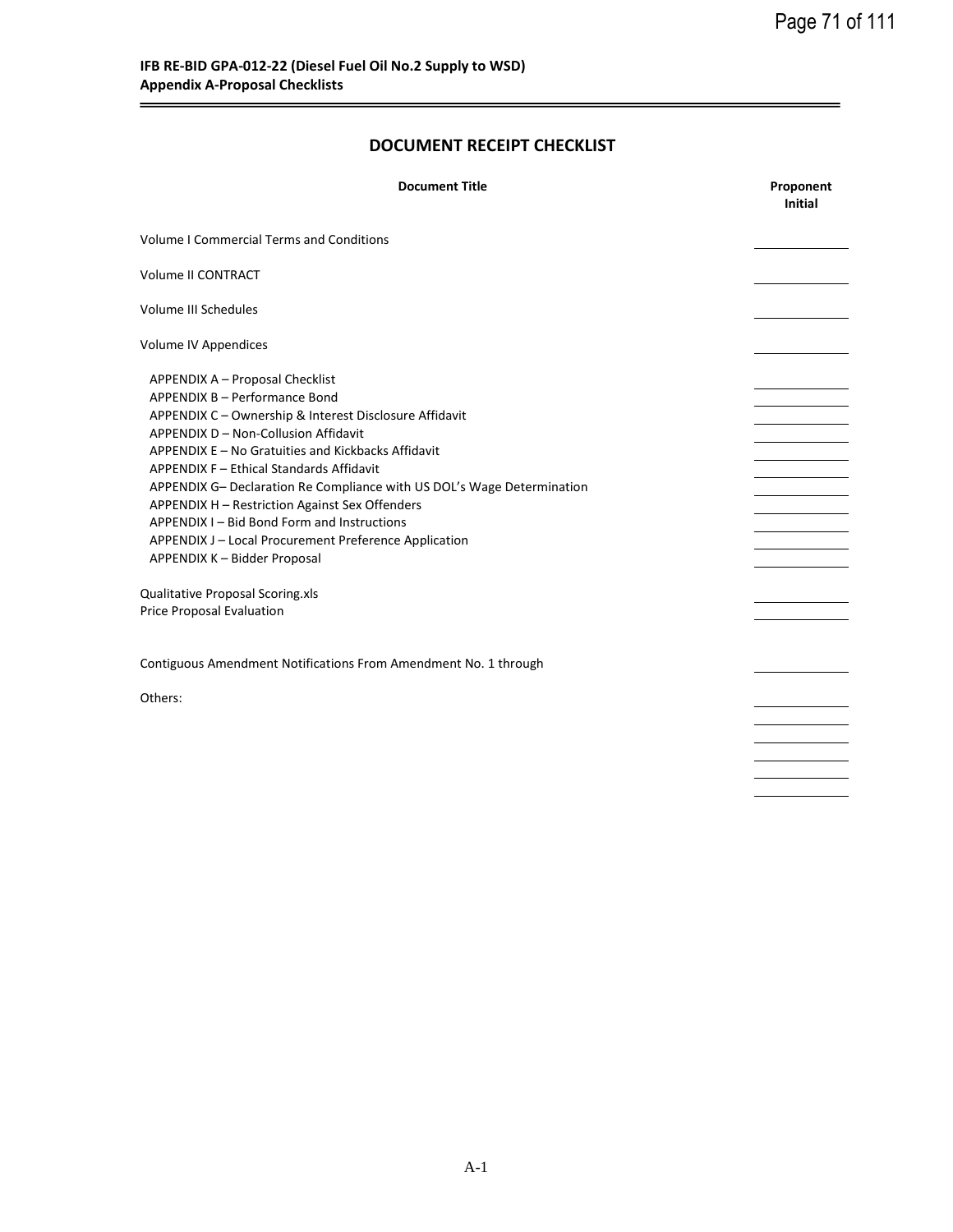**IFB RE-BID GPA-012-22 (Diesel Fuel Oil No.2 Supply to WSD)**
**Appendix A-Proposal Checklists**

## DOCUMENT RECEIPT CHECKLIST

| Document Title | Proponent Initial |
|---|---|
| Volume I Commercial Terms and Conditions | ____________ |
| Volume II CONTRACT | ____________ |
| Volume III Schedules | ____________ |
| Volume IV Appendices | ____________ |
| APPENDIX A – Proposal Checklist | ____________ |
| APPENDIX B – Performance Bond | ____________ |
| APPENDIX C – Ownership & Interest Disclosure Affidavit | ____________ |
| APPENDIX D – Non-Collusion Affidavit | ____________ |
| APPENDIX E – No Gratuities and Kickbacks Affidavit | ____________ |
| APPENDIX F – Ethical Standards Affidavit | ____________ |
| APPENDIX G– Declaration Re Compliance with US DOL's Wage Determination | ____________ |
| APPENDIX H – Restriction Against Sex Offenders | ____________ |
| APPENDIX I – Bid Bond Form and Instructions | ____________ |
| APPENDIX J – Local Procurement Preference Application | ____________ |
| APPENDIX K – Bidder Proposal | ____________ |
| Qualitative Proposal Scoring.xls | ____________ |
| Price Proposal Evaluation | ____________ |
| Contiguous Amendment Notifications From Amendment No. 1 through | ____________ |
| Others: | ____________ |
| | ____________ |
| | ____________ |
| | ____________ |
| | ____________ |
| | ____________ |

A-1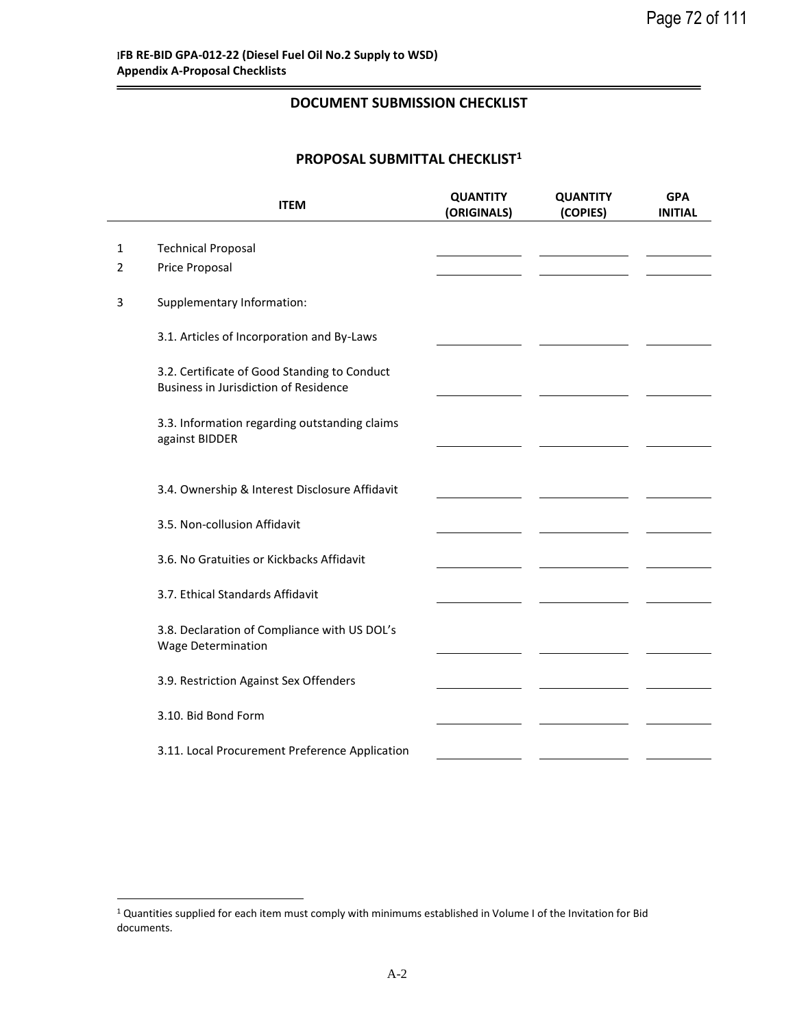**IFB RE-BID GPA-012-22 (Diesel Fuel Oil No.2 Supply to WSD)**
**Appendix A-Proposal Checklists**

## DOCUMENT SUBMISSION CHECKLIST

### PROPOSAL SUBMITTAL CHECKLIST[1]

| | ITEM | QUANTITY (ORIGINALS) | QUANTITY (COPIES) | GPA INITIAL |
|---|---|---|---|---|
| 1 | Technical Proposal | | | |
| 2 | Price Proposal | | | |
| 3 | Supplementary Information: | | | |
| | 3.1. Articles of Incorporation and By-Laws | | | |
| | 3.2. Certificate of Good Standing to Conduct Business in Jurisdiction of Residence | | | |
| | 3.3. Information regarding outstanding claims against BIDDER | | | |
| | 3.4. Ownership & Interest Disclosure Affidavit | | | |
| | 3.5. Non-collusion Affidavit | | | |
| | 3.6. No Gratuities or Kickbacks Affidavit | | | |
| | 3.7. Ethical Standards Affidavit | | | |
| | 3.8. Declaration of Compliance with US DOL's Wage Determination | | | |
| | 3.9. Restriction Against Sex Offenders | | | |
| | 3.10. Bid Bond Form | | | |
| | 3.11. Local Procurement Preference Application | | | |

[1] Quantities supplied for each item must comply with minimums established in Volume I of the Invitation for Bid documents.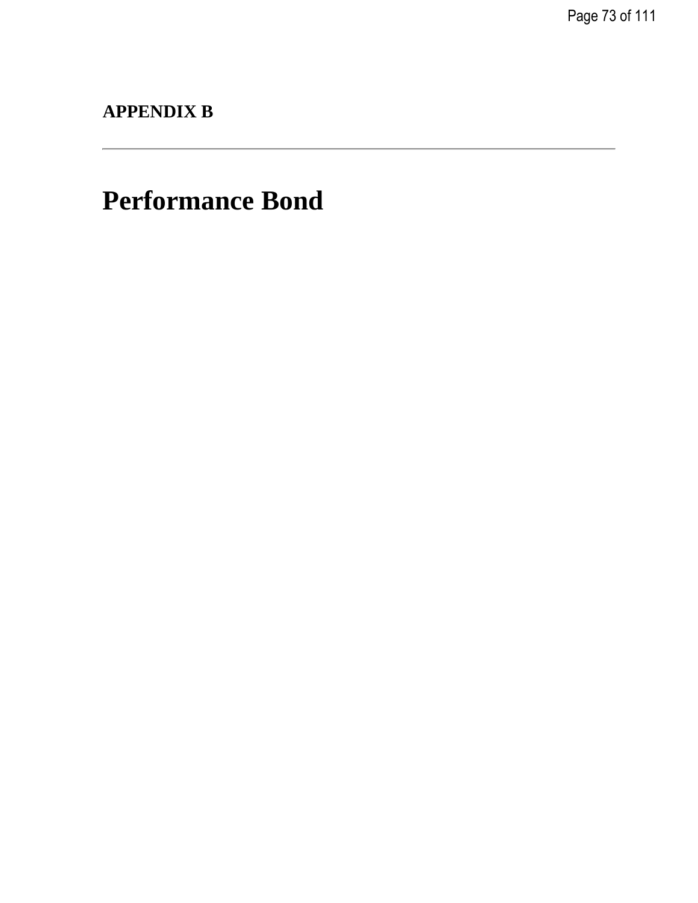**APPENDIX B**

---

# Performance Bond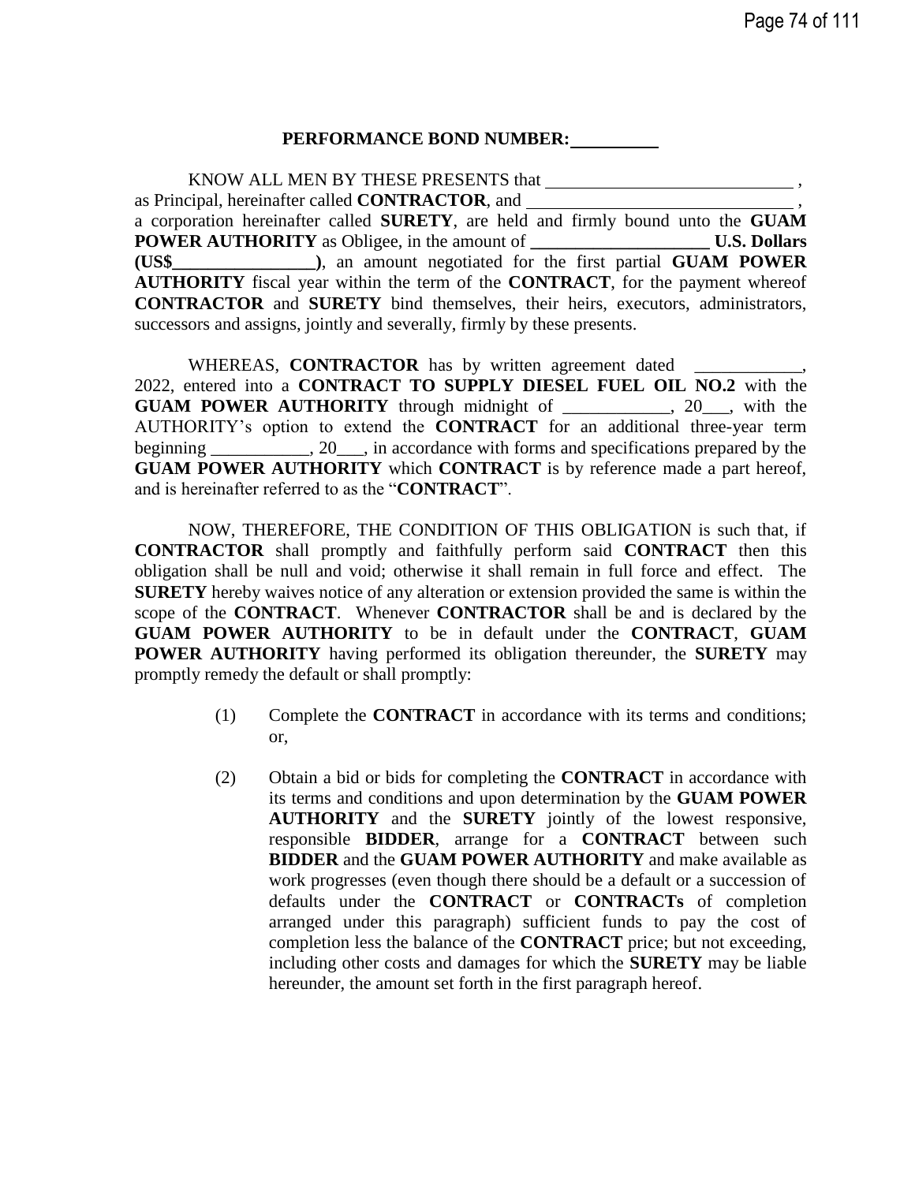**PERFORMANCE BOND NUMBER:** __________

KNOW ALL MEN BY THESE PRESENTS that ____________________________ , as Principal, hereinafter called **CONTRACTOR**, and ______________________________ , a corporation hereinafter called **SURETY**, are held and firmly bound unto the **GUAM POWER AUTHORITY** as Obligee, in the amount of **____________________ U.S. Dollars (US$________________)**, an amount negotiated for the first partial **GUAM POWER AUTHORITY** fiscal year within the term of the **CONTRACT**, for the payment whereof **CONTRACTOR** and **SURETY** bind themselves, their heirs, executors, administrators, successors and assigns, jointly and severally, firmly by these presents.

WHEREAS, **CONTRACTOR** has by written agreement dated ____________, 2022, entered into a **CONTRACT TO SUPPLY DIESEL FUEL OIL NO.2** with the **GUAM POWER AUTHORITY** through midnight of ____________, 20___, with the AUTHORITY's option to extend the **CONTRACT** for an additional three-year term beginning ___________, 20___, in accordance with forms and specifications prepared by the **GUAM POWER AUTHORITY** which **CONTRACT** is by reference made a part hereof, and is hereinafter referred to as the "**CONTRACT**".

NOW, THEREFORE, THE CONDITION OF THIS OBLIGATION is such that, if **CONTRACTOR** shall promptly and faithfully perform said **CONTRACT** then this obligation shall be null and void; otherwise it shall remain in full force and effect. The **SURETY** hereby waives notice of any alteration or extension provided the same is within the scope of the **CONTRACT**. Whenever **CONTRACTOR** shall be and is declared by the **GUAM POWER AUTHORITY** to be in default under the **CONTRACT**, **GUAM POWER AUTHORITY** having performed its obligation thereunder, the **SURETY** may promptly remedy the default or shall promptly:

(1) Complete the **CONTRACT** in accordance with its terms and conditions; or,

(2) Obtain a bid or bids for completing the **CONTRACT** in accordance with its terms and conditions and upon determination by the **GUAM POWER AUTHORITY** and the **SURETY** jointly of the lowest responsive, responsible **BIDDER**, arrange for a **CONTRACT** between such **BIDDER** and the **GUAM POWER AUTHORITY** and make available as work progresses (even though there should be a default or a succession of defaults under the **CONTRACT** or **CONTRACTs** of completion arranged under this paragraph) sufficient funds to pay the cost of completion less the balance of the **CONTRACT** price; but not exceeding, including other costs and damages for which the **SURETY** may be liable hereunder, the amount set forth in the first paragraph hereof.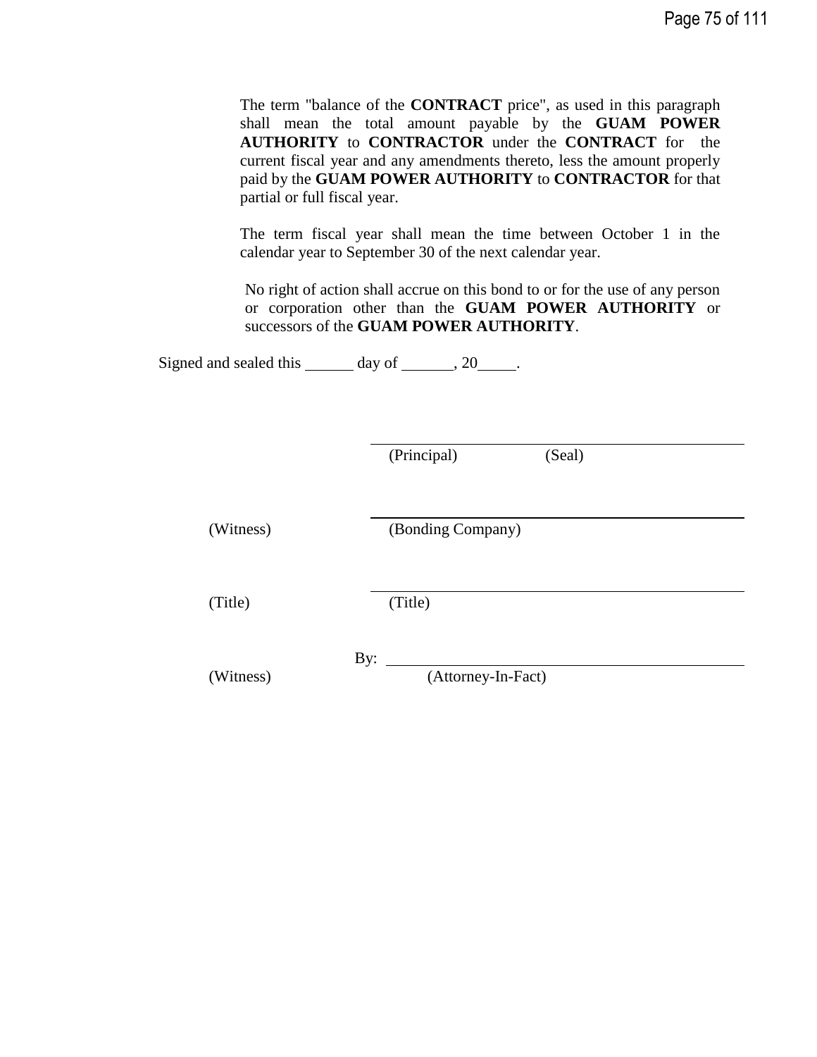The term "balance of the **CONTRACT** price", as used in this paragraph shall mean the total amount payable by the **GUAM POWER AUTHORITY** to **CONTRACTOR** under the **CONTRACT** for the current fiscal year and any amendments thereto, less the amount properly paid by the **GUAM POWER AUTHORITY** to **CONTRACTOR** for that partial or full fiscal year.

The term fiscal year shall mean the time between October 1 in the calendar year to September 30 of the next calendar year.

No right of action shall accrue on this bond to or for the use of any person or corporation other than the **GUAM POWER AUTHORITY** or successors of the **GUAM POWER AUTHORITY**.

Signed and sealed this ______ day of _______, 20_____.

\_\_\_\_\_\_\_\_\_\_\_\_\_\_\_\_\_\_\_\_\_\_\_\_\_\_\_\_\_\_\_\_\_\_\_\_\_\_\_\_
(Principal) (Seal)

\_\_\_\_\_\_\_\_\_\_\_\_\_\_\_\_\_\_\_\_\_\_\_\_\_\_\_\_\_\_\_\_\_\_\_\_\_\_\_\_
(Witness) (Bonding Company)

\_\_\_\_\_\_\_\_\_\_\_\_\_\_\_\_\_\_\_\_\_\_\_\_\_\_\_\_\_\_\_\_\_\_\_\_\_\_\_\_
(Title) (Title)

By: \_\_\_\_\_\_\_\_\_\_\_\_\_\_\_\_\_\_\_\_\_\_\_\_\_\_\_\_\_\_\_\_\_\_\_\_\_\_\_\_
(Witness) (Attorney-In-Fact)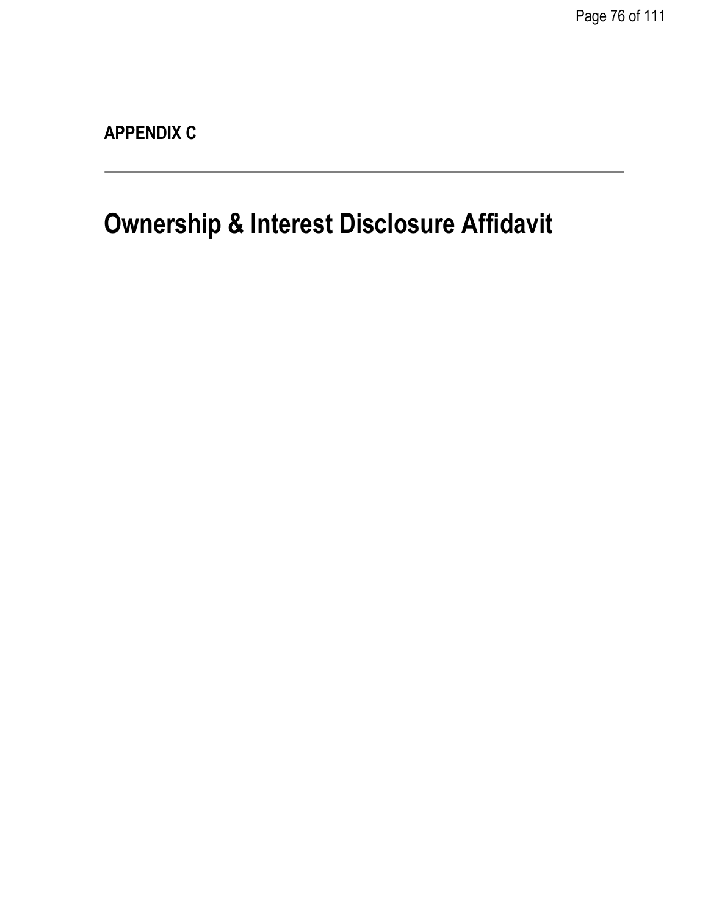**APPENDIX C**

---

# Ownership & Interest Disclosure Affidavit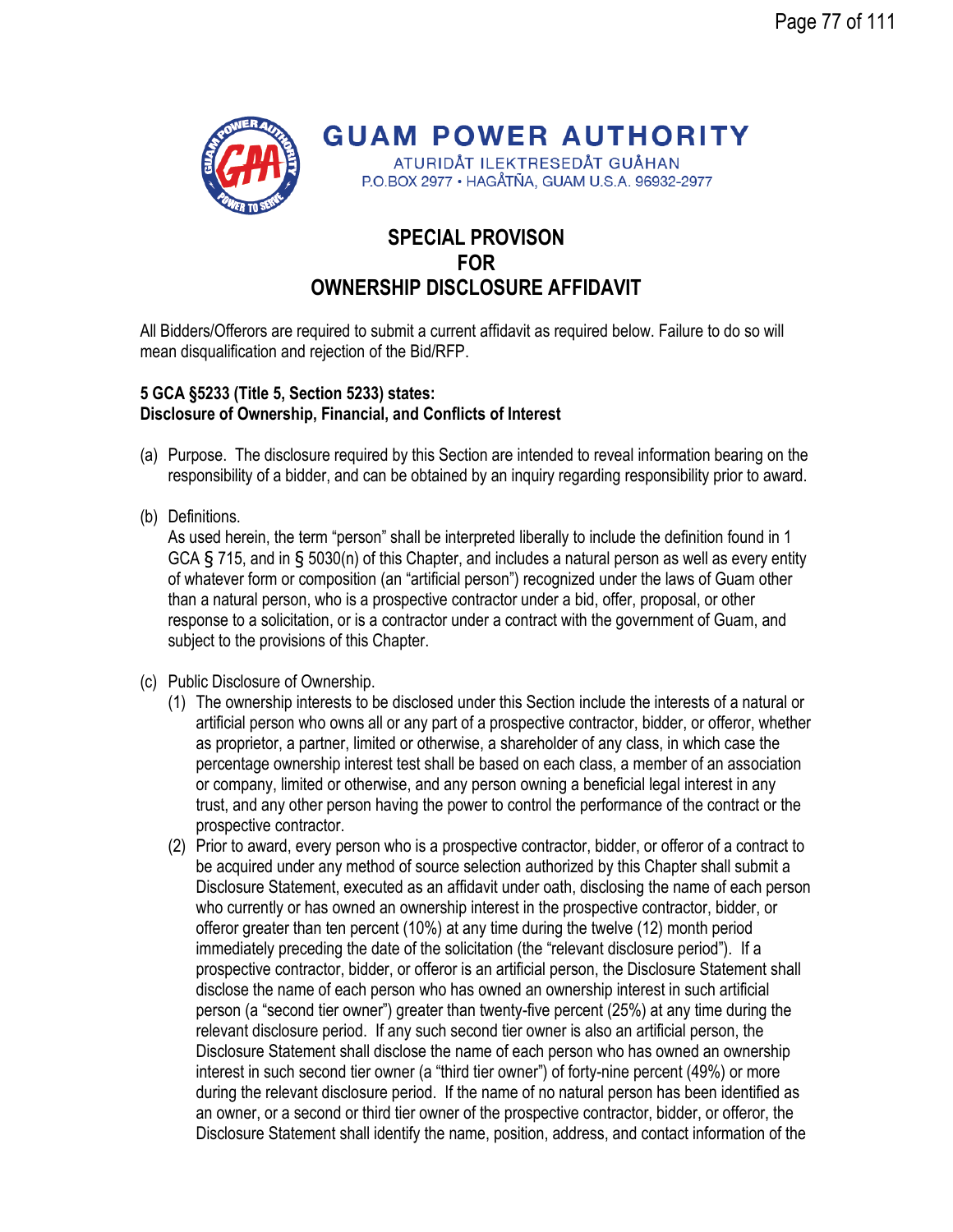# GUAM POWER AUTHORITY

ATURIDÅT ILEKTRESEDÅT GUÅHAN
P.O.BOX 2977 • HAGÅTÑA, GUAM U.S.A. 96932-2977

## SPECIAL PROVISON FOR OWNERSHIP DISCLOSURE AFFIDAVIT

All Bidders/Offerors are required to submit a current affidavit as required below. Failure to do so will mean disqualification and rejection of the Bid/RFP.

**5 GCA §5233 (Title 5, Section 5233) states:**
**Disclosure of Ownership, Financial, and Conflicts of Interest**

(a) Purpose. The disclosure required by this Section are intended to reveal information bearing on the responsibility of a bidder, and can be obtained by an inquiry regarding responsibility prior to award.

(b) Definitions.
As used herein, the term "person" shall be interpreted liberally to include the definition found in 1 GCA § 715, and in § 5030(n) of this Chapter, and includes a natural person as well as every entity of whatever form or composition (an "artificial person") recognized under the laws of Guam other than a natural person, who is a prospective contractor under a bid, offer, proposal, or other response to a solicitation, or is a contractor under a contract with the government of Guam, and subject to the provisions of this Chapter.

(c) Public Disclosure of Ownership.

(1) The ownership interests to be disclosed under this Section include the interests of a natural or artificial person who owns all or any part of a prospective contractor, bidder, or offeror, whether as proprietor, a partner, limited or otherwise, a shareholder of any class, in which case the percentage ownership interest test shall be based on each class, a member of an association or company, limited or otherwise, and any person owning a beneficial legal interest in any trust, and any other person having the power to control the performance of the contract or the prospective contractor.

(2) Prior to award, every person who is a prospective contractor, bidder, or offeror of a contract to be acquired under any method of source selection authorized by this Chapter shall submit a Disclosure Statement, executed as an affidavit under oath, disclosing the name of each person who currently or has owned an ownership interest in the prospective contractor, bidder, or offeror greater than ten percent (10%) at any time during the twelve (12) month period immediately preceding the date of the solicitation (the "relevant disclosure period"). If a prospective contractor, bidder, or offeror is an artificial person, the Disclosure Statement shall disclose the name of each person who has owned an ownership interest in such artificial person (a "second tier owner") greater than twenty-five percent (25%) at any time during the relevant disclosure period. If any such second tier owner is also an artificial person, the Disclosure Statement shall disclose the name of each person who has owned an ownership interest in such second tier owner (a "third tier owner") of forty-nine percent (49%) or more during the relevant disclosure period. If the name of no natural person has been identified as an owner, or a second or third tier owner of the prospective contractor, bidder, or offeror, the Disclosure Statement shall identify the name, position, address, and contact information of the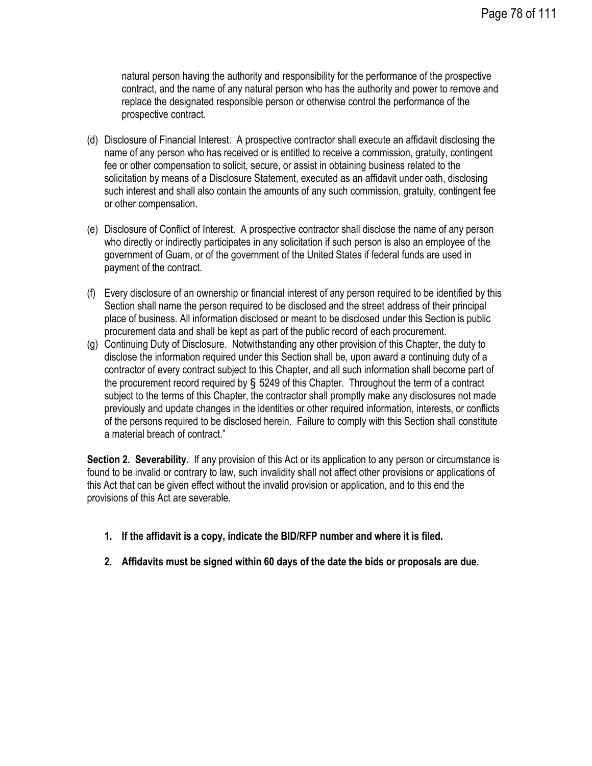natural person having the authority and responsibility for the performance of the prospective contract, and the name of any natural person who has the authority and power to remove and replace the designated responsible person or otherwise control the performance of the prospective contract.

(d) Disclosure of Financial Interest. A prospective contractor shall execute an affidavit disclosing the name of any person who has received or is entitled to receive a commission, gratuity, contingent fee or other compensation to solicit, secure, or assist in obtaining business related to the solicitation by means of a Disclosure Statement, executed as an affidavit under oath, disclosing such interest and shall also contain the amounts of any such commission, gratuity, contingent fee or other compensation.

(e) Disclosure of Conflict of Interest. A prospective contractor shall disclose the name of any person who directly or indirectly participates in any solicitation if such person is also an employee of the government of Guam, or of the government of the United States if federal funds are used in payment of the contract.

(f) Every disclosure of an ownership or financial interest of any person required to be identified by this Section shall name the person required to be disclosed and the street address of their principal place of business. All information disclosed or meant to be disclosed under this Section is public procurement data and shall be kept as part of the public record of each procurement.

(g) Continuing Duty of Disclosure. Notwithstanding any other provision of this Chapter, the duty to disclose the information required under this Section shall be, upon award a continuing duty of a contractor of every contract subject to this Chapter, and all such information shall become part of the procurement record required by § 5249 of this Chapter. Throughout the term of a contract subject to the terms of this Chapter, the contractor shall promptly make any disclosures not made previously and update changes in the identities or other required information, interests, or conflicts of the persons required to be disclosed herein. Failure to comply with this Section shall constitute a material breach of contract."

**Section 2. Severability.** If any provision of this Act or its application to any person or circumstance is found to be invalid or contrary to law, such invalidity shall not affect other provisions or applications of this Act that can be given effect without the invalid provision or application, and to this end the provisions of this Act are severable.

1. **If the affidavit is a copy, indicate the BID/RFP number and where it is filed.**
2. **Affidavits must be signed within 60 days of the date the bids or proposals are due.**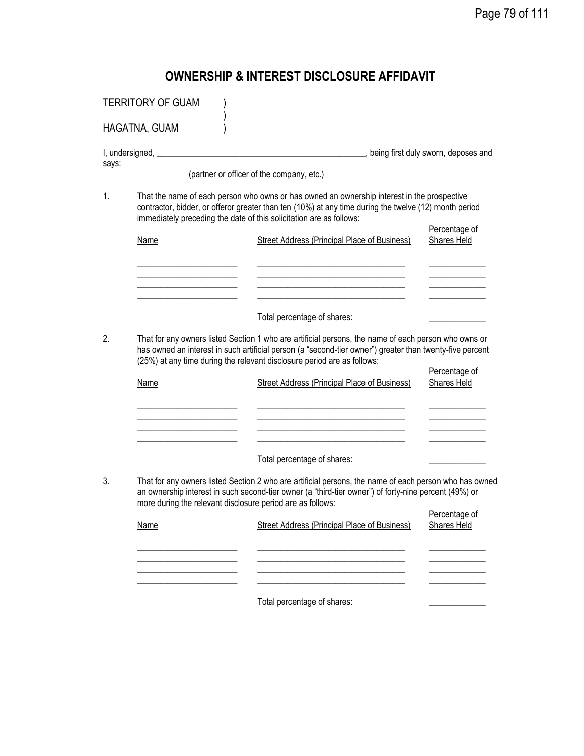# OWNERSHIP & INTEREST DISCLOSURE AFFIDAVIT

TERRITORY OF GUAM )
)
HAGATNA, GUAM )

I, undersigned, \_\_\_\_\_\_\_\_\_\_\_\_\_\_\_\_\_\_\_\_\_\_\_\_\_\_\_\_\_\_\_\_\_\_\_\_\_\_\_\_\_\_\_\_\_\_\_\_, being first duly sworn, deposes and says:

(partner or officer of the company, etc.)

1. That the name of each person who owns or has owned an ownership interest in the prospective contractor, bidder, or offeror greater than ten (10%) at any time during the twelve (12) month period immediately preceding the date of this solicitation are as follows:

| Name | Street Address (Principal Place of Business) | Percentage of Shares Held |
|---|---|---|
| \_\_\_\_\_\_\_\_\_\_\_\_\_\_\_\_\_\_\_\_ | \_\_\_\_\_\_\_\_\_\_\_\_\_\_\_\_\_\_\_\_\_\_\_\_\_\_\_\_\_\_ | \_\_\_\_\_\_\_\_\_\_\_\_ |
| \_\_\_\_\_\_\_\_\_\_\_\_\_\_\_\_\_\_\_\_ | \_\_\_\_\_\_\_\_\_\_\_\_\_\_\_\_\_\_\_\_\_\_\_\_\_\_\_\_\_\_ | \_\_\_\_\_\_\_\_\_\_\_\_ |
| \_\_\_\_\_\_\_\_\_\_\_\_\_\_\_\_\_\_\_\_ | \_\_\_\_\_\_\_\_\_\_\_\_\_\_\_\_\_\_\_\_\_\_\_\_\_\_\_\_\_\_ | \_\_\_\_\_\_\_\_\_\_\_\_ |
| \_\_\_\_\_\_\_\_\_\_\_\_\_\_\_\_\_\_\_\_ | \_\_\_\_\_\_\_\_\_\_\_\_\_\_\_\_\_\_\_\_\_\_\_\_\_\_\_\_\_\_ | \_\_\_\_\_\_\_\_\_\_\_\_ |
| | Total percentage of shares: | \_\_\_\_\_\_\_\_\_\_\_\_ |

2. That for any owners listed Section 1 who are artificial persons, the name of each person who owns or has owned an interest in such artificial person (a "second-tier owner") greater than twenty-five percent (25%) at any time during the relevant disclosure period are as follows:

| Name | Street Address (Principal Place of Business) | Percentage of Shares Held |
|---|---|---|
| \_\_\_\_\_\_\_\_\_\_\_\_\_\_\_\_\_\_\_\_ | \_\_\_\_\_\_\_\_\_\_\_\_\_\_\_\_\_\_\_\_\_\_\_\_\_\_\_\_\_\_ | \_\_\_\_\_\_\_\_\_\_\_\_ |
| \_\_\_\_\_\_\_\_\_\_\_\_\_\_\_\_\_\_\_\_ | \_\_\_\_\_\_\_\_\_\_\_\_\_\_\_\_\_\_\_\_\_\_\_\_\_\_\_\_\_\_ | \_\_\_\_\_\_\_\_\_\_\_\_ |
| \_\_\_\_\_\_\_\_\_\_\_\_\_\_\_\_\_\_\_\_ | \_\_\_\_\_\_\_\_\_\_\_\_\_\_\_\_\_\_\_\_\_\_\_\_\_\_\_\_\_\_ | \_\_\_\_\_\_\_\_\_\_\_\_ |
| \_\_\_\_\_\_\_\_\_\_\_\_\_\_\_\_\_\_\_\_ | \_\_\_\_\_\_\_\_\_\_\_\_\_\_\_\_\_\_\_\_\_\_\_\_\_\_\_\_\_\_ | \_\_\_\_\_\_\_\_\_\_\_\_ |
| | Total percentage of shares: | \_\_\_\_\_\_\_\_\_\_\_\_ |

3. That for any owners listed Section 2 who are artificial persons, the name of each person who has owned an ownership interest in such second-tier owner (a "third-tier owner") of forty-nine percent (49%) or more during the relevant disclosure period are as follows:

| Name | Street Address (Principal Place of Business) | Percentage of Shares Held |
|---|---|---|
| \_\_\_\_\_\_\_\_\_\_\_\_\_\_\_\_\_\_\_\_ | \_\_\_\_\_\_\_\_\_\_\_\_\_\_\_\_\_\_\_\_\_\_\_\_\_\_\_\_\_\_ | \_\_\_\_\_\_\_\_\_\_\_\_ |
| \_\_\_\_\_\_\_\_\_\_\_\_\_\_\_\_\_\_\_\_ | \_\_\_\_\_\_\_\_\_\_\_\_\_\_\_\_\_\_\_\_\_\_\_\_\_\_\_\_\_\_ | \_\_\_\_\_\_\_\_\_\_\_\_ |
| \_\_\_\_\_\_\_\_\_\_\_\_\_\_\_\_\_\_\_\_ | \_\_\_\_\_\_\_\_\_\_\_\_\_\_\_\_\_\_\_\_\_\_\_\_\_\_\_\_\_\_ | \_\_\_\_\_\_\_\_\_\_\_\_ |
| \_\_\_\_\_\_\_\_\_\_\_\_\_\_\_\_\_\_\_\_ | \_\_\_\_\_\_\_\_\_\_\_\_\_\_\_\_\_\_\_\_\_\_\_\_\_\_\_\_\_\_ | \_\_\_\_\_\_\_\_\_\_\_\_ |
| | Total percentage of shares: | \_\_\_\_\_\_\_\_\_\_\_\_ |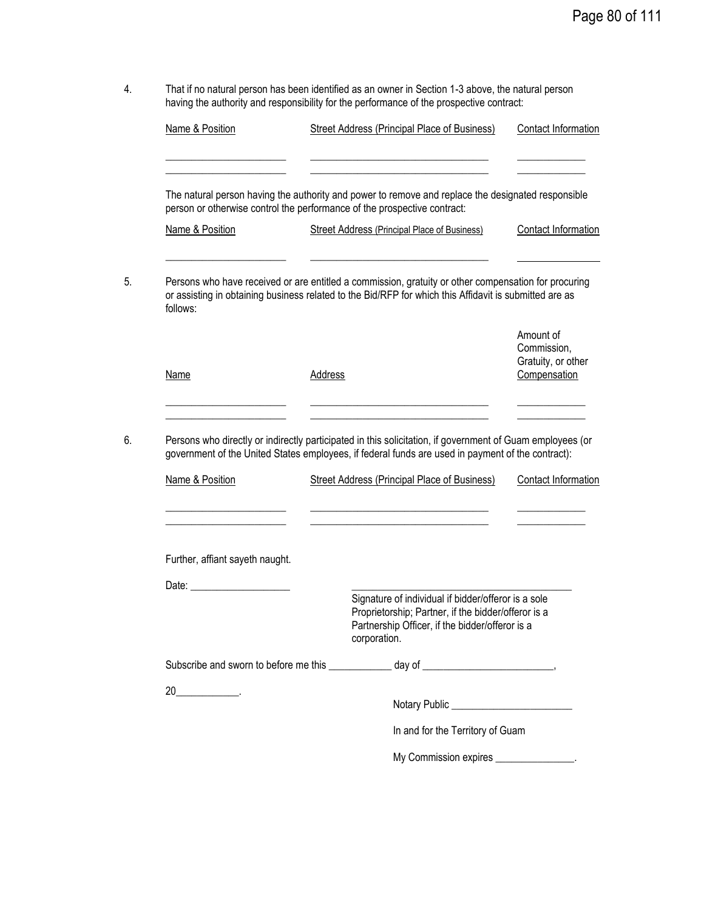4. That if no natural person has been identified as an owner in Section 1-3 above, the natural person having the authority and responsibility for the performance of the prospective contract:

| Name & Position | Street Address (Principal Place of Business) | Contact Information |
|---|---|---|
| ______________________ | ________________________________ | ____________ |
| ______________________ | ________________________________ | ____________ |

The natural person having the authority and power to remove and replace the designated responsible person or otherwise control the performance of the prospective contract:

| Name & Position | Street Address (Principal Place of Business) | Contact Information |
|---|---|---|
| ______________________ | ________________________________ | ______________ |

5. Persons who have received or are entitled a commission, gratuity or other compensation for procuring or assisting in obtaining business related to the Bid/RFP for which this Affidavit is submitted are as follows:

| Name | Address | Amount of Commission, Gratuity, or other Compensation |
|---|---|---|
| ______________________ | ________________________________ | ____________ |
| ______________________ | ________________________________ | ____________ |

6. Persons who directly or indirectly participated in this solicitation, if government of Guam employees (or government of the United States employees, if federal funds are used in payment of the contract):

| Name & Position | Street Address (Principal Place of Business) | Contact Information |
|---|---|---|
| ______________________ | ________________________________ | ____________ |
| ______________________ | ________________________________ | ____________ |

Further, affiant sayeth naught.

Date: __________________

_______________________________________
Signature of individual if bidder/offeror is a sole Proprietorship; Partner, if the bidder/offeror is a Partnership Officer, if the bidder/offeror is a corporation.

Subscribe and sworn to before me this ___________ day of _______________________,

20___________.

Notary Public ______________________

In and for the Territory of Guam

My Commission expires ______________.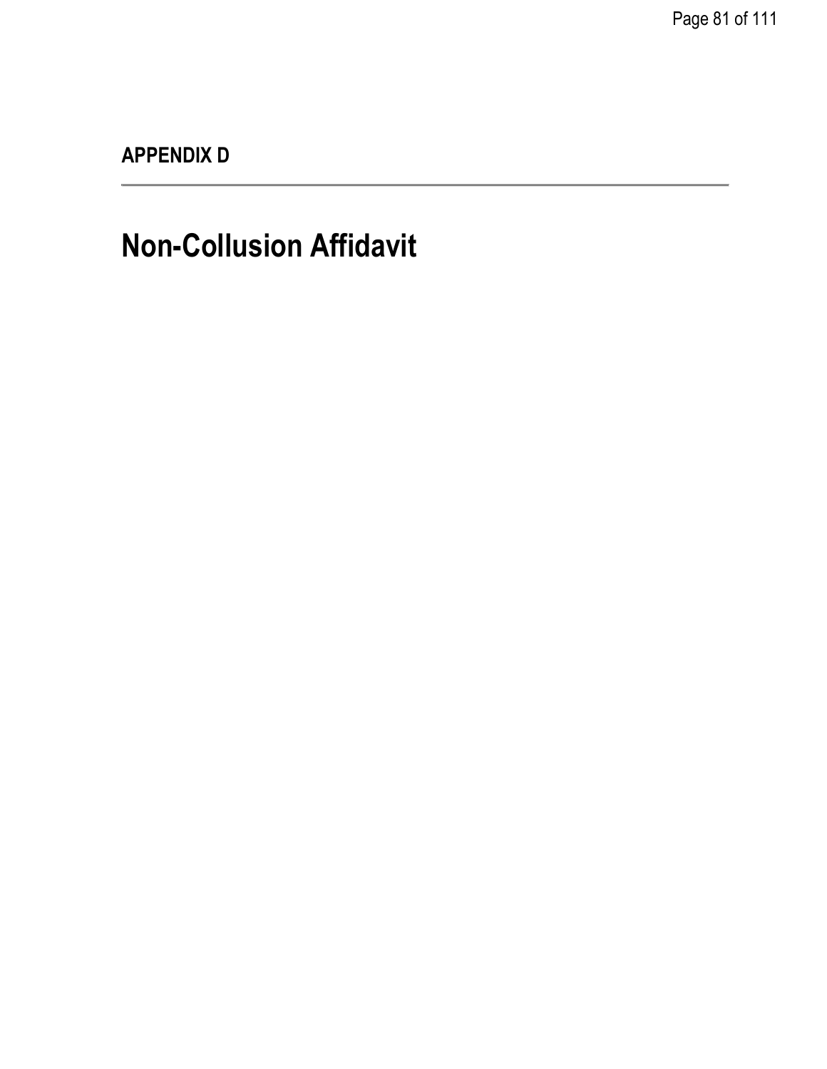**APPENDIX D**

---

# Non-Collusion Affidavit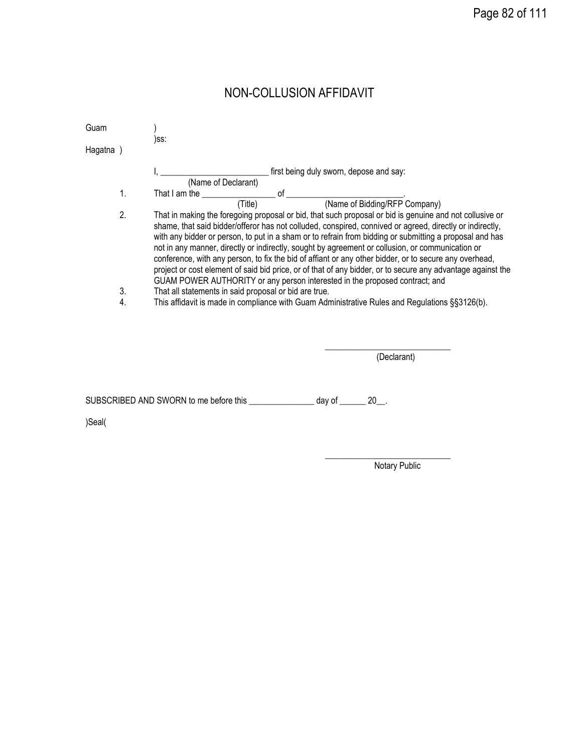# NON-COLLUSION AFFIDAVIT

Guam )
)ss:
Hagatna )

I, _________________________ first being duly sworn, depose and say:
(Name of Declarant)

1. That I am the _________________ of ___________________________.
(Title) (Name of Bidding/RFP Company)
2. That in making the foregoing proposal or bid, that such proposal or bid is genuine and not collusive or shame, that said bidder/offeror has not colluded, conspired, connived or agreed, directly or indirectly, with any bidder or person, to put in a sham or to refrain from bidding or submitting a proposal and has not in any manner, directly or indirectly, sought by agreement or collusion, or communication or conference, with any person, to fix the bid of affiant or any other bidder, or to secure any overhead, project or cost element of said bid price, or of that of any bidder, or to secure any advantage against the GUAM POWER AUTHORITY or any person interested in the proposed contract; and
3. That all statements in said proposal or bid are true.
4. This affidavit is made in compliance with Guam Administrative Rules and Regulations §§3126(b).

_____________________________
(Declarant)

SUBSCRIBED AND SWORN to me before this _______________ day of ______ 20__.

)Seal(

_____________________________
Notary Public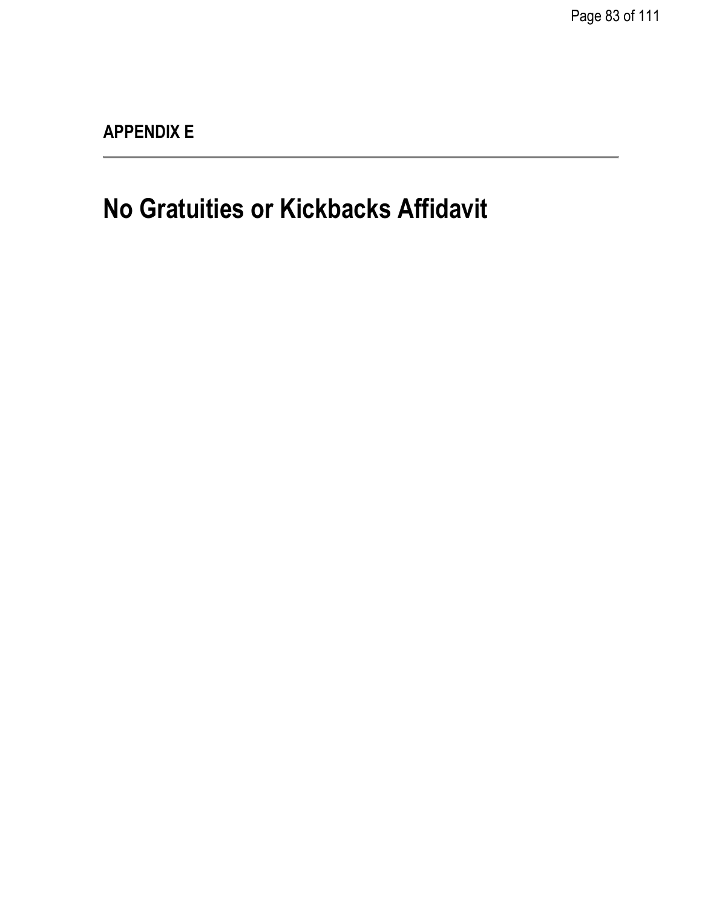**APPENDIX E**

---

# No Gratuities or Kickbacks Affidavit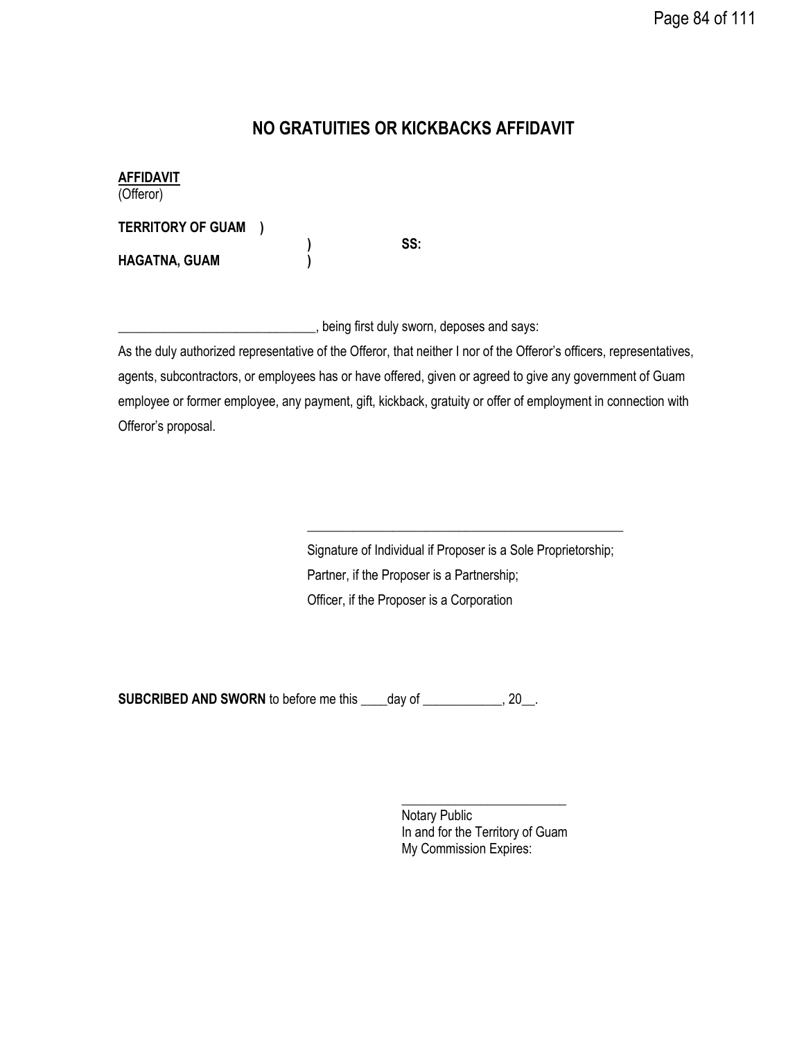# NO GRATUITIES OR KICKBACKS AFFIDAVIT

**AFFIDAVIT**
(Offeror)

**TERRITORY OF GUAM )**
**) SS:**
**HAGATNA, GUAM )**

______________________________, being first duly sworn, deposes and says:

As the duly authorized representative of the Offeror, that neither I nor of the Offeror's officers, representatives, agents, subcontractors, or employees has or have offered, given or agreed to give any government of Guam employee or former employee, any payment, gift, kickback, gratuity or offer of employment in connection with Offeror's proposal.

_________________________________________________

Signature of Individual if Proposer is a Sole Proprietorship;
Partner, if the Proposer is a Partnership;
Officer, if the Proposer is a Corporation

**SUBCRIBED AND SWORN** to before me this ____day of ____________, 20__.

_________________________
Notary Public
In and for the Territory of Guam
My Commission Expires: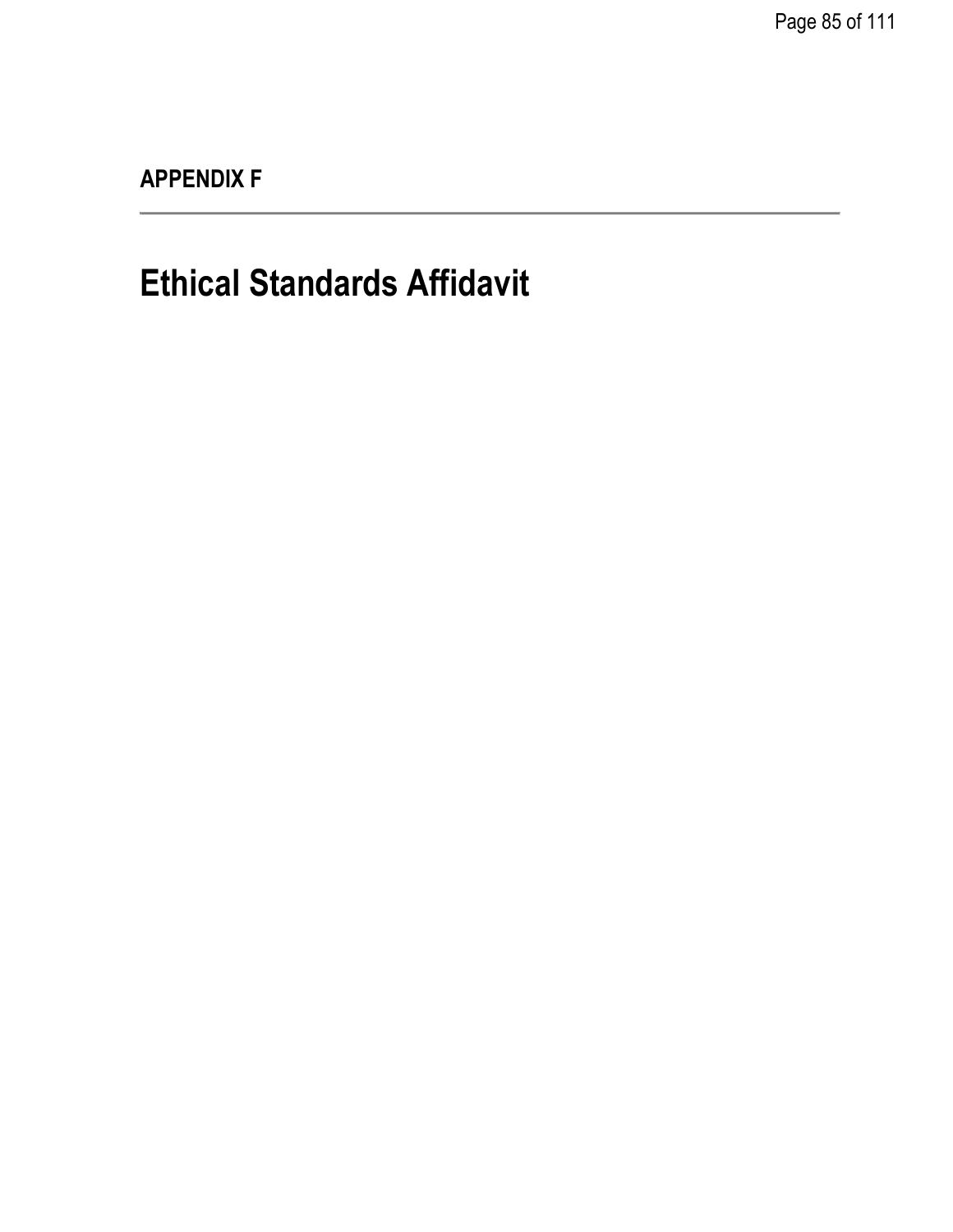**APPENDIX F**

---

# Ethical Standards Affidavit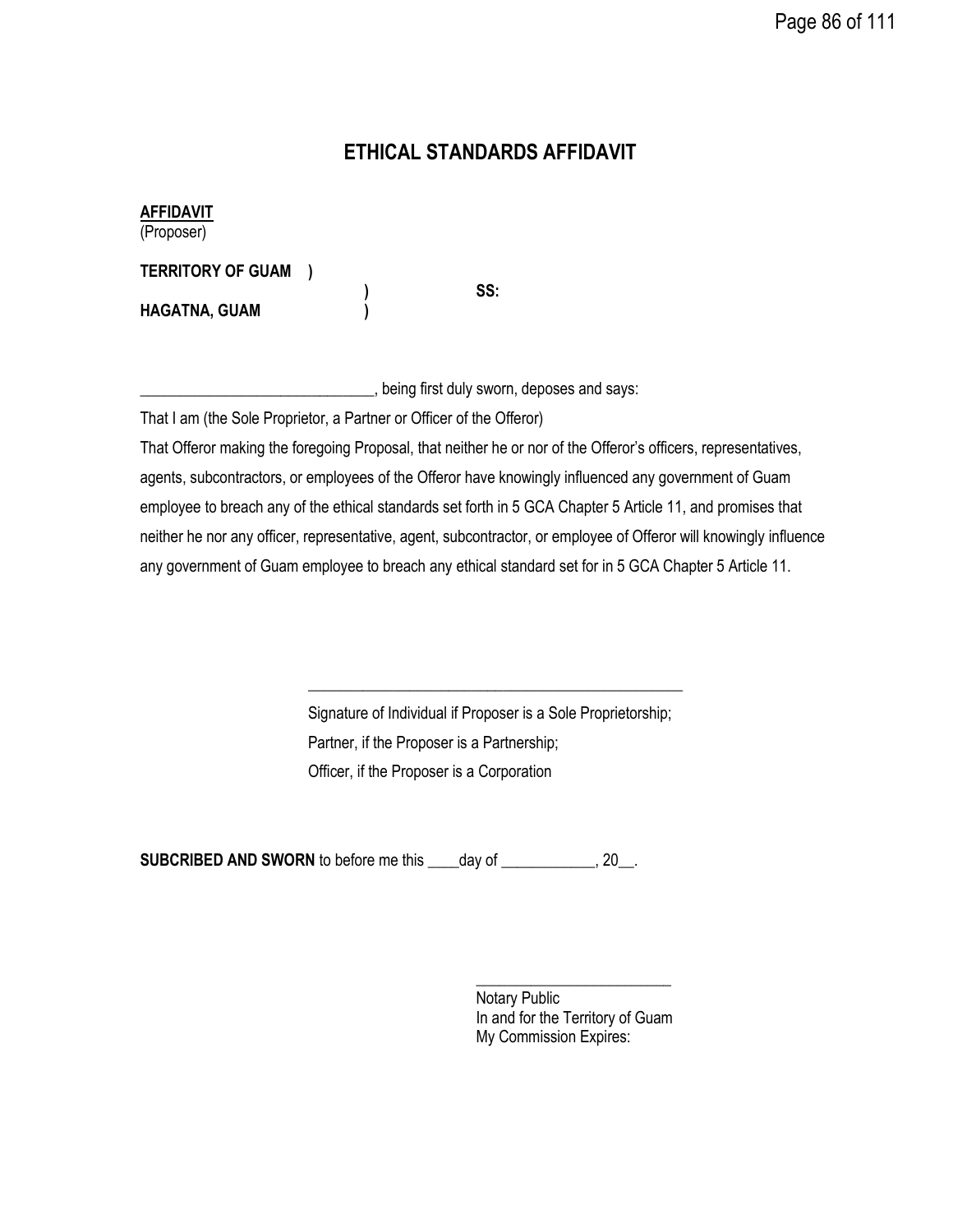# ETHICAL STANDARDS AFFIDAVIT

**AFFIDAVIT**
(Proposer)

**TERRITORY OF GUAM )**
**) SS:**
**HAGATNA, GUAM )**

______________________________, being first duly sworn, deposes and says:

That I am (the Sole Proprietor, a Partner or Officer of the Offeror)

That Offeror making the foregoing Proposal, that neither he or nor of the Offeror's officers, representatives, agents, subcontractors, or employees of the Offeror have knowingly influenced any government of Guam employee to breach any of the ethical standards set forth in 5 GCA Chapter 5 Article 11, and promises that neither he nor any officer, representative, agent, subcontractor, or employee of Offeror will knowingly influence any government of Guam employee to breach any ethical standard set for in 5 GCA Chapter 5 Article 11.

\_\_\_\_\_\_\_\_\_\_\_\_\_\_\_\_\_\_\_\_\_\_\_\_\_\_\_\_\_\_\_\_\_\_\_\_\_\_\_\_\_\_\_\_\_\_\_\_

Signature of Individual if Proposer is a Sole Proprietorship;
Partner, if the Proposer is a Partnership;
Officer, if the Proposer is a Corporation

**SUBCRIBED AND SWORN** to before me this ____day of ____________, 20__.

\_\_\_\_\_\_\_\_\_\_\_\_\_\_\_\_\_\_\_\_\_\_\_\_\_

Notary Public
In and for the Territory of Guam
My Commission Expires: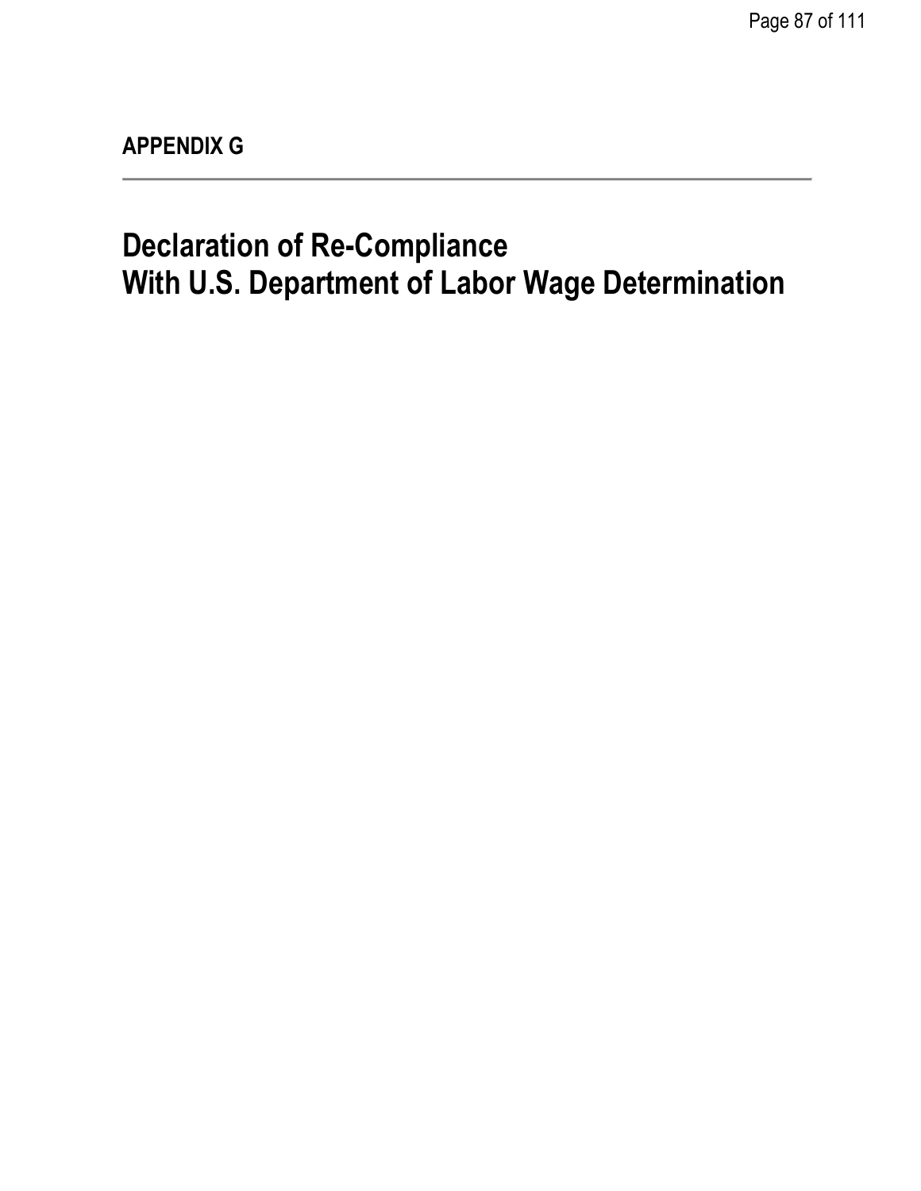## APPENDIX G

---

# Declaration of Re-Compliance With U.S. Department of Labor Wage Determination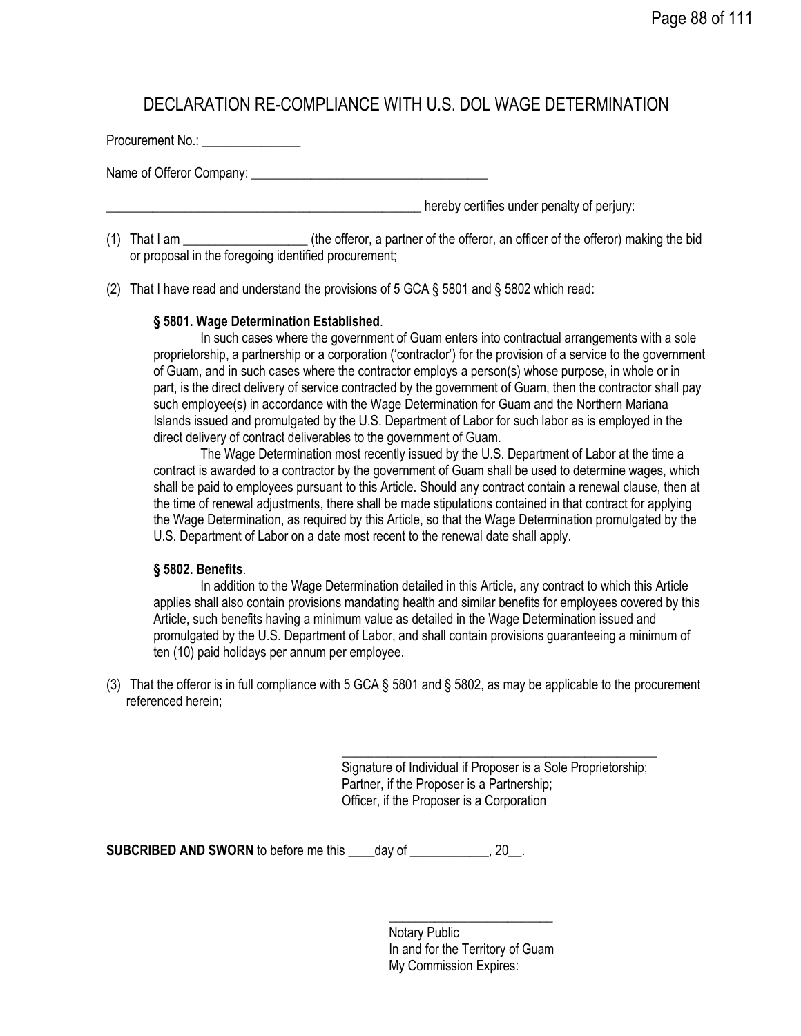# DECLARATION RE-COMPLIANCE WITH U.S. DOL WAGE DETERMINATION

Procurement No.: _______________

Name of Offeror Company: ____________________________________

__________________________________________________ hereby certifies under penalty of perjury:

(1) That I am ___________________ (the offeror, a partner of the offeror, an officer of the offeror) making the bid or proposal in the foregoing identified procurement;

(2) That I have read and understand the provisions of 5 GCA § 5801 and § 5802 which read:

> **§ 5801. Wage Determination Established**.
>
> In such cases where the government of Guam enters into contractual arrangements with a sole proprietorship, a partnership or a corporation ('contractor') for the provision of a service to the government of Guam, and in such cases where the contractor employs a person(s) whose purpose, in whole or in part, is the direct delivery of service contracted by the government of Guam, then the contractor shall pay such employee(s) in accordance with the Wage Determination for Guam and the Northern Mariana Islands issued and promulgated by the U.S. Department of Labor for such labor as is employed in the direct delivery of contract deliverables to the government of Guam.
>
> The Wage Determination most recently issued by the U.S. Department of Labor at the time a contract is awarded to a contractor by the government of Guam shall be used to determine wages, which shall be paid to employees pursuant to this Article. Should any contract contain a renewal clause, then at the time of renewal adjustments, there shall be made stipulations contained in that contract for applying the Wage Determination, as required by this Article, so that the Wage Determination promulgated by the U.S. Department of Labor on a date most recent to the renewal date shall apply.
>
> **§ 5802. Benefits**.
>
> In addition to the Wage Determination detailed in this Article, any contract to which this Article applies shall also contain provisions mandating health and similar benefits for employees covered by this Article, such benefits having a minimum value as detailed in the Wage Determination issued and promulgated by the U.S. Department of Labor, and shall contain provisions guaranteeing a minimum of ten (10) paid holidays per annum per employee.

(3) That the offeror is in full compliance with 5 GCA § 5801 and § 5802, as may be applicable to the procurement referenced herein;

_________________________________________________
Signature of Individual if Proposer is a Sole Proprietorship;
Partner, if the Proposer is a Partnership;
Officer, if the Proposer is a Corporation

**SUBCRIBED AND SWORN** to before me this ____day of ____________, 20__.

_________________________
Notary Public
In and for the Territory of Guam
My Commission Expires: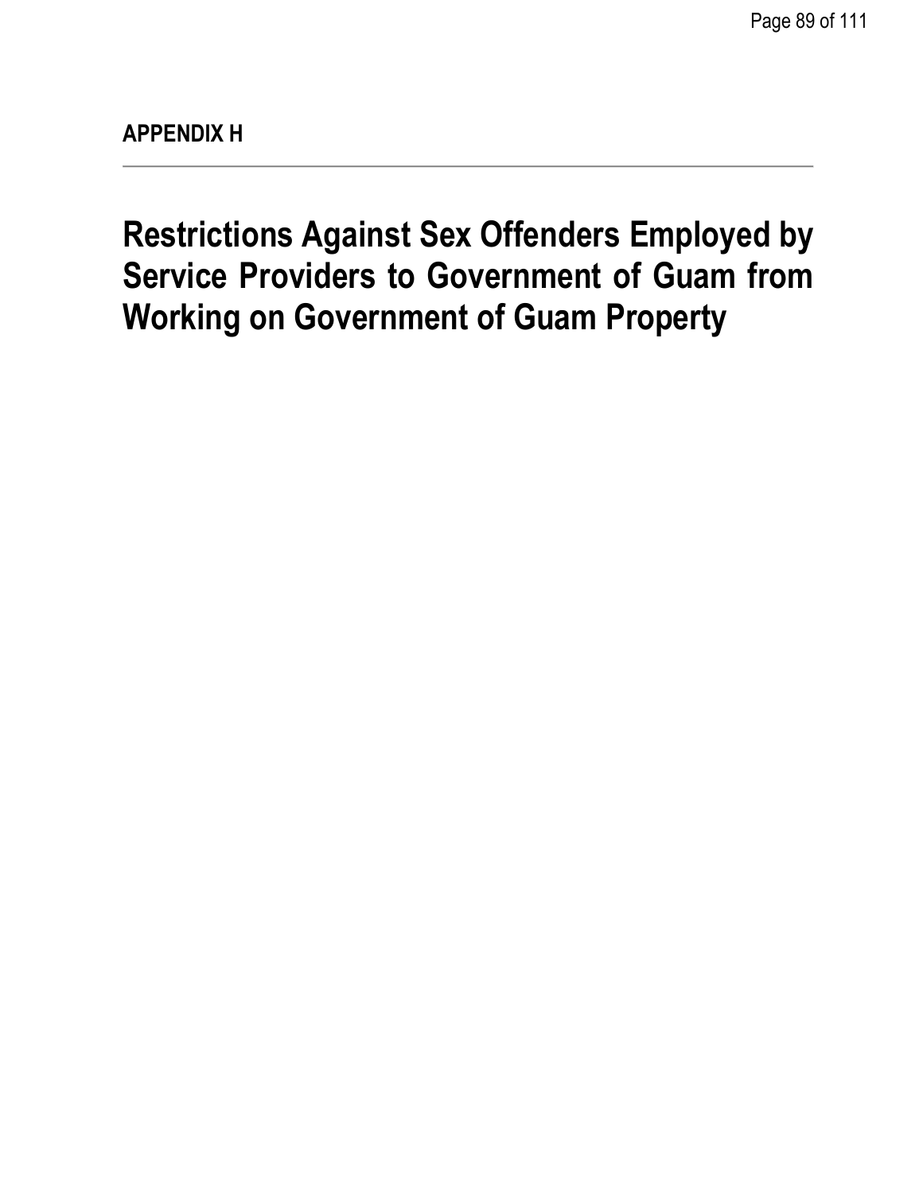**APPENDIX H**

---

# Restrictions Against Sex Offenders Employed by Service Providers to Government of Guam from Working on Government of Guam Property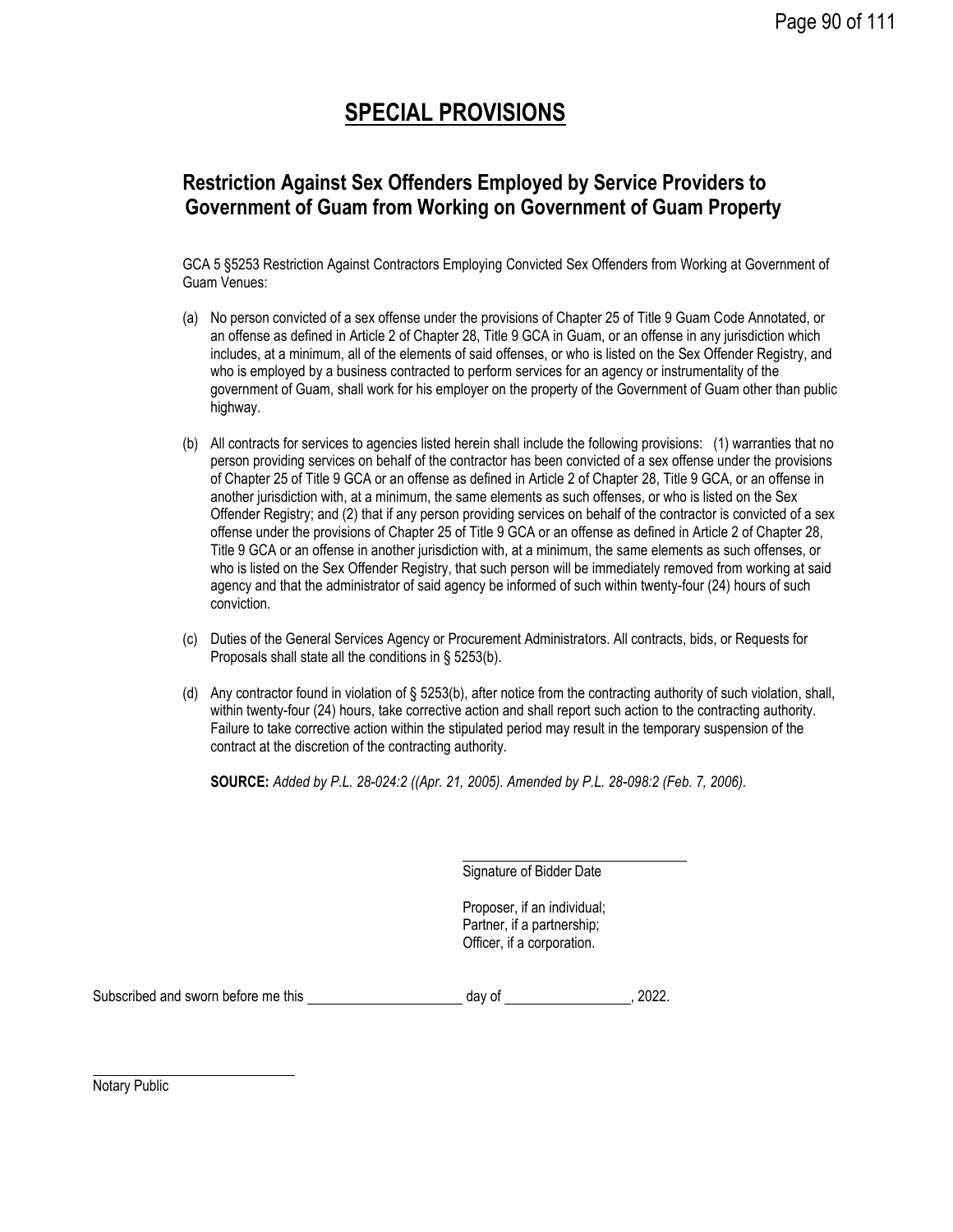# SPECIAL PROVISIONS

## Restriction Against Sex Offenders Employed by Service Providers to Government of Guam from Working on Government of Guam Property

GCA 5 §5253 Restriction Against Contractors Employing Convicted Sex Offenders from Working at Government of Guam Venues:

(a) No person convicted of a sex offense under the provisions of Chapter 25 of Title 9 Guam Code Annotated, or an offense as defined in Article 2 of Chapter 28, Title 9 GCA in Guam, or an offense in any jurisdiction which includes, at a minimum, all of the elements of said offenses, or who is listed on the Sex Offender Registry, and who is employed by a business contracted to perform services for an agency or instrumentality of the government of Guam, shall work for his employer on the property of the Government of Guam other than public highway.

(b) All contracts for services to agencies listed herein shall include the following provisions: (1) warranties that no person providing services on behalf of the contractor has been convicted of a sex offense under the provisions of Chapter 25 of Title 9 GCA or an offense as defined in Article 2 of Chapter 28, Title 9 GCA, or an offense in another jurisdiction with, at a minimum, the same elements as such offenses, or who is listed on the Sex Offender Registry; and (2) that if any person providing services on behalf of the contractor is convicted of a sex offense under the provisions of Chapter 25 of Title 9 GCA or an offense as defined in Article 2 of Chapter 28, Title 9 GCA or an offense in another jurisdiction with, at a minimum, the same elements as such offenses, or who is listed on the Sex Offender Registry, that such person will be immediately removed from working at said agency and that the administrator of said agency be informed of such within twenty-four (24) hours of such conviction.

(c) Duties of the General Services Agency or Procurement Administrators. All contracts, bids, or Requests for Proposals shall state all the conditions in § 5253(b).

(d) Any contractor found in violation of § 5253(b), after notice from the contracting authority of such violation, shall, within twenty-four (24) hours, take corrective action and shall report such action to the contracting authority. Failure to take corrective action within the stipulated period may result in the temporary suspension of the contract at the discretion of the contracting authority.

**SOURCE:** *Added by P.L. 28-024:2 ((Apr. 21, 2005). Amended by P.L. 28-098:2 (Feb. 7, 2006).*

\_\_\_\_\_\_\_\_\_\_\_\_\_\_\_\_\_\_\_\_\_\_\_\_\_\_\_\_\_\_

Signature of Bidder Date

Proposer, if an individual;
Partner, if a partnership;
Officer, if a corporation.

Subscribed and sworn before me this \_\_\_\_\_\_\_\_\_\_\_\_\_\_\_\_\_\_\_\_ day of \_\_\_\_\_\_\_\_\_\_\_\_\_\_\_\_\_, 2022.

\_\_\_\_\_\_\_\_\_\_\_\_\_\_\_\_\_\_\_\_\_\_\_\_\_\_\_\_\_\_

Notary Public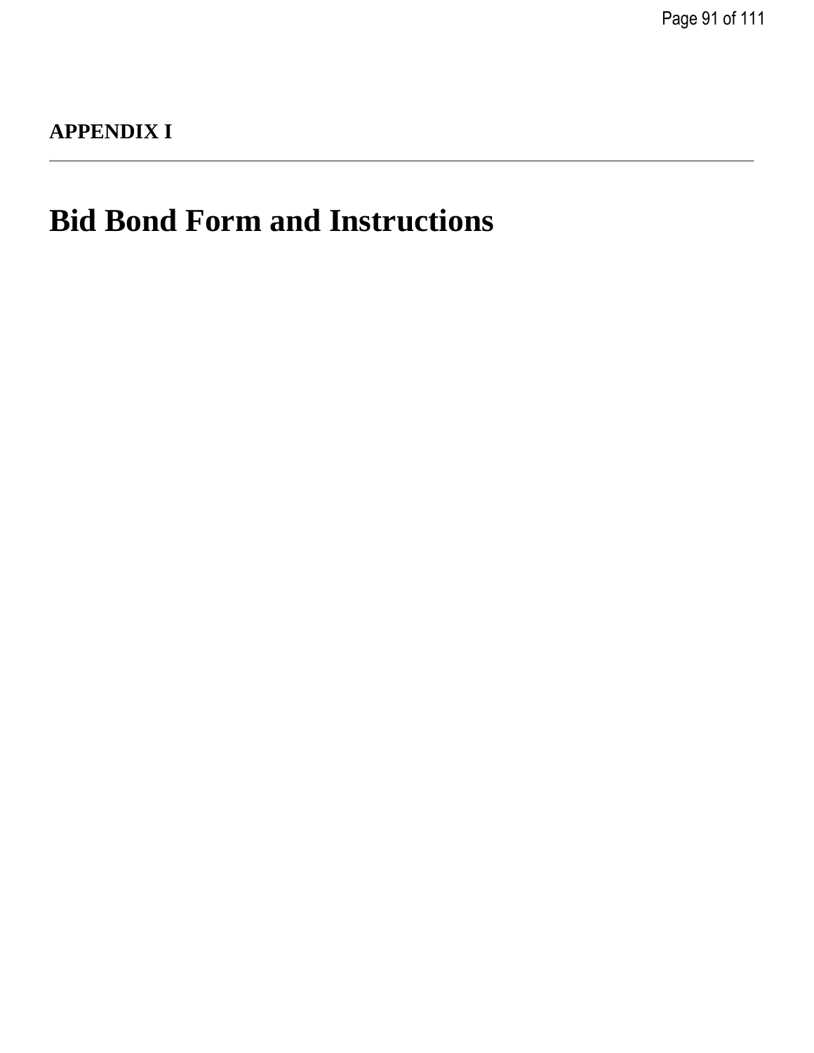**APPENDIX I**

---

# Bid Bond Form and Instructions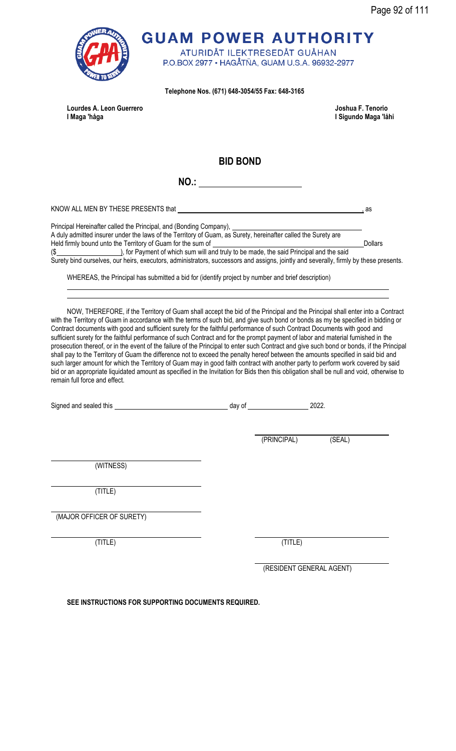# GUAM POWER AUTHORITY

ATURIDÅT ILEKTRESEDÅT GUÅHAN
P.O.BOX 2977 • HAGÅTÑA, GUAM U.S.A. 96932-2977

**Telephone Nos. (671) 648-3054/55 Fax: 648-3165**

**Lourdes A. Leon Guerrero**
**I Maga 'håga**

**Joshua F. Tenorio**
**I Sigundo Maga 'låhi**

## BID BOND

**NO.:** \_\_\_\_\_\_\_\_\_\_\_\_\_\_\_\_\_\_\_\_

KNOW ALL MEN BY THESE PRESENTS that \_\_\_\_\_\_\_\_\_\_\_\_\_\_\_\_\_\_\_\_\_\_\_\_\_\_\_\_\_\_\_\_\_\_\_\_\_\_\_\_, as

Principal Hereinafter called the Principal, and (Bonding Company), \_\_\_\_\_\_\_\_\_\_\_\_\_\_\_\_\_\_\_\_\_\_\_\_\_\_\_\_
A duly admitted insurer under the laws of the Territory of Guam, as Surety, hereinafter called the Surety are
Held firmly bound unto the Territory of Guam for the sum of \_\_\_\_\_\_\_\_\_\_\_\_\_\_\_\_\_\_\_\_\_\_\_\_\_\_\_\_\_\_\_\_\_\_ Dollars
($\_\_\_\_\_\_\_\_\_\_\_\_\_\_\_), for Payment of which sum will and truly to be made, the said Principal and the said
Surety bind ourselves, our heirs, executors, administrators, successors and assigns, jointly and severally, firmly by these presents.

WHEREAS, the Principal has submitted a bid for (identify project by number and brief description)

\_\_\_\_\_\_\_\_\_\_\_\_\_\_\_\_\_\_\_\_\_\_\_\_\_\_\_\_\_\_\_\_\_\_\_\_\_\_\_\_\_\_\_\_\_\_\_\_\_\_\_\_\_\_\_\_\_\_\_\_\_\_\_\_\_\_\_\_\_\_\_\_\_\_\_\_

\_\_\_\_\_\_\_\_\_\_\_\_\_\_\_\_\_\_\_\_\_\_\_\_\_\_\_\_\_\_\_\_\_\_\_\_\_\_\_\_\_\_\_\_\_\_\_\_\_\_\_\_\_\_\_\_\_\_\_\_\_\_\_\_\_\_\_\_\_\_\_\_\_\_\_\_

NOW, THEREFORE, if the Territory of Guam shall accept the bid of the Principal and the Principal shall enter into a Contract with the Territory of Guam in accordance with the terms of such bid, and give such bond or bonds as my be specified in bidding or Contract documents with good and sufficient surety for the faithful performance of such Contract Documents with good and sufficient surety for the faithful performance of such Contract and for the prompt payment of labor and material furnished in the prosecution thereof, or in the event of the failure of the Principal to enter such Contract and give such bond or bonds, if the Principal shall pay to the Territory of Guam the difference not to exceed the penalty hereof between the amounts specified in said bid and such larger amount for which the Territory of Guam may in good faith contract with another party to perform work covered by said bid or an appropriate liquidated amount as specified in the Invitation for Bids then this obligation shall be null and void, otherwise to remain full force and effect.

Signed and sealed this \_\_\_\_\_\_\_\_\_\_\_\_\_\_\_\_\_\_\_\_ day of \_\_\_\_\_\_\_\_\_\_\_\_ 2022.

\_\_\_\_\_\_\_\_\_\_\_\_\_\_\_\_\_\_\_\_\_\_\_\_\_\_\_\_
(PRINCIPAL) (SEAL)

\_\_\_\_\_\_\_\_\_\_\_\_\_\_\_\_\_\_\_\_\_\_\_\_\_\_\_\_
(WITNESS)

\_\_\_\_\_\_\_\_\_\_\_\_\_\_\_\_\_\_\_\_\_\_\_\_\_\_\_\_
(TITLE)

\_\_\_\_\_\_\_\_\_\_\_\_\_\_\_\_\_\_\_\_\_\_\_\_\_\_\_\_
(MAJOR OFFICER OF SURETY)

\_\_\_\_\_\_\_\_\_\_\_\_\_\_\_\_\_\_\_\_\_\_\_\_\_\_\_\_
(TITLE)

\_\_\_\_\_\_\_\_\_\_\_\_\_\_\_\_\_\_\_\_\_\_\_\_\_\_\_\_
(TITLE)

\_\_\_\_\_\_\_\_\_\_\_\_\_\_\_\_\_\_\_\_\_\_\_\_\_\_\_\_
(RESIDENT GENERAL AGENT)

**SEE INSTRUCTIONS FOR SUPPORTING DOCUMENTS REQUIRED.**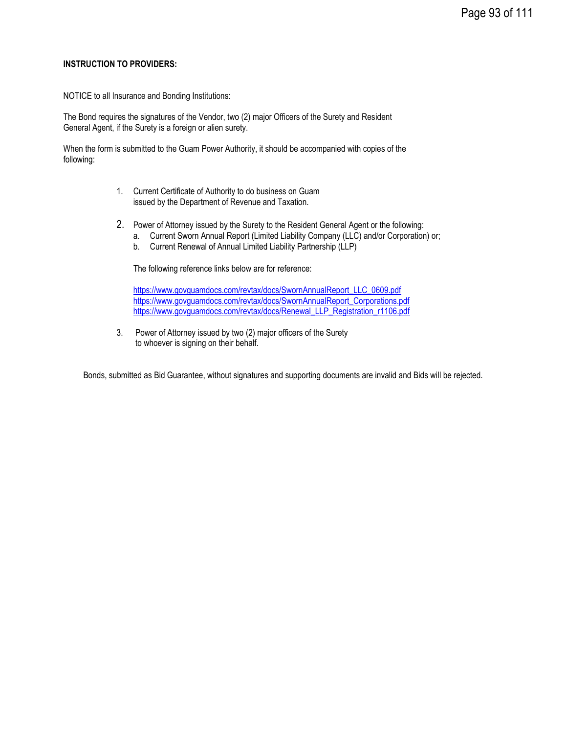**INSTRUCTION TO PROVIDERS:**

NOTICE to all Insurance and Bonding Institutions:

The Bond requires the signatures of the Vendor, two (2) major Officers of the Surety and Resident General Agent, if the Surety is a foreign or alien surety.

When the form is submitted to the Guam Power Authority, it should be accompanied with copies of the following:

1. Current Certificate of Authority to do business on Guam issued by the Department of Revenue and Taxation.

2. Power of Attorney issued by the Surety to the Resident General Agent or the following:
   a. Current Sworn Annual Report (Limited Liability Company (LLC) and/or Corporation) or;
   b. Current Renewal of Annual Limited Liability Partnership (LLP)

   The following reference links below are for reference:

   https://www.govguamdocs.com/revtax/docs/SwornAnnualReport_LLC_0609.pdf
   https://www.govguamdocs.com/revtax/docs/SwornAnnualReport_Corporations.pdf
   https://www.govguamdocs.com/revtax/docs/Renewal_LLP_Registration_r1106.pdf

3. Power of Attorney issued by two (2) major officers of the Surety to whoever is signing on their behalf.

Bonds, submitted as Bid Guarantee, without signatures and supporting documents are invalid and Bids will be rejected.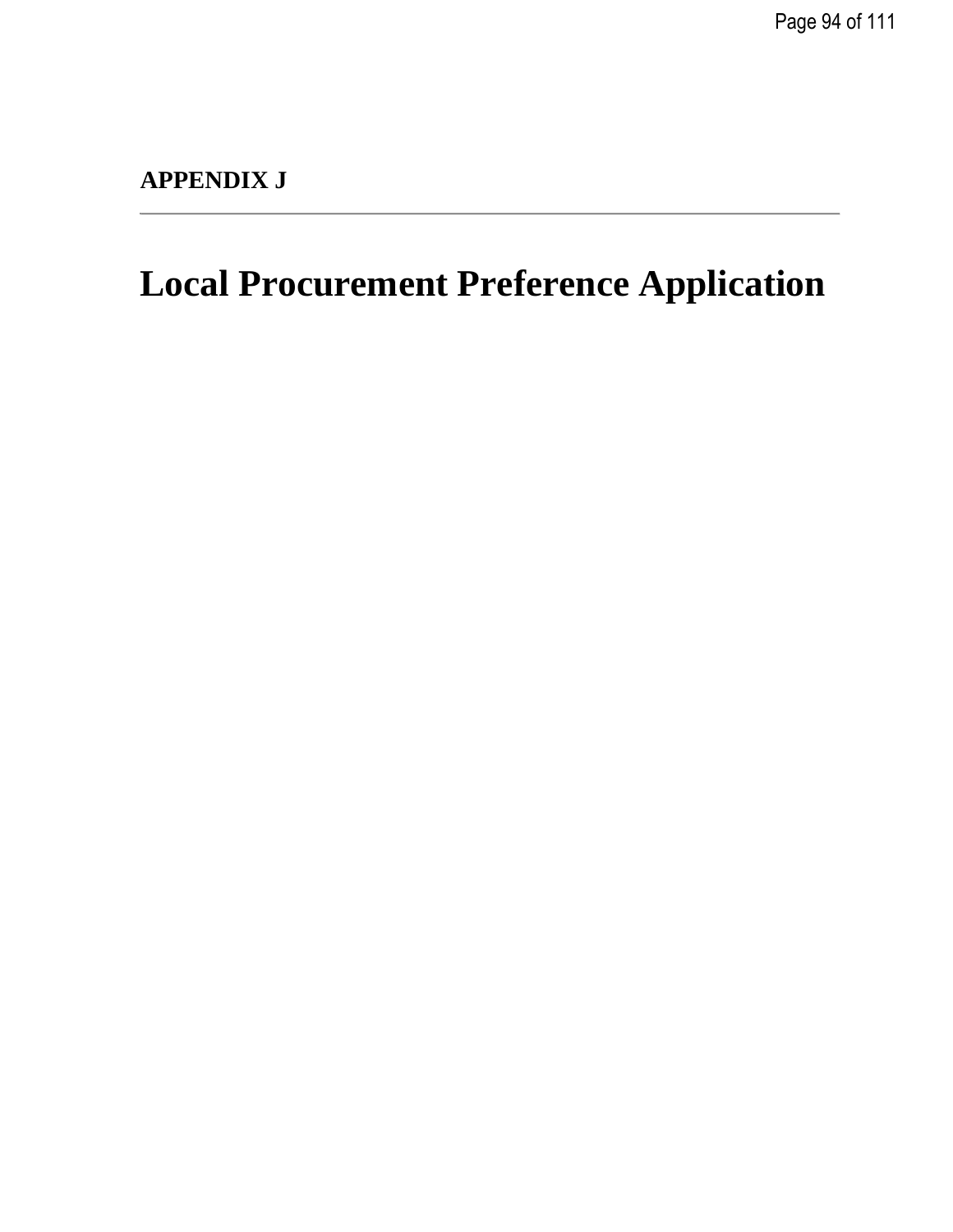**APPENDIX J**

---

# Local Procurement Preference Application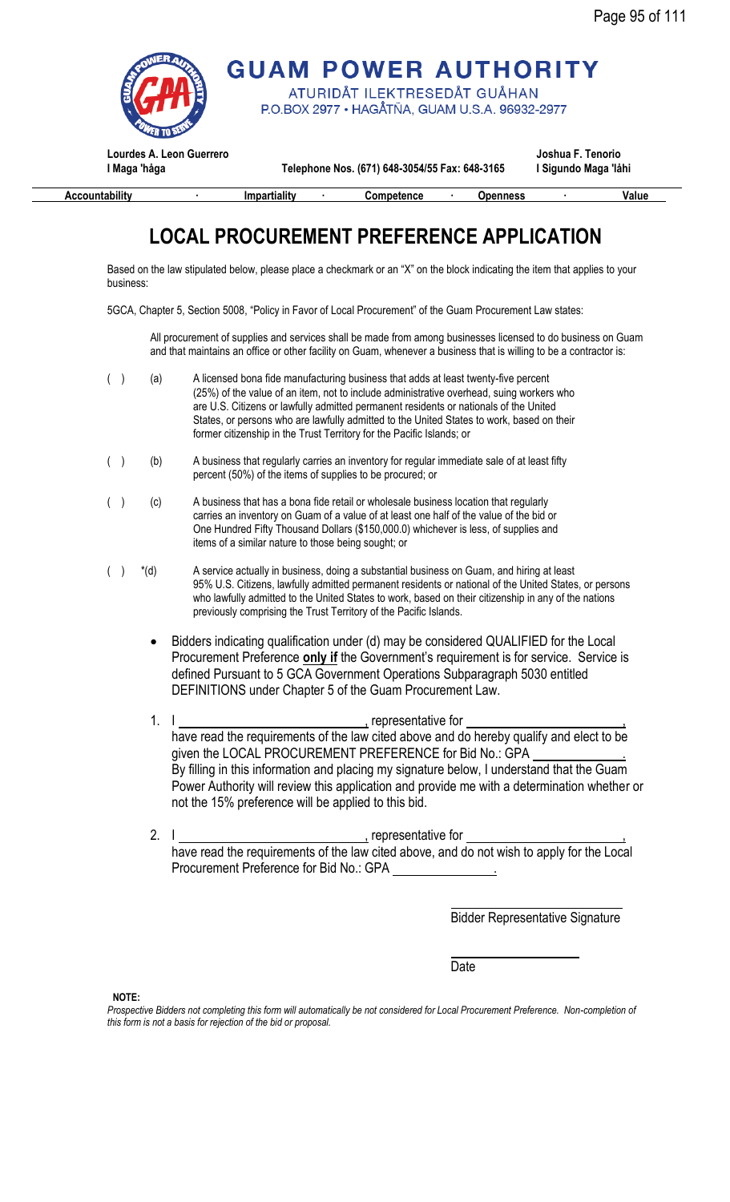# GUAM POWER AUTHORITY

ATURIDÅT ILEKTRESEDÅT GUÅHAN
P.O.BOX 2977 • HAGÅTÑA, GUAM U.S.A. 96932-2977

**Lourdes A. Leon Guerrero**
**I Maga 'håga**

**Telephone Nos. (671) 648-3054/55 Fax: 648-3165**

**Joshua F. Tenorio**
**I Sigundo Maga 'låhi**

**Accountability · Impartiality · Competence · Openness · Value**

## LOCAL PROCUREMENT PREFERENCE APPLICATION

Based on the law stipulated below, please place a checkmark or an "X" on the block indicating the item that applies to your business:

5GCA, Chapter 5, Section 5008, "Policy in Favor of Local Procurement" of the Guam Procurement Law states:

> All procurement of supplies and services shall be made from among businesses licensed to do business on Guam and that maintains an office or other facility on Guam, whenever a business that is willing to be a contractor is:

( ) (a) A licensed bona fide manufacturing business that adds at least twenty-five percent (25%) of the value of an item, not to include administrative overhead, suing workers who are U.S. Citizens or lawfully admitted permanent residents or nationals of the United States, or persons who are lawfully admitted to the United States to work, based on their former citizenship in the Trust Territory for the Pacific Islands; or

( ) (b) A business that regularly carries an inventory for regular immediate sale of at least fifty percent (50%) of the items of supplies to be procured; or

( ) (c) A business that has a bona fide retail or wholesale business location that regularly carries an inventory on Guam of a value of at least one half of the value of the bid or One Hundred Fifty Thousand Dollars ($150,000.0) whichever is less, of supplies and items of a similar nature to those being sought; or

( ) *(d) A service actually in business, doing a substantial business on Guam, and hiring at least 95% U.S. Citizens, lawfully admitted permanent residents or national of the United States, or persons who lawfully admitted to the United States to work, based on their citizenship in any of the nations previously comprising the Trust Territory of the Pacific Islands.

- Bidders indicating qualification under (d) may be considered QUALIFIED for the Local Procurement Preference **only if** the Government's requirement is for service. Service is defined Pursuant to 5 GCA Government Operations Subparagraph 5030 entitled DEFINITIONS under Chapter 5 of the Guam Procurement Law.

1. I ____________________________, representative for ________________________, have read the requirements of the law cited above and do hereby qualify and elect to be given the LOCAL PROCUREMENT PREFERENCE for Bid No.: GPA ______________. By filling in this information and placing my signature below, I understand that the Guam Power Authority will review this application and provide me with a determination whether or not the 15% preference will be applied to this bid.

2. I ____________________________, representative for ________________________, have read the requirements of the law cited above, and do not wish to apply for the Local Procurement Preference for Bid No.: GPA ______________.

______________________________
Bidder Representative Signature

______________________________
Date

**NOTE:**
*Prospective Bidders not completing this form will automatically be not considered for Local Procurement Preference. Non-completion of this form is not a basis for rejection of the bid or proposal.*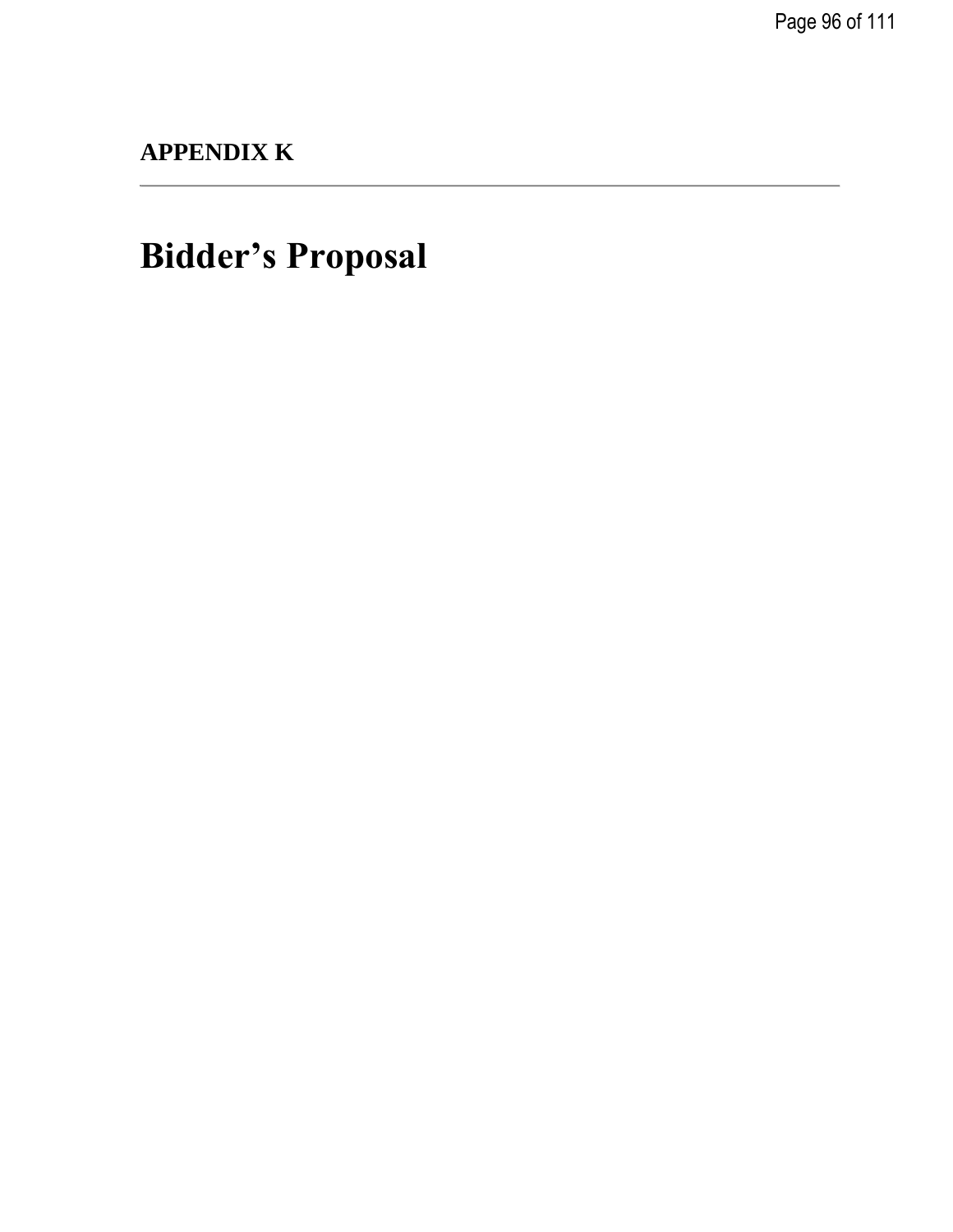## APPENDIX K

---

# Bidder’s Proposal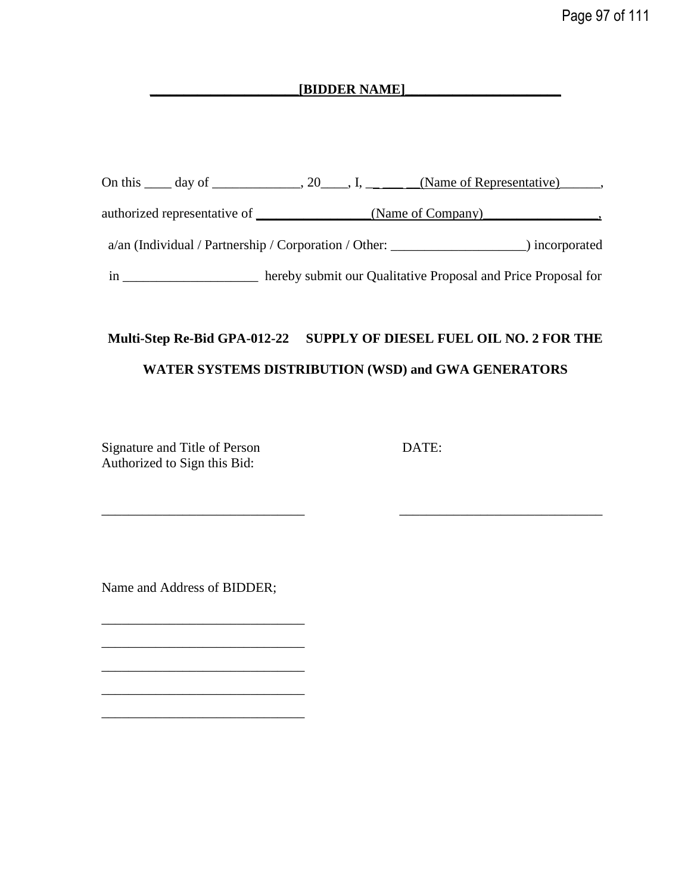**____________________[BIDDER NAME]_____________________**

On this ____ day of _____________, 20____, I, _ _ ___ __(Name of Representative)______,

authorized representative of ________________(Name of Company)_________________,

a/an (Individual / Partnership / Corporation / Other: ___________________) incorporated

in ____________________ hereby submit our Qualitative Proposal and Price Proposal for

**Multi-Step Re-Bid GPA-012-22 SUPPLY OF DIESEL FUEL OIL NO. 2 FOR THE WATER SYSTEMS DISTRIBUTION (WSD) and GWA GENERATORS**

| Signature and Title of Person Authorized to Sign this Bid: | DATE: |
|---|---|
| ______________________________ | ______________________________ |

Name and Address of BIDDER;

______________________________

______________________________

______________________________

______________________________

______________________________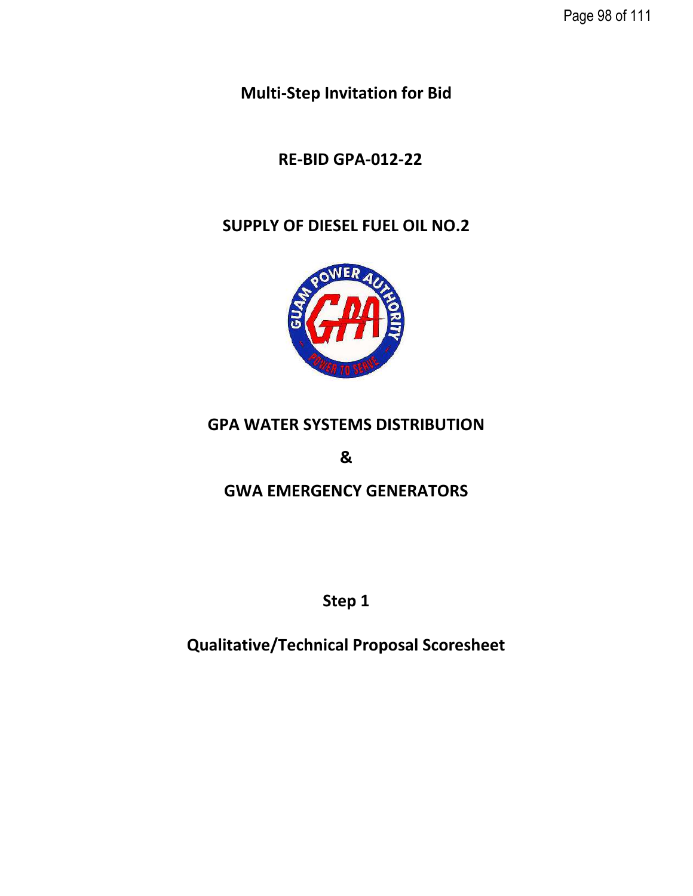**Multi-Step Invitation for Bid**

**RE-BID GPA-012-22**

**SUPPLY OF DIESEL FUEL OIL NO.2**

**GPA WATER SYSTEMS DISTRIBUTION**

**&**

**GWA EMERGENCY GENERATORS**

**Step 1**

**Qualitative/Technical Proposal Scoresheet**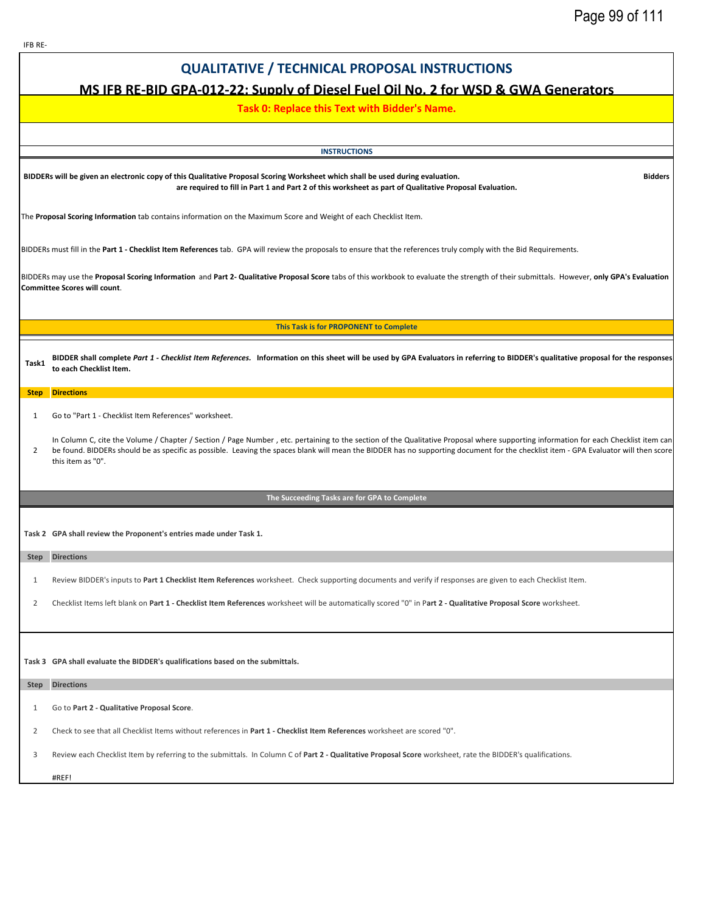IFB RE-

# QUALITATIVE / TECHNICAL PROPOSAL INSTRUCTIONS

## MS IFB RE-BID GPA-012-22: Supply of Diesel Fuel Oil No. 2 for WSD & GWA Generators

**Task 0: Replace this Text with Bidder's Name.**

**INSTRUCTIONS**

**BIDDERs will be given an electronic copy of this Qualitative Proposal Scoring Worksheet which shall be used during evaluation. Bidders are required to fill in Part 1 and Part 2 of this worksheet as part of Qualitative Proposal Evaluation.**

The **Proposal Scoring Information** tab contains information on the Maximum Score and Weight of each Checklist Item.

BIDDERs must fill in the **Part 1 - Checklist Item References** tab. GPA will review the proposals to ensure that the references truly comply with the Bid Requirements.

BIDDERs may use the **Proposal Scoring Information** and **Part 2- Qualitative Proposal Score** tabs of this workbook to evaluate the strength of their submittals. However, **only GPA's Evaluation Committee Scores will count**.

**This Task is for PROPONENT to Complete**

**Task1** **BIDDER shall complete *Part 1 - Checklist Item References.* Information on this sheet will be used by GPA Evaluators in referring to BIDDER's qualitative proposal for the responses to each Checklist Item.**

| Step | Directions |
|---|---|
| 1 | Go to "Part 1 - Checklist Item References" worksheet. |
| 2 | In Column C, cite the Volume / Chapter / Section / Page Number , etc. pertaining to the section of the Qualitative Proposal where supporting information for each Checklist item can be found. BIDDERs should be as specific as possible. Leaving the spaces blank will mean the BIDDER has no supporting document for the checklist item - GPA Evaluator will then score this item as "0". |

**The Succeeding Tasks are for GPA to Complete**

**Task 2** **GPA shall review the Proponent's entries made under Task 1.**

| Step | Directions |
|---|---|
| 1 | Review BIDDER's inputs to **Part 1 Checklist Item References** worksheet. Check supporting documents and verify if responses are given to each Checklist Item. |
| 2 | Checklist Items left blank on **Part 1 - Checklist Item References** worksheet will be automatically scored "0" in P**art 2 - Qualitative Proposal Score** worksheet. |

**Task 3** **GPA shall evaluate the BIDDER's qualifications based on the submittals.**

| Step | Directions |
|---|---|
| 1 | Go to **Part 2 - Qualitative Proposal Score**. |
| 2 | Check to see that all Checklist Items without references in **Part 1 - Checklist Item References** worksheet are scored "0". |
| 3 | Review each Checklist Item by referring to the submittals. In Column C of **Part 2 - Qualitative Proposal Score** worksheet, rate the BIDDER's qualifications. |
| | #REF! |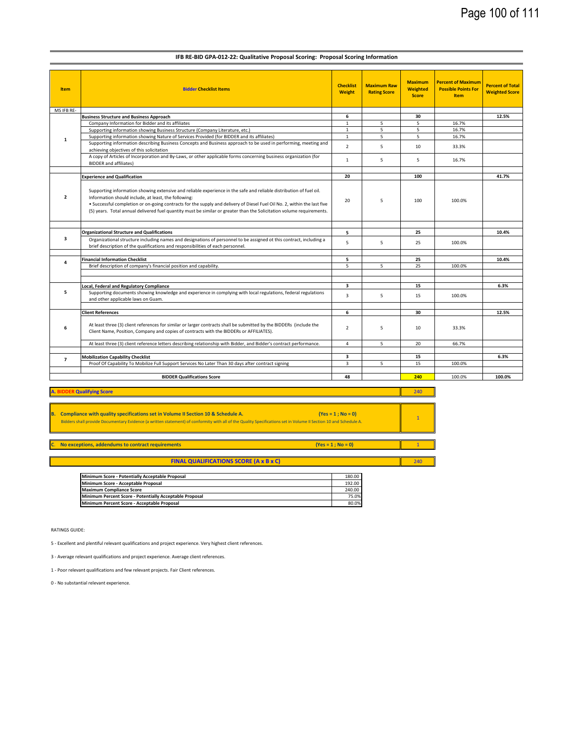## IFB RE-BID GPA-012-22: Qualitative Proposal Scoring: Proposal Scoring Information

| Item | Bidder Checklist Items | Checklist Weight | Maximum Raw Rating Score | Maximum Weighted Score | Percent of Maximum Possible Points For Item | Percent of Total Weighted Score |
|---|---|---|---|---|---|---|
| MS IFB RE- | | | | | | |
| 1 | **Business Structure and Business Approach** | **6** | | **30** | | **12.5%** |
| | Company Information for Bidder and its affiliates | 1 | 5 | 5 | 16.7% | |
| | Supporting information showing Business Structure (Company Literature, etc.) | 1 | 5 | 5 | 16.7% | |
| | Supporting information showing Nature of Services Provided (for BIDDER and its affiliates) | 1 | 5 | 5 | 16.7% | |
| | Supporting information describing Business Concepts and Business approach to be used in performing, meeting and achieving objectives of this solicitation | 2 | 5 | 10 | 33.3% | |
| | A copy of Articles of Incorporation and By-Laws, or other applicable forms concerning business organization (for BIDDER and affiliates) | 1 | 5 | 5 | 16.7% | |
| 2 | **Experience and Qualification** | **20** | | **100** | | **41.7%** |
| | Supporting information showing extensive and reliable experience in the safe and reliable distribution of fuel oil. Information should include, at least, the following: • Successful completion or on-going contracts for the supply and delivery of Diesel Fuel Oil No. 2, within the last five (5) years. Total annual delivered fuel quantity must be similar or greater than the Solicitation volume requirements. | 20 | 5 | 100 | 100.0% | |
| 3 | **Organizational Structure and Qualifications** | **5** | | **25** | | **10.4%** |
| | Organizational structure including names and designations of personnel to be assigned ot this contract, including a brief description of the qualifications and responsibilities of each personnel. | 5 | 5 | 25 | 100.0% | |
| 4 | **Financial Information Checklist** | **5** | | **25** | | **10.4%** |
| | Brief description of company's financial position and capability. | 5 | 5 | 25 | 100.0% | |
| 5 | **Local, Federal and Regulatory Compliance** | **3** | | **15** | | **6.3%** |
| | Supporting documents showing knowledge and experience in complying with local regulations, federal regulations and other applicable laws on Guam. | 3 | 5 | 15 | 100.0% | |
| 6 | **Client References** | **6** | | **30** | | **12.5%** |
| | At least three (3) client references for similar or larger contracts shall be submitted by the BIDDERs (include the Client Name, Position, Company and copies of contracts with the BIDDERs or AFFILIATES). | 2 | 5 | 10 | 33.3% | |
| | At least three (3) client reference letters describing relationship with Bidder, and Bidder's contract performance. | 4 | 5 | 20 | 66.7% | |
| 7 | **Mobilization Capability Checklist** | **3** | | **15** | | **6.3%** |
| | Proof Of Capability To Mobilize Full Support Services No Later Than 30 days after contract signing | 3 | 5 | 15 | 100.0% | |
| | **BIDDER Qualifications Score** | **48** | | **240** | 100.0% | **100.0%** |

| | |
|---|---|
| **A. BIDDER Qualifying Score** | 240 |
| **B. Compliance with quality specifications set in Volume II Section 10 & Schedule A. (Yes = 1 ; No = 0)** Bidders shall provide Documentary Evidence (a written statement) of conformity with all of the Quality Specifications set in Volume II Section 10 and Schedule A. | 1 |
| **C. No exceptions, addendums to contract requirements (Yes = 1 ; No = 0)** | 1 |
| **FINAL QUALIFICATIONS SCORE (A x B x C)** | 240 |

| | |
|---|---|
| **Minimum Score - Potentially Acceptable Proposal** | 180.00 |
| **Minimum Score - Acceptable Proposal** | 192.00 |
| **Maximum Compliance Score** | 240.00 |
| **Minimum Percent Score - Potentially Acceptable Proposal** | 75.0% |
| **Minimum Percent Score - Acceptable Proposal** | 80.0% |

RATINGS GUIDE:

5 - Excellent and plentiful relevant qualifications and project experience. Very highest client references.

3 - Average relevant qualifications and project experience. Average client references.

1 - Poor relevant qualifications and few relevant projects. Fair Client references.

0 - No substantial relevant experience.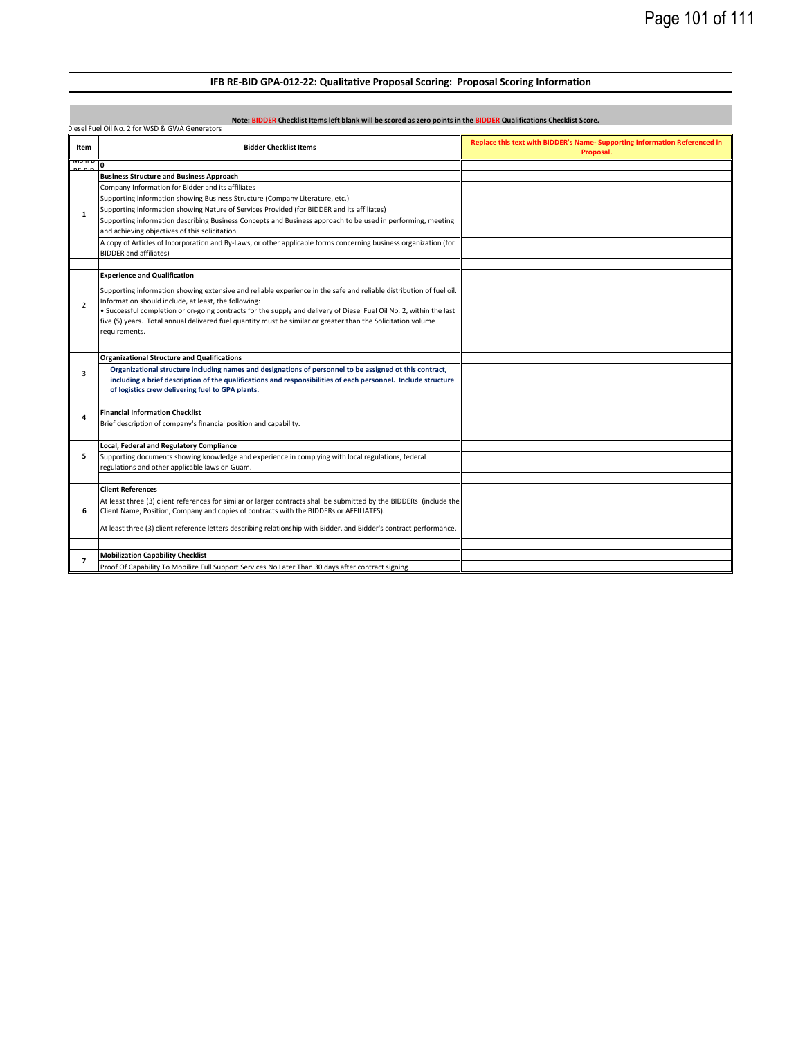## IFB RE-BID GPA-012-22: Qualitative Proposal Scoring: Proposal Scoring Information

**Note: BIDDER Checklist Items left blank will be scored as zero points in the BIDDER Qualifications Checklist Score.**

Diesel Fuel Oil No. 2 for WSD & GWA Generators

| Item | Bidder Checklist Items | Replace this text with BIDDER's Name- Supporting Information Referenced in Proposal. |
|---|---|---|
| | 0 | |
| 1 | **Business Structure and Business Approach** | |
| | Company Information for Bidder and its affiliates | |
| | Supporting information showing Business Structure (Company Literature, etc.) | |
| | Supporting information showing Nature of Services Provided (for BIDDER and its affiliates) | |
| | Supporting information describing Business Concepts and Business approach to be used in performing, meeting and achieving objectives of this solicitation | |
| | A copy of Articles of Incorporation and By-Laws, or other applicable forms concerning business organization (for BIDDER and affiliates) | |
| | | |
| 2 | **Experience and Qualification** | |
| | Supporting information showing extensive and reliable experience in the safe and reliable distribution of fuel oil. Information should include, at least, the following:<br>• Successful completion or on-going contracts for the supply and delivery of Diesel Fuel Oil No. 2, within the last five (5) years. Total annual delivered fuel quantity must be similar or greater than the Solicitation volume requirements. | |
| | | |
| 3 | **Organizational Structure and Qualifications** | |
| | **Organizational structure including names and designations of personnel to be assigned ot this contract, including a brief description of the qualifications and responsibilities of each personnel. Include structure of logistics crew delivering fuel to GPA plants.** | |
| | | |
| 4 | **Financial Information Checklist** | |
| | Brief description of company's financial position and capability. | |
| | | |
| 5 | **Local, Federal and Regulatory Compliance** | |
| | Supporting documents showing knowledge and experience in complying with local regulations, federal regulations and other applicable laws on Guam. | |
| | | |
| 6 | **Client References** | |
| | At least three (3) client references for similar or larger contracts shall be submitted by the BIDDERs (include the Client Name, Position, Company and copies of contracts with the BIDDERs or AFFILIATES). | |
| | At least three (3) client reference letters describing relationship with Bidder, and Bidder's contract performance. | |
| | | |
| 7 | **Mobilization Capability Checklist** | |
| | Proof Of Capability To Mobilize Full Support Services No Later Than 30 days after contract signing | |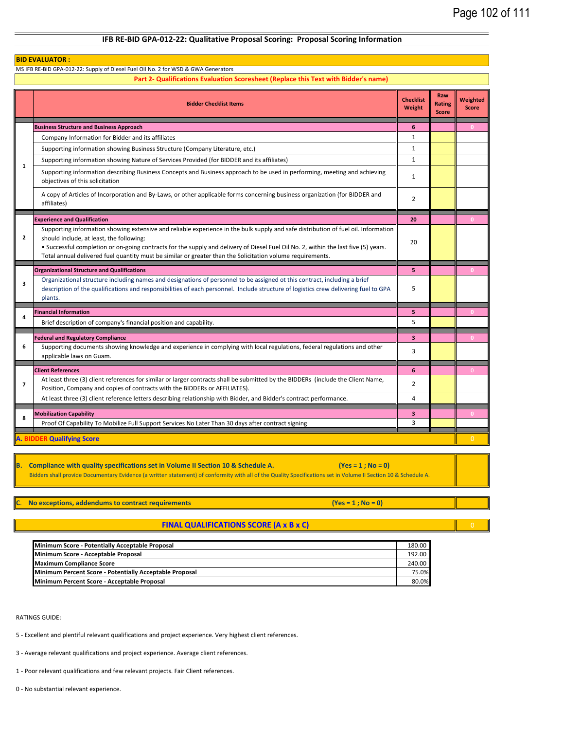## IFB RE-BID GPA-012-22: Qualitative Proposal Scoring: Proposal Scoring Information

**BID EVALUATOR :**

MS IFB RE-BID GPA-012-22: Supply of Diesel Fuel Oil No. 2 for WSD & GWA Generators

**Part 2- Qualifications Evaluation Scoresheet (Replace this Text with Bidder's name)**

| | Bidder Checklist Items | Checklist Weight | Raw Rating Score | Weighted Score |
|---|---|---|---|---|
| 1 | **Business Structure and Business Approach** | **6** | | 0 |
| | Company Information for Bidder and its affiliates | 1 | | |
| | Supporting information showing Business Structure (Company Literature, etc.) | 1 | | |
| | Supporting information showing Nature of Services Provided (for BIDDER and its affiliates) | 1 | | |
| | Supporting information describing Business Concepts and Business approach to be used in performing, meeting and achieving objectives of this solicitation | 1 | | |
| | A copy of Articles of Incorporation and By-Laws, or other applicable forms concerning business organization (for BIDDER and affiliates) | 2 | | |
| 2 | **Experience and Qualification** | **20** | | 0 |
| | Supporting information showing extensive and reliable experience in the bulk supply and safe distribution of fuel oil. Information should include, at least, the following: • Successful completion or on-going contracts for the supply and delivery of Diesel Fuel Oil No. 2, within the last five (5) years. Total annual delivered fuel quantity must be similar or greater than the Solicitation volume requirements. | 20 | | |
| 3 | **Organizational Structure and Qualifications** | **5** | | 0 |
| | Organizational structure including names and designations of personnel to be assigned ot this contract, including a brief description of the qualifications and responsibilities of each personnel. Include structure of logistics crew delivering fuel to GPA plants. | 5 | | |
| 4 | **Financial Information** | **5** | | 0 |
| | Brief description of company's financial position and capability. | 5 | | |
| 6 | **Federal and Regulatory Compliance** | **3** | | 0 |
| | Supporting documents showing knowledge and experience in complying with local regulations, federal regulations and other applicable laws on Guam. | 3 | | |
| 7 | **Client References** | **6** | | 0 |
| | At least three (3) client references for similar or larger contracts shall be submitted by the BIDDERs (include the Client Name, Position, Company and copies of contracts with the BIDDERs or AFFILIATES). | 2 | | |
| | At least three (3) client reference letters describing relationship with Bidder, and Bidder's contract performance. | 4 | | |
| 8 | **Mobilization Capability** | **3** | | 0 |
| | Proof Of Capability To Mobilize Full Support Services No Later Than 30 days after contract signing | 3 | | |
| **A. BIDDER Qualifying Score** | | | | 0 |

**B. Compliance with quality specifications set in Volume II Section 10 & Schedule A.** (Yes = 1 ; No = 0)
Bidders shall provide Documentary Evidence (a written statement) of conformity with all of the Quality Specifications set in Volume II Section 10 & Schedule A.

**C. No exceptions, addendums to contract requirements** (Yes = 1 ; No = 0)

**FINAL QUALIFICATIONS SCORE (A x B x C)** 0

| | |
|---|---|
| **Minimum Score - Potentially Acceptable Proposal** | 180.00 |
| **Minimum Score - Acceptable Proposal** | 192.00 |
| **Maximum Compliance Score** | 240.00 |
| **Minimum Percent Score - Potentially Acceptable Proposal** | 75.0% |
| **Minimum Percent Score - Acceptable Proposal** | 80.0% |

RATINGS GUIDE:

5 - Excellent and plentiful relevant qualifications and project experience. Very highest client references.

3 - Average relevant qualifications and project experience. Average client references.

1 - Poor relevant qualifications and few relevant projects. Fair Client references.

0 - No substantial relevant experience.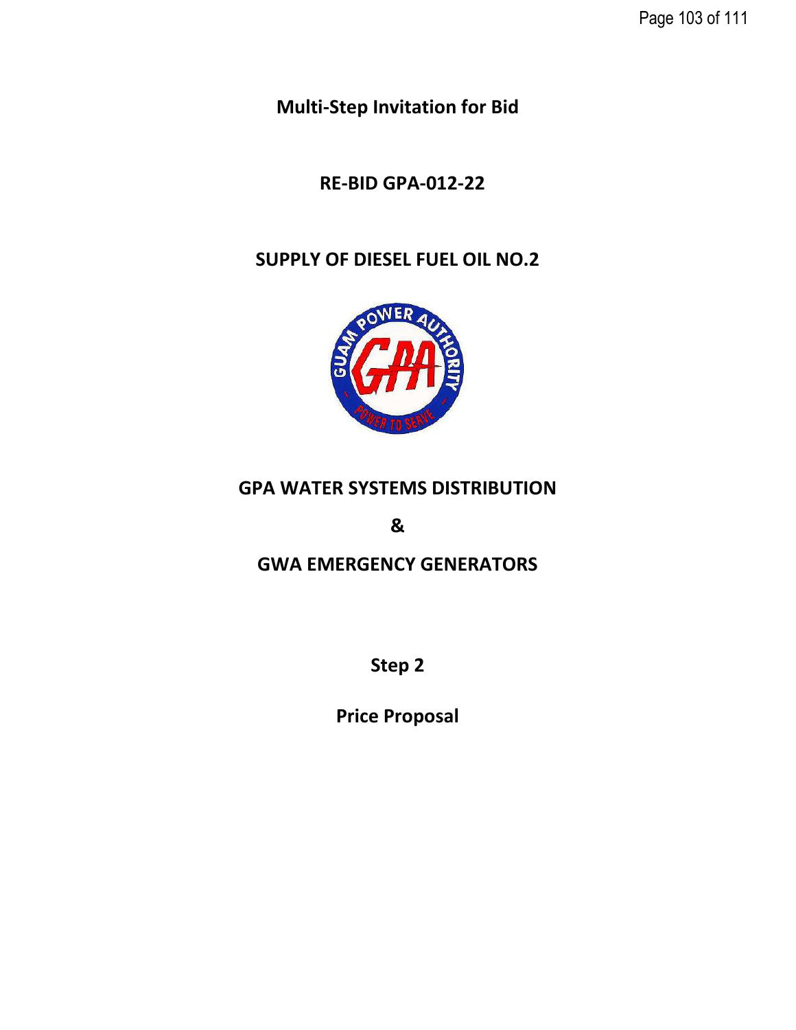# Multi-Step Invitation for Bid

## RE-BID GPA-012-22

## SUPPLY OF DIESEL FUEL OIL NO.2

## GPA WATER SYSTEMS DISTRIBUTION

## &

## GWA EMERGENCY GENERATORS

## Step 2

## Price Proposal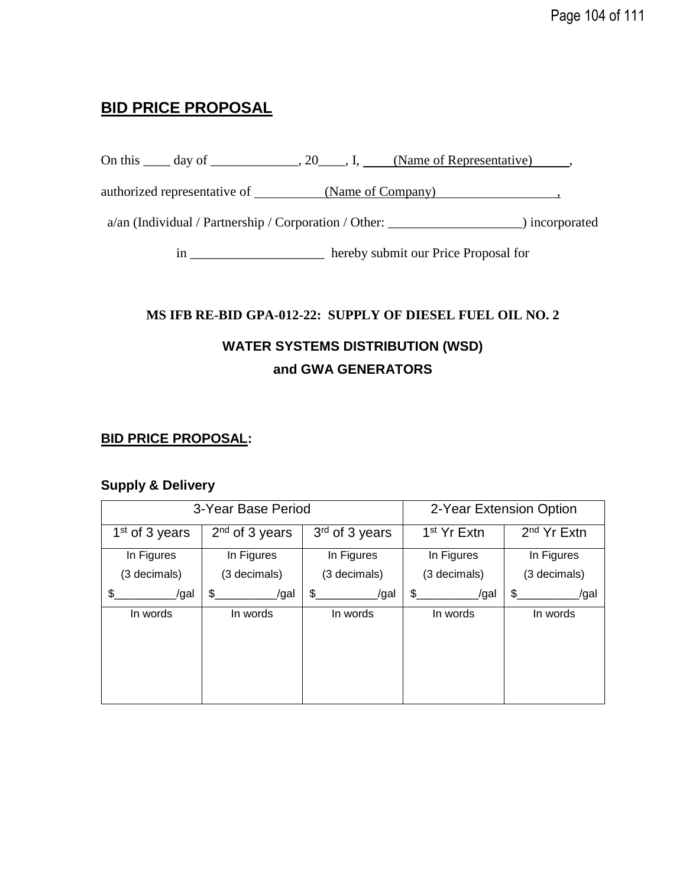## BID PRICE PROPOSAL

On this ____ day of _____________, 20____, I, ____(Name of Representative)_____,

authorized representative of __________(Name of Company)_________________,

a/an (Individual / Partnership / Corporation / Other: ____________________) incorporated

in ____________________ hereby submit our Price Proposal for

**MS IFB RE-BID GPA-012-22: SUPPLY OF DIESEL FUEL OIL NO. 2**

**WATER SYSTEMS DISTRIBUTION (WSD)**

**and GWA GENERATORS**

**BID PRICE PROPOSAL:**

**Supply & Delivery**

| 3-Year Base Period | | | 2-Year Extension Option | |
|---|---|---|---|---|
| 1st of 3 years | 2nd of 3 years | 3rd of 3 years | 1st Yr Extn | 2nd Yr Extn |
| In Figures (3 decimals) $__________/gal | In Figures (3 decimals) $__________/gal | In Figures (3 decimals) $__________/gal | In Figures (3 decimals) $__________/gal | In Figures (3 decimals) $__________/gal |
| In words | In words | In words | In words | In words |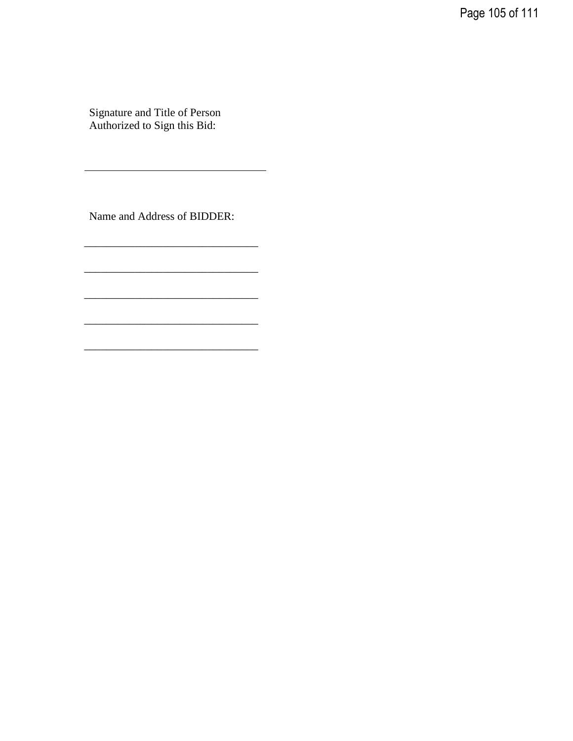Signature and Title of Person
Authorized to Sign this Bid:

_________________________________

Name and Address of BIDDER:

_______________________________

_______________________________

_______________________________

_______________________________

_______________________________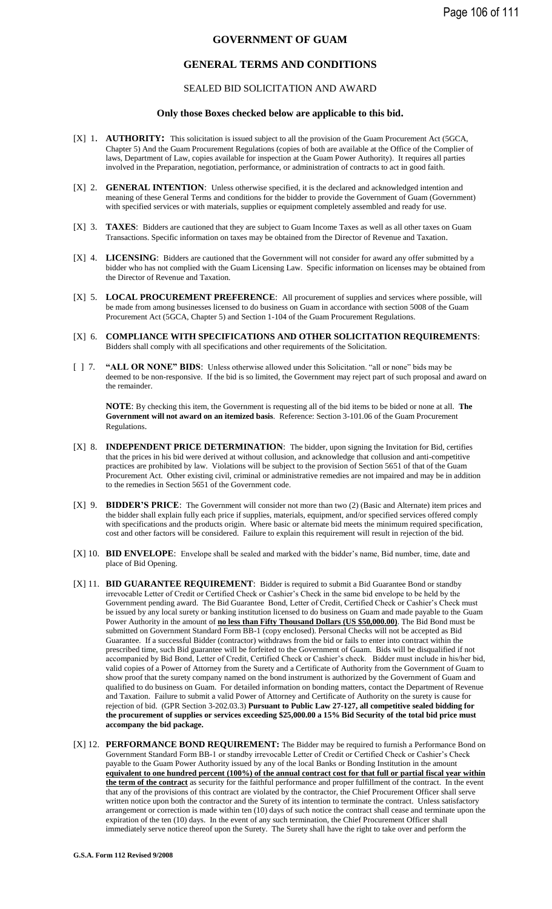# GOVERNMENT OF GUAM

## GENERAL TERMS AND CONDITIONS

### SEALED BID SOLICITATION AND AWARD

**Only those Boxes checked below are applicable to this bid.**

[X] 1. **AUTHORITY:** This solicitation is issued subject to all the provision of the Guam Procurement Act (5GCA, Chapter 5) And the Guam Procurement Regulations (copies of both are available at the Office of the Complier of laws, Department of Law, copies available for inspection at the Guam Power Authority). It requires all parties involved in the Preparation, negotiation, performance, or administration of contracts to act in good faith.

[X] 2. **GENERAL INTENTION**: Unless otherwise specified, it is the declared and acknowledged intention and meaning of these General Terms and conditions for the bidder to provide the Government of Guam (Government) with specified services or with materials, supplies or equipment completely assembled and ready for use.

[X] 3. **TAXES**: Bidders are cautioned that they are subject to Guam Income Taxes as well as all other taxes on Guam Transactions. Specific information on taxes may be obtained from the Director of Revenue and Taxation.

[X] 4. **LICENSING**: Bidders are cautioned that the Government will not consider for award any offer submitted by a bidder who has not complied with the Guam Licensing Law. Specific information on licenses may be obtained from the Director of Revenue and Taxation.

[X] 5. **LOCAL PROCUREMENT PREFERENCE**: All procurement of supplies and services where possible, will be made from among businesses licensed to do business on Guam in accordance with section 5008 of the Guam Procurement Act (5GCA, Chapter 5) and Section 1-104 of the Guam Procurement Regulations.

[X] 6. **COMPLIANCE WITH SPECIFICATIONS AND OTHER SOLICITATION REQUIREMENTS**: Bidders shall comply with all specifications and other requirements of the Solicitation.

[ ] 7. **"ALL OR NONE" BIDS**: Unless otherwise allowed under this Solicitation. "all or none" bids may be deemed to be non-responsive. If the bid is so limited, the Government may reject part of such proposal and award on the remainder.

**NOTE**: By checking this item, the Government is requesting all of the bid items to be bided or none at all. **The Government will not award on an itemized basis**. Reference: Section 3-101.06 of the Guam Procurement Regulations.

[X] 8. **INDEPENDENT PRICE DETERMINATION**: The bidder, upon signing the Invitation for Bid, certifies that the prices in his bid were derived at without collusion, and acknowledge that collusion and anti-competitive practices are prohibited by law. Violations will be subject to the provision of Section 5651 of that of the Guam Procurement Act. Other existing civil, criminal or administrative remedies are not impaired and may be in addition to the remedies in Section 5651 of the Government code.

[X] 9. **BIDDER'S PRICE**: The Government will consider not more than two (2) (Basic and Alternate) item prices and the bidder shall explain fully each price if supplies, materials, equipment, and/or specified services offered comply with specifications and the products origin. Where basic or alternate bid meets the minimum required specification, cost and other factors will be considered. Failure to explain this requirement will result in rejection of the bid.

[X] 10. **BID ENVELOPE**: Envelope shall be sealed and marked with the bidder's name, Bid number, time, date and place of Bid Opening.

[X] 11. **BID GUARANTEE REQUIREMENT**: Bidder is required to submit a Bid Guarantee Bond or standby irrevocable Letter of Credit or Certified Check or Cashier's Check in the same bid envelope to be held by the Government pending award. The Bid Guarantee Bond, Letter of Credit, Certified Check or Cashier's Check must be issued by any local surety or banking institution licensed to do business on Guam and made payable to the Guam Power Authority in the amount of **no less than Fifty Thousand Dollars (US $50,000.00)**. The Bid Bond must be submitted on Government Standard Form BB-1 (copy enclosed). Personal Checks will not be accepted as Bid Guarantee. If a successful Bidder (contractor) withdraws from the bid or fails to enter into contract within the prescribed time, such Bid guarantee will be forfeited to the Government of Guam. Bids will be disqualified if not accompanied by Bid Bond, Letter of Credit, Certified Check or Cashier's check. Bidder must include in his/her bid, valid copies of a Power of Attorney from the Surety and a Certificate of Authority from the Government of Guam to show proof that the surety company named on the bond instrument is authorized by the Government of Guam and qualified to do business on Guam. For detailed information on bonding matters, contact the Department of Revenue and Taxation. Failure to submit a valid Power of Attorney and Certificate of Authority on the surety is cause for rejection of bid. (GPR Section 3-202.03.3) **Pursuant to Public Law 27-127, all competitive sealed bidding for the procurement of supplies or services exceeding $25,000.00 a 15% Bid Security of the total bid price must accompany the bid package.**

[X] 12. **PERFORMANCE BOND REQUIREMENT:** The Bidder may be required to furnish a Performance Bond on Government Standard Form BB-1 or standby irrevocable Letter of Credit or Certified Check or Cashier's Check payable to the Guam Power Authority issued by any of the local Banks or Bonding Institution in the amount **equivalent to one hundred percent (100%) of the annual contract cost for that full or partial fiscal year within the term of the contract** as security for the faithful performance and proper fulfillment of the contract. In the event that any of the provisions of this contract are violated by the contractor, the Chief Procurement Officer shall serve written notice upon both the contractor and the Surety of its intention to terminate the contract. Unless satisfactory arrangement or correction is made within ten (10) days of such notice the contract shall cease and terminate upon the expiration of the ten (10) days. In the event of any such termination, the Chief Procurement Officer shall immediately serve notice thereof upon the Surety. The Surety shall have the right to take over and perform the

**G.S.A. Form 112 Revised 9/2008**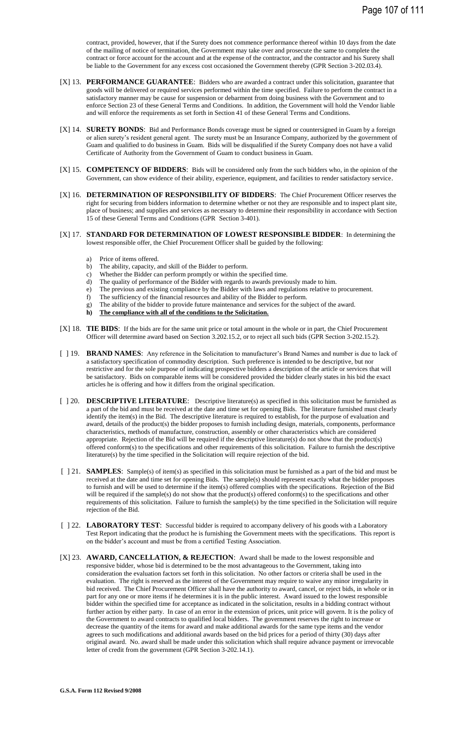contract, provided, however, that if the Surety does not commence performance thereof within 10 days from the date of the mailing of notice of termination, the Government may take over and prosecute the same to complete the contract or force account for the account and at the expense of the contractor, and the contractor and his Surety shall be liable to the Government for any excess cost occasioned the Government thereby (GPR Section 3-202.03.4).

[X] 13. **PERFORMANCE GUARANTEE**: Bidders who are awarded a contract under this solicitation, guarantee that goods will be delivered or required services performed within the time specified. Failure to perform the contract in a satisfactory manner may be cause for suspension or debarment from doing business with the Government and to enforce Section 23 of these General Terms and Conditions. In addition, the Government will hold the Vendor liable and will enforce the requirements as set forth in Section 41 of these General Terms and Conditions.

[X] 14. **SURETY BONDS**: Bid and Performance Bonds coverage must be signed or countersigned in Guam by a foreign or alien surety's resident general agent. The surety must be an Insurance Company, authorized by the government of Guam and qualified to do business in Guam. Bids will be disqualified if the Surety Company does not have a valid Certificate of Authority from the Government of Guam to conduct business in Guam.

[X] 15. **COMPETENCY OF BIDDERS**: Bids will be considered only from the such bidders who, in the opinion of the Government, can show evidence of their ability, experience, equipment, and facilities to render satisfactory service.

[X] 16. **DETERMINATION OF RESPONSIBILITY OF BIDDERS**: The Chief Procurement Officer reserves the right for securing from bidders information to determine whether or not they are responsible and to inspect plant site, place of business; and supplies and services as necessary to determine their responsibility in accordance with Section 15 of these General Terms and Conditions (GPR Section 3-401).

[X] 17. **STANDARD FOR DETERMINATION OF LOWEST RESPONSIBLE BIDDER**: In determining the lowest responsible offer, the Chief Procurement Officer shall be guided by the following:

a) Price of items offered.
b) The ability, capacity, and skill of the Bidder to perform.
c) Whether the Bidder can perform promptly or within the specified time.
d) The quality of performance of the Bidder with regards to awards previously made to him.
e) The previous and existing compliance by the Bidder with laws and regulations relative to procurement.
f) The sufficiency of the financial resources and ability of the Bidder to perform.
g) The ability of the bidder to provide future maintenance and services for the subject of the award.
h) **The compliance with all of the conditions to the Solicitation.**

[X] 18. **TIE BIDS**: If the bids are for the same unit price or total amount in the whole or in part, the Chief Procurement Officer will determine award based on Section 3.202.15.2, or to reject all such bids (GPR Section 3-202.15.2).

[ ] 19. **BRAND NAMES**: Any reference in the Solicitation to manufacturer's Brand Names and number is due to lack of a satisfactory specification of commodity description. Such preference is intended to be descriptive, but nor restrictive and for the sole purpose of indicating prospective bidders a description of the article or services that will be satisfactory. Bids on comparable items will be considered provided the bidder clearly states in his bid the exact articles he is offering and how it differs from the original specification.

[ ] 20. **DESCRIPTIVE LITERATURE**: Descriptive literature(s) as specified in this solicitation must be furnished as a part of the bid and must be received at the date and time set for opening Bids. The literature furnished must clearly identify the item(s) in the Bid. The descriptive literature is required to establish, for the purpose of evaluation and award, details of the product(s) the bidder proposes to furnish including design, materials, components, performance characteristics, methods of manufacture, construction, assembly or other characteristics which are considered appropriate. Rejection of the Bid will be required if the descriptive literature(s) do not show that the product(s) offered conform(s) to the specifications and other requirements of this solicitation. Failure to furnish the descriptive literature(s) by the time specified in the Solicitation will require rejection of the bid.

[ ] 21. **SAMPLES**: Sample(s) of item(s) as specified in this solicitation must be furnished as a part of the bid and must be received at the date and time set for opening Bids. The sample(s) should represent exactly what the bidder proposes to furnish and will be used to determine if the item(s) offered complies with the specifications. Rejection of the Bid will be required if the sample(s) do not show that the product(s) offered conform(s) to the specifications and other requirements of this solicitation. Failure to furnish the sample(s) by the time specified in the Solicitation will require rejection of the Bid.

[ ] 22. **LABORATORY TEST**: Successful bidder is required to accompany delivery of his goods with a Laboratory Test Report indicating that the product he is furnishing the Government meets with the specifications. This report is on the bidder's account and must be from a certified Testing Association.

[X] 23. **AWARD, CANCELLATION, & REJECTION**: Award shall be made to the lowest responsible and responsive bidder, whose bid is determined to be the most advantageous to the Government, taking into consideration the evaluation factors set forth in this solicitation. No other factors or criteria shall be used in the evaluation. The right is reserved as the interest of the Government may require to waive any minor irregularity in bid received. The Chief Procurement Officer shall have the authority to award, cancel, or reject bids, in whole or in part for any one or more items if he determines it is in the public interest. Award issued to the lowest responsible bidder within the specified time for acceptance as indicated in the solicitation, results in a bidding contract without further action by either party. In case of an error in the extension of prices, unit price will govern. It is the policy of the Government to award contracts to qualified local bidders. The government reserves the right to increase or decrease the quantity of the items for award and make additional awards for the same type items and the vendor agrees to such modifications and additional awards based on the bid prices for a period of thirty (30) days after original award. No. award shall be made under this solicitation which shall require advance payment or irrevocable letter of credit from the government (GPR Section 3-202.14.1).

**G.S.A. Form 112 Revised 9/2008**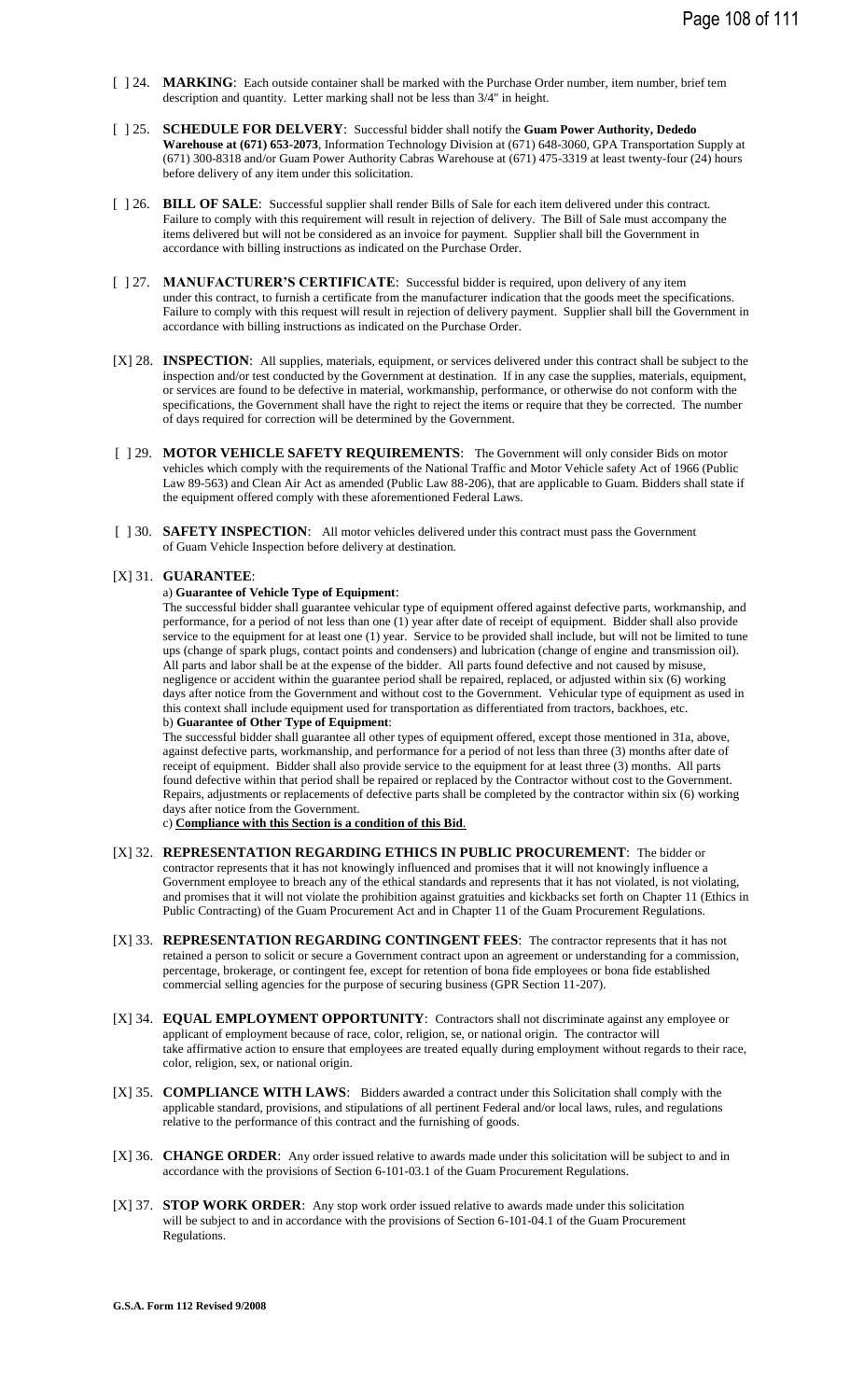[ ] 24. **MARKING**: Each outside container shall be marked with the Purchase Order number, item number, brief tem description and quantity. Letter marking shall not be less than 3/4" in height.

[ ] 25. **SCHEDULE FOR DELIVERY**: Successful bidder shall notify the **Guam Power Authority, Dededo Warehouse at (671) 653-2073**, Information Technology Division at (671) 648-3060, GPA Transportation Supply at (671) 300-8318 and/or Guam Power Authority Cabras Warehouse at (671) 475-3319 at least twenty-four (24) hours before delivery of any item under this solicitation.

[ ] 26. **BILL OF SALE**: Successful supplier shall render Bills of Sale for each item delivered under this contract. Failure to comply with this requirement will result in rejection of delivery. The Bill of Sale must accompany the items delivered but will not be considered as an invoice for payment. Supplier shall bill the Government in accordance with billing instructions as indicated on the Purchase Order.

[ ] 27. **MANUFACTURER'S CERTIFICATE**: Successful bidder is required, upon delivery of any item under this contract, to furnish a certificate from the manufacturer indication that the goods meet the specifications. Failure to comply with this request will result in rejection of delivery payment. Supplier shall bill the Government in accordance with billing instructions as indicated on the Purchase Order.

[X] 28. **INSPECTION**: All supplies, materials, equipment, or services delivered under this contract shall be subject to the inspection and/or test conducted by the Government at destination. If in any case the supplies, materials, equipment, or services are found to be defective in material, workmanship, performance, or otherwise do not conform with the specifications, the Government shall have the right to reject the items or require that they be corrected. The number of days required for correction will be determined by the Government.

[ ] 29. **MOTOR VEHICLE SAFETY REQUIREMENTS**: The Government will only consider Bids on motor vehicles which comply with the requirements of the National Traffic and Motor Vehicle safety Act of 1966 (Public Law 89-563) and Clean Air Act as amended (Public Law 88-206), that are applicable to Guam. Bidders shall state if the equipment offered comply with these aforementioned Federal Laws.

[ ] 30. **SAFETY INSPECTION**: All motor vehicles delivered under this contract must pass the Government of Guam Vehicle Inspection before delivery at destination.

[X] 31. **GUARANTEE**:

a) **Guarantee of Vehicle Type of Equipment**:
The successful bidder shall guarantee vehicular type of equipment offered against defective parts, workmanship, and performance, for a period of not less than one (1) year after date of receipt of equipment. Bidder shall also provide service to the equipment for at least one (1) year. Service to be provided shall include, but will not be limited to tune ups (change of spark plugs, contact points and condensers) and lubrication (change of engine and transmission oil). All parts and labor shall be at the expense of the bidder. All parts found defective and not caused by misuse, negligence or accident within the guarantee period shall be repaired, replaced, or adjusted within six (6) working days after notice from the Government and without cost to the Government. Vehicular type of equipment as used in this context shall include equipment used for transportation as differentiated from tractors, backhoes, etc.

b) **Guarantee of Other Type of Equipment**:
The successful bidder shall guarantee all other types of equipment offered, except those mentioned in 31a, above, against defective parts, workmanship, and performance for a period of not less than three (3) months after date of receipt of equipment. Bidder shall also provide service to the equipment for at least three (3) months. All parts found defective within that period shall be repaired or replaced by the Contractor without cost to the Government. Repairs, adjustments or replacements of defective parts shall be completed by the contractor within six (6) working days after notice from the Government.

c) **<u>Compliance with this Section is a condition of this Bid</u>**.

[X] 32. **REPRESENTATION REGARDING ETHICS IN PUBLIC PROCUREMENT**: The bidder or contractor represents that it has not knowingly influenced and promises that it will not knowingly influence a Government employee to breach any of the ethical standards and represents that it has not violated, is not violating, and promises that it will not violate the prohibition against gratuities and kickbacks set forth on Chapter 11 (Ethics in Public Contracting) of the Guam Procurement Act and in Chapter 11 of the Guam Procurement Regulations.

[X] 33. **REPRESENTATION REGARDING CONTINGENT FEES**: The contractor represents that it has not retained a person to solicit or secure a Government contract upon an agreement or understanding for a commission, percentage, brokerage, or contingent fee, except for retention of bona fide employees or bona fide established commercial selling agencies for the purpose of securing business (GPR Section 11-207).

[X] 34. **EQUAL EMPLOYMENT OPPORTUNITY**: Contractors shall not discriminate against any employee or applicant of employment because of race, color, religion, se, or national origin. The contractor will take affirmative action to ensure that employees are treated equally during employment without regards to their race, color, religion, sex, or national origin.

[X] 35. **COMPLIANCE WITH LAWS**: Bidders awarded a contract under this Solicitation shall comply with the applicable standard, provisions, and stipulations of all pertinent Federal and/or local laws, rules, and regulations relative to the performance of this contract and the furnishing of goods.

[X] 36. **CHANGE ORDER**: Any order issued relative to awards made under this solicitation will be subject to and in accordance with the provisions of Section 6-101-03.1 of the Guam Procurement Regulations.

[X] 37. **STOP WORK ORDER**: Any stop work order issued relative to awards made under this solicitation will be subject to and in accordance with the provisions of Section 6-101-04.1 of the Guam Procurement Regulations.

**G.S.A. Form 112 Revised 9/2008**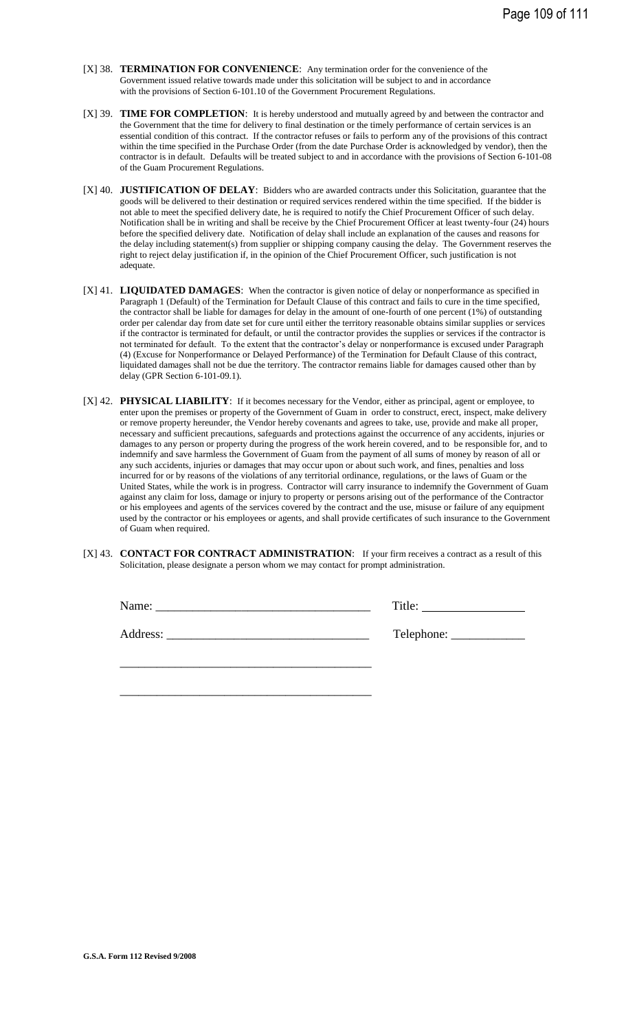[X] 38. **TERMINATION FOR CONVENIENCE**: Any termination order for the convenience of the Government issued relative towards made under this solicitation will be subject to and in accordance with the provisions of Section 6-101.10 of the Government Procurement Regulations.

[X] 39. **TIME FOR COMPLETION**: It is hereby understood and mutually agreed by and between the contractor and the Government that the time for delivery to final destination or the timely performance of certain services is an essential condition of this contract. If the contractor refuses or fails to perform any of the provisions of this contract within the time specified in the Purchase Order (from the date Purchase Order is acknowledged by vendor), then the contractor is in default. Defaults will be treated subject to and in accordance with the provisions of Section 6-101-08 of the Guam Procurement Regulations.

[X] 40. **JUSTIFICATION OF DELAY**: Bidders who are awarded contracts under this Solicitation, guarantee that the goods will be delivered to their destination or required services rendered within the time specified. If the bidder is not able to meet the specified delivery date, he is required to notify the Chief Procurement Officer of such delay. Notification shall be in writing and shall be receive by the Chief Procurement Officer at least twenty-four (24) hours before the specified delivery date. Notification of delay shall include an explanation of the causes and reasons for the delay including statement(s) from supplier or shipping company causing the delay. The Government reserves the right to reject delay justification if, in the opinion of the Chief Procurement Officer, such justification is not adequate.

[X] 41. **LIQUIDATED DAMAGES**: When the contractor is given notice of delay or nonperformance as specified in Paragraph 1 (Default) of the Termination for Default Clause of this contract and fails to cure in the time specified, the contractor shall be liable for damages for delay in the amount of one-fourth of one percent (1%) of outstanding order per calendar day from date set for cure until either the territory reasonable obtains similar supplies or services if the contractor is terminated for default, or until the contractor provides the supplies or services if the contractor is not terminated for default. To the extent that the contractor's delay or nonperformance is excused under Paragraph (4) (Excuse for Nonperformance or Delayed Performance) of the Termination for Default Clause of this contract, liquidated damages shall not be due the territory. The contractor remains liable for damages caused other than by delay (GPR Section 6-101-09.1).

[X] 42. **PHYSICAL LIABILITY**: If it becomes necessary for the Vendor, either as principal, agent or employee, to enter upon the premises or property of the Government of Guam in order to construct, erect, inspect, make delivery or remove property hereunder, the Vendor hereby covenants and agrees to take, use, provide and make all proper, necessary and sufficient precautions, safeguards and protections against the occurrence of any accidents, injuries or damages to any person or property during the progress of the work herein covered, and to be responsible for, and to indemnify and save harmless the Government of Guam from the payment of all sums of money by reason of all or any such accidents, injuries or damages that may occur upon or about such work, and fines, penalties and loss incurred for or by reasons of the violations of any territorial ordinance, regulations, or the laws of Guam or the United States, while the work is in progress. Contractor will carry insurance to indemnify the Government of Guam against any claim for loss, damage or injury to property or persons arising out of the performance of the Contractor or his employees and agents of the services covered by the contract and the use, misuse or failure of any equipment used by the contractor or his employees or agents, and shall provide certificates of such insurance to the Government of Guam when required.

[X] 43. **CONTACT FOR CONTRACT ADMINISTRATION**: If your firm receives a contract as a result of this Solicitation, please designate a person whom we may contact for prompt administration.

Name: ___________________________________ Title: _________________

Address: _________________________________ Telephone: ____________

___________________________________________

___________________________________________

**G.S.A. Form 112 Revised 9/2008**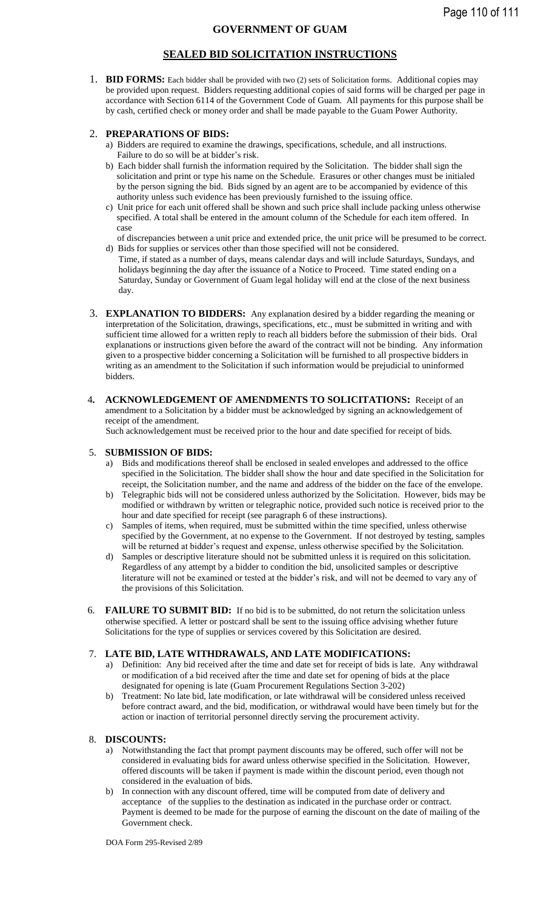# GOVERNMENT OF GUAM

## SEALED BID SOLICITATION INSTRUCTIONS

1. **BID FORMS:** Each bidder shall be provided with two (2) sets of Solicitation forms. Additional copies may be provided upon request. Bidders requesting additional copies of said forms will be charged per page in accordance with Section 6114 of the Government Code of Guam. All payments for this purpose shall be by cash, certified check or money order and shall be made payable to the Guam Power Authority.

2. **PREPARATIONS OF BIDS:**
   a) Bidders are required to examine the drawings, specifications, schedule, and all instructions. Failure to do so will be at bidder's risk.
   b) Each bidder shall furnish the information required by the Solicitation. The bidder shall sign the solicitation and print or type his name on the Schedule. Erasures or other changes must be initialed by the person signing the bid. Bids signed by an agent are to be accompanied by evidence of this authority unless such evidence has been previously furnished to the issuing office.
   c) Unit price for each unit offered shall be shown and such price shall include packing unless otherwise specified. A total shall be entered in the amount column of the Schedule for each item offered. In case of discrepancies between a unit price and extended price, the unit price will be presumed to be correct.
   d) Bids for supplies or services other than those specified will not be considered.
   Time, if stated as a number of days, means calendar days and will include Saturdays, Sundays, and holidays beginning the day after the issuance of a Notice to Proceed. Time stated ending on a Saturday, Sunday or Government of Guam legal holiday will end at the close of the next business day.

3. **EXPLANATION TO BIDDERS:** Any explanation desired by a bidder regarding the meaning or interpretation of the Solicitation, drawings, specifications, etc., must be submitted in writing and with sufficient time allowed for a written reply to reach all bidders before the submission of their bids. Oral explanations or instructions given before the award of the contract will not be binding. Any information given to a prospective bidder concerning a Solicitation will be furnished to all prospective bidders in writing as an amendment to the Solicitation if such information would be prejudicial to uninformed bidders.

4. **ACKNOWLEDGEMENT OF AMENDMENTS TO SOLICITATIONS:** Receipt of an amendment to a Solicitation by a bidder must be acknowledged by signing an acknowledgement of receipt of the amendment.
   Such acknowledgement must be received prior to the hour and date specified for receipt of bids.

5. **SUBMISSION OF BIDS:**
   a) Bids and modifications thereof shall be enclosed in sealed envelopes and addressed to the office specified in the Solicitation. The bidder shall show the hour and date specified in the Solicitation for receipt, the Solicitation number, and the name and address of the bidder on the face of the envelope.
   b) Telegraphic bids will not be considered unless authorized by the Solicitation. However, bids may be modified or withdrawn by written or telegraphic notice, provided such notice is received prior to the hour and date specified for receipt (see paragraph 6 of these instructions).
   c) Samples of items, when required, must be submitted within the time specified, unless otherwise specified by the Government, at no expense to the Government. If not destroyed by testing, samples will be returned at bidder's request and expense, unless otherwise specified by the Solicitation.
   d) Samples or descriptive literature should not be submitted unless it is required on this solicitation. Regardless of any attempt by a bidder to condition the bid, unsolicited samples or descriptive literature will not be examined or tested at the bidder's risk, and will not be deemed to vary any of the provisions of this Solicitation.

6. **FAILURE TO SUBMIT BID:** If no bid is to be submitted, do not return the solicitation unless otherwise specified. A letter or postcard shall be sent to the issuing office advising whether future Solicitations for the type of supplies or services covered by this Solicitation are desired.

7. **LATE BID, LATE WITHDRAWALS, AND LATE MODIFICATIONS:**
   a) Definition: Any bid received after the time and date set for receipt of bids is late. Any withdrawal or modification of a bid received after the time and date set for opening of bids at the place designated for opening is late (Guam Procurement Regulations Section 3-202)
   b) Treatment: No late bid, late modification, or late withdrawal will be considered unless received before contract award, and the bid, modification, or withdrawal would have been timely but for the action or inaction of territorial personnel directly serving the procurement activity.

8. **DISCOUNTS:**
   a) Notwithstanding the fact that prompt payment discounts may be offered, such offer will not be considered in evaluating bids for award unless otherwise specified in the Solicitation. However, offered discounts will be taken if payment is made within the discount period, even though not considered in the evaluation of bids.
   b) In connection with any discount offered, time will be computed from date of delivery and acceptance of the supplies to the destination as indicated in the purchase order or contract. Payment is deemed to be made for the purpose of earning the discount on the date of mailing of the Government check.

DOA Form 295-Revised 2/89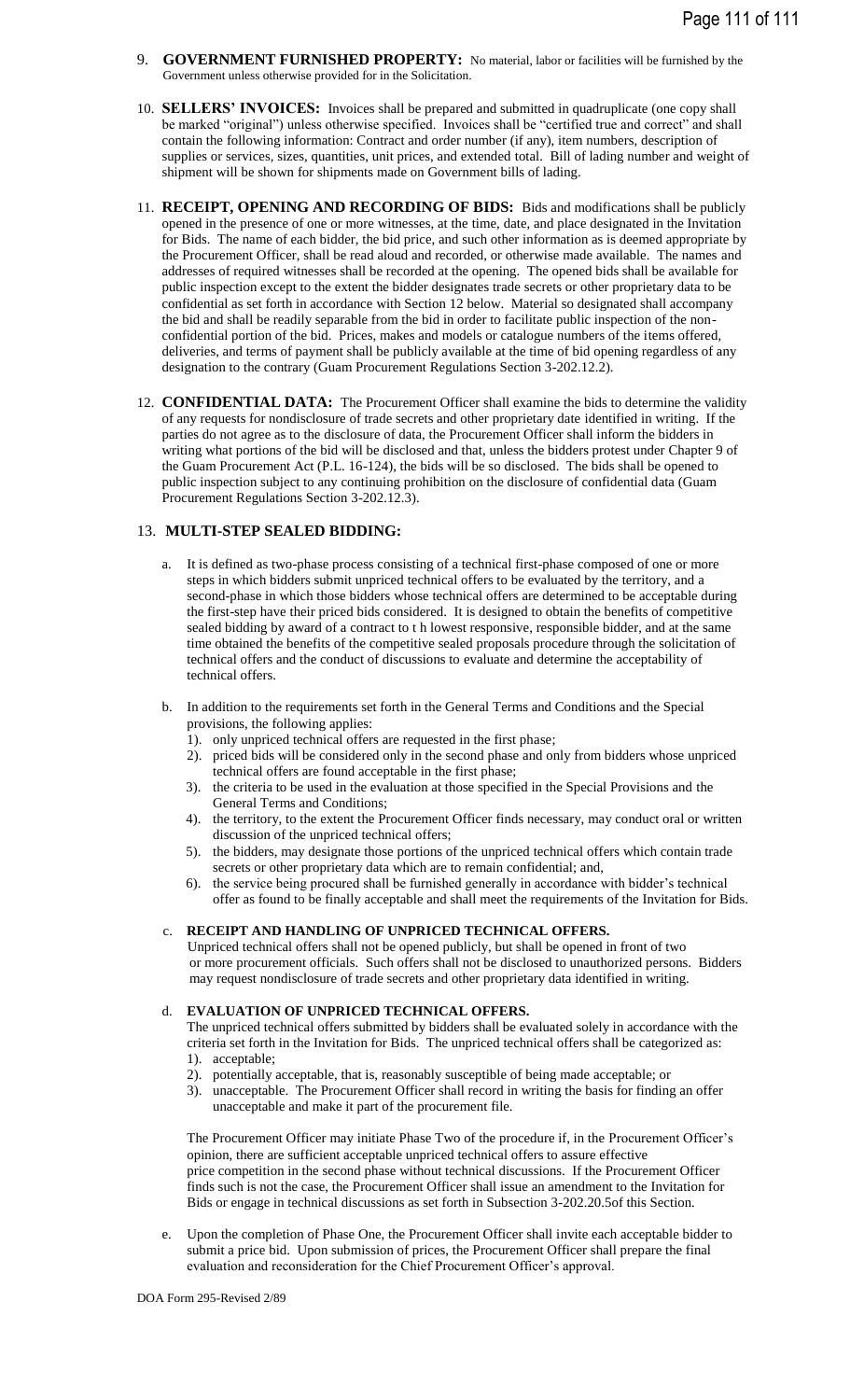9. **GOVERNMENT FURNISHED PROPERTY:** No material, labor or facilities will be furnished by the Government unless otherwise provided for in the Solicitation.

10. **SELLERS' INVOICES:** Invoices shall be prepared and submitted in quadruplicate (one copy shall be marked "original") unless otherwise specified. Invoices shall be "certified true and correct" and shall contain the following information: Contract and order number (if any), item numbers, description of supplies or services, sizes, quantities, unit prices, and extended total. Bill of lading number and weight of shipment will be shown for shipments made on Government bills of lading.

11. **RECEIPT, OPENING AND RECORDING OF BIDS:** Bids and modifications shall be publicly opened in the presence of one or more witnesses, at the time, date, and place designated in the Invitation for Bids. The name of each bidder, the bid price, and such other information as is deemed appropriate by the Procurement Officer, shall be read aloud and recorded, or otherwise made available. The names and addresses of required witnesses shall be recorded at the opening. The opened bids shall be available for public inspection except to the extent the bidder designates trade secrets or other proprietary data to be confidential as set forth in accordance with Section 12 below. Material so designated shall accompany the bid and shall be readily separable from the bid in order to facilitate public inspection of the non-confidential portion of the bid. Prices, makes and models or catalogue numbers of the items offered, deliveries, and terms of payment shall be publicly available at the time of bid opening regardless of any designation to the contrary (Guam Procurement Regulations Section 3-202.12.2).

12. **CONFIDENTIAL DATA:** The Procurement Officer shall examine the bids to determine the validity of any requests for nondisclosure of trade secrets and other proprietary date identified in writing. If the parties do not agree as to the disclosure of data, the Procurement Officer shall inform the bidders in writing what portions of the bid will be disclosed and that, unless the bidders protest under Chapter 9 of the Guam Procurement Act (P.L. 16-124), the bids will be so disclosed. The bids shall be opened to public inspection subject to any continuing prohibition on the disclosure of confidential data (Guam Procurement Regulations Section 3-202.12.3).

13. **MULTI-STEP SEALED BIDDING:**

   a. It is defined as two-phase process consisting of a technical first-phase composed of one or more steps in which bidders submit unpriced technical offers to be evaluated by the territory, and a second-phase in which those bidders whose technical offers are determined to be acceptable during the first-step have their priced bids considered. It is designed to obtain the benefits of competitive sealed bidding by award of a contract to t h lowest responsive, responsible bidder, and at the same time obtained the benefits of the competitive sealed proposals procedure through the solicitation of technical offers and the conduct of discussions to evaluate and determine the acceptability of technical offers.

   b. In addition to the requirements set forth in the General Terms and Conditions and the Special provisions, the following applies:
      1). only unpriced technical offers are requested in the first phase;
      2). priced bids will be considered only in the second phase and only from bidders whose unpriced technical offers are found acceptable in the first phase;
      3). the criteria to be used in the evaluation at those specified in the Special Provisions and the General Terms and Conditions;
      4). the territory, to the extent the Procurement Officer finds necessary, may conduct oral or written discussion of the unpriced technical offers;
      5). the bidders, may designate those portions of the unpriced technical offers which contain trade secrets or other proprietary data which are to remain confidential; and,
      6). the service being procured shall be furnished generally in accordance with bidder's technical offer as found to be finally acceptable and shall meet the requirements of the Invitation for Bids.

   c. **RECEIPT AND HANDLING OF UNPRICED TECHNICAL OFFERS.**
   Unpriced technical offers shall not be opened publicly, but shall be opened in front of two or more procurement officials. Such offers shall not be disclosed to unauthorized persons. Bidders may request nondisclosure of trade secrets and other proprietary data identified in writing.

   d. **EVALUATION OF UNPRICED TECHNICAL OFFERS.**
   The unpriced technical offers submitted by bidders shall be evaluated solely in accordance with the criteria set forth in the Invitation for Bids. The unpriced technical offers shall be categorized as:
      1). acceptable;
      2). potentially acceptable, that is, reasonably susceptible of being made acceptable; or
      3). unacceptable. The Procurement Officer shall record in writing the basis for finding an offer unacceptable and make it part of the procurement file.

   The Procurement Officer may initiate Phase Two of the procedure if, in the Procurement Officer's opinion, there are sufficient acceptable unpriced technical offers to assure effective price competition in the second phase without technical discussions. If the Procurement Officer finds such is not the case, the Procurement Officer shall issue an amendment to the Invitation for Bids or engage in technical discussions as set forth in Subsection 3-202.20.5of this Section.

   e. Upon the completion of Phase One, the Procurement Officer shall invite each acceptable bidder to submit a price bid. Upon submission of prices, the Procurement Officer shall prepare the final evaluation and reconsideration for the Chief Procurement Officer's approval.

DOA Form 295-Revised 2/89